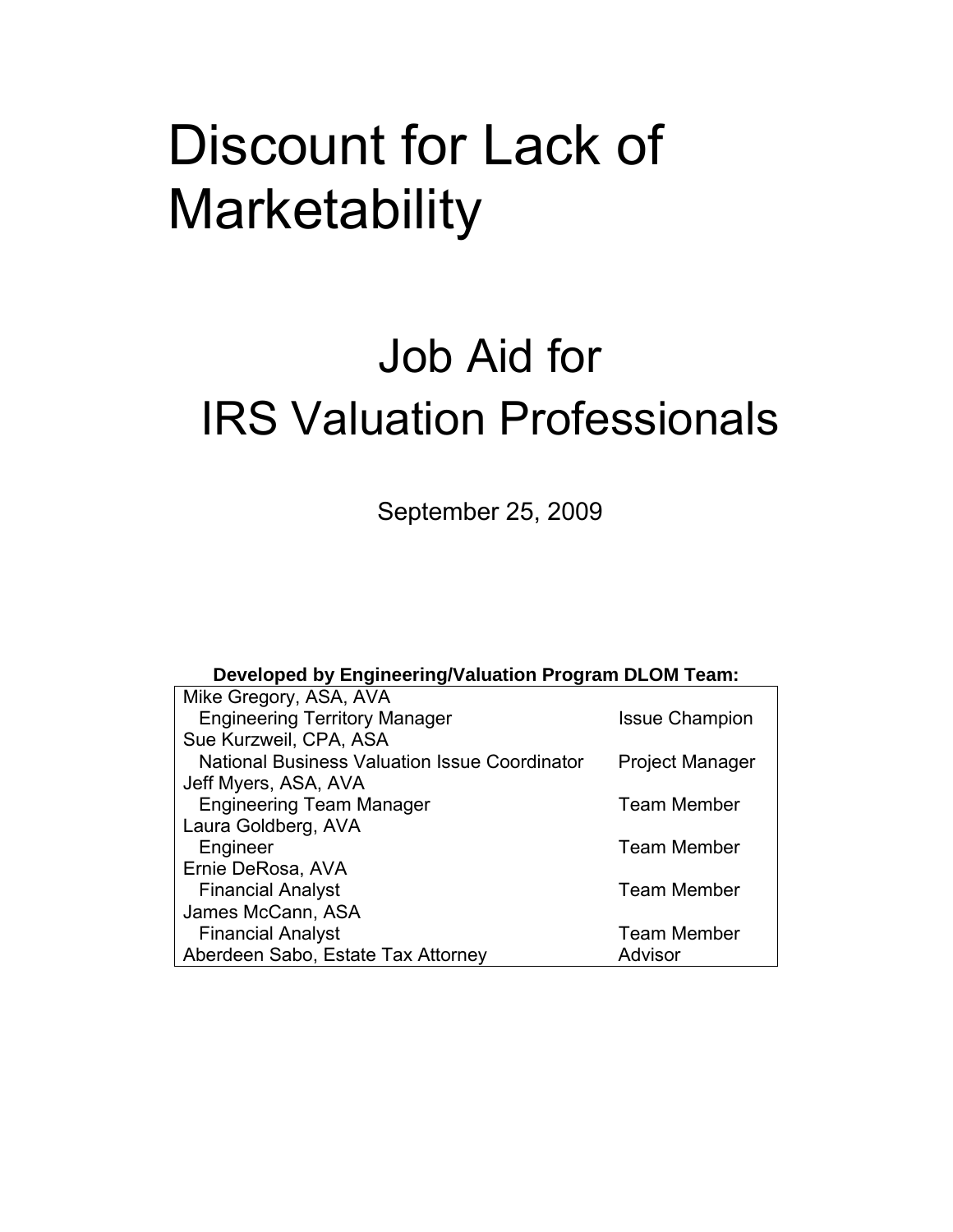# Discount for Lack of Marketability

## Job Aid for IRS Valuation Professionals

September 25, 2009

**Developed by Engineering/Valuation Program DLOM Team:**

| Name / Title | Role |
|---|---|
| Mike Gregory, ASA, AVA<br>Engineering Territory Manager | Issue Champion |
| Sue Kurzweil, CPA, ASA<br>National Business Valuation Issue Coordinator | Project Manager |
| Jeff Myers, ASA, AVA<br>Engineering Team Manager | Team Member |
| Laura Goldberg, AVA<br>Engineer | Team Member |
| Ernie DeRosa, AVA<br>Financial Analyst | Team Member |
| James McCann, ASA<br>Financial Analyst | Team Member |
| Aberdeen Sabo, Estate Tax Attorney | Advisor |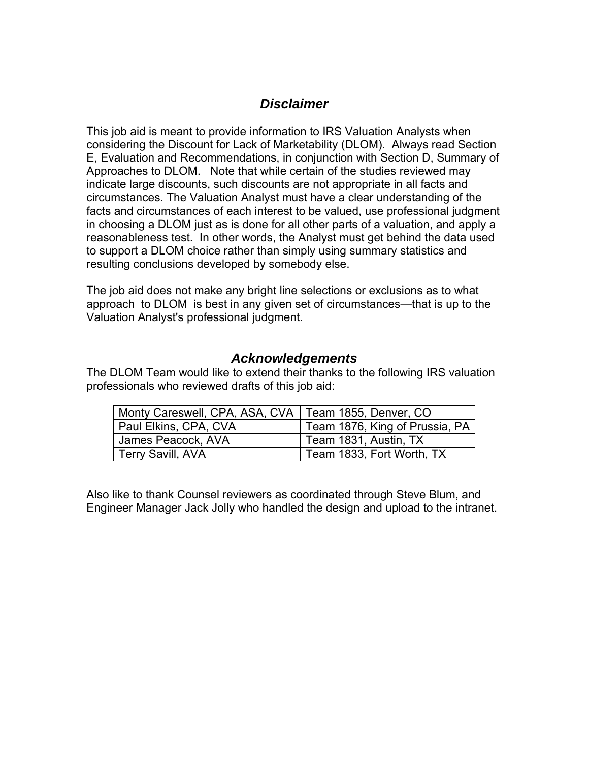## *Disclaimer*

This job aid is meant to provide information to IRS Valuation Analysts when considering the Discount for Lack of Marketability (DLOM). Always read Section E, Evaluation and Recommendations, in conjunction with Section D, Summary of Approaches to DLOM. Note that while certain of the studies reviewed may indicate large discounts, such discounts are not appropriate in all facts and circumstances. The Valuation Analyst must have a clear understanding of the facts and circumstances of each interest to be valued, use professional judgment in choosing a DLOM just as is done for all other parts of a valuation, and apply a reasonableness test. In other words, the Analyst must get behind the data used to support a DLOM choice rather than simply using summary statistics and resulting conclusions developed by somebody else.

The job aid does not make any bright line selections or exclusions as to what approach to DLOM is best in any given set of circumstances—that is up to the Valuation Analyst's professional judgment.

## *Acknowledgements*

The DLOM Team would like to extend their thanks to the following IRS valuation professionals who reviewed drafts of this job aid:

| | |
|---|---|
| Monty Careswell, CPA, ASA, CVA | Team 1855, Denver, CO |
| Paul Elkins, CPA, CVA | Team 1876, King of Prussia, PA |
| James Peacock, AVA | Team 1831, Austin, TX |
| Terry Savill, AVA | Team 1833, Fort Worth, TX |

Also like to thank Counsel reviewers as coordinated through Steve Blum, and Engineer Manager Jack Jolly who handled the design and upload to the intranet.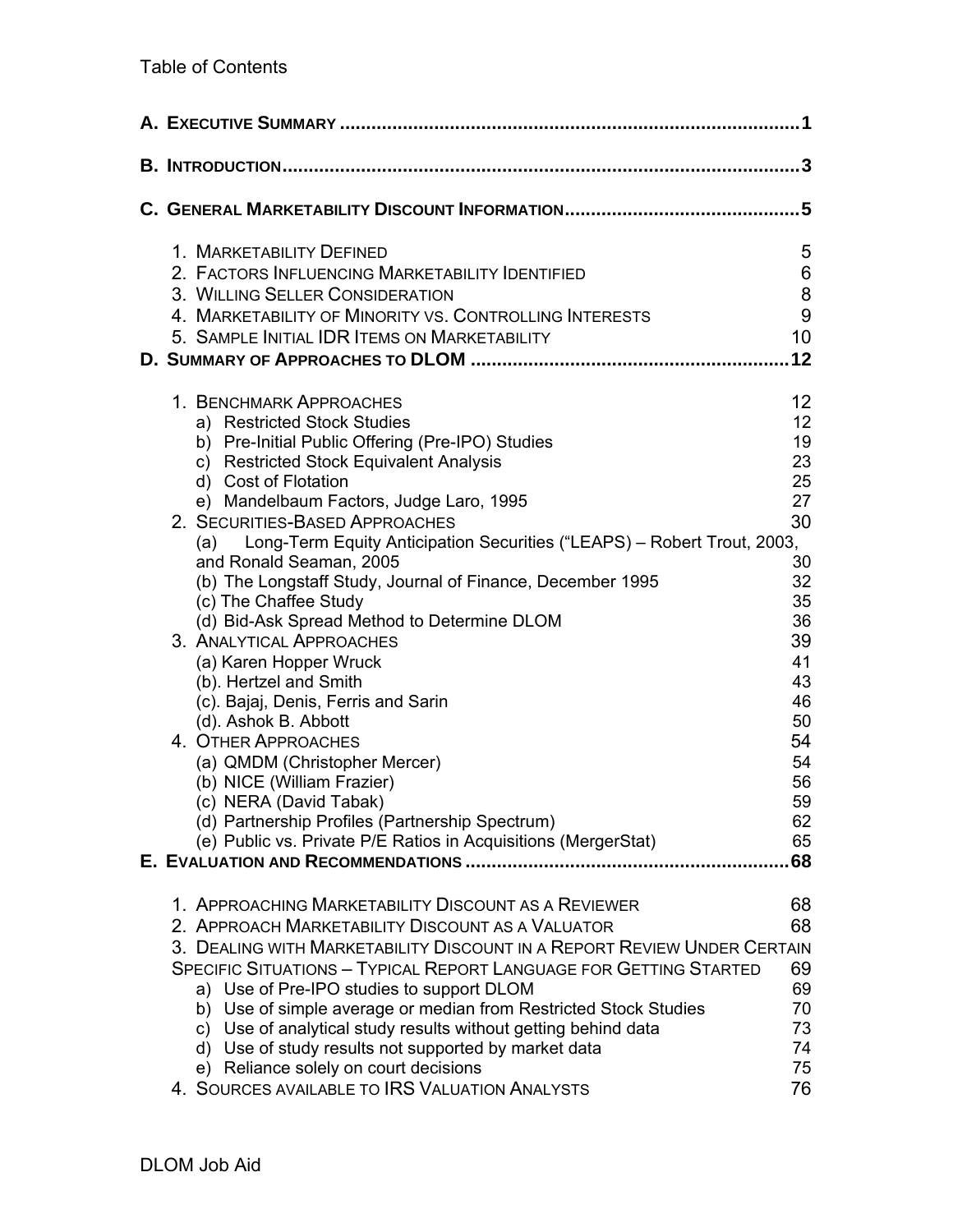# Table of Contents

**A. Executive Summary** ........................................................................................ **1**

**B. Introduction** ........................................................................................................ **3**

**C. General Marketability Discount Information** ............................................... **5**

1. Marketability Defined — 5
2. Factors Influencing Marketability Identified — 6
3. Willing Seller Consideration — 8
4. Marketability of Minority vs. Controlling Interests — 9
5. Sample Initial IDR Items on Marketability — 10

**D. Summary of Approaches to DLOM** ................................................................ **12**

1. Benchmark Approaches — 12
   - a) Restricted Stock Studies — 12
   - b) Pre-Initial Public Offering (Pre-IPO) Studies — 19
   - c) Restricted Stock Equivalent Analysis — 23
   - d) Cost of Flotation — 25
   - e) Mandelbaum Factors, Judge Laro, 1995 — 27
2. Securities-Based Approaches — 30
   - (a) Long-Term Equity Anticipation Securities ("LEAPS) – Robert Trout, 2003, and Ronald Seaman, 2005 — 30
   - (b) The Longstaff Study, Journal of Finance, December 1995 — 32
   - (c) The Chaffee Study — 35
   - (d) Bid-Ask Spread Method to Determine DLOM — 36
3. Analytical Approaches — 39
   - (a) Karen Hopper Wruck — 41
   - (b). Hertzel and Smith — 43
   - (c). Bajaj, Denis, Ferris and Sarin — 46
   - (d). Ashok B. Abbott — 50
4. Other Approaches — 54
   - (a) QMDM (Christopher Mercer) — 54
   - (b) NICE (William Frazier) — 56
   - (c) NERA (David Tabak) — 59
   - (d) Partnership Profiles (Partnership Spectrum) — 62
   - (e) Public vs. Private P/E Ratios in Acquisitions (MergerStat) — 65

**E. Evaluation and Recommendations** ............................................................... **68**

1. Approaching Marketability Discount as a Reviewer — 68
2. Approach Marketability Discount as a Valuator — 68
3. Dealing with Marketability Discount in a Report Review Under Certain Specific Situations – Typical Report Language for Getting Started — 69
   - a) Use of Pre-IPO studies to support DLOM — 69
   - b) Use of simple average or median from Restricted Stock Studies — 70
   - c) Use of analytical study results without getting behind data — 73
   - d) Use of study results not supported by market data — 74
   - e) Reliance solely on court decisions — 75
4. Sources available to IRS Valuation Analysts — 76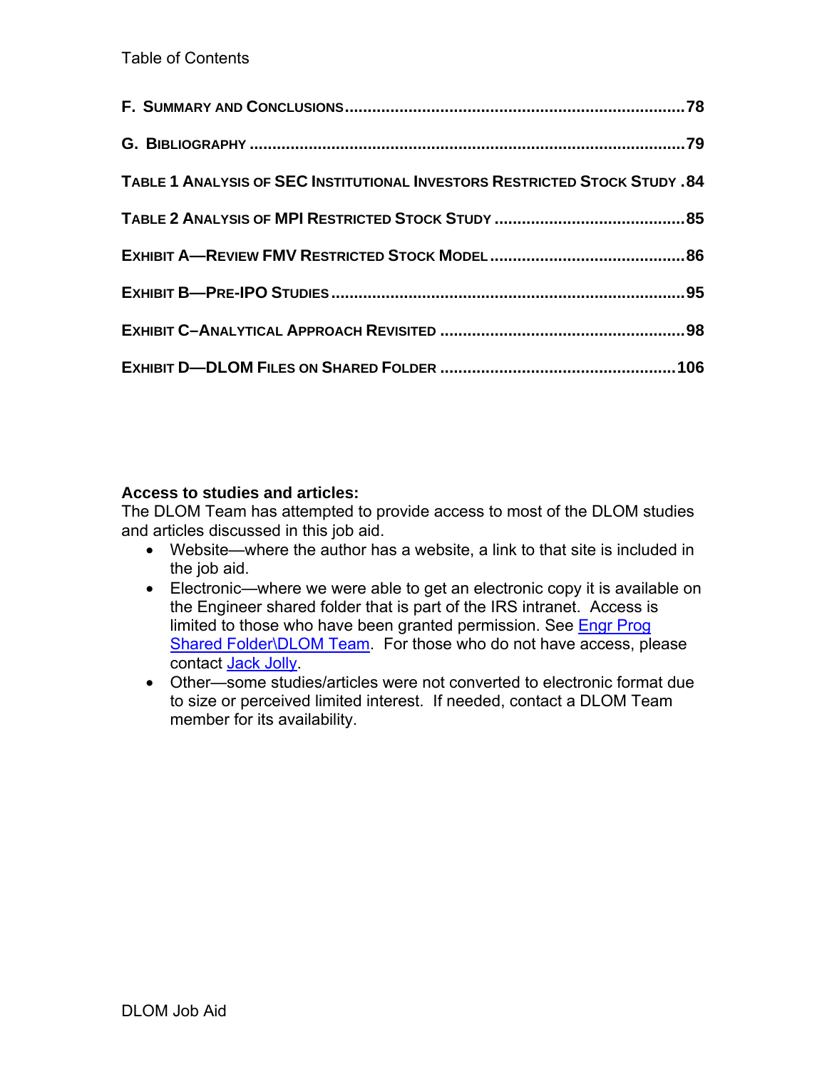Table of Contents

**F. Summary and Conclusions** .......... 78

**G. Bibliography** .......... 79

**Table 1 Analysis of SEC Institutional Investors Restricted Stock Study** .......... 84

**Table 2 Analysis of MPI Restricted Stock Study** .......... 85

**Exhibit A—Review FMV Restricted Stock Model** .......... 86

**Exhibit B—Pre-IPO Studies** .......... 95

**Exhibit C–Analytical Approach Revisited** .......... 98

**Exhibit D—DLOM Files on Shared Folder** .......... 106

**Access to studies and articles:**
The DLOM Team has attempted to provide access to most of the DLOM studies and articles discussed in this job aid.

- Website—where the author has a website, a link to that site is included in the job aid.
- Electronic—where we were able to get an electronic copy it is available on the Engineer shared folder that is part of the IRS intranet. Access is limited to those who have been granted permission. See Engr Prog Shared Folder\DLOM Team. For those who do not have access, please contact Jack Jolly.
- Other—some studies/articles were not converted to electronic format due to size or perceived limited interest. If needed, contact a DLOM Team member for its availability.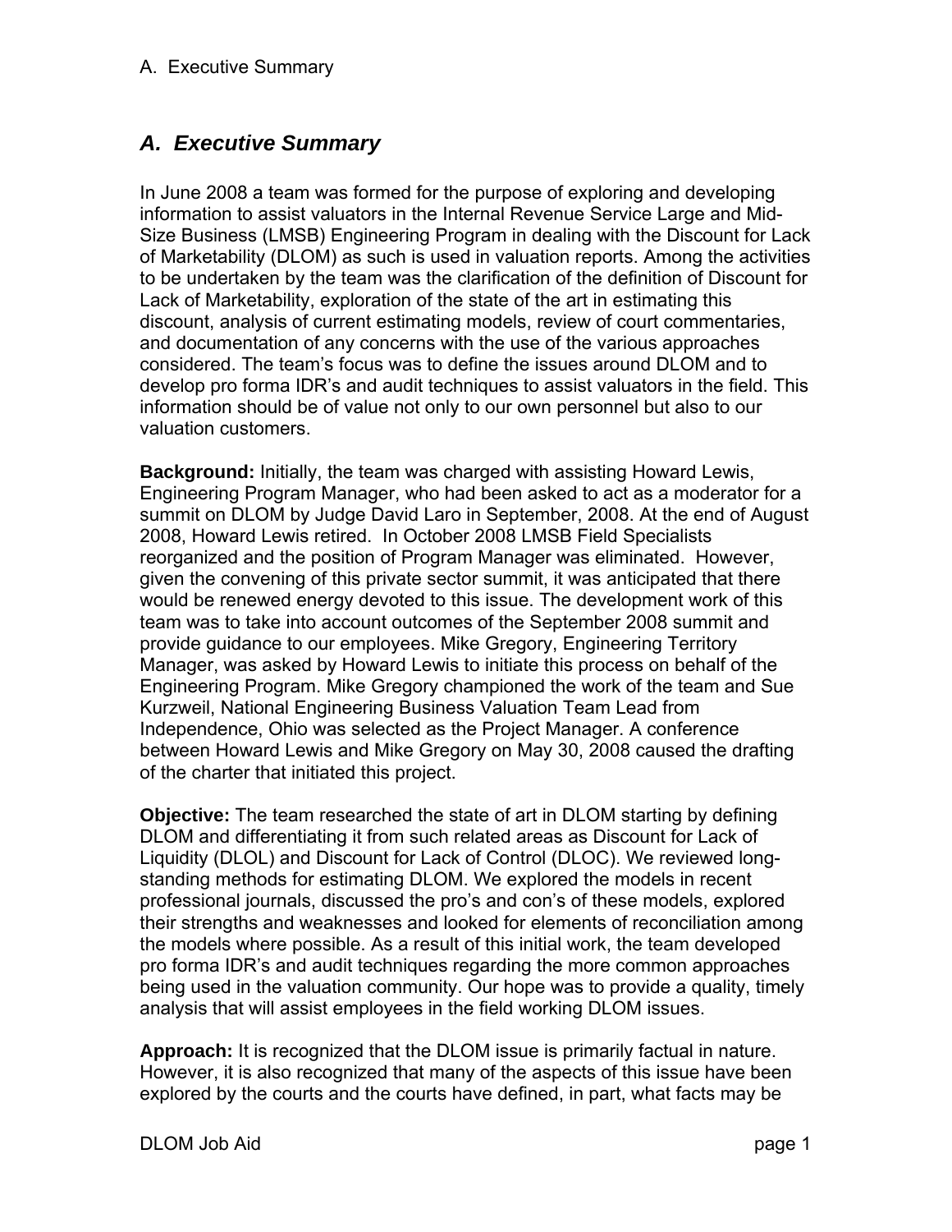## *A. Executive Summary*

In June 2008 a team was formed for the purpose of exploring and developing information to assist valuators in the Internal Revenue Service Large and Mid-Size Business (LMSB) Engineering Program in dealing with the Discount for Lack of Marketability (DLOM) as such is used in valuation reports. Among the activities to be undertaken by the team was the clarification of the definition of Discount for Lack of Marketability, exploration of the state of the art in estimating this discount, analysis of current estimating models, review of court commentaries, and documentation of any concerns with the use of the various approaches considered. The team's focus was to define the issues around DLOM and to develop pro forma IDR's and audit techniques to assist valuators in the field. This information should be of value not only to our own personnel but also to our valuation customers.

**Background:** Initially, the team was charged with assisting Howard Lewis, Engineering Program Manager, who had been asked to act as a moderator for a summit on DLOM by Judge David Laro in September, 2008. At the end of August 2008, Howard Lewis retired. In October 2008 LMSB Field Specialists reorganized and the position of Program Manager was eliminated. However, given the convening of this private sector summit, it was anticipated that there would be renewed energy devoted to this issue. The development work of this team was to take into account outcomes of the September 2008 summit and provide guidance to our employees. Mike Gregory, Engineering Territory Manager, was asked by Howard Lewis to initiate this process on behalf of the Engineering Program. Mike Gregory championed the work of the team and Sue Kurzweil, National Engineering Business Valuation Team Lead from Independence, Ohio was selected as the Project Manager. A conference between Howard Lewis and Mike Gregory on May 30, 2008 caused the drafting of the charter that initiated this project.

**Objective:** The team researched the state of art in DLOM starting by defining DLOM and differentiating it from such related areas as Discount for Lack of Liquidity (DLOL) and Discount for Lack of Control (DLOC). We reviewed long-standing methods for estimating DLOM. We explored the models in recent professional journals, discussed the pro's and con's of these models, explored their strengths and weaknesses and looked for elements of reconciliation among the models where possible. As a result of this initial work, the team developed pro forma IDR's and audit techniques regarding the more common approaches being used in the valuation community. Our hope was to provide a quality, timely analysis that will assist employees in the field working DLOM issues.

**Approach:** It is recognized that the DLOM issue is primarily factual in nature. However, it is also recognized that many of the aspects of this issue have been explored by the courts and the courts have defined, in part, what facts may be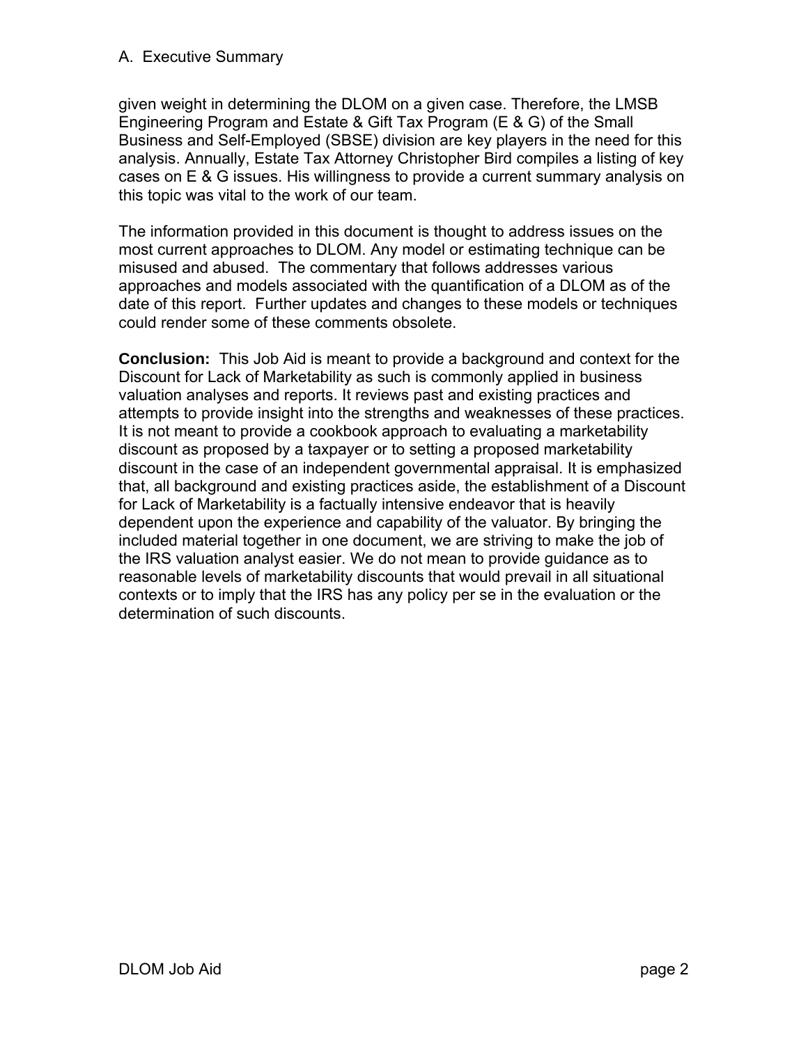given weight in determining the DLOM on a given case. Therefore, the LMSB Engineering Program and Estate & Gift Tax Program (E & G) of the Small Business and Self-Employed (SBSE) division are key players in the need for this analysis. Annually, Estate Tax Attorney Christopher Bird compiles a listing of key cases on E & G issues. His willingness to provide a current summary analysis on this topic was vital to the work of our team.

The information provided in this document is thought to address issues on the most current approaches to DLOM. Any model or estimating technique can be misused and abused. The commentary that follows addresses various approaches and models associated with the quantification of a DLOM as of the date of this report. Further updates and changes to these models or techniques could render some of these comments obsolete.

**Conclusion:** This Job Aid is meant to provide a background and context for the Discount for Lack of Marketability as such is commonly applied in business valuation analyses and reports. It reviews past and existing practices and attempts to provide insight into the strengths and weaknesses of these practices. It is not meant to provide a cookbook approach to evaluating a marketability discount as proposed by a taxpayer or to setting a proposed marketability discount in the case of an independent governmental appraisal. It is emphasized that, all background and existing practices aside, the establishment of a Discount for Lack of Marketability is a factually intensive endeavor that is heavily dependent upon the experience and capability of the valuator. By bringing the included material together in one document, we are striving to make the job of the IRS valuation analyst easier. We do not mean to provide guidance as to reasonable levels of marketability discounts that would prevail in all situational contexts or to imply that the IRS has any policy per se in the evaluation or the determination of such discounts.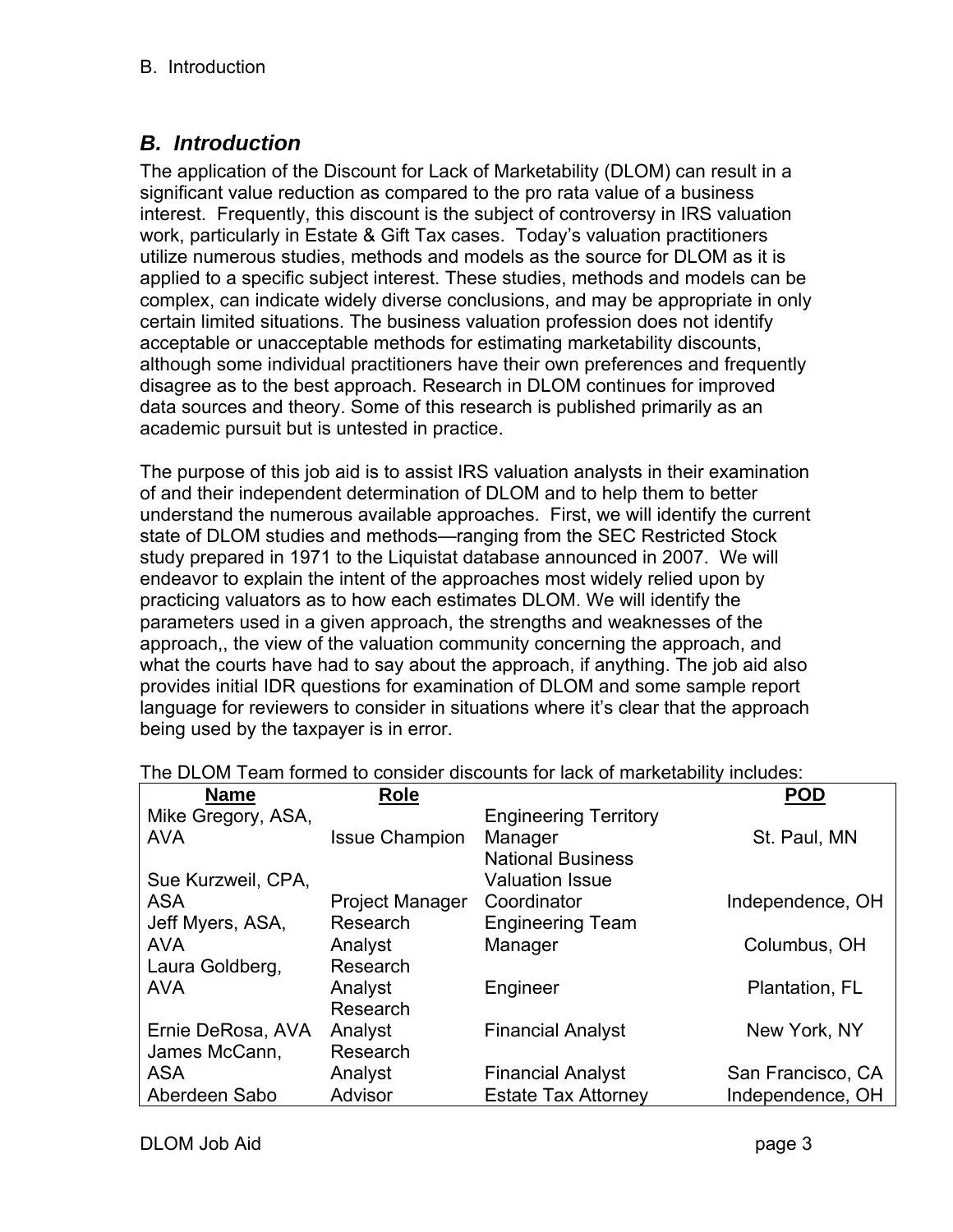## *B. Introduction*

The application of the Discount for Lack of Marketability (DLOM) can result in a significant value reduction as compared to the pro rata value of a business interest. Frequently, this discount is the subject of controversy in IRS valuation work, particularly in Estate & Gift Tax cases. Today's valuation practitioners utilize numerous studies, methods and models as the source for DLOM as it is applied to a specific subject interest. These studies, methods and models can be complex, can indicate widely diverse conclusions, and may be appropriate in only certain limited situations. The business valuation profession does not identify acceptable or unacceptable methods for estimating marketability discounts, although some individual practitioners have their own preferences and frequently disagree as to the best approach. Research in DLOM continues for improved data sources and theory. Some of this research is published primarily as an academic pursuit but is untested in practice.

The purpose of this job aid is to assist IRS valuation analysts in their examination of and their independent determination of DLOM and to help them to better understand the numerous available approaches. First, we will identify the current state of DLOM studies and methods—ranging from the SEC Restricted Stock study prepared in 1971 to the Liquistat database announced in 2007. We will endeavor to explain the intent of the approaches most widely relied upon by practicing valuators as to how each estimates DLOM. We will identify the parameters used in a given approach, the strengths and weaknesses of the approach,, the view of the valuation community concerning the approach, and what the courts have had to say about the approach, if anything. The job aid also provides initial IDR questions for examination of DLOM and some sample report language for reviewers to consider in situations where it's clear that the approach being used by the taxpayer is in error.

The DLOM Team formed to consider discounts for lack of marketability includes:

| **Name** | **Role** | | **POD** |
|---|---|---|---|
| Mike Gregory, ASA, AVA | Issue Champion | Engineering Territory Manager | St. Paul, MN |
| Sue Kurzweil, CPA, ASA | Project Manager | National Business Valuation Issue Coordinator | Independence, OH |
| Jeff Myers, ASA, AVA | Research Analyst | Engineering Team Manager | Columbus, OH |
| Laura Goldberg, AVA | Research Analyst | Engineer | Plantation, FL |
| Ernie DeRosa, AVA | Research Analyst | Financial Analyst | New York, NY |
| James McCann, ASA | Research Analyst | Financial Analyst | San Francisco, CA |
| Aberdeen Sabo | Advisor | Estate Tax Attorney | Independence, OH |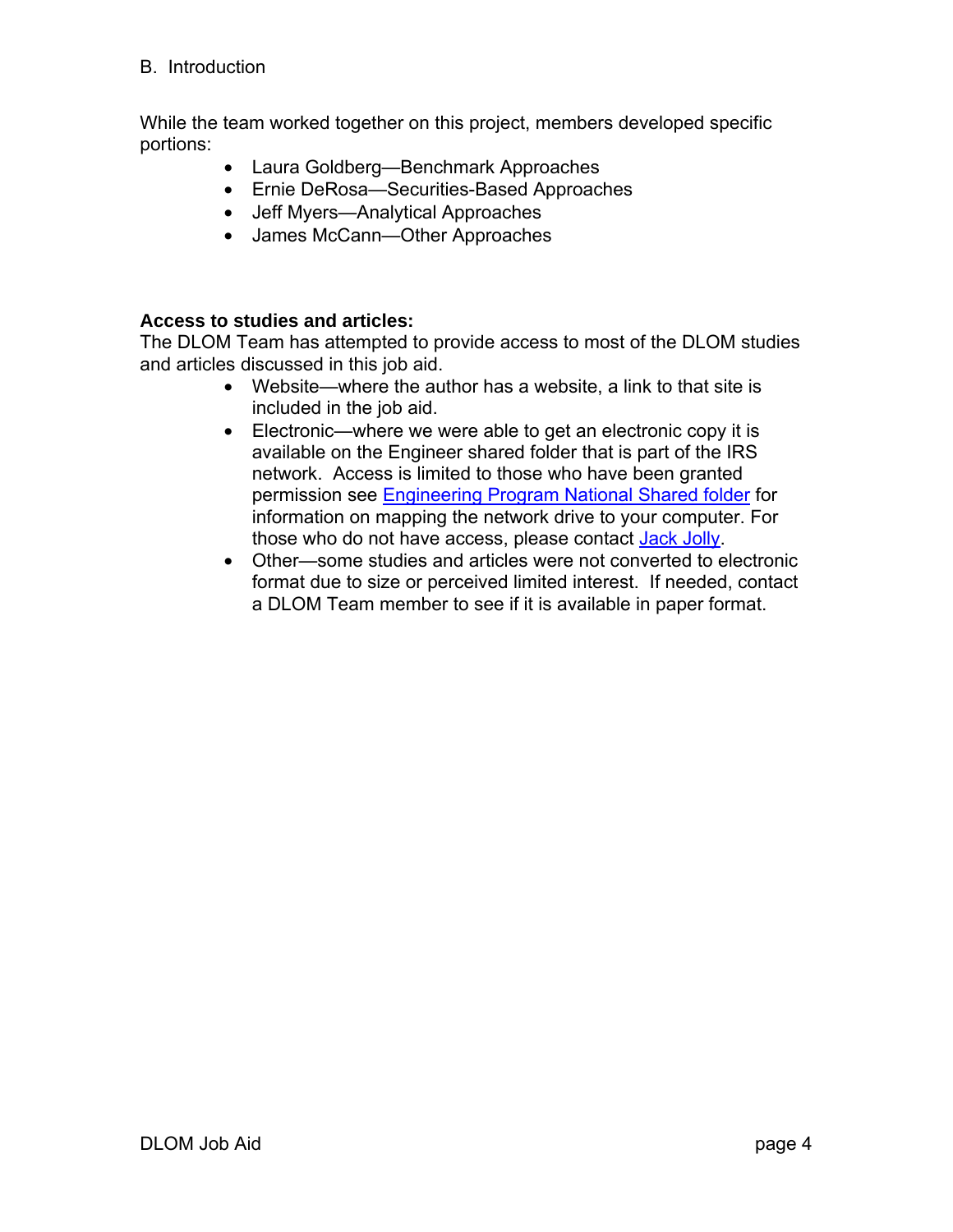## B. Introduction

While the team worked together on this project, members developed specific portions:

- Laura Goldberg—Benchmark Approaches
- Ernie DeRosa—Securities-Based Approaches
- Jeff Myers—Analytical Approaches
- James McCann—Other Approaches

**Access to studies and articles:**

The DLOM Team has attempted to provide access to most of the DLOM studies and articles discussed in this job aid.

- Website—where the author has a website, a link to that site is included in the job aid.
- Electronic—where we were able to get an electronic copy it is available on the Engineer shared folder that is part of the IRS network. Access is limited to those who have been granted permission see Engineering Program National Shared folder for information on mapping the network drive to your computer. For those who do not have access, please contact Jack Jolly.
- Other—some studies and articles were not converted to electronic format due to size or perceived limited interest. If needed, contact a DLOM Team member to see if it is available in paper format.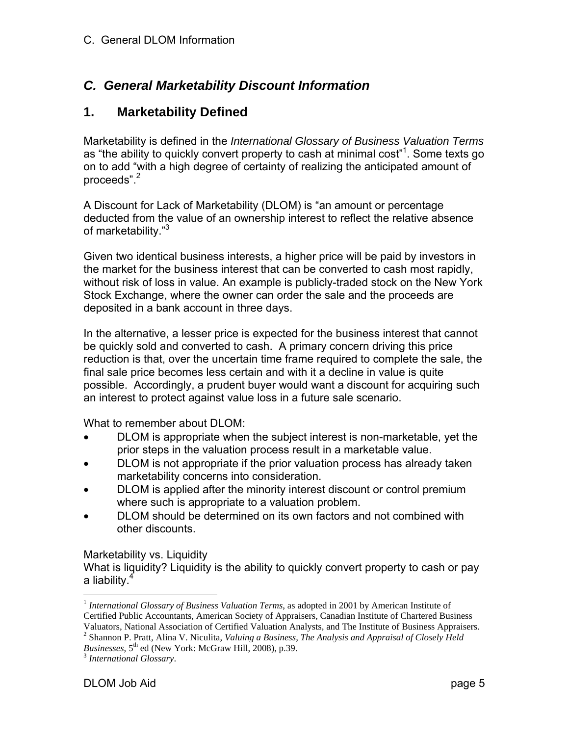## *C. General Marketability Discount Information*

## 1. Marketability Defined

Marketability is defined in the *International Glossary of Business Valuation Terms* as "the ability to quickly convert property to cash at minimal cost"[1]. Some texts go on to add "with a high degree of certainty of realizing the anticipated amount of proceeds".[2]

A Discount for Lack of Marketability (DLOM) is "an amount or percentage deducted from the value of an ownership interest to reflect the relative absence of marketability."[3]

Given two identical business interests, a higher price will be paid by investors in the market for the business interest that can be converted to cash most rapidly, without risk of loss in value. An example is publicly-traded stock on the New York Stock Exchange, where the owner can order the sale and the proceeds are deposited in a bank account in three days.

In the alternative, a lesser price is expected for the business interest that cannot be quickly sold and converted to cash. A primary concern driving this price reduction is that, over the uncertain time frame required to complete the sale, the final sale price becomes less certain and with it a decline in value is quite possible. Accordingly, a prudent buyer would want a discount for acquiring such an interest to protect against value loss in a future sale scenario.

What to remember about DLOM:

- DLOM is appropriate when the subject interest is non-marketable, yet the prior steps in the valuation process result in a marketable value.
- DLOM is not appropriate if the prior valuation process has already taken marketability concerns into consideration.
- DLOM is applied after the minority interest discount or control premium where such is appropriate to a valuation problem.
- DLOM should be determined on its own factors and not combined with other discounts.

Marketability vs. Liquidity
What is liquidity? Liquidity is the ability to quickly convert property to cash or pay a liability.[4]

---

[1] *International Glossary of Business Valuation Terms*, as adopted in 2001 by American Institute of Certified Public Accountants, American Society of Appraisers, Canadian Institute of Chartered Business Valuators, National Association of Certified Valuation Analysts, and The Institute of Business Appraisers.

[2] Shannon P. Pratt, Alina V. Niculita, *Valuing a Business, The Analysis and Appraisal of Closely Held Businesses*, 5th ed (New York: McGraw Hill, 2008), p.39.

[3] *International Glossary*.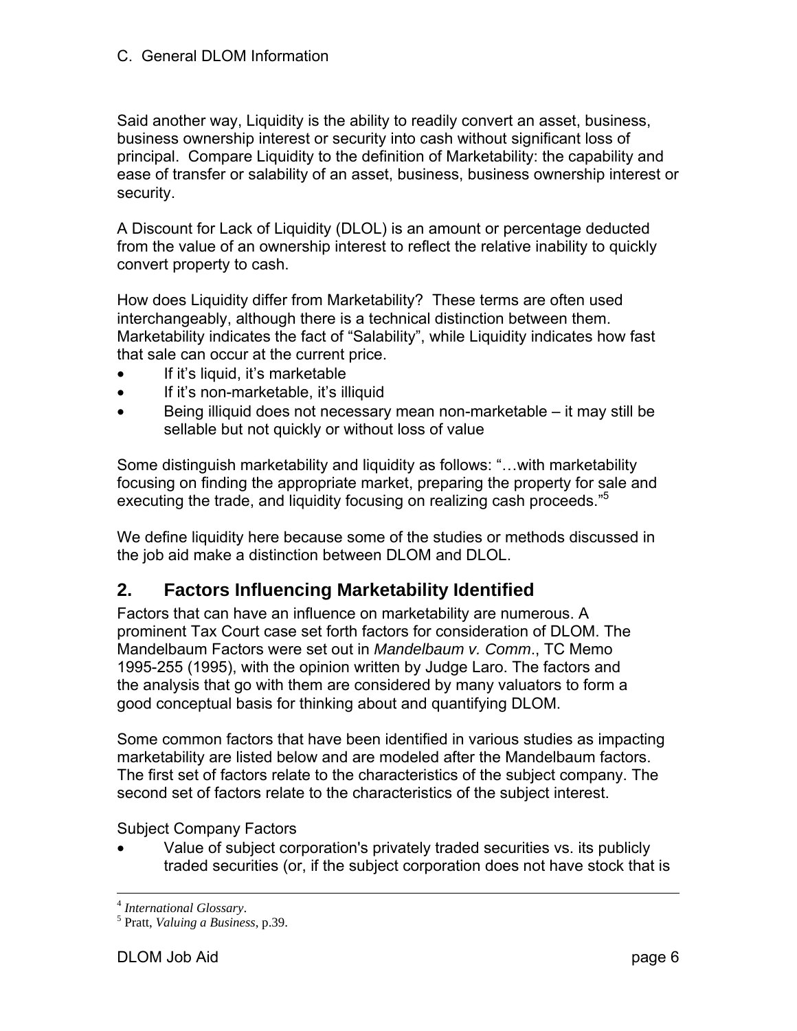Said another way, Liquidity is the ability to readily convert an asset, business, business ownership interest or security into cash without significant loss of principal. Compare Liquidity to the definition of Marketability: the capability and ease of transfer or salability of an asset, business, business ownership interest or security.

A Discount for Lack of Liquidity (DLOL) is an amount or percentage deducted from the value of an ownership interest to reflect the relative inability to quickly convert property to cash.

How does Liquidity differ from Marketability? These terms are often used interchangeably, although there is a technical distinction between them. Marketability indicates the fact of "Salability", while Liquidity indicates how fast that sale can occur at the current price.

- If it's liquid, it's marketable
- If it's non-marketable, it's illiquid
- Being illiquid does not necessary mean non-marketable – it may still be sellable but not quickly or without loss of value

Some distinguish marketability and liquidity as follows: "…with marketability focusing on finding the appropriate market, preparing the property for sale and executing the trade, and liquidity focusing on realizing cash proceeds."[5]

We define liquidity here because some of the studies or methods discussed in the job aid make a distinction between DLOM and DLOL.

## 2. Factors Influencing Marketability Identified

Factors that can have an influence on marketability are numerous. A prominent Tax Court case set forth factors for consideration of DLOM. The Mandelbaum Factors were set out in *Mandelbaum v. Comm*., TC Memo 1995-255 (1995), with the opinion written by Judge Laro. The factors and the analysis that go with them are considered by many valuators to form a good conceptual basis for thinking about and quantifying DLOM.

Some common factors that have been identified in various studies as impacting marketability are listed below and are modeled after the Mandelbaum factors. The first set of factors relate to the characteristics of the subject company. The second set of factors relate to the characteristics of the subject interest.

Subject Company Factors

- Value of subject corporation's privately traded securities vs. its publicly traded securities (or, if the subject corporation does not have stock that is

---

[4] *International Glossary*.

[5] Pratt, *Valuing a Business*, p.39.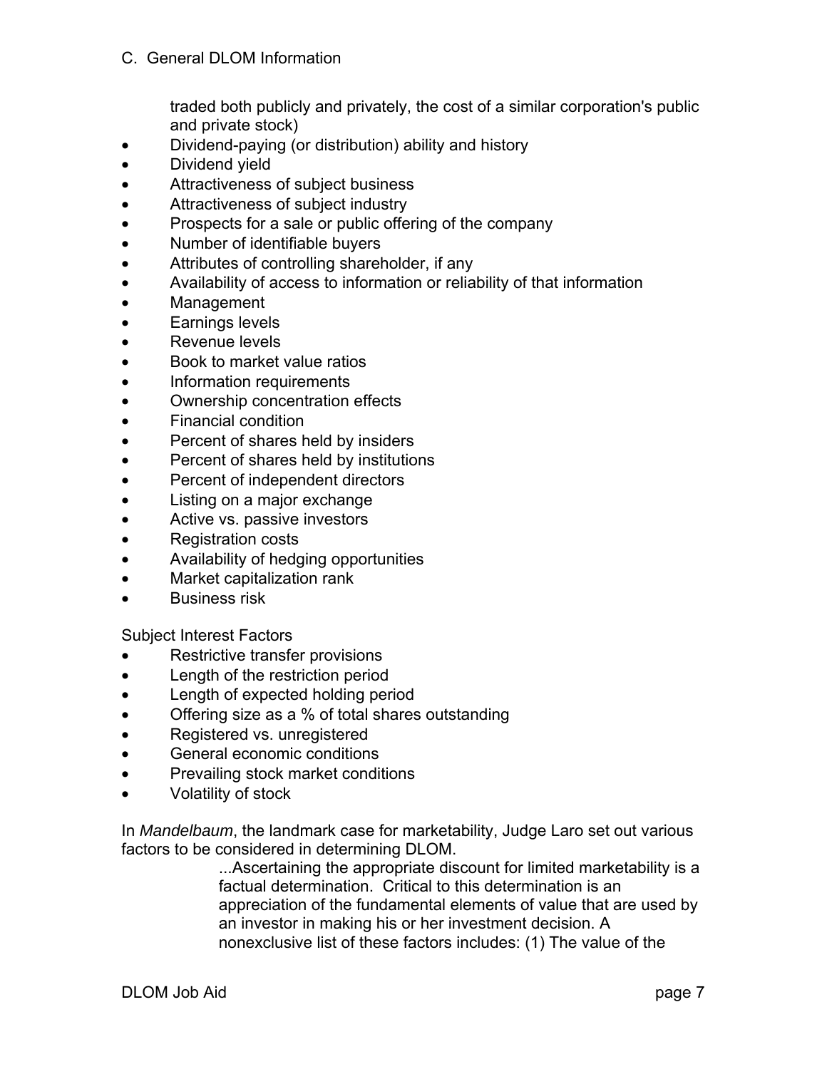traded both publicly and privately, the cost of a similar corporation's public and private stock)

- Dividend-paying (or distribution) ability and history
- Dividend yield
- Attractiveness of subject business
- Attractiveness of subject industry
- Prospects for a sale or public offering of the company
- Number of identifiable buyers
- Attributes of controlling shareholder, if any
- Availability of access to information or reliability of that information
- Management
- Earnings levels
- Revenue levels
- Book to market value ratios
- Information requirements
- Ownership concentration effects
- Financial condition
- Percent of shares held by insiders
- Percent of shares held by institutions
- Percent of independent directors
- Listing on a major exchange
- Active vs. passive investors
- Registration costs
- Availability of hedging opportunities
- Market capitalization rank
- Business risk

Subject Interest Factors

- Restrictive transfer provisions
- Length of the restriction period
- Length of expected holding period
- Offering size as a % of total shares outstanding
- Registered vs. unregistered
- General economic conditions
- Prevailing stock market conditions
- Volatility of stock

In *Mandelbaum*, the landmark case for marketability, Judge Laro set out various factors to be considered in determining DLOM.

> ...Ascertaining the appropriate discount for limited marketability is a factual determination. Critical to this determination is an appreciation of the fundamental elements of value that are used by an investor in making his or her investment decision. A nonexclusive list of these factors includes: (1) The value of the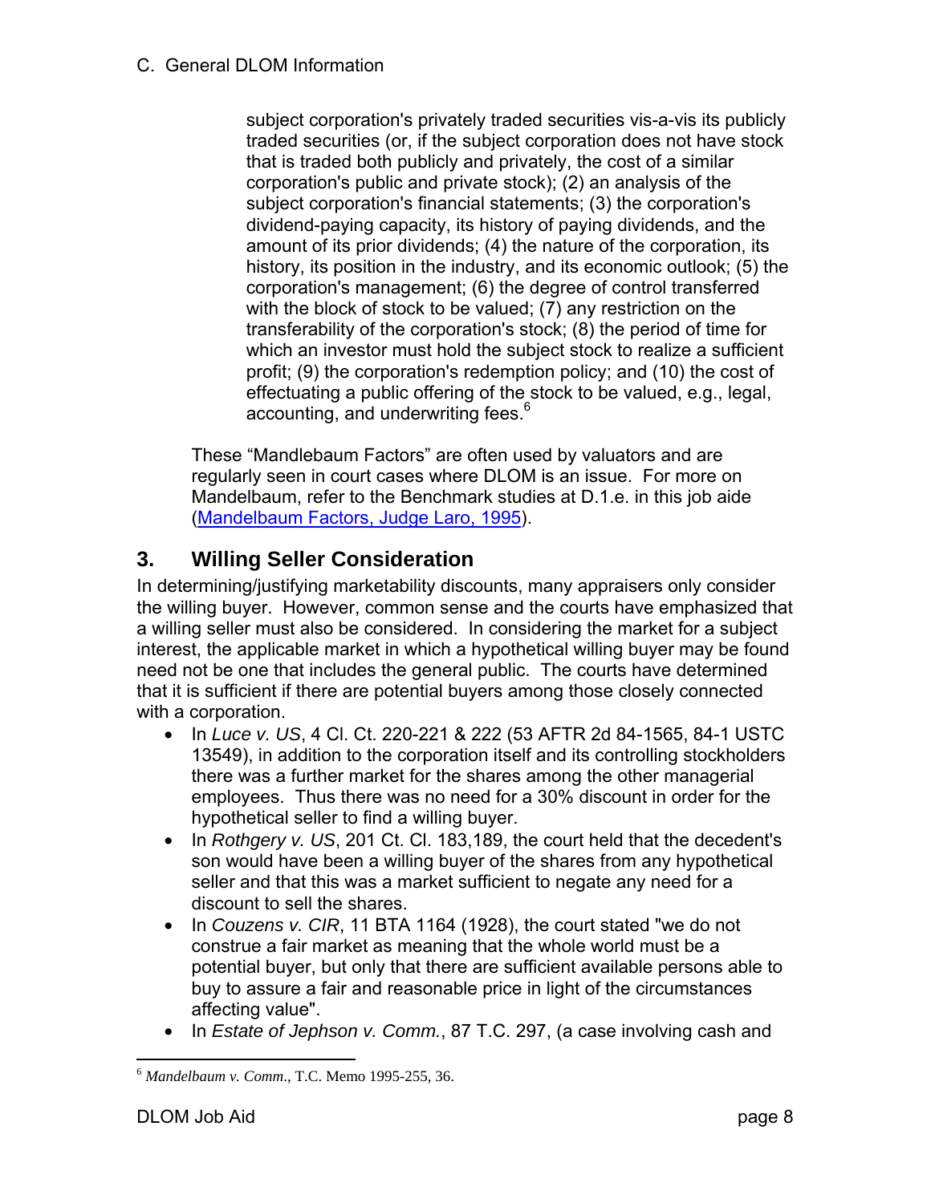subject corporation's privately traded securities vis-a-vis its publicly traded securities (or, if the subject corporation does not have stock that is traded both publicly and privately, the cost of a similar corporation's public and private stock); (2) an analysis of the subject corporation's financial statements; (3) the corporation's dividend-paying capacity, its history of paying dividends, and the amount of its prior dividends; (4) the nature of the corporation, its history, its position in the industry, and its economic outlook; (5) the corporation's management; (6) the degree of control transferred with the block of stock to be valued; (7) any restriction on the transferability of the corporation's stock; (8) the period of time for which an investor must hold the subject stock to realize a sufficient profit; (9) the corporation's redemption policy; and (10) the cost of effectuating a public offering of the stock to be valued, e.g., legal, accounting, and underwriting fees.[6]

These "Mandlebaum Factors" are often used by valuators and are regularly seen in court cases where DLOM is an issue. For more on Mandelbaum, refer to the Benchmark studies at D.1.e. in this job aide (Mandelbaum Factors, Judge Laro, 1995).

## 3. Willing Seller Consideration

In determining/justifying marketability discounts, many appraisers only consider the willing buyer. However, common sense and the courts have emphasized that a willing seller must also be considered. In considering the market for a subject interest, the applicable market in which a hypothetical willing buyer may be found need not be one that includes the general public. The courts have determined that it is sufficient if there are potential buyers among those closely connected with a corporation.

- In *Luce v. US*, 4 Cl. Ct. 220-221 & 222 (53 AFTR 2d 84-1565, 84-1 USTC 13549), in addition to the corporation itself and its controlling stockholders there was a further market for the shares among the other managerial employees. Thus there was no need for a 30% discount in order for the hypothetical seller to find a willing buyer.
- In *Rothgery v. US*, 201 Ct. Cl. 183,189, the court held that the decedent's son would have been a willing buyer of the shares from any hypothetical seller and that this was a market sufficient to negate any need for a discount to sell the shares.
- In *Couzens v. CIR*, 11 BTA 1164 (1928), the court stated "we do not construe a fair market as meaning that the whole world must be a potential buyer, but only that there are sufficient available persons able to buy to assure a fair and reasonable price in light of the circumstances affecting value".
- In *Estate of Jephson v. Comm.*, 87 T.C. 297, (a case involving cash and

[6] *Mandelbaum v. Comm*., T.C. Memo 1995-255, 36.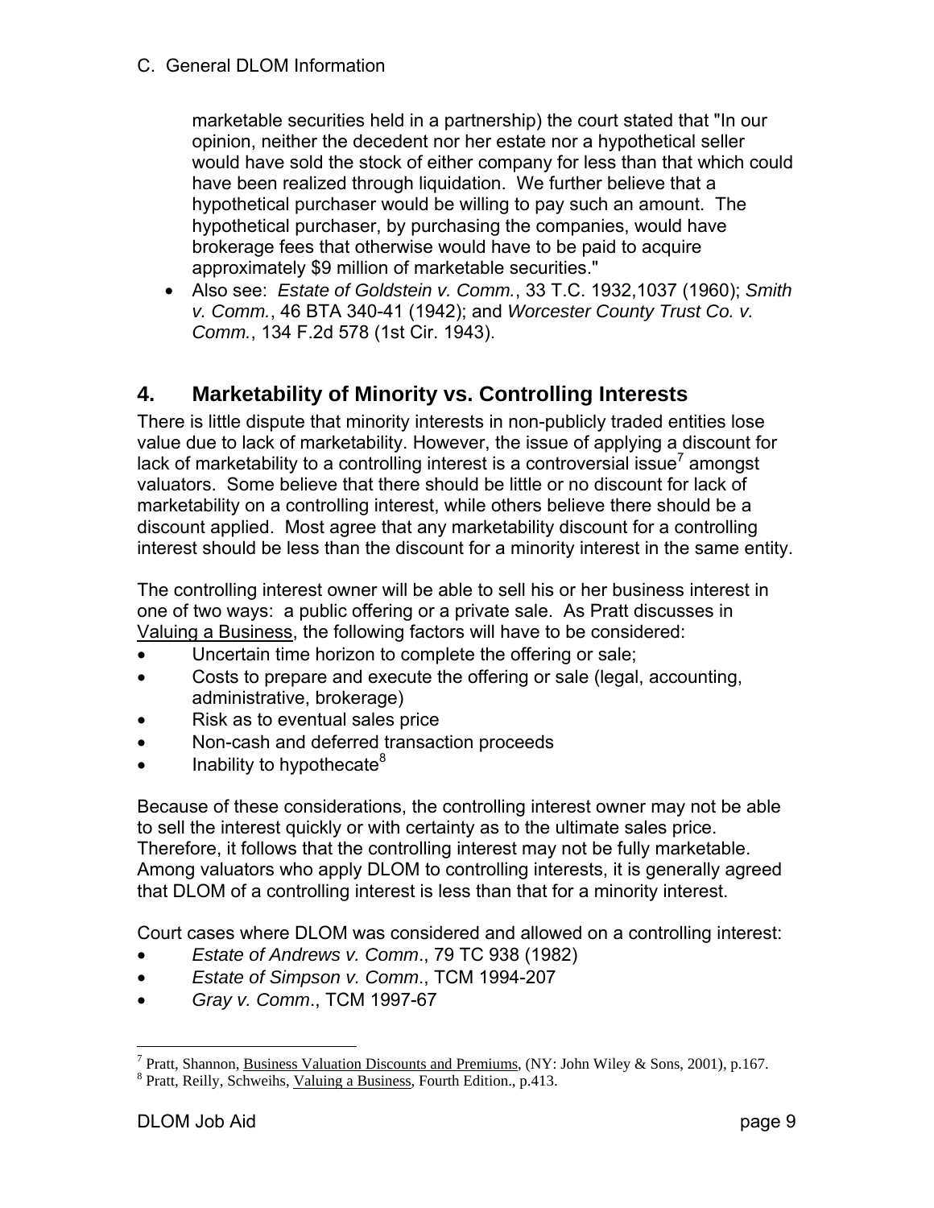marketable securities held in a partnership) the court stated that "In our opinion, neither the decedent nor her estate nor a hypothetical seller would have sold the stock of either company for less than that which could have been realized through liquidation. We further believe that a hypothetical purchaser would be willing to pay such an amount. The hypothetical purchaser, by purchasing the companies, would have brokerage fees that otherwise would have to be paid to acquire approximately $9 million of marketable securities."

- Also see: *Estate of Goldstein v. Comm.*, 33 T.C. 1932,1037 (1960); *Smith v. Comm.*, 46 BTA 340-41 (1942); and *Worcester County Trust Co. v. Comm.*, 134 F.2d 578 (1st Cir. 1943).

## 4. Marketability of Minority vs. Controlling Interests

There is little dispute that minority interests in non-publicly traded entities lose value due to lack of marketability. However, the issue of applying a discount for lack of marketability to a controlling interest is a controversial issue[7] amongst valuators. Some believe that there should be little or no discount for lack of marketability on a controlling interest, while others believe there should be a discount applied. Most agree that any marketability discount for a controlling interest should be less than the discount for a minority interest in the same entity.

The controlling interest owner will be able to sell his or her business interest in one of two ways: a public offering or a private sale. As Pratt discusses in Valuing a Business, the following factors will have to be considered:

- Uncertain time horizon to complete the offering or sale;
- Costs to prepare and execute the offering or sale (legal, accounting, administrative, brokerage)
- Risk as to eventual sales price
- Non-cash and deferred transaction proceeds
- Inability to hypothecate[8]

Because of these considerations, the controlling interest owner may not be able to sell the interest quickly or with certainty as to the ultimate sales price. Therefore, it follows that the controlling interest may not be fully marketable. Among valuators who apply DLOM to controlling interests, it is generally agreed that DLOM of a controlling interest is less than that for a minority interest.

Court cases where DLOM was considered and allowed on a controlling interest:

- *Estate of Andrews v. Comm*., 79 TC 938 (1982)
- *Estate of Simpson v. Comm*., TCM 1994-207
- *Gray v. Comm*., TCM 1997-67

---

[7] Pratt, Shannon, Business Valuation Discounts and Premiums, (NY: John Wiley & Sons, 2001), p.167.

[8] Pratt, Reilly, Schweihs, Valuing a Business, Fourth Edition., p.413.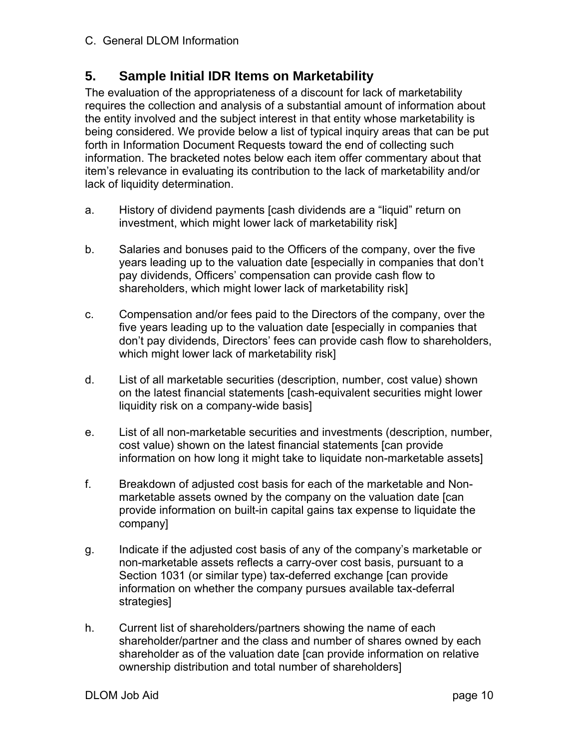C. General DLOM Information

## 5. Sample Initial IDR Items on Marketability

The evaluation of the appropriateness of a discount for lack of marketability requires the collection and analysis of a substantial amount of information about the entity involved and the subject interest in that entity whose marketability is being considered. We provide below a list of typical inquiry areas that can be put forth in Information Document Requests toward the end of collecting such information. The bracketed notes below each item offer commentary about that item's relevance in evaluating its contribution to the lack of marketability and/or lack of liquidity determination.

a. History of dividend payments [cash dividends are a "liquid" return on investment, which might lower lack of marketability risk]

b. Salaries and bonuses paid to the Officers of the company, over the five years leading up to the valuation date [especially in companies that don't pay dividends, Officers' compensation can provide cash flow to shareholders, which might lower lack of marketability risk]

c. Compensation and/or fees paid to the Directors of the company, over the five years leading up to the valuation date [especially in companies that don't pay dividends, Directors' fees can provide cash flow to shareholders, which might lower lack of marketability risk]

d. List of all marketable securities (description, number, cost value) shown on the latest financial statements [cash-equivalent securities might lower liquidity risk on a company-wide basis]

e. List of all non-marketable securities and investments (description, number, cost value) shown on the latest financial statements [can provide information on how long it might take to liquidate non-marketable assets]

f. Breakdown of adjusted cost basis for each of the marketable and Non-marketable assets owned by the company on the valuation date [can provide information on built-in capital gains tax expense to liquidate the company]

g. Indicate if the adjusted cost basis of any of the company's marketable or non-marketable assets reflects a carry-over cost basis, pursuant to a Section 1031 (or similar type) tax-deferred exchange [can provide information on whether the company pursues available tax-deferral strategies]

h. Current list of shareholders/partners showing the name of each shareholder/partner and the class and number of shares owned by each shareholder as of the valuation date [can provide information on relative ownership distribution and total number of shareholders]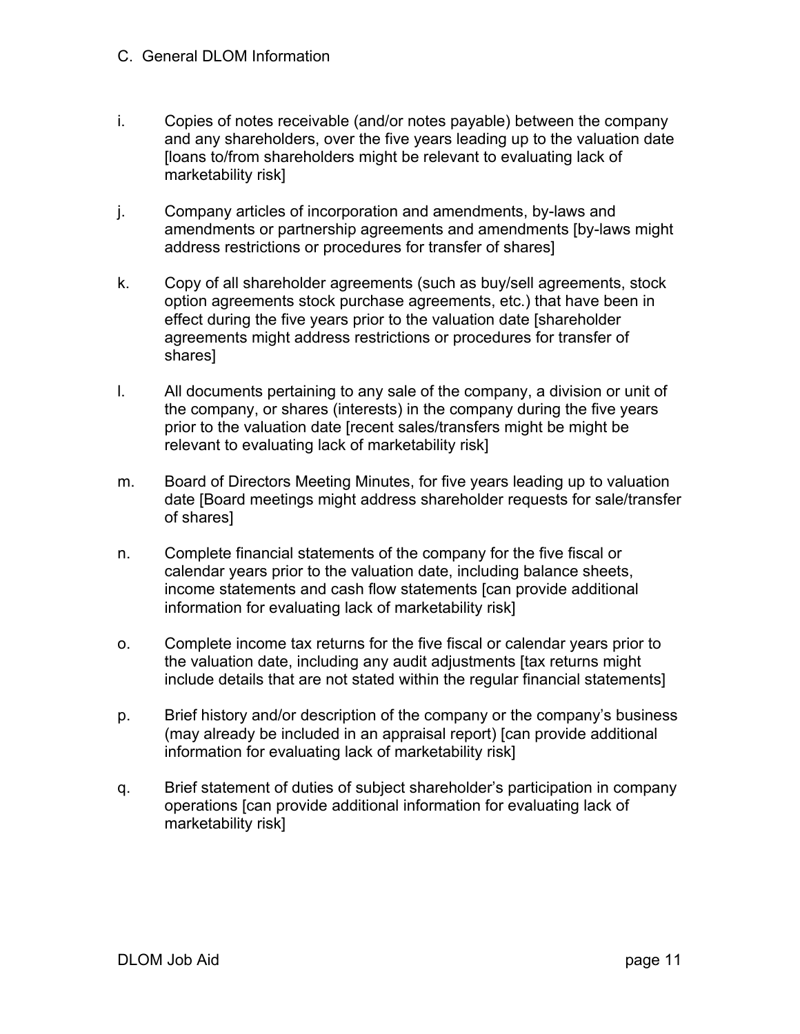C. General DLOM Information

i. Copies of notes receivable (and/or notes payable) between the company and any shareholders, over the five years leading up to the valuation date [loans to/from shareholders might be relevant to evaluating lack of marketability risk]

j. Company articles of incorporation and amendments, by-laws and amendments or partnership agreements and amendments [by-laws might address restrictions or procedures for transfer of shares]

k. Copy of all shareholder agreements (such as buy/sell agreements, stock option agreements stock purchase agreements, etc.) that have been in effect during the five years prior to the valuation date [shareholder agreements might address restrictions or procedures for transfer of shares]

l. All documents pertaining to any sale of the company, a division or unit of the company, or shares (interests) in the company during the five years prior to the valuation date [recent sales/transfers might be might be relevant to evaluating lack of marketability risk]

m. Board of Directors Meeting Minutes, for five years leading up to valuation date [Board meetings might address shareholder requests for sale/transfer of shares]

n. Complete financial statements of the company for the five fiscal or calendar years prior to the valuation date, including balance sheets, income statements and cash flow statements [can provide additional information for evaluating lack of marketability risk]

o. Complete income tax returns for the five fiscal or calendar years prior to the valuation date, including any audit adjustments [tax returns might include details that are not stated within the regular financial statements]

p. Brief history and/or description of the company or the company's business (may already be included in an appraisal report) [can provide additional information for evaluating lack of marketability risk]

q. Brief statement of duties of subject shareholder's participation in company operations [can provide additional information for evaluating lack of marketability risk]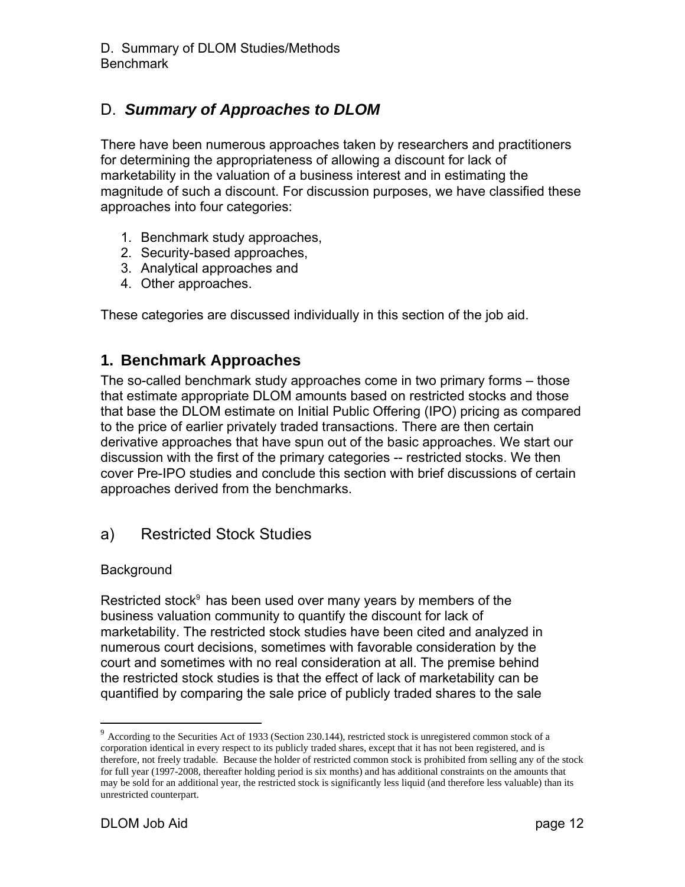## D. *Summary of Approaches to DLOM*

There have been numerous approaches taken by researchers and practitioners for determining the appropriateness of allowing a discount for lack of marketability in the valuation of a business interest and in estimating the magnitude of such a discount. For discussion purposes, we have classified these approaches into four categories:

1. Benchmark study approaches,
2. Security-based approaches,
3. Analytical approaches and
4. Other approaches.

These categories are discussed individually in this section of the job aid.

### 1. Benchmark Approaches

The so-called benchmark study approaches come in two primary forms – those that estimate appropriate DLOM amounts based on restricted stocks and those that base the DLOM estimate on Initial Public Offering (IPO) pricing as compared to the price of earlier privately traded transactions. There are then certain derivative approaches that have spun out of the basic approaches. We start our discussion with the first of the primary categories -- restricted stocks. We then cover Pre-IPO studies and conclude this section with brief discussions of certain approaches derived from the benchmarks.

#### a) Restricted Stock Studies

Background

Restricted stock[9] has been used over many years by members of the business valuation community to quantify the discount for lack of marketability. The restricted stock studies have been cited and analyzed in numerous court decisions, sometimes with favorable consideration by the court and sometimes with no real consideration at all. The premise behind the restricted stock studies is that the effect of lack of marketability can be quantified by comparing the sale price of publicly traded shares to the sale

---

[9] According to the Securities Act of 1933 (Section 230.144), restricted stock is unregistered common stock of a corporation identical in every respect to its publicly traded shares, except that it has not been registered, and is therefore, not freely tradable. Because the holder of restricted common stock is prohibited from selling any of the stock for full year (1997-2008, thereafter holding period is six months) and has additional constraints on the amounts that may be sold for an additional year, the restricted stock is significantly less liquid (and therefore less valuable) than its unrestricted counterpart.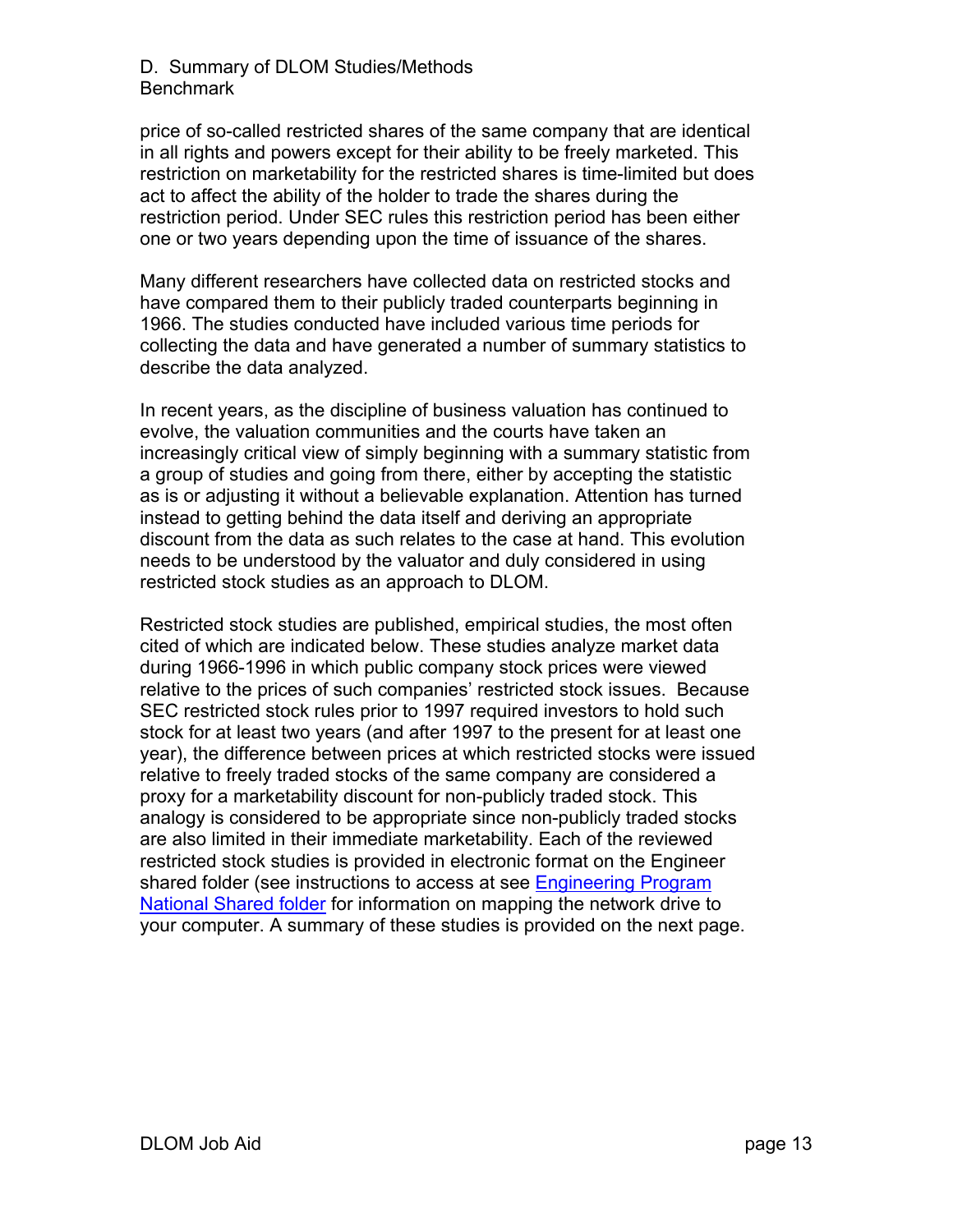price of so-called restricted shares of the same company that are identical in all rights and powers except for their ability to be freely marketed. This restriction on marketability for the restricted shares is time-limited but does act to affect the ability of the holder to trade the shares during the restriction period. Under SEC rules this restriction period has been either one or two years depending upon the time of issuance of the shares.

Many different researchers have collected data on restricted stocks and have compared them to their publicly traded counterparts beginning in 1966. The studies conducted have included various time periods for collecting the data and have generated a number of summary statistics to describe the data analyzed.

In recent years, as the discipline of business valuation has continued to evolve, the valuation communities and the courts have taken an increasingly critical view of simply beginning with a summary statistic from a group of studies and going from there, either by accepting the statistic as is or adjusting it without a believable explanation. Attention has turned instead to getting behind the data itself and deriving an appropriate discount from the data as such relates to the case at hand. This evolution needs to be understood by the valuator and duly considered in using restricted stock studies as an approach to DLOM.

Restricted stock studies are published, empirical studies, the most often cited of which are indicated below. These studies analyze market data during 1966-1996 in which public company stock prices were viewed relative to the prices of such companies' restricted stock issues. Because SEC restricted stock rules prior to 1997 required investors to hold such stock for at least two years (and after 1997 to the present for at least one year), the difference between prices at which restricted stocks were issued relative to freely traded stocks of the same company are considered a proxy for a marketability discount for non-publicly traded stock. This analogy is considered to be appropriate since non-publicly traded stocks are also limited in their immediate marketability. Each of the reviewed restricted stock studies is provided in electronic format on the Engineer shared folder (see instructions to access at see Engineering Program National Shared folder for information on mapping the network drive to your computer. A summary of these studies is provided on the next page.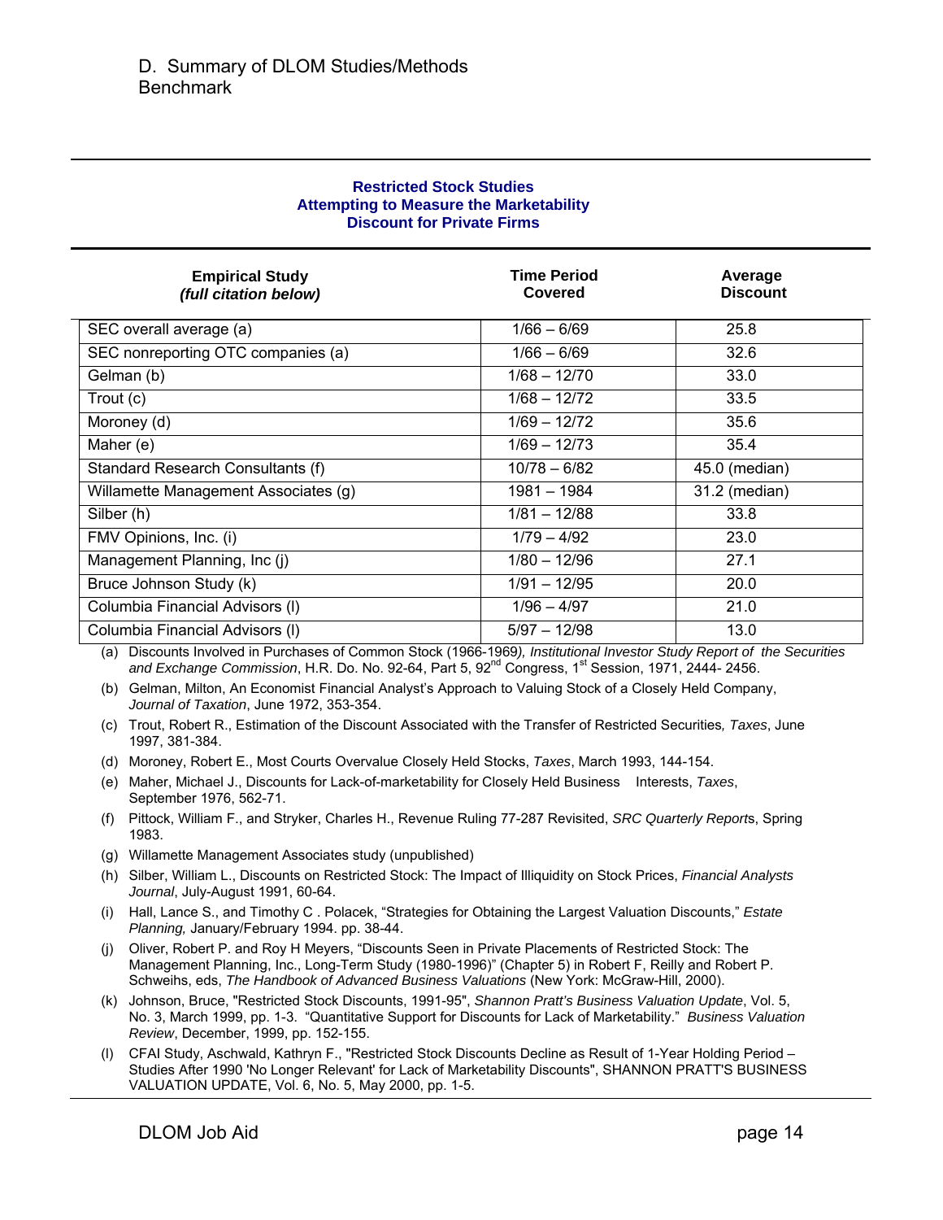D. Summary of DLOM Studies/Methods
Benchmark

**Restricted Stock Studies**
**Attempting to Measure the Marketability**
**Discount for Private Firms**

| **Empirical Study** *(full citation below)* | **Time Period Covered** | **Average Discount** |
|---|---|---|
| SEC overall average (a) | 1/66 – 6/69 | 25.8 |
| SEC nonreporting OTC companies (a) | 1/66 – 6/69 | 32.6 |
| Gelman (b) | 1/68 – 12/70 | 33.0 |
| Trout (c) | 1/68 – 12/72 | 33.5 |
| Moroney (d) | 1/69 – 12/72 | 35.6 |
| Maher (e) | 1/69 – 12/73 | 35.4 |
| Standard Research Consultants (f) | 10/78 – 6/82 | 45.0 (median) |
| Willamette Management Associates (g) | 1981 – 1984 | 31.2 (median) |
| Silber (h) | 1/81 – 12/88 | 33.8 |
| FMV Opinions, Inc. (i) | 1/79 – 4/92 | 23.0 |
| Management Planning, Inc (j) | 1/80 – 12/96 | 27.1 |
| Bruce Johnson Study (k) | 1/91 – 12/95 | 20.0 |
| Columbia Financial Advisors (l) | 1/96 – 4/97 | 21.0 |
| Columbia Financial Advisors (l) | 5/97 – 12/98 | 13.0 |

(a) Discounts Involved in Purchases of Common Stock (1966-1969*), Institutional Investor Study Report of the Securities and Exchange Commission*, H.R. Do. No. 92-64, Part 5, 92nd Congress, 1st Session, 1971, 2444- 2456.

(b) Gelman, Milton, An Economist Financial Analyst's Approach to Valuing Stock of a Closely Held Company, *Journal of Taxation*, June 1972, 353-354.

(c) Trout, Robert R., Estimation of the Discount Associated with the Transfer of Restricted Securities*, Taxes*, June 1997, 381-384.

(d) Moroney, Robert E., Most Courts Overvalue Closely Held Stocks, *Taxes*, March 1993, 144-154.

(e) Maher, Michael J., Discounts for Lack-of-marketability for Closely Held Business Interests, *Taxes*, September 1976, 562-71.

(f) Pittock, William F., and Stryker, Charles H., Revenue Ruling 77-287 Revisited, *SRC Quarterly Report*s, Spring 1983.

(g) Willamette Management Associates study (unpublished)

(h) Silber, William L., Discounts on Restricted Stock: The Impact of Illiquidity on Stock Prices, *Financial Analysts Journal*, July-August 1991, 60-64.

(i) Hall, Lance S., and Timothy C . Polacek, "Strategies for Obtaining the Largest Valuation Discounts," *Estate Planning,* January/February 1994. pp. 38-44.

(j) Oliver, Robert P. and Roy H Meyers, "Discounts Seen in Private Placements of Restricted Stock: The Management Planning, Inc., Long-Term Study (1980-1996)" (Chapter 5) in Robert F, Reilly and Robert P. Schweihs, eds, *The Handbook of Advanced Business Valuations* (New York: McGraw-Hill, 2000).

(k) Johnson, Bruce, "Restricted Stock Discounts, 1991-95", *Shannon Pratt's Business Valuation Update*, Vol. 5, No. 3, March 1999, pp. 1-3. "Quantitative Support for Discounts for Lack of Marketability." *Business Valuation Review*, December, 1999, pp. 152-155.

(l) CFAI Study, Aschwald, Kathryn F., "Restricted Stock Discounts Decline as Result of 1-Year Holding Period – Studies After 1990 'No Longer Relevant' for Lack of Marketability Discounts", SHANNON PRATT'S BUSINESS VALUATION UPDATE, Vol. 6, No. 5, May 2000, pp. 1-5.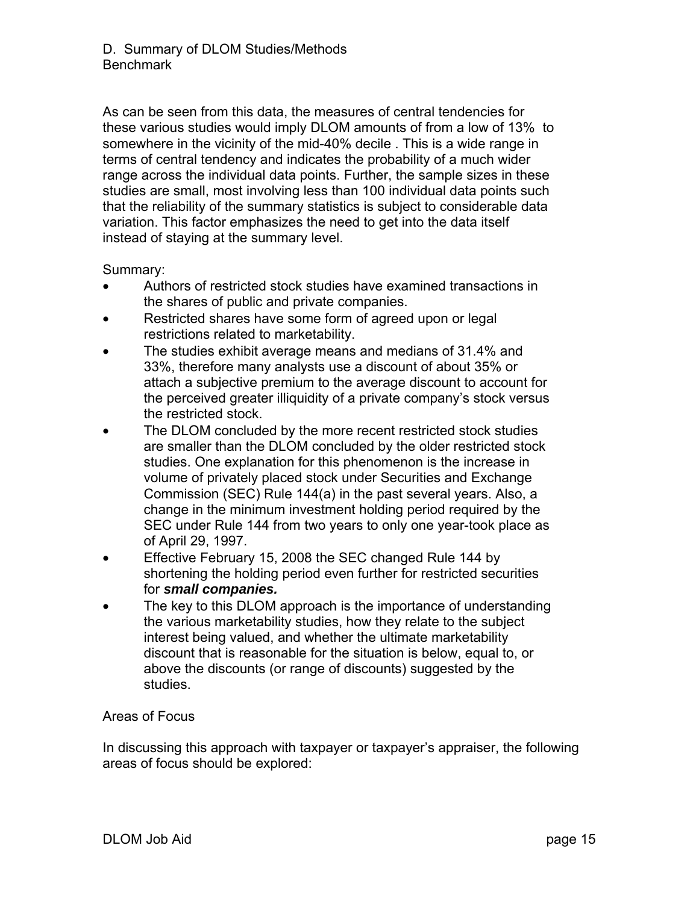D. Summary of DLOM Studies/Methods
Benchmark

As can be seen from this data, the measures of central tendencies for these various studies would imply DLOM amounts of from a low of 13% to somewhere in the vicinity of the mid-40% decile . This is a wide range in terms of central tendency and indicates the probability of a much wider range across the individual data points. Further, the sample sizes in these studies are small, most involving less than 100 individual data points such that the reliability of the summary statistics is subject to considerable data variation. This factor emphasizes the need to get into the data itself instead of staying at the summary level.

Summary:

- Authors of restricted stock studies have examined transactions in the shares of public and private companies.
- Restricted shares have some form of agreed upon or legal restrictions related to marketability.
- The studies exhibit average means and medians of 31.4% and 33%, therefore many analysts use a discount of about 35% or attach a subjective premium to the average discount to account for the perceived greater illiquidity of a private company's stock versus the restricted stock.
- The DLOM concluded by the more recent restricted stock studies are smaller than the DLOM concluded by the older restricted stock studies. One explanation for this phenomenon is the increase in volume of privately placed stock under Securities and Exchange Commission (SEC) Rule 144(a) in the past several years. Also, a change in the minimum investment holding period required by the SEC under Rule 144 from two years to only one year-took place as of April 29, 1997.
- Effective February 15, 2008 the SEC changed Rule 144 by shortening the holding period even further for restricted securities for ***small companies.***
- The key to this DLOM approach is the importance of understanding the various marketability studies, how they relate to the subject interest being valued, and whether the ultimate marketability discount that is reasonable for the situation is below, equal to, or above the discounts (or range of discounts) suggested by the studies.

Areas of Focus

In discussing this approach with taxpayer or taxpayer's appraiser, the following areas of focus should be explored: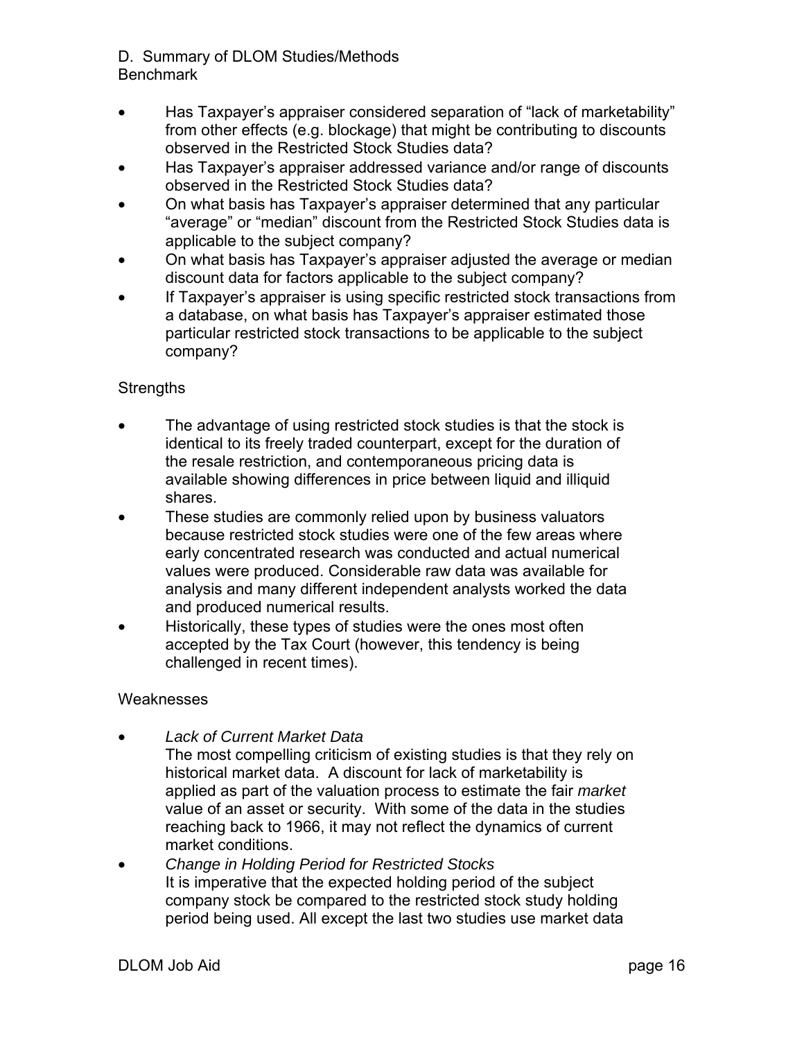D. Summary of DLOM Studies/Methods
Benchmark

- Has Taxpayer's appraiser considered separation of "lack of marketability" from other effects (e.g. blockage) that might be contributing to discounts observed in the Restricted Stock Studies data?
- Has Taxpayer's appraiser addressed variance and/or range of discounts observed in the Restricted Stock Studies data?
- On what basis has Taxpayer's appraiser determined that any particular "average" or "median" discount from the Restricted Stock Studies data is applicable to the subject company?
- On what basis has Taxpayer's appraiser adjusted the average or median discount data for factors applicable to the subject company?
- If Taxpayer's appraiser is using specific restricted stock transactions from a database, on what basis has Taxpayer's appraiser estimated those particular restricted stock transactions to be applicable to the subject company?

Strengths

- The advantage of using restricted stock studies is that the stock is identical to its freely traded counterpart, except for the duration of the resale restriction, and contemporaneous pricing data is available showing differences in price between liquid and illiquid shares.
- These studies are commonly relied upon by business valuators because restricted stock studies were one of the few areas where early concentrated research was conducted and actual numerical values were produced. Considerable raw data was available for analysis and many different independent analysts worked the data and produced numerical results.
- Historically, these types of studies were the ones most often accepted by the Tax Court (however, this tendency is being challenged in recent times).

Weaknesses

- *Lack of Current Market Data*
  The most compelling criticism of existing studies is that they rely on historical market data. A discount for lack of marketability is applied as part of the valuation process to estimate the fair *market* value of an asset or security. With some of the data in the studies reaching back to 1966, it may not reflect the dynamics of current market conditions.
- *Change in Holding Period for Restricted Stocks*
  It is imperative that the expected holding period of the subject company stock be compared to the restricted stock study holding period being used. All except the last two studies use market data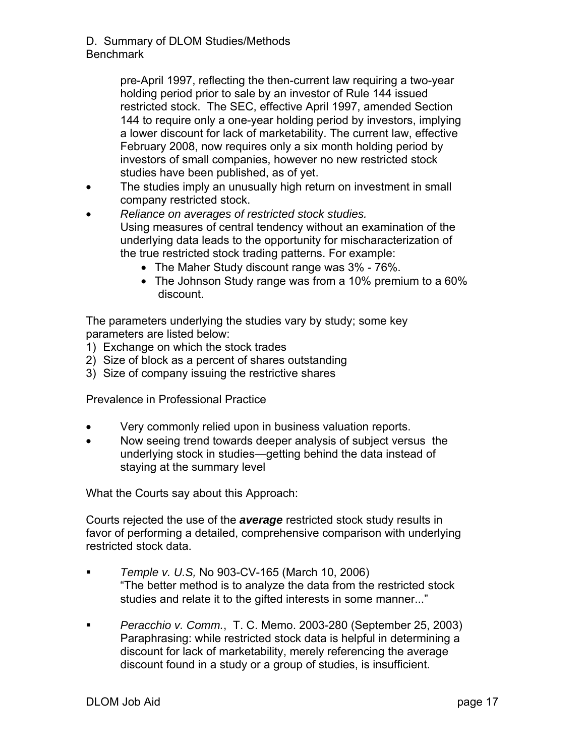D. Summary of DLOM Studies/Methods
Benchmark

pre-April 1997, reflecting the then-current law requiring a two-year holding period prior to sale by an investor of Rule 144 issued restricted stock. The SEC, effective April 1997, amended Section 144 to require only a one-year holding period by investors, implying a lower discount for lack of marketability. The current law, effective February 2008, now requires only a six month holding period by investors of small companies, however no new restricted stock studies have been published, as of yet.

- The studies imply an unusually high return on investment in small company restricted stock.
- *Reliance on averages of restricted stock studies.*
  Using measures of central tendency without an examination of the underlying data leads to the opportunity for mischaracterization of the true restricted stock trading patterns. For example:
  - The Maher Study discount range was 3% - 76%.
  - The Johnson Study range was from a 10% premium to a 60% discount.

The parameters underlying the studies vary by study; some key parameters are listed below:

1) Exchange on which the stock trades
2) Size of block as a percent of shares outstanding
3) Size of company issuing the restrictive shares

Prevalence in Professional Practice

- Very commonly relied upon in business valuation reports.
- Now seeing trend towards deeper analysis of subject versus the underlying stock in studies—getting behind the data instead of staying at the summary level

What the Courts say about this Approach:

Courts rejected the use of the ***average*** restricted stock study results in favor of performing a detailed, comprehensive comparison with underlying restricted stock data.

- *Temple v. U.S,* No 903-CV-165 (March 10, 2006)
  "The better method is to analyze the data from the restricted stock studies and relate it to the gifted interests in some manner..."

- *Peracchio v. Comm.*, T. C. Memo. 2003-280 (September 25, 2003)
  Paraphrasing: while restricted stock data is helpful in determining a discount for lack of marketability, merely referencing the average discount found in a study or a group of studies, is insufficient.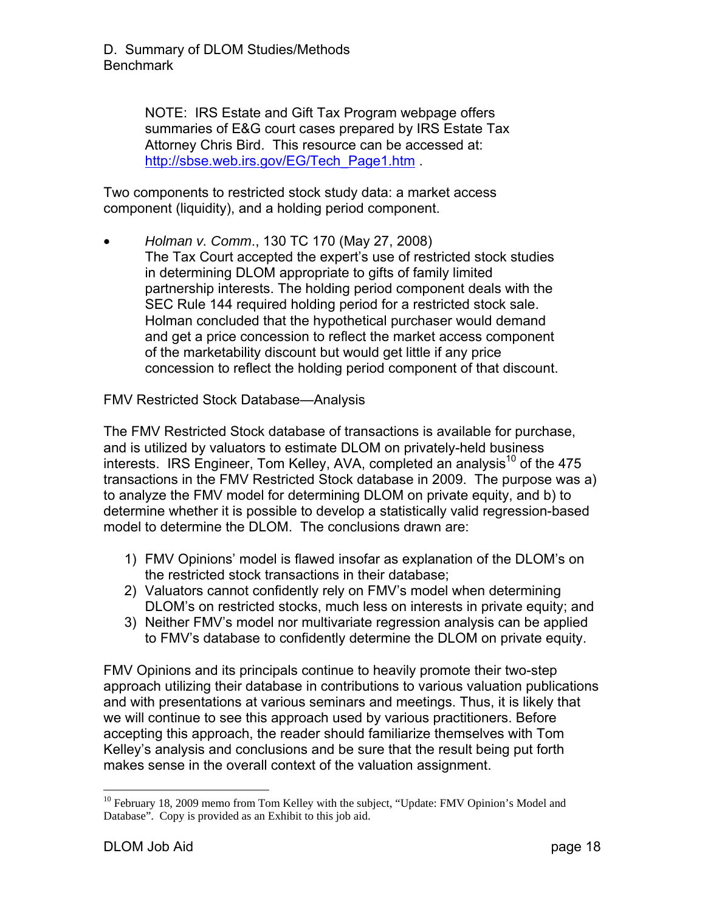D. Summary of DLOM Studies/Methods
Benchmark

> NOTE: IRS Estate and Gift Tax Program webpage offers summaries of E&G court cases prepared by IRS Estate Tax Attorney Chris Bird. This resource can be accessed at: [http://sbse.web.irs.gov/EG/Tech_Page1.htm](http://sbse.web.irs.gov/EG/Tech_Page1.htm) .

Two components to restricted stock study data: a market access component (liquidity), and a holding period component.

- *Holman v. Comm*., 130 TC 170 (May 27, 2008)
  The Tax Court accepted the expert's use of restricted stock studies in determining DLOM appropriate to gifts of family limited partnership interests. The holding period component deals with the SEC Rule 144 required holding period for a restricted stock sale. Holman concluded that the hypothetical purchaser would demand and get a price concession to reflect the market access component of the marketability discount but would get little if any price concession to reflect the holding period component of that discount.

FMV Restricted Stock Database—Analysis

The FMV Restricted Stock database of transactions is available for purchase, and is utilized by valuators to estimate DLOM on privately-held business interests. IRS Engineer, Tom Kelley, AVA, completed an analysis[10] of the 475 transactions in the FMV Restricted Stock database in 2009. The purpose was a) to analyze the FMV model for determining DLOM on private equity, and b) to determine whether it is possible to develop a statistically valid regression-based model to determine the DLOM. The conclusions drawn are:

1) FMV Opinions' model is flawed insofar as explanation of the DLOM's on the restricted stock transactions in their database;
2) Valuators cannot confidently rely on FMV's model when determining DLOM's on restricted stocks, much less on interests in private equity; and
3) Neither FMV's model nor multivariate regression analysis can be applied to FMV's database to confidently determine the DLOM on private equity.

FMV Opinions and its principals continue to heavily promote their two-step approach utilizing their database in contributions to various valuation publications and with presentations at various seminars and meetings. Thus, it is likely that we will continue to see this approach used by various practitioners. Before accepting this approach, the reader should familiarize themselves with Tom Kelley's analysis and conclusions and be sure that the result being put forth makes sense in the overall context of the valuation assignment.

---

[10] February 18, 2009 memo from Tom Kelley with the subject, "Update: FMV Opinion's Model and Database". Copy is provided as an Exhibit to this job aid.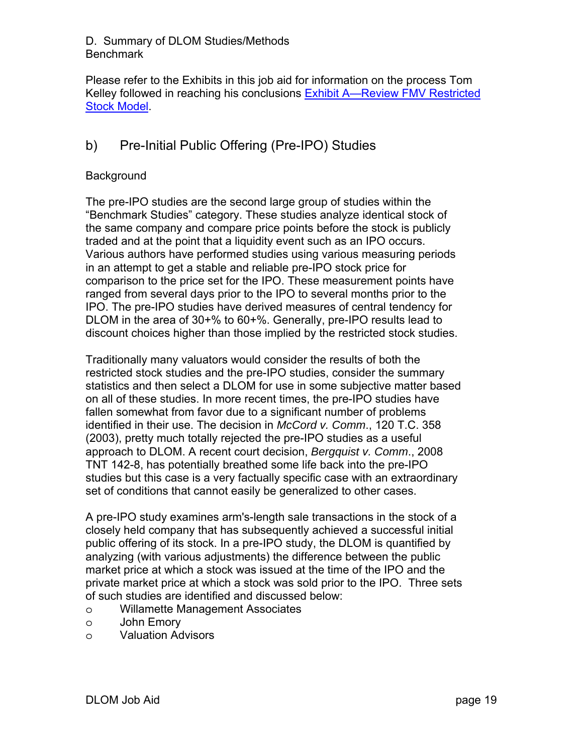D. Summary of DLOM Studies/Methods
Benchmark

Please refer to the Exhibits in this job aid for information on the process Tom Kelley followed in reaching his conclusions [Exhibit A—Review FMV Restricted Stock Model](#).

## b) Pre-Initial Public Offering (Pre-IPO) Studies

Background

The pre-IPO studies are the second large group of studies within the "Benchmark Studies" category. These studies analyze identical stock of the same company and compare price points before the stock is publicly traded and at the point that a liquidity event such as an IPO occurs. Various authors have performed studies using various measuring periods in an attempt to get a stable and reliable pre-IPO stock price for comparison to the price set for the IPO. These measurement points have ranged from several days prior to the IPO to several months prior to the IPO. The pre-IPO studies have derived measures of central tendency for DLOM in the area of 30+% to 60+%. Generally, pre-IPO results lead to discount choices higher than those implied by the restricted stock studies.

Traditionally many valuators would consider the results of both the restricted stock studies and the pre-IPO studies, consider the summary statistics and then select a DLOM for use in some subjective matter based on all of these studies. In more recent times, the pre-IPO studies have fallen somewhat from favor due to a significant number of problems identified in their use. The decision in *McCord v. Comm*., 120 T.C. 358 (2003), pretty much totally rejected the pre-IPO studies as a useful approach to DLOM. A recent court decision, *Bergquist v. Comm*., 2008 TNT 142-8, has potentially breathed some life back into the pre-IPO studies but this case is a very factually specific case with an extraordinary set of conditions that cannot easily be generalized to other cases.

A pre-IPO study examines arm's-length sale transactions in the stock of a closely held company that has subsequently achieved a successful initial public offering of its stock. In a pre-IPO study, the DLOM is quantified by analyzing (with various adjustments) the difference between the public market price at which a stock was issued at the time of the IPO and the private market price at which a stock was sold prior to the IPO. Three sets of such studies are identified and discussed below:

- Willamette Management Associates
- John Emory
- Valuation Advisors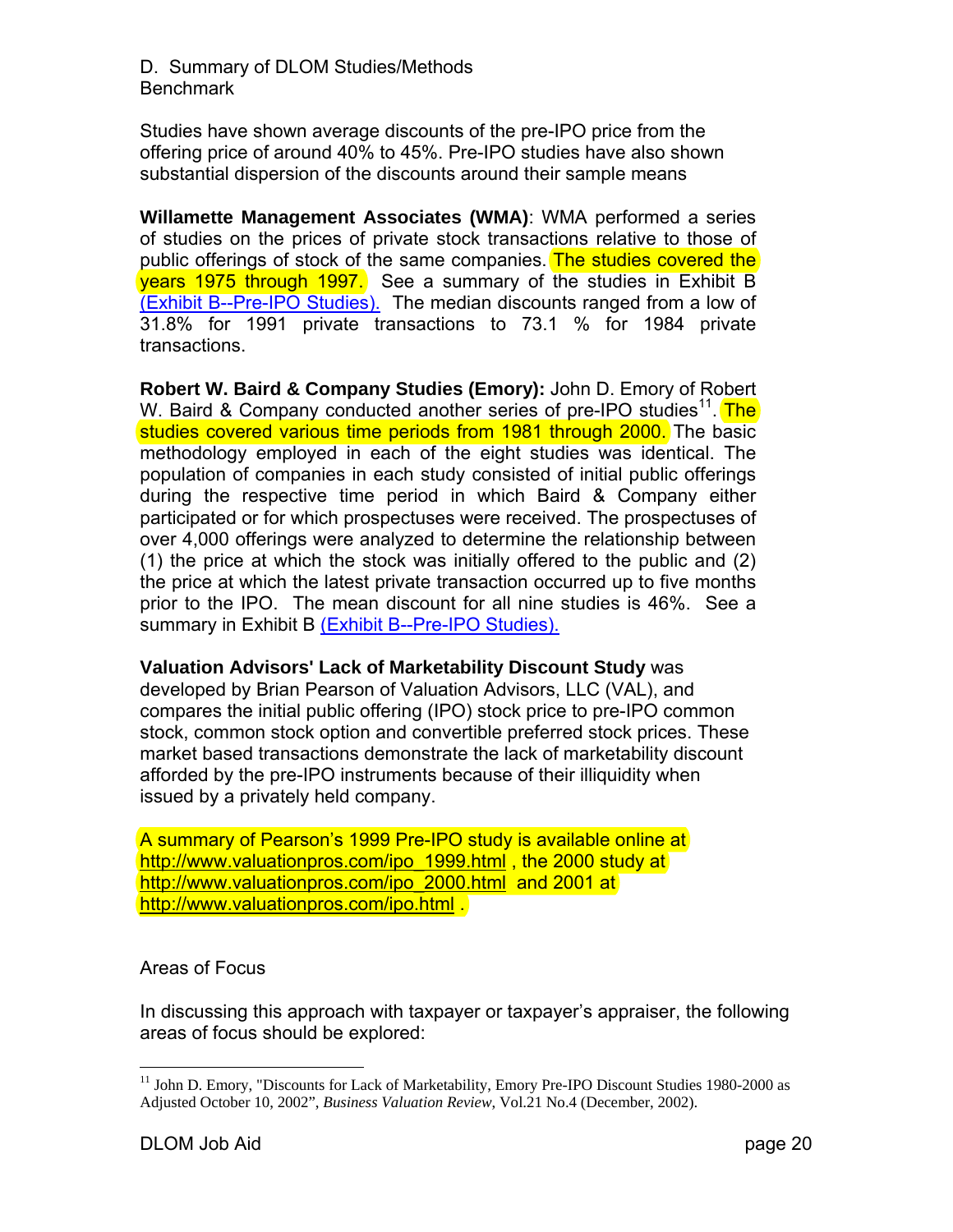D. Summary of DLOM Studies/Methods
Benchmark

Studies have shown average discounts of the pre-IPO price from the offering price of around 40% to 45%. Pre-IPO studies have also shown substantial dispersion of the discounts around their sample means

**Willamette Management Associates (WMA)**: WMA performed a series of studies on the prices of private stock transactions relative to those of public offerings of stock of the same companies. The studies covered the years 1975 through 1997. See a summary of the studies in Exhibit B (Exhibit B--Pre-IPO Studies). The median discounts ranged from a low of 31.8% for 1991 private transactions to 73.1 % for 1984 private transactions.

**Robert W. Baird & Company Studies (Emory):** John D. Emory of Robert W. Baird & Company conducted another series of pre-IPO studies[11]. The studies covered various time periods from 1981 through 2000. The basic methodology employed in each of the eight studies was identical. The population of companies in each study consisted of initial public offerings during the respective time period in which Baird & Company either participated or for which prospectuses were received. The prospectuses of over 4,000 offerings were analyzed to determine the relationship between (1) the price at which the stock was initially offered to the public and (2) the price at which the latest private transaction occurred up to five months prior to the IPO. The mean discount for all nine studies is 46%. See a summary in Exhibit B (Exhibit B--Pre-IPO Studies).

**Valuation Advisors' Lack of Marketability Discount Study** was developed by Brian Pearson of Valuation Advisors, LLC (VAL), and compares the initial public offering (IPO) stock price to pre-IPO common stock, common stock option and convertible preferred stock prices. These market based transactions demonstrate the lack of marketability discount afforded by the pre-IPO instruments because of their illiquidity when issued by a privately held company.

A summary of Pearson's 1999 Pre-IPO study is available online at http://www.valuationpros.com/ipo_1999.html , the 2000 study at http://www.valuationpros.com/ipo_2000.html and 2001 at http://www.valuationpros.com/ipo.html .

Areas of Focus

In discussing this approach with taxpayer or taxpayer's appraiser, the following areas of focus should be explored:

---

[11] John D. Emory, "Discounts for Lack of Marketability, Emory Pre-IPO Discount Studies 1980-2000 as Adjusted October 10, 2002", *Business Valuation Review*, Vol.21 No.4 (December, 2002).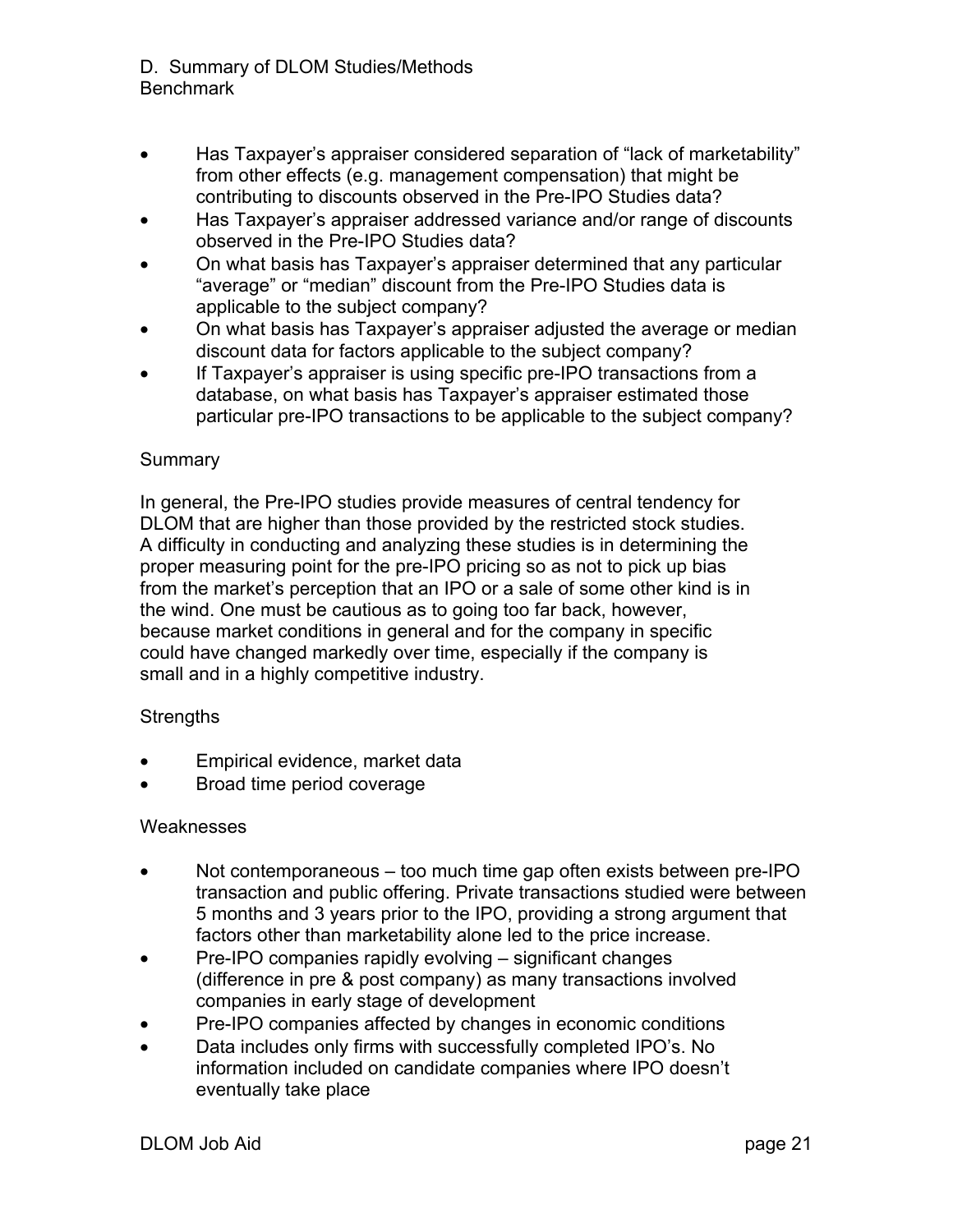D. Summary of DLOM Studies/Methods
Benchmark

- Has Taxpayer's appraiser considered separation of "lack of marketability" from other effects (e.g. management compensation) that might be contributing to discounts observed in the Pre-IPO Studies data?
- Has Taxpayer's appraiser addressed variance and/or range of discounts observed in the Pre-IPO Studies data?
- On what basis has Taxpayer's appraiser determined that any particular "average" or "median" discount from the Pre-IPO Studies data is applicable to the subject company?
- On what basis has Taxpayer's appraiser adjusted the average or median discount data for factors applicable to the subject company?
- If Taxpayer's appraiser is using specific pre-IPO transactions from a database, on what basis has Taxpayer's appraiser estimated those particular pre-IPO transactions to be applicable to the subject company?

Summary

In general, the Pre-IPO studies provide measures of central tendency for DLOM that are higher than those provided by the restricted stock studies. A difficulty in conducting and analyzing these studies is in determining the proper measuring point for the pre-IPO pricing so as not to pick up bias from the market's perception that an IPO or a sale of some other kind is in the wind. One must be cautious as to going too far back, however, because market conditions in general and for the company in specific could have changed markedly over time, especially if the company is small and in a highly competitive industry.

Strengths

- Empirical evidence, market data
- Broad time period coverage

Weaknesses

- Not contemporaneous – too much time gap often exists between pre-IPO transaction and public offering. Private transactions studied were between 5 months and 3 years prior to the IPO, providing a strong argument that factors other than marketability alone led to the price increase.
- Pre-IPO companies rapidly evolving – significant changes (difference in pre & post company) as many transactions involved companies in early stage of development
- Pre-IPO companies affected by changes in economic conditions
- Data includes only firms with successfully completed IPO's. No information included on candidate companies where IPO doesn't eventually take place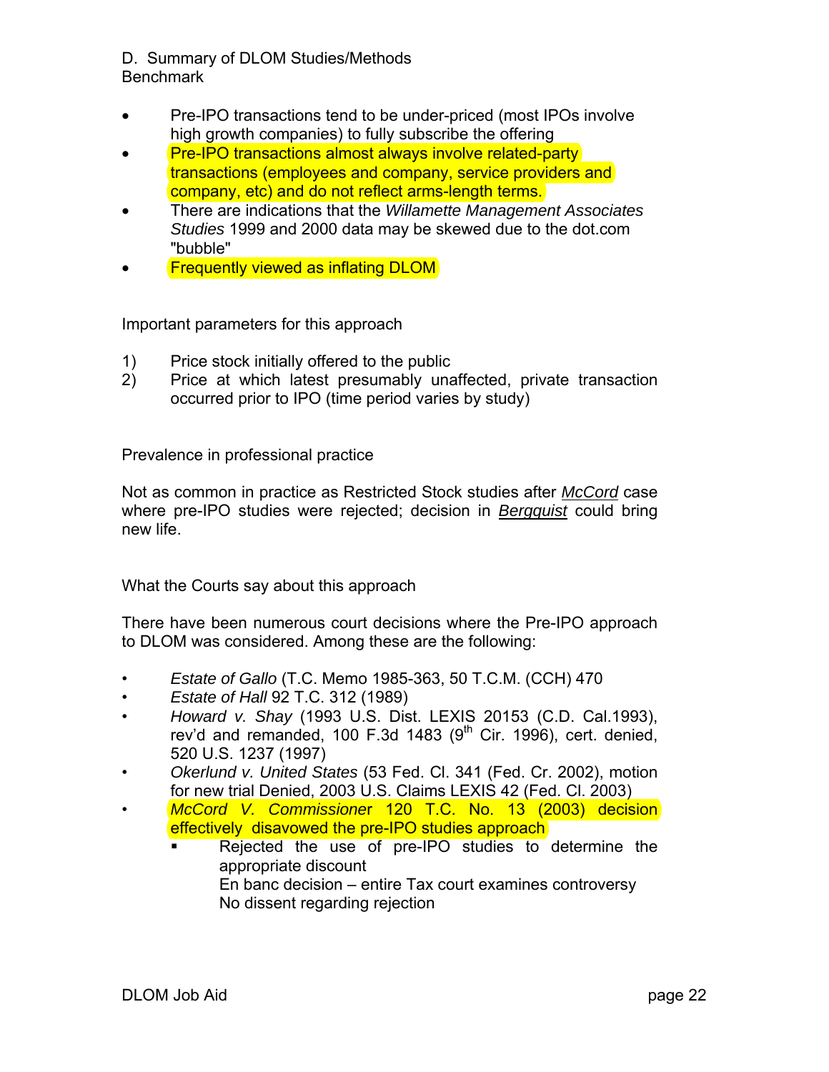D. Summary of DLOM Studies/Methods
Benchmark

- Pre-IPO transactions tend to be under-priced (most IPOs involve high growth companies) to fully subscribe the offering
- Pre-IPO transactions almost always involve related-party transactions (employees and company, service providers and company, etc) and do not reflect arms-length terms.
- There are indications that the *Willamette Management Associates Studies* 1999 and 2000 data may be skewed due to the dot.com "bubble"
- Frequently viewed as inflating DLOM

Important parameters for this approach

1) Price stock initially offered to the public
2) Price at which latest presumably unaffected, private transaction occurred prior to IPO (time period varies by study)

Prevalence in professional practice

Not as common in practice as Restricted Stock studies after *McCord* case where pre-IPO studies were rejected; decision in *Bergquist* could bring new life.

What the Courts say about this approach

There have been numerous court decisions where the Pre-IPO approach to DLOM was considered. Among these are the following:

- *Estate of Gallo* (T.C. Memo 1985-363, 50 T.C.M. (CCH) 470
- *Estate of Hall* 92 T.C. 312 (1989)
- *Howard v. Shay* (1993 U.S. Dist. LEXIS 20153 (C.D. Cal.1993), rev'd and remanded, 100 F.3d 1483 (9th Cir. 1996), cert. denied, 520 U.S. 1237 (1997)
- *Okerlund v. United States* (53 Fed. Cl. 341 (Fed. Cr. 2002), motion for new trial Denied, 2003 U.S. Claims LEXIS 42 (Fed. Cl. 2003)
- *McCord V. Commissioner* 120 T.C. No. 13 (2003) decision effectively disavowed the pre-IPO studies approach
  - Rejected the use of pre-IPO studies to determine the appropriate discount
    En banc decision – entire Tax court examines controversy
    No dissent regarding rejection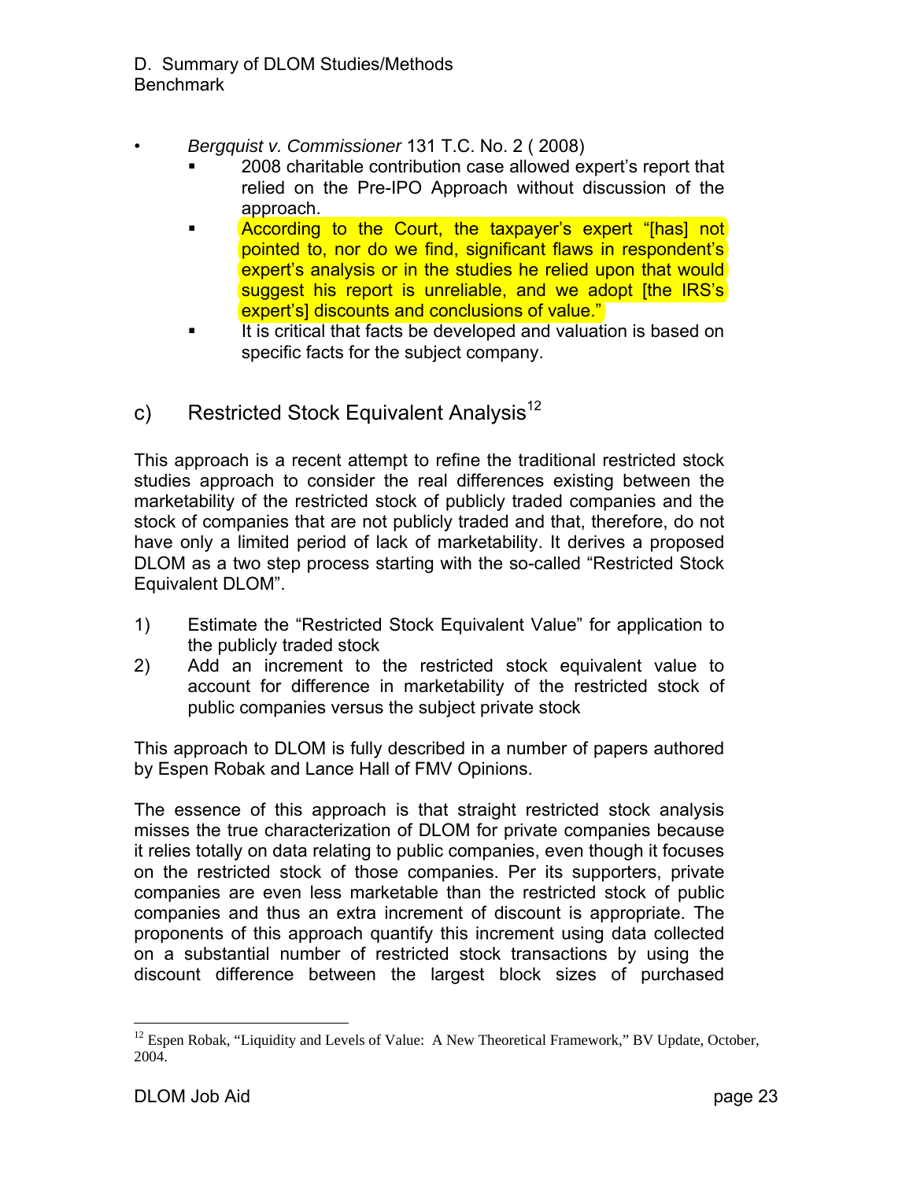D. Summary of DLOM Studies/Methods
Benchmark

- *Bergquist v. Commissioner* 131 T.C. No. 2 ( 2008)
  - 2008 charitable contribution case allowed expert's report that relied on the Pre-IPO Approach without discussion of the approach.
  - According to the Court, the taxpayer's expert "[has] not pointed to, nor do we find, significant flaws in respondent's expert's analysis or in the studies he relied upon that would suggest his report is unreliable, and we adopt [the IRS's expert's] discounts and conclusions of value."
  - It is critical that facts be developed and valuation is based on specific facts for the subject company.

## c) Restricted Stock Equivalent Analysis[12]

This approach is a recent attempt to refine the traditional restricted stock studies approach to consider the real differences existing between the marketability of the restricted stock of publicly traded companies and the stock of companies that are not publicly traded and that, therefore, do not have only a limited period of lack of marketability. It derives a proposed DLOM as a two step process starting with the so-called "Restricted Stock Equivalent DLOM".

1) Estimate the "Restricted Stock Equivalent Value" for application to the publicly traded stock
2) Add an increment to the restricted stock equivalent value to account for difference in marketability of the restricted stock of public companies versus the subject private stock

This approach to DLOM is fully described in a number of papers authored by Espen Robak and Lance Hall of FMV Opinions.

The essence of this approach is that straight restricted stock analysis misses the true characterization of DLOM for private companies because it relies totally on data relating to public companies, even though it focuses on the restricted stock of those companies. Per its supporters, private companies are even less marketable than the restricted stock of public companies and thus an extra increment of discount is appropriate. The proponents of this approach quantify this increment using data collected on a substantial number of restricted stock transactions by using the discount difference between the largest block sizes of purchased

---

[12] Espen Robak, "Liquidity and Levels of Value: A New Theoretical Framework," BV Update, October, 2004.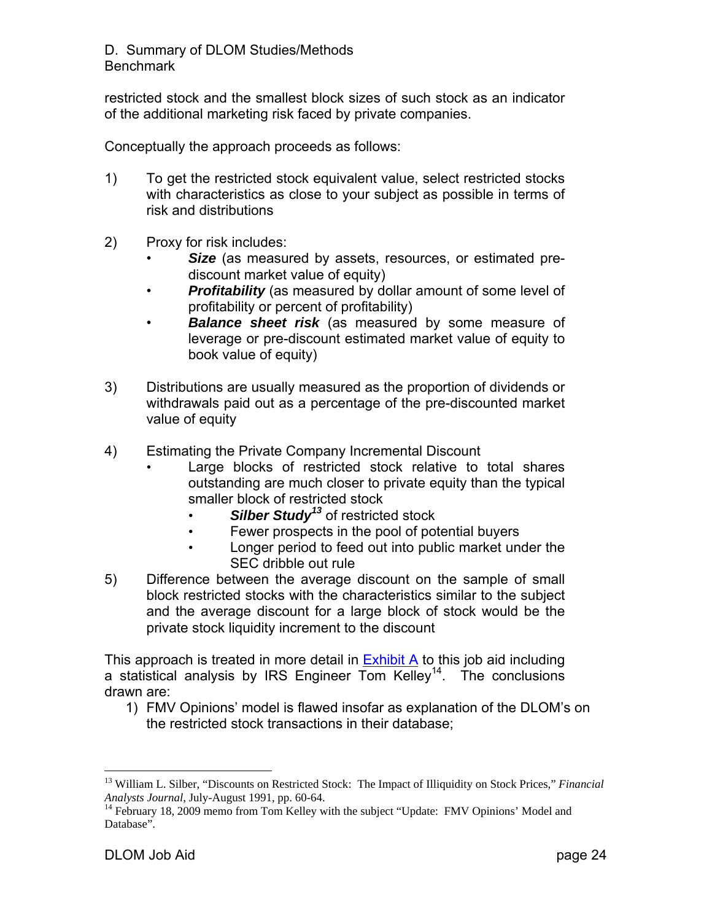restricted stock and the smallest block sizes of such stock as an indicator of the additional marketing risk faced by private companies.

Conceptually the approach proceeds as follows:

1) To get the restricted stock equivalent value, select restricted stocks with characteristics as close to your subject as possible in terms of risk and distributions

2) Proxy for risk includes:
   - ***Size*** (as measured by assets, resources, or estimated pre-discount market value of equity)
   - ***Profitability*** (as measured by dollar amount of some level of profitability or percent of profitability)
   - ***Balance sheet risk*** (as measured by some measure of leverage or pre-discount estimated market value of equity to book value of equity)

3) Distributions are usually measured as the proportion of dividends or withdrawals paid out as a percentage of the pre-discounted market value of equity

4) Estimating the Private Company Incremental Discount
   - Large blocks of restricted stock relative to total shares outstanding are much closer to private equity than the typical smaller block of restricted stock
     - ***Silber Study***[13] of restricted stock
     - Fewer prospects in the pool of potential buyers
     - Longer period to feed out into public market under the SEC dribble out rule

5) Difference between the average discount on the sample of small block restricted stocks with the characteristics similar to the subject and the average discount for a large block of stock would be the private stock liquidity increment to the discount

This approach is treated in more detail in Exhibit A to this job aid including a statistical analysis by IRS Engineer Tom Kelley[14]. The conclusions drawn are:

1) FMV Opinions' model is flawed insofar as explanation of the DLOM's on the restricted stock transactions in their database;

---

[13] William L. Silber, "Discounts on Restricted Stock: The Impact of Illiquidity on Stock Prices," *Financial Analysts Journal*, July-August 1991, pp. 60-64.

[14] February 18, 2009 memo from Tom Kelley with the subject "Update: FMV Opinions' Model and Database".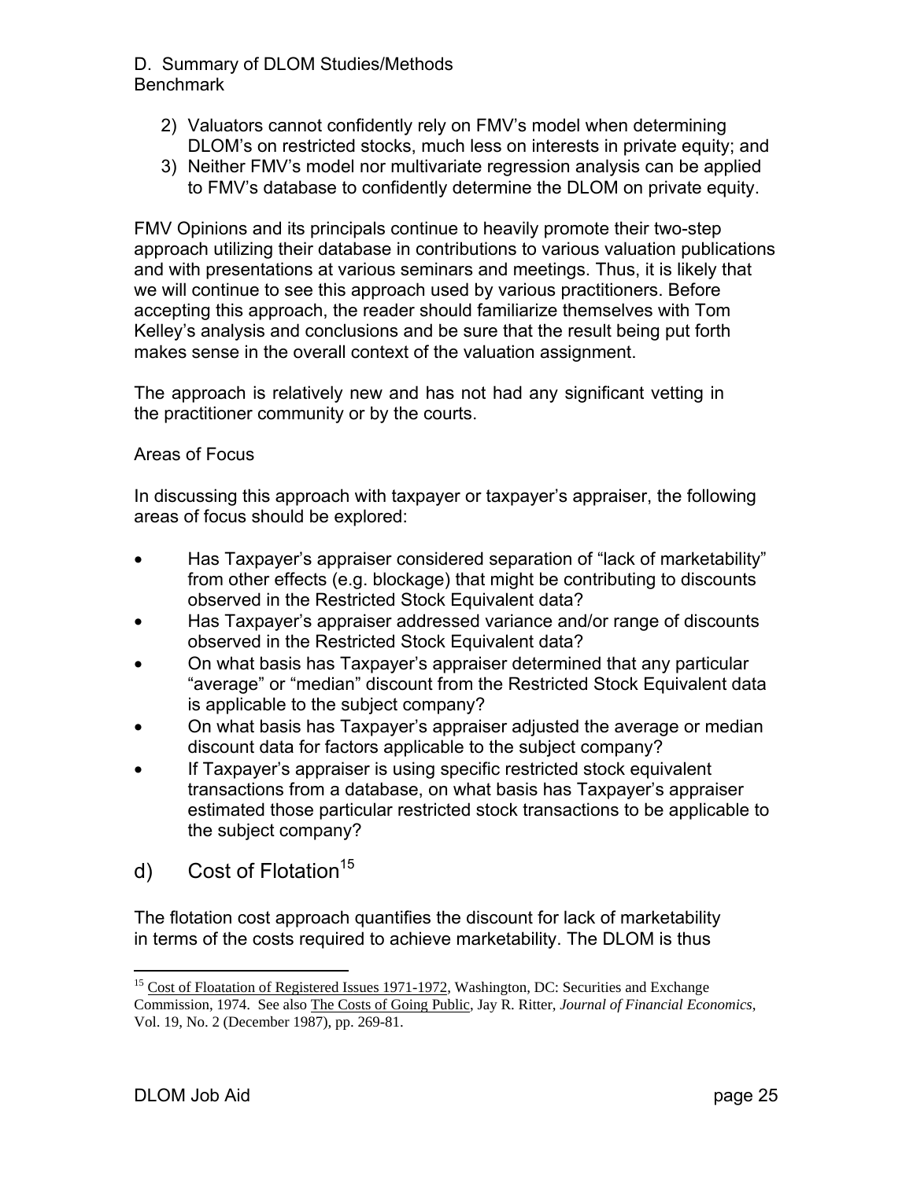D. Summary of DLOM Studies/Methods
Benchmark

2) Valuators cannot confidently rely on FMV's model when determining DLOM's on restricted stocks, much less on interests in private equity; and
3) Neither FMV's model nor multivariate regression analysis can be applied to FMV's database to confidently determine the DLOM on private equity.

FMV Opinions and its principals continue to heavily promote their two-step approach utilizing their database in contributions to various valuation publications and with presentations at various seminars and meetings. Thus, it is likely that we will continue to see this approach used by various practitioners. Before accepting this approach, the reader should familiarize themselves with Tom Kelley's analysis and conclusions and be sure that the result being put forth makes sense in the overall context of the valuation assignment.

The approach is relatively new and has not had any significant vetting in the practitioner community or by the courts.

Areas of Focus

In discussing this approach with taxpayer or taxpayer's appraiser, the following areas of focus should be explored:

- Has Taxpayer's appraiser considered separation of "lack of marketability" from other effects (e.g. blockage) that might be contributing to discounts observed in the Restricted Stock Equivalent data?
- Has Taxpayer's appraiser addressed variance and/or range of discounts observed in the Restricted Stock Equivalent data?
- On what basis has Taxpayer's appraiser determined that any particular "average" or "median" discount from the Restricted Stock Equivalent data is applicable to the subject company?
- On what basis has Taxpayer's appraiser adjusted the average or median discount data for factors applicable to the subject company?
- If Taxpayer's appraiser is using specific restricted stock equivalent transactions from a database, on what basis has Taxpayer's appraiser estimated those particular restricted stock transactions to be applicable to the subject company?

## d) Cost of Flotation[15]

The flotation cost approach quantifies the discount for lack of marketability in terms of the costs required to achieve marketability. The DLOM is thus

[15] Cost of Floatation of Registered Issues 1971-1972, Washington, DC: Securities and Exchange Commission, 1974. See also The Costs of Going Public, Jay R. Ritter, *Journal of Financial Economics*, Vol. 19, No. 2 (December 1987), pp. 269-81.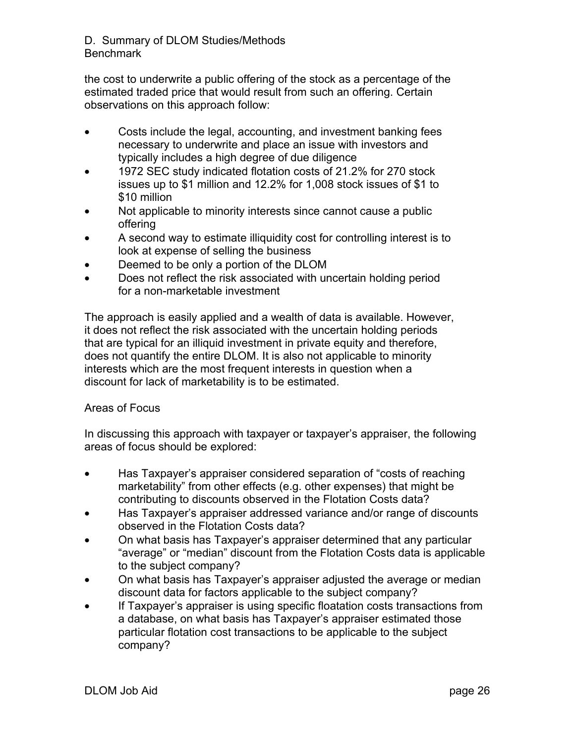D. Summary of DLOM Studies/Methods
Benchmark

the cost to underwrite a public offering of the stock as a percentage of the estimated traded price that would result from such an offering. Certain observations on this approach follow:

- Costs include the legal, accounting, and investment banking fees necessary to underwrite and place an issue with investors and typically includes a high degree of due diligence
- 1972 SEC study indicated flotation costs of 21.2% for 270 stock issues up to $1 million and 12.2% for 1,008 stock issues of $1 to $10 million
- Not applicable to minority interests since cannot cause a public offering
- A second way to estimate illiquidity cost for controlling interest is to look at expense of selling the business
- Deemed to be only a portion of the DLOM
- Does not reflect the risk associated with uncertain holding period for a non-marketable investment

The approach is easily applied and a wealth of data is available. However, it does not reflect the risk associated with the uncertain holding periods that are typical for an illiquid investment in private equity and therefore, does not quantify the entire DLOM. It is also not applicable to minority interests which are the most frequent interests in question when a discount for lack of marketability is to be estimated.

Areas of Focus

In discussing this approach with taxpayer or taxpayer's appraiser, the following areas of focus should be explored:

- Has Taxpayer's appraiser considered separation of "costs of reaching marketability" from other effects (e.g. other expenses) that might be contributing to discounts observed in the Flotation Costs data?
- Has Taxpayer's appraiser addressed variance and/or range of discounts observed in the Flotation Costs data?
- On what basis has Taxpayer's appraiser determined that any particular "average" or "median" discount from the Flotation Costs data is applicable to the subject company?
- On what basis has Taxpayer's appraiser adjusted the average or median discount data for factors applicable to the subject company?
- If Taxpayer's appraiser is using specific floatation costs transactions from a database, on what basis has Taxpayer's appraiser estimated those particular flotation cost transactions to be applicable to the subject company?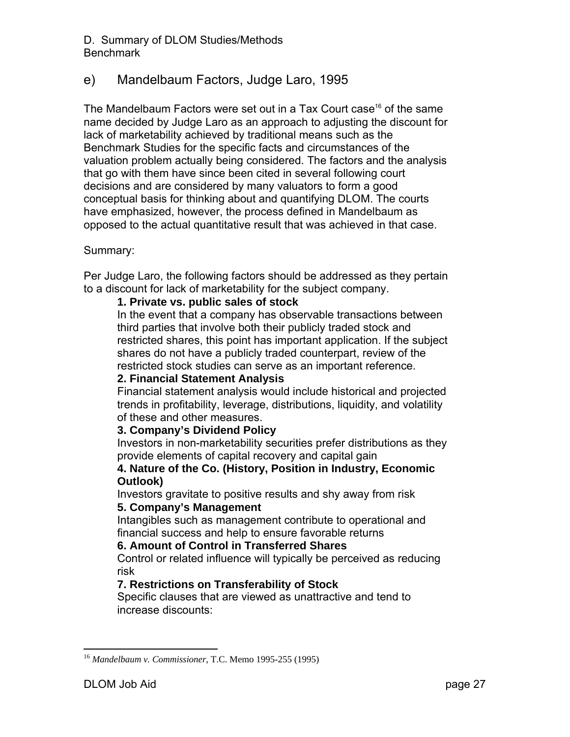D. Summary of DLOM Studies/Methods
Benchmark

## e) Mandelbaum Factors, Judge Laro, 1995

The Mandelbaum Factors were set out in a Tax Court case[16] of the same name decided by Judge Laro as an approach to adjusting the discount for lack of marketability achieved by traditional means such as the Benchmark Studies for the specific facts and circumstances of the valuation problem actually being considered. The factors and the analysis that go with them have since been cited in several following court decisions and are considered by many valuators to form a good conceptual basis for thinking about and quantifying DLOM. The courts have emphasized, however, the process defined in Mandelbaum as opposed to the actual quantitative result that was achieved in that case.

Summary:

Per Judge Laro, the following factors should be addressed as they pertain to a discount for lack of marketability for the subject company.

**1. Private vs. public sales of stock**
In the event that a company has observable transactions between third parties that involve both their publicly traded stock and restricted shares, this point has important application. If the subject shares do not have a publicly traded counterpart, review of the restricted stock studies can serve as an important reference.

**2. Financial Statement Analysis**
Financial statement analysis would include historical and projected trends in profitability, leverage, distributions, liquidity, and volatility of these and other measures.

**3. Company's Dividend Policy**
Investors in non-marketability securities prefer distributions as they provide elements of capital recovery and capital gain

**4. Nature of the Co. (History, Position in Industry, Economic Outlook)**
Investors gravitate to positive results and shy away from risk

**5. Company's Management**
Intangibles such as management contribute to operational and financial success and help to ensure favorable returns

**6. Amount of Control in Transferred Shares**
Control or related influence will typically be perceived as reducing risk

**7. Restrictions on Transferability of Stock**
Specific clauses that are viewed as unattractive and tend to increase discounts:

---

[16] *Mandelbaum v. Commissioner*, T.C. Memo 1995-255 (1995)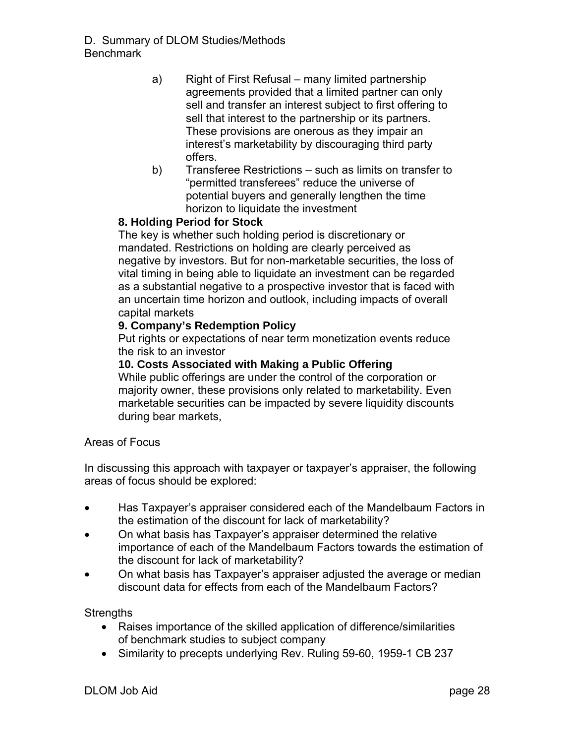D. Summary of DLOM Studies/Methods
Benchmark

a) Right of First Refusal – many limited partnership agreements provided that a limited partner can only sell and transfer an interest subject to first offering to sell that interest to the partnership or its partners. These provisions are onerous as they impair an interest's marketability by discouraging third party offers.

b) Transferee Restrictions – such as limits on transfer to "permitted transferees" reduce the universe of potential buyers and generally lengthen the time horizon to liquidate the investment

**8. Holding Period for Stock**

The key is whether such holding period is discretionary or mandated. Restrictions on holding are clearly perceived as negative by investors. But for non-marketable securities, the loss of vital timing in being able to liquidate an investment can be regarded as a substantial negative to a prospective investor that is faced with an uncertain time horizon and outlook, including impacts of overall capital markets

**9. Company's Redemption Policy**

Put rights or expectations of near term monetization events reduce the risk to an investor

**10. Costs Associated with Making a Public Offering**

While public offerings are under the control of the corporation or majority owner, these provisions only related to marketability. Even marketable securities can be impacted by severe liquidity discounts during bear markets,

Areas of Focus

In discussing this approach with taxpayer or taxpayer's appraiser, the following areas of focus should be explored:

- Has Taxpayer's appraiser considered each of the Mandelbaum Factors in the estimation of the discount for lack of marketability?
- On what basis has Taxpayer's appraiser determined the relative importance of each of the Mandelbaum Factors towards the estimation of the discount for lack of marketability?
- On what basis has Taxpayer's appraiser adjusted the average or median discount data for effects from each of the Mandelbaum Factors?

Strengths

- Raises importance of the skilled application of difference/similarities of benchmark studies to subject company
- Similarity to precepts underlying Rev. Ruling 59-60, 1959-1 CB 237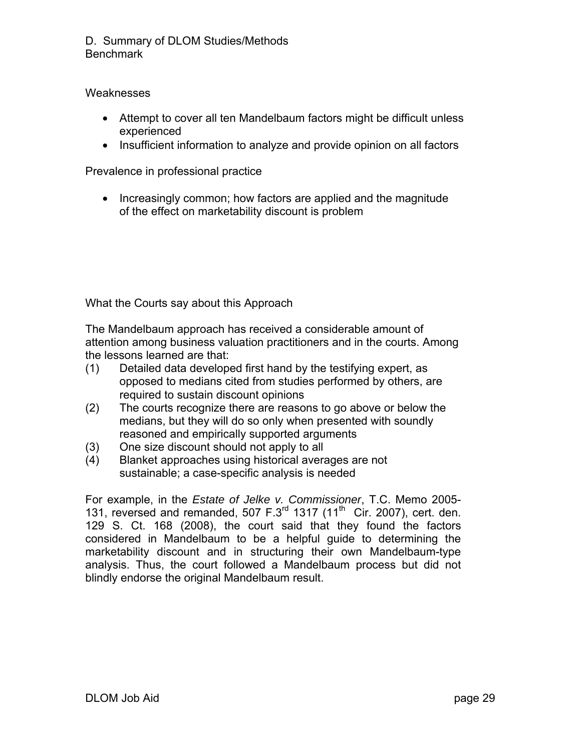D. Summary of DLOM Studies/Methods
Benchmark

Weaknesses

- Attempt to cover all ten Mandelbaum factors might be difficult unless experienced
- Insufficient information to analyze and provide opinion on all factors

Prevalence in professional practice

- Increasingly common; how factors are applied and the magnitude of the effect on marketability discount is problem

What the Courts say about this Approach

The Mandelbaum approach has received a considerable amount of attention among business valuation practitioners and in the courts. Among the lessons learned are that:

(1) Detailed data developed first hand by the testifying expert, as opposed to medians cited from studies performed by others, are required to sustain discount opinions
(2) The courts recognize there are reasons to go above or below the medians, but they will do so only when presented with soundly reasoned and empirically supported arguments
(3) One size discount should not apply to all
(4) Blanket approaches using historical averages are not sustainable; a case-specific analysis is needed

For example, in the *Estate of Jelke v. Commissioner*, T.C. Memo 2005-131, reversed and remanded, 507 F.3rd 1317 (11th Cir. 2007), cert. den. 129 S. Ct. 168 (2008), the court said that they found the factors considered in Mandelbaum to be a helpful guide to determining the marketability discount and in structuring their own Mandelbaum-type analysis. Thus, the court followed a Mandelbaum process but did not blindly endorse the original Mandelbaum result.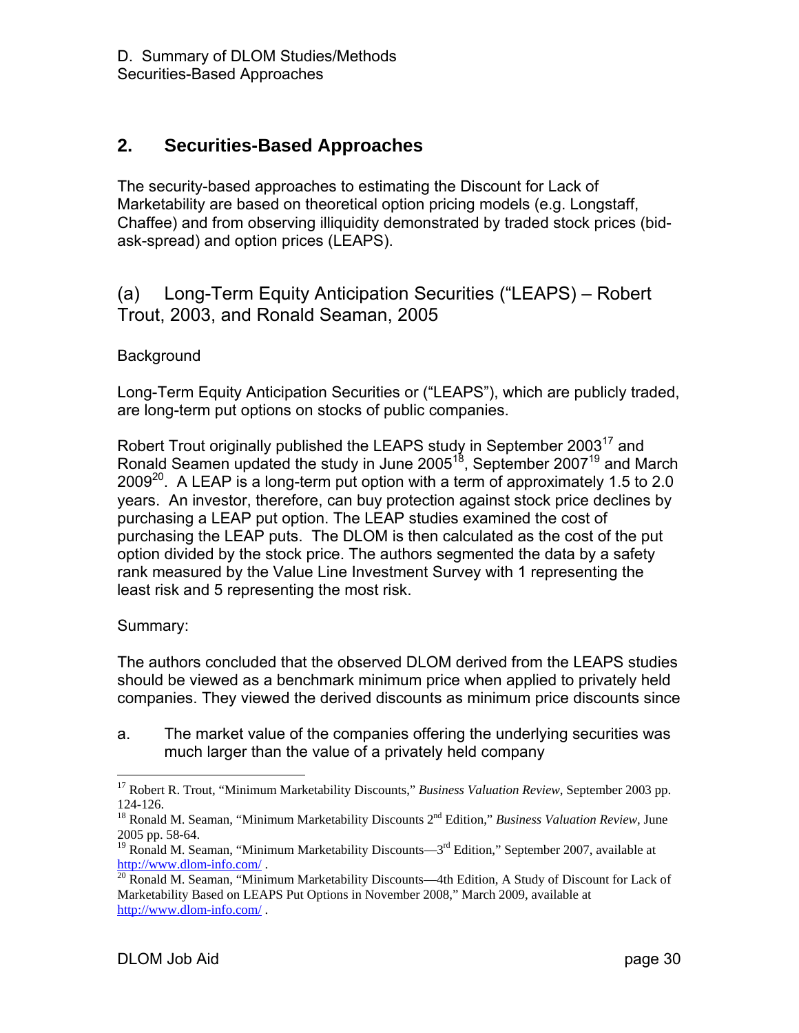## 2. Securities-Based Approaches

The security-based approaches to estimating the Discount for Lack of Marketability are based on theoretical option pricing models (e.g. Longstaff, Chaffee) and from observing illiquidity demonstrated by traded stock prices (bid-ask-spread) and option prices (LEAPS).

### (a) Long-Term Equity Anticipation Securities ("LEAPS) – Robert Trout, 2003, and Ronald Seaman, 2005

Background

Long-Term Equity Anticipation Securities or ("LEAPS"), which are publicly traded, are long-term put options on stocks of public companies.

Robert Trout originally published the LEAPS study in September 2003[17] and Ronald Seamen updated the study in June 2005[18], September 2007[19] and March 2009[20]. A LEAP is a long-term put option with a term of approximately 1.5 to 2.0 years. An investor, therefore, can buy protection against stock price declines by purchasing a LEAP put option. The LEAP studies examined the cost of purchasing the LEAP puts. The DLOM is then calculated as the cost of the put option divided by the stock price. The authors segmented the data by a safety rank measured by the Value Line Investment Survey with 1 representing the least risk and 5 representing the most risk.

Summary:

The authors concluded that the observed DLOM derived from the LEAPS studies should be viewed as a benchmark minimum price when applied to privately held companies. They viewed the derived discounts as minimum price discounts since

a. The market value of the companies offering the underlying securities was much larger than the value of a privately held company

---

[17] Robert R. Trout, "Minimum Marketability Discounts," *Business Valuation Review*, September 2003 pp. 124-126.

[18] Ronald M. Seaman, "Minimum Marketability Discounts 2nd Edition," *Business Valuation Review*, June 2005 pp. 58-64.

[19] Ronald M. Seaman, "Minimum Marketability Discounts—3rd Edition," September 2007, available at http://www.dlom-info.com/ .

[20] Ronald M. Seaman, "Minimum Marketability Discounts—4th Edition, A Study of Discount for Lack of Marketability Based on LEAPS Put Options in November 2008," March 2009, available at http://www.dlom-info.com/ .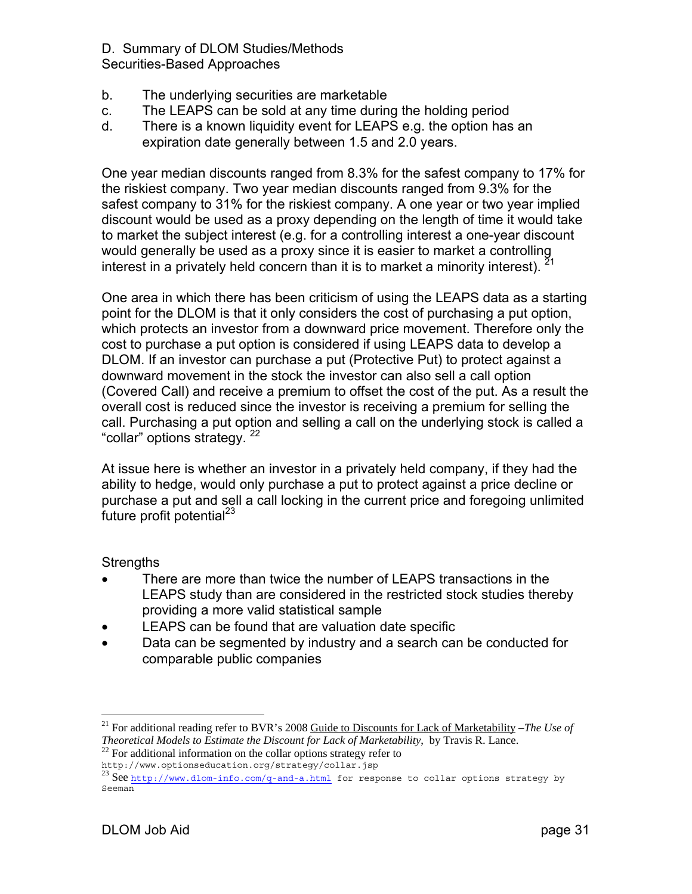D. Summary of DLOM Studies/Methods
Securities-Based Approaches

b. The underlying securities are marketable
c. The LEAPS can be sold at any time during the holding period
d. There is a known liquidity event for LEAPS e.g. the option has an expiration date generally between 1.5 and 2.0 years.

One year median discounts ranged from 8.3% for the safest company to 17% for the riskiest company. Two year median discounts ranged from 9.3% for the safest company to 31% for the riskiest company. A one year or two year implied discount would be used as a proxy depending on the length of time it would take to market the subject interest (e.g. for a controlling interest a one-year discount would generally be used as a proxy since it is easier to market a controlling interest in a privately held concern than it is to market a minority interest). [21]

One area in which there has been criticism of using the LEAPS data as a starting point for the DLOM is that it only considers the cost of purchasing a put option, which protects an investor from a downward price movement. Therefore only the cost to purchase a put option is considered if using LEAPS data to develop a DLOM. If an investor can purchase a put (Protective Put) to protect against a downward movement in the stock the investor can also sell a call option (Covered Call) and receive a premium to offset the cost of the put. As a result the overall cost is reduced since the investor is receiving a premium for selling the call. Purchasing a put option and selling a call on the underlying stock is called a "collar" options strategy. [22]

At issue here is whether an investor in a privately held company, if they had the ability to hedge, would only purchase a put to protect against a price decline or purchase a put and sell a call locking in the current price and foregoing unlimited future profit potential[23]

Strengths

- There are more than twice the number of LEAPS transactions in the LEAPS study than are considered in the restricted stock studies thereby providing a more valid statistical sample
- LEAPS can be found that are valuation date specific
- Data can be segmented by industry and a search can be conducted for comparable public companies

---

[21] For additional reading refer to BVR's 2008 Guide to Discounts for Lack of Marketability –*The Use of Theoretical Models to Estimate the Discount for Lack of Marketability*, by Travis R. Lance.

[22] For additional information on the collar options strategy refer to http://www.optionseducation.org/strategy/collar.jsp

[23] See http://www.dlom-info.com/q-and-a.html for response to collar options strategy by Seeman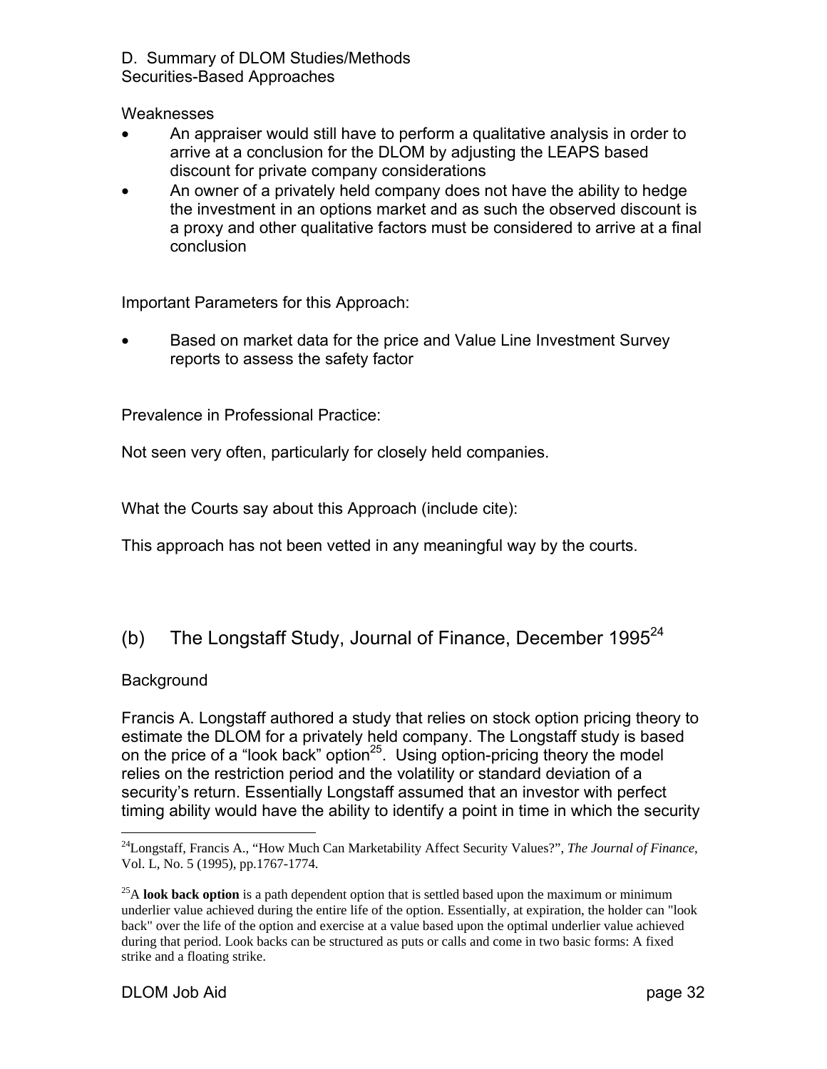D. Summary of DLOM Studies/Methods
Securities-Based Approaches

Weaknesses

- An appraiser would still have to perform a qualitative analysis in order to arrive at a conclusion for the DLOM by adjusting the LEAPS based discount for private company considerations
- An owner of a privately held company does not have the ability to hedge the investment in an options market and as such the observed discount is a proxy and other qualitative factors must be considered to arrive at a final conclusion

Important Parameters for this Approach:

- Based on market data for the price and Value Line Investment Survey reports to assess the safety factor

Prevalence in Professional Practice:

Not seen very often, particularly for closely held companies.

What the Courts say about this Approach (include cite):

This approach has not been vetted in any meaningful way by the courts.

## (b) The Longstaff Study, Journal of Finance, December 1995[24]

Background

Francis A. Longstaff authored a study that relies on stock option pricing theory to estimate the DLOM for a privately held company. The Longstaff study is based on the price of a "look back" option[25]. Using option-pricing theory the model relies on the restriction period and the volatility or standard deviation of a security's return. Essentially Longstaff assumed that an investor with perfect timing ability would have the ability to identify a point in time in which the security

---

[24] Longstaff, Francis A., "How Much Can Marketability Affect Security Values?", *The Journal of Finance*, Vol. L, No. 5 (1995), pp.1767-1774.

[25] A **look back option** is a path dependent option that is settled based upon the maximum or minimum underlier value achieved during the entire life of the option. Essentially, at expiration, the holder can "look back" over the life of the option and exercise at a value based upon the optimal underlier value achieved during that period. Look backs can be structured as puts or calls and come in two basic forms: A fixed strike and a floating strike.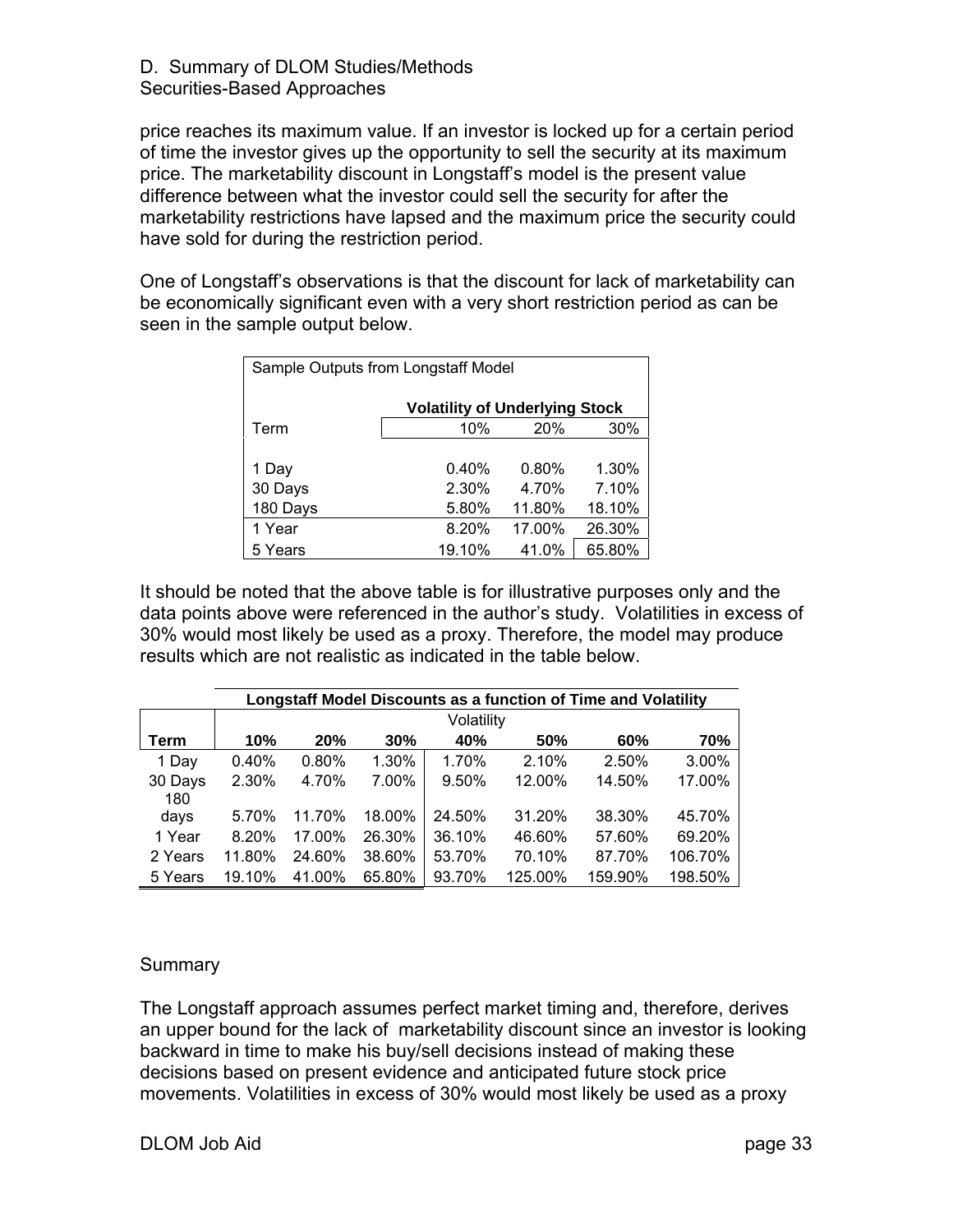D. Summary of DLOM Studies/Methods
Securities-Based Approaches

price reaches its maximum value. If an investor is locked up for a certain period of time the investor gives up the opportunity to sell the security at its maximum price. The marketability discount in Longstaff's model is the present value difference between what the investor could sell the security for after the marketability restrictions have lapsed and the maximum price the security could have sold for during the restriction period.

One of Longstaff's observations is that the discount for lack of marketability can be economically significant even with a very short restriction period as can be seen in the sample output below.

| Sample Outputs from Longstaff Model | | | |
|---|---|---|---|
| | **Volatility of Underlying Stock** | | |
| Term | 10% | 20% | 30% |
| 1 Day | 0.40% | 0.80% | 1.30% |
| 30 Days | 2.30% | 4.70% | 7.10% |
| 180 Days | 5.80% | 11.80% | 18.10% |
| 1 Year | 8.20% | 17.00% | 26.30% |
| 5 Years | 19.10% | 41.0% | 65.80% |

It should be noted that the above table is for illustrative purposes only and the data points above were referenced in the author's study. Volatilities in excess of 30% would most likely be used as a proxy. Therefore, the model may produce results which are not realistic as indicated in the table below.

| | **Longstaff Model Discounts as a function of Time and Volatility** | | | | | | |
|---|---|---|---|---|---|---|---|
| | Volatility | | | | | | |
| **Term** | **10%** | **20%** | **30%** | **40%** | **50%** | **60%** | **70%** |
| 1 Day | 0.40% | 0.80% | 1.30% | 1.70% | 2.10% | 2.50% | 3.00% |
| 30 Days | 2.30% | 4.70% | 7.00% | 9.50% | 12.00% | 14.50% | 17.00% |
| 180 days | 5.70% | 11.70% | 18.00% | 24.50% | 31.20% | 38.30% | 45.70% |
| 1 Year | 8.20% | 17.00% | 26.30% | 36.10% | 46.60% | 57.60% | 69.20% |
| 2 Years | 11.80% | 24.60% | 38.60% | 53.70% | 70.10% | 87.70% | 106.70% |
| 5 Years | 19.10% | 41.00% | 65.80% | 93.70% | 125.00% | 159.90% | 198.50% |

Summary

The Longstaff approach assumes perfect market timing and, therefore, derives an upper bound for the lack of marketability discount since an investor is looking backward in time to make his buy/sell decisions instead of making these decisions based on present evidence and anticipated future stock price movements. Volatilities in excess of 30% would most likely be used as a proxy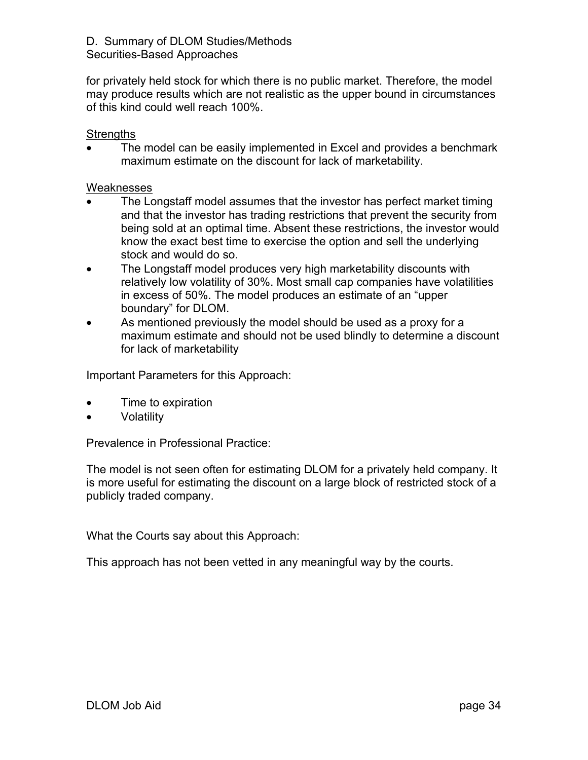D. Summary of DLOM Studies/Methods
Securities-Based Approaches

for privately held stock for which there is no public market. Therefore, the model may produce results which are not realistic as the upper bound in circumstances of this kind could well reach 100%.

<u>Strengths</u>

- The model can be easily implemented in Excel and provides a benchmark maximum estimate on the discount for lack of marketability.

<u>Weaknesses</u>

- The Longstaff model assumes that the investor has perfect market timing and that the investor has trading restrictions that prevent the security from being sold at an optimal time. Absent these restrictions, the investor would know the exact best time to exercise the option and sell the underlying stock and would do so.
- The Longstaff model produces very high marketability discounts with relatively low volatility of 30%. Most small cap companies have volatilities in excess of 50%. The model produces an estimate of an "upper boundary" for DLOM.
- As mentioned previously the model should be used as a proxy for a maximum estimate and should not be used blindly to determine a discount for lack of marketability

Important Parameters for this Approach:

- Time to expiration
- Volatility

Prevalence in Professional Practice:

The model is not seen often for estimating DLOM for a privately held company. It is more useful for estimating the discount on a large block of restricted stock of a publicly traded company.

What the Courts say about this Approach:

This approach has not been vetted in any meaningful way by the courts.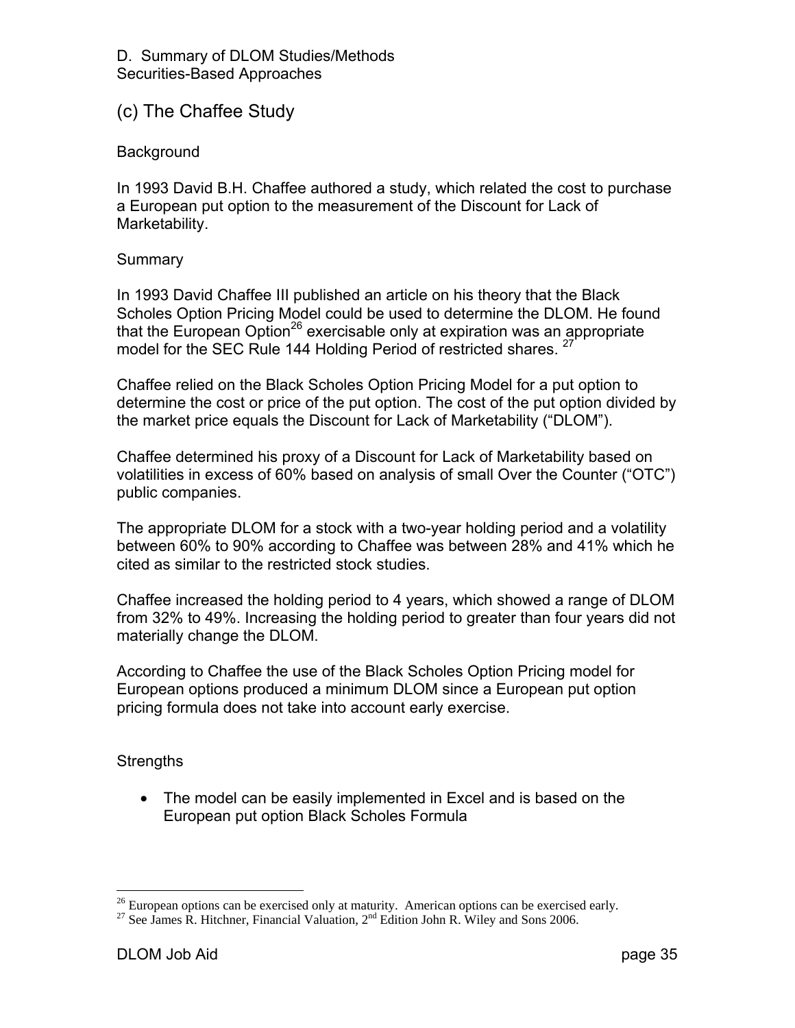D. Summary of DLOM Studies/Methods
Securities-Based Approaches

## (c) The Chaffee Study

Background

In 1993 David B.H. Chaffee authored a study, which related the cost to purchase a European put option to the measurement of the Discount for Lack of Marketability.

Summary

In 1993 David Chaffee III published an article on his theory that the Black Scholes Option Pricing Model could be used to determine the DLOM. He found that the European Option[26] exercisable only at expiration was an appropriate model for the SEC Rule 144 Holding Period of restricted shares. [27]

Chaffee relied on the Black Scholes Option Pricing Model for a put option to determine the cost or price of the put option. The cost of the put option divided by the market price equals the Discount for Lack of Marketability ("DLOM").

Chaffee determined his proxy of a Discount for Lack of Marketability based on volatilities in excess of 60% based on analysis of small Over the Counter ("OTC") public companies.

The appropriate DLOM for a stock with a two-year holding period and a volatility between 60% to 90% according to Chaffee was between 28% and 41% which he cited as similar to the restricted stock studies.

Chaffee increased the holding period to 4 years, which showed a range of DLOM from 32% to 49%. Increasing the holding period to greater than four years did not materially change the DLOM.

According to Chaffee the use of the Black Scholes Option Pricing model for European options produced a minimum DLOM since a European put option pricing formula does not take into account early exercise.

Strengths

- The model can be easily implemented in Excel and is based on the European put option Black Scholes Formula

---

[26] European options can be exercised only at maturity. American options can be exercised early.

[27] See James R. Hitchner, Financial Valuation, 2nd Edition John R. Wiley and Sons 2006.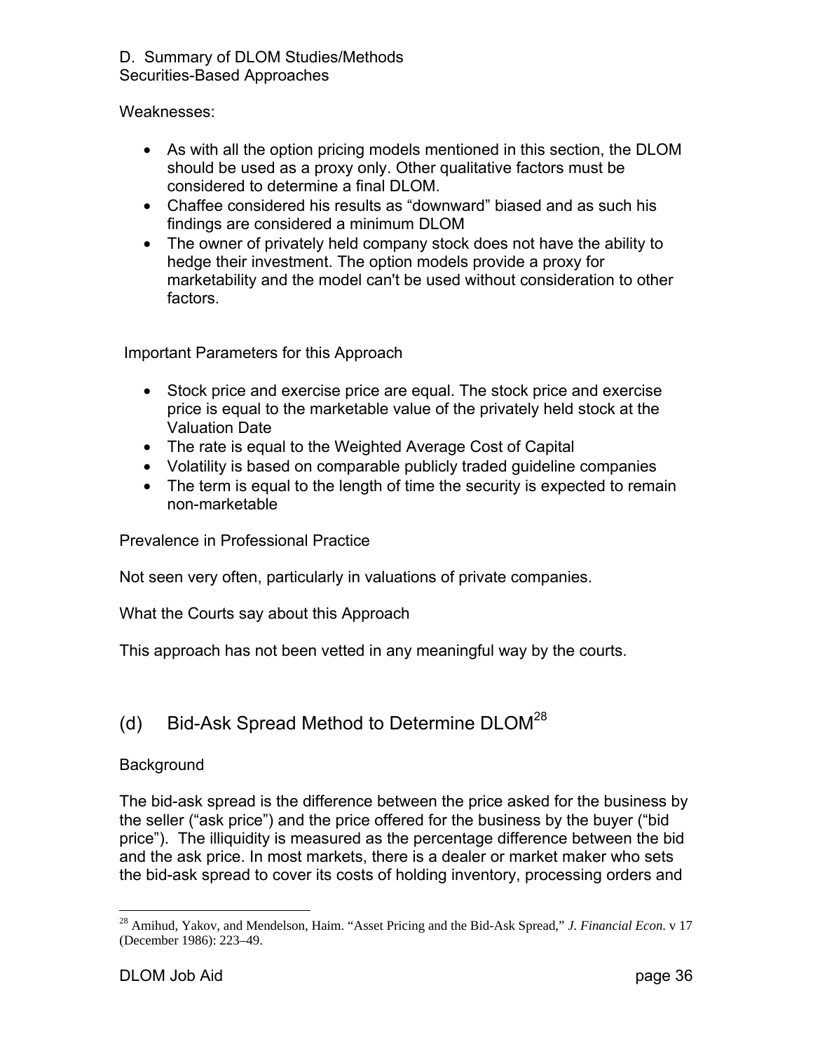D. Summary of DLOM Studies/Methods
Securities-Based Approaches

Weaknesses:

- As with all the option pricing models mentioned in this section, the DLOM should be used as a proxy only. Other qualitative factors must be considered to determine a final DLOM.
- Chaffee considered his results as "downward" biased and as such his findings are considered a minimum DLOM
- The owner of privately held company stock does not have the ability to hedge their investment. The option models provide a proxy for marketability and the model can't be used without consideration to other factors.

Important Parameters for this Approach

- Stock price and exercise price are equal. The stock price and exercise price is equal to the marketable value of the privately held stock at the Valuation Date
- The rate is equal to the Weighted Average Cost of Capital
- Volatility is based on comparable publicly traded guideline companies
- The term is equal to the length of time the security is expected to remain non-marketable

Prevalence in Professional Practice

Not seen very often, particularly in valuations of private companies.

What the Courts say about this Approach

This approach has not been vetted in any meaningful way by the courts.

## (d) Bid-Ask Spread Method to Determine DLOM[28]

Background

The bid-ask spread is the difference between the price asked for the business by the seller ("ask price") and the price offered for the business by the buyer ("bid price"). The illiquidity is measured as the percentage difference between the bid and the ask price. In most markets, there is a dealer or market maker who sets the bid-ask spread to cover its costs of holding inventory, processing orders and

[28] Amihud, Yakov, and Mendelson, Haim. "Asset Pricing and the Bid-Ask Spread," *J. Financial Econ.* v 17 (December 1986): 223–49.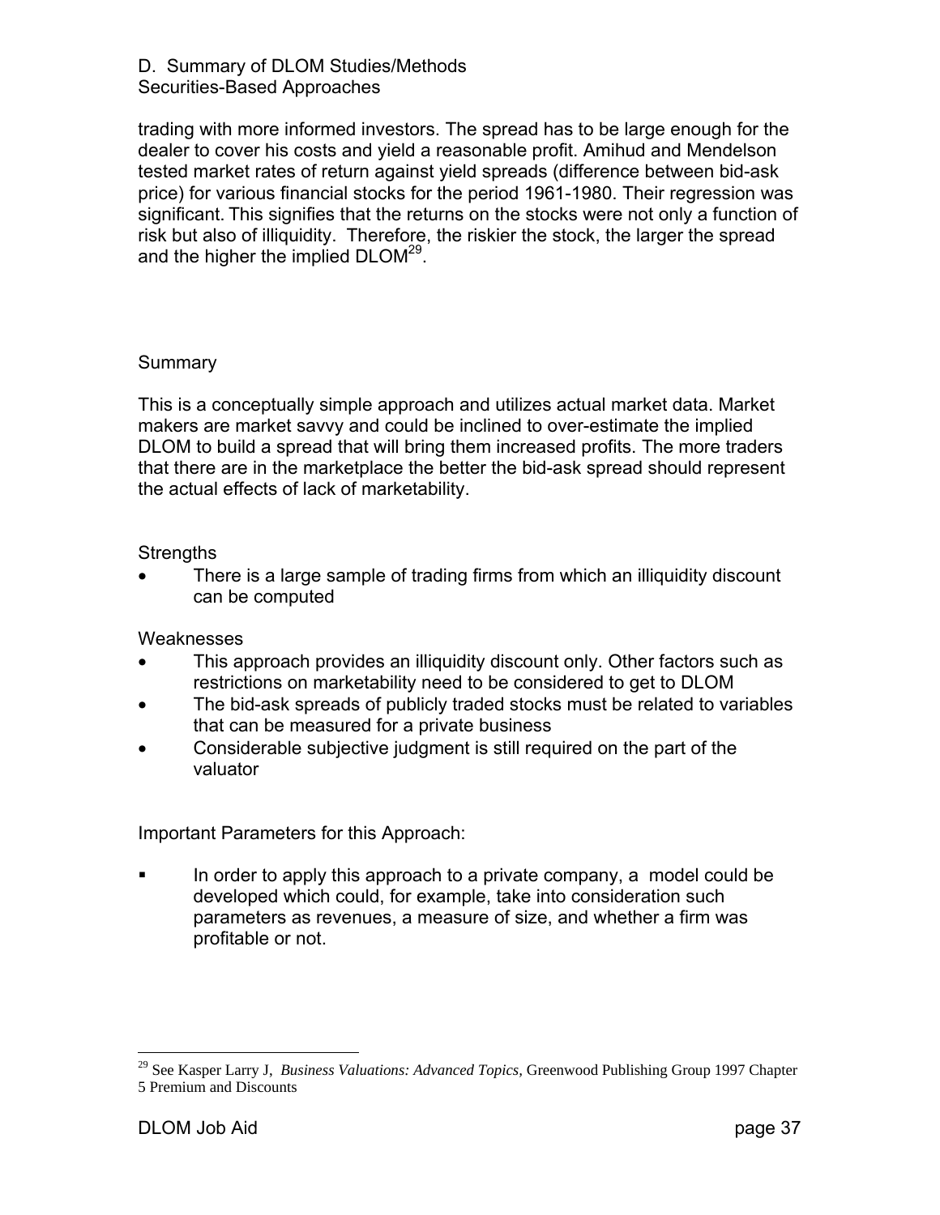trading with more informed investors. The spread has to be large enough for the dealer to cover his costs and yield a reasonable profit. Amihud and Mendelson tested market rates of return against yield spreads (difference between bid-ask price) for various financial stocks for the period 1961-1980. Their regression was significant. This signifies that the returns on the stocks were not only a function of risk but also of illiquidity. Therefore, the riskier the stock, the larger the spread and the higher the implied DLOM[29].

### Summary

This is a conceptually simple approach and utilizes actual market data. Market makers are market savvy and could be inclined to over-estimate the implied DLOM to build a spread that will bring them increased profits. The more traders that there are in the marketplace the better the bid-ask spread should represent the actual effects of lack of marketability.

Strengths

- There is a large sample of trading firms from which an illiquidity discount can be computed

Weaknesses

- This approach provides an illiquidity discount only. Other factors such as restrictions on marketability need to be considered to get to DLOM
- The bid-ask spreads of publicly traded stocks must be related to variables that can be measured for a private business
- Considerable subjective judgment is still required on the part of the valuator

Important Parameters for this Approach:

- In order to apply this approach to a private company, a model could be developed which could, for example, take into consideration such parameters as revenues, a measure of size, and whether a firm was profitable or not.

---

[29] See Kasper Larry J, *Business Valuations: Advanced Topics*, Greenwood Publishing Group 1997 Chapter 5 Premium and Discounts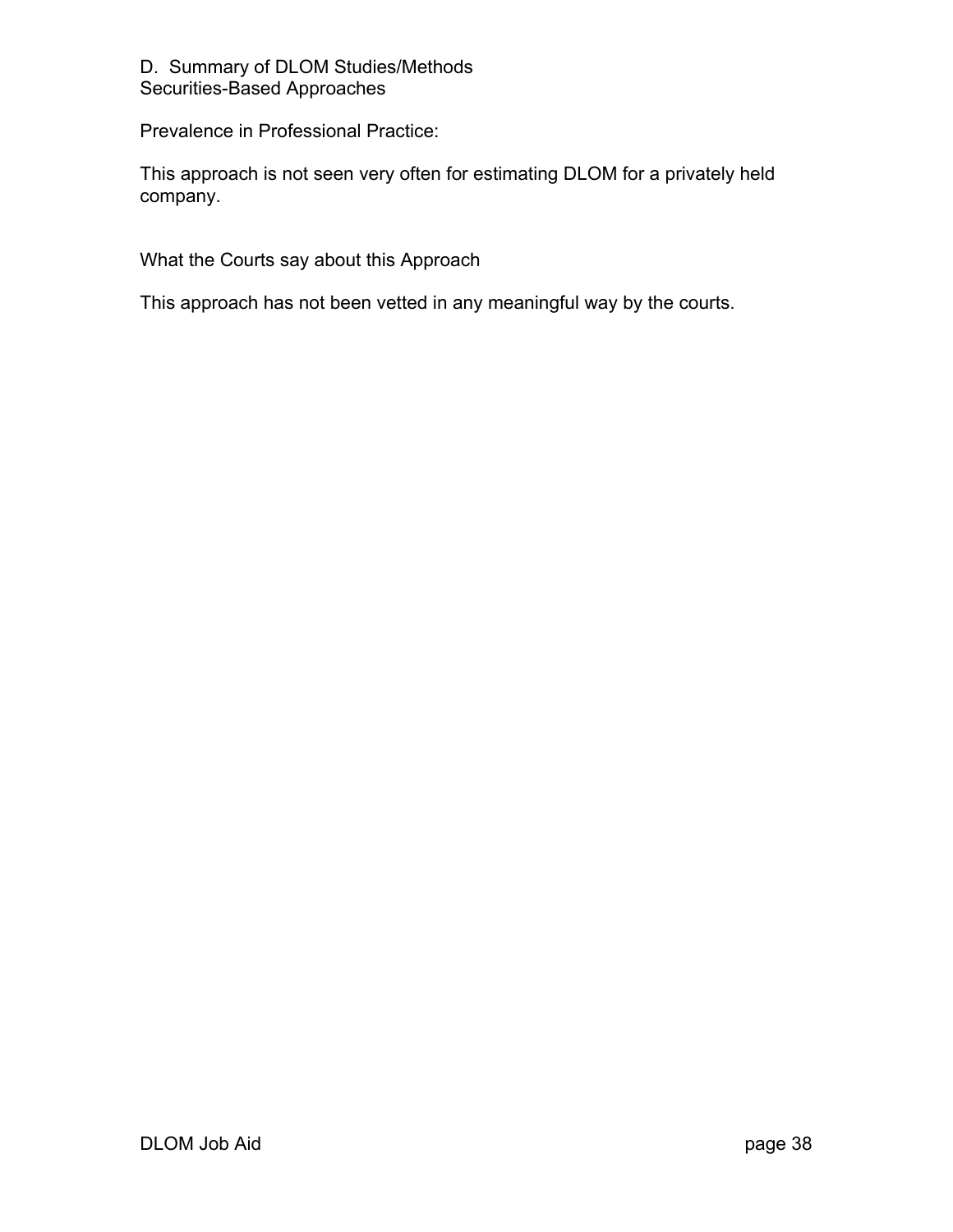D. Summary of DLOM Studies/Methods
Securities-Based Approaches

Prevalence in Professional Practice:

This approach is not seen very often for estimating DLOM for a privately held company.

What the Courts say about this Approach

This approach has not been vetted in any meaningful way by the courts.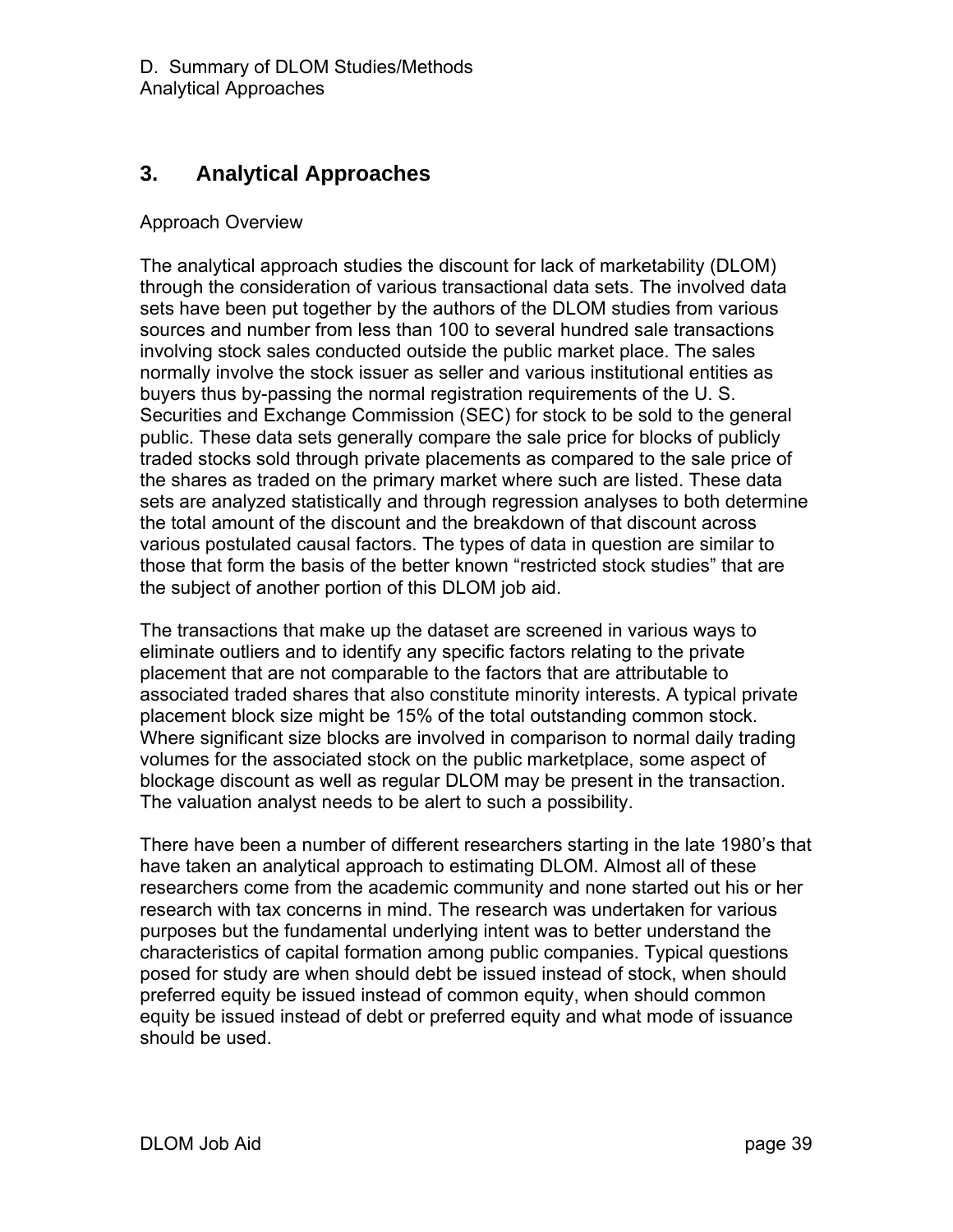## 3. Analytical Approaches

Approach Overview

The analytical approach studies the discount for lack of marketability (DLOM) through the consideration of various transactional data sets. The involved data sets have been put together by the authors of the DLOM studies from various sources and number from less than 100 to several hundred sale transactions involving stock sales conducted outside the public market place. The sales normally involve the stock issuer as seller and various institutional entities as buyers thus by-passing the normal registration requirements of the U. S. Securities and Exchange Commission (SEC) for stock to be sold to the general public. These data sets generally compare the sale price for blocks of publicly traded stocks sold through private placements as compared to the sale price of the shares as traded on the primary market where such are listed. These data sets are analyzed statistically and through regression analyses to both determine the total amount of the discount and the breakdown of that discount across various postulated causal factors. The types of data in question are similar to those that form the basis of the better known "restricted stock studies" that are the subject of another portion of this DLOM job aid.

The transactions that make up the dataset are screened in various ways to eliminate outliers and to identify any specific factors relating to the private placement that are not comparable to the factors that are attributable to associated traded shares that also constitute minority interests. A typical private placement block size might be 15% of the total outstanding common stock. Where significant size blocks are involved in comparison to normal daily trading volumes for the associated stock on the public marketplace, some aspect of blockage discount as well as regular DLOM may be present in the transaction. The valuation analyst needs to be alert to such a possibility.

There have been a number of different researchers starting in the late 1980's that have taken an analytical approach to estimating DLOM. Almost all of these researchers come from the academic community and none started out his or her research with tax concerns in mind. The research was undertaken for various purposes but the fundamental underlying intent was to better understand the characteristics of capital formation among public companies. Typical questions posed for study are when should debt be issued instead of stock, when should preferred equity be issued instead of common equity, when should common equity be issued instead of debt or preferred equity and what mode of issuance should be used.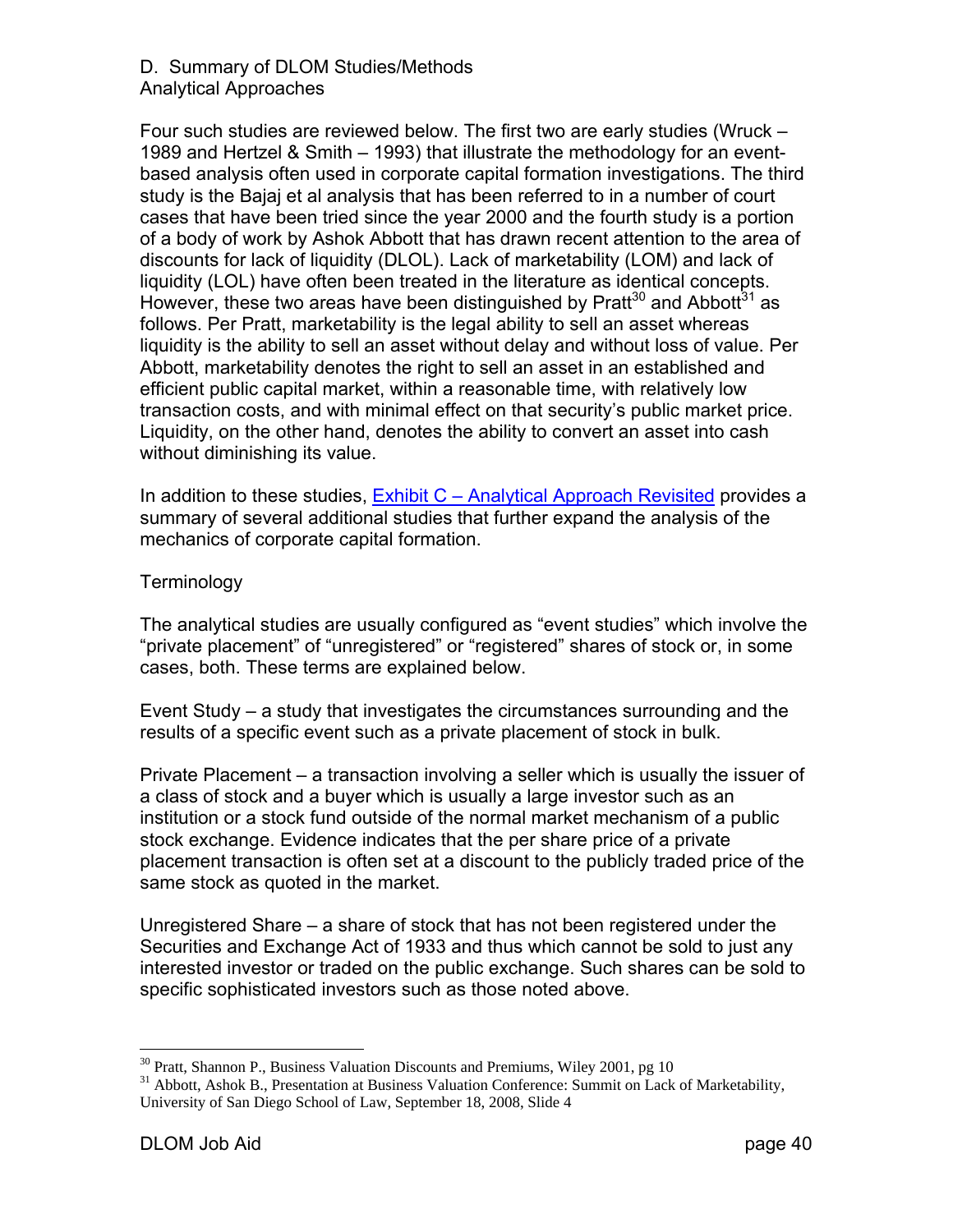D. Summary of DLOM Studies/Methods
Analytical Approaches

Four such studies are reviewed below. The first two are early studies (Wruck – 1989 and Hertzel & Smith – 1993) that illustrate the methodology for an event-based analysis often used in corporate capital formation investigations. The third study is the Bajaj et al analysis that has been referred to in a number of court cases that have been tried since the year 2000 and the fourth study is a portion of a body of work by Ashok Abbott that has drawn recent attention to the area of discounts for lack of liquidity (DLOL). Lack of marketability (LOM) and lack of liquidity (LOL) have often been treated in the literature as identical concepts. However, these two areas have been distinguished by Pratt[30] and Abbott[31] as follows. Per Pratt, marketability is the legal ability to sell an asset whereas liquidity is the ability to sell an asset without delay and without loss of value. Per Abbott, marketability denotes the right to sell an asset in an established and efficient public capital market, within a reasonable time, with relatively low transaction costs, and with minimal effect on that security's public market price. Liquidity, on the other hand, denotes the ability to convert an asset into cash without diminishing its value.

In addition to these studies, Exhibit C – Analytical Approach Revisited provides a summary of several additional studies that further expand the analysis of the mechanics of corporate capital formation.

Terminology

The analytical studies are usually configured as "event studies" which involve the "private placement" of "unregistered" or "registered" shares of stock or, in some cases, both. These terms are explained below.

Event Study – a study that investigates the circumstances surrounding and the results of a specific event such as a private placement of stock in bulk.

Private Placement – a transaction involving a seller which is usually the issuer of a class of stock and a buyer which is usually a large investor such as an institution or a stock fund outside of the normal market mechanism of a public stock exchange. Evidence indicates that the per share price of a private placement transaction is often set at a discount to the publicly traded price of the same stock as quoted in the market.

Unregistered Share – a share of stock that has not been registered under the Securities and Exchange Act of 1933 and thus which cannot be sold to just any interested investor or traded on the public exchange. Such shares can be sold to specific sophisticated investors such as those noted above.

---

[30] Pratt, Shannon P., Business Valuation Discounts and Premiums, Wiley 2001, pg 10

[31] Abbott, Ashok B., Presentation at Business Valuation Conference: Summit on Lack of Marketability, University of San Diego School of Law, September 18, 2008, Slide 4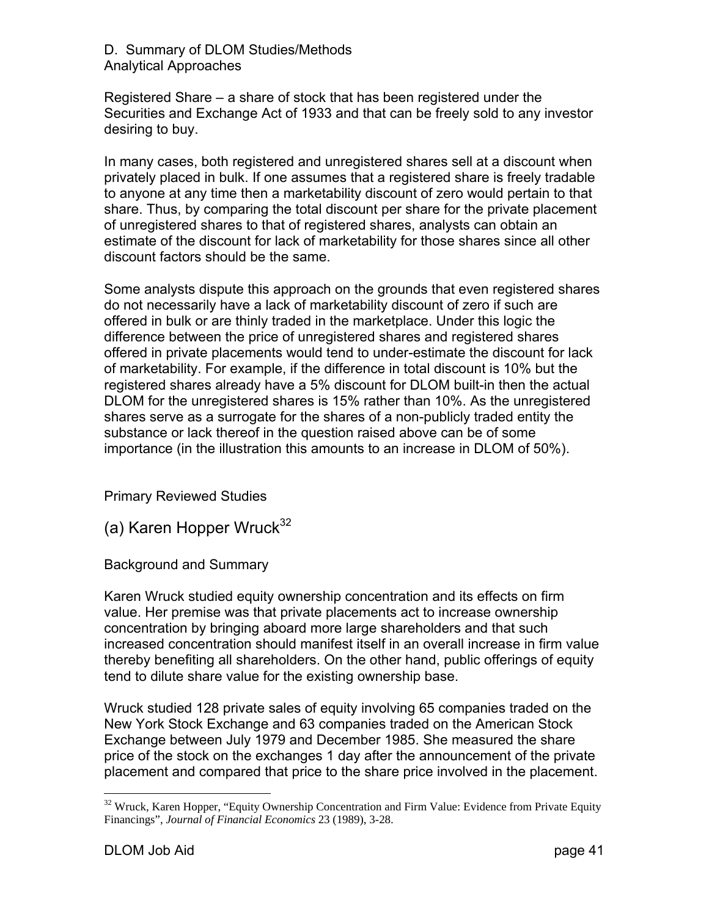D. Summary of DLOM Studies/Methods
Analytical Approaches

Registered Share – a share of stock that has been registered under the Securities and Exchange Act of 1933 and that can be freely sold to any investor desiring to buy.

In many cases, both registered and unregistered shares sell at a discount when privately placed in bulk. If one assumes that a registered share is freely tradable to anyone at any time then a marketability discount of zero would pertain to that share. Thus, by comparing the total discount per share for the private placement of unregistered shares to that of registered shares, analysts can obtain an estimate of the discount for lack of marketability for those shares since all other discount factors should be the same.

Some analysts dispute this approach on the grounds that even registered shares do not necessarily have a lack of marketability discount of zero if such are offered in bulk or are thinly traded in the marketplace. Under this logic the difference between the price of unregistered shares and registered shares offered in private placements would tend to under-estimate the discount for lack of marketability. For example, if the difference in total discount is 10% but the registered shares already have a 5% discount for DLOM built-in then the actual DLOM for the unregistered shares is 15% rather than 10%. As the unregistered shares serve as a surrogate for the shares of a non-publicly traded entity the substance or lack thereof in the question raised above can be of some importance (in the illustration this amounts to an increase in DLOM of 50%).

Primary Reviewed Studies

## (a) Karen Hopper Wruck[32]

Background and Summary

Karen Wruck studied equity ownership concentration and its effects on firm value. Her premise was that private placements act to increase ownership concentration by bringing aboard more large shareholders and that such increased concentration should manifest itself in an overall increase in firm value thereby benefiting all shareholders. On the other hand, public offerings of equity tend to dilute share value for the existing ownership base.

Wruck studied 128 private sales of equity involving 65 companies traded on the New York Stock Exchange and 63 companies traded on the American Stock Exchange between July 1979 and December 1985. She measured the share price of the stock on the exchanges 1 day after the announcement of the private placement and compared that price to the share price involved in the placement.

---

[32] Wruck, Karen Hopper, "Equity Ownership Concentration and Firm Value: Evidence from Private Equity Financings", *Journal of Financial Economics* 23 (1989), 3-28.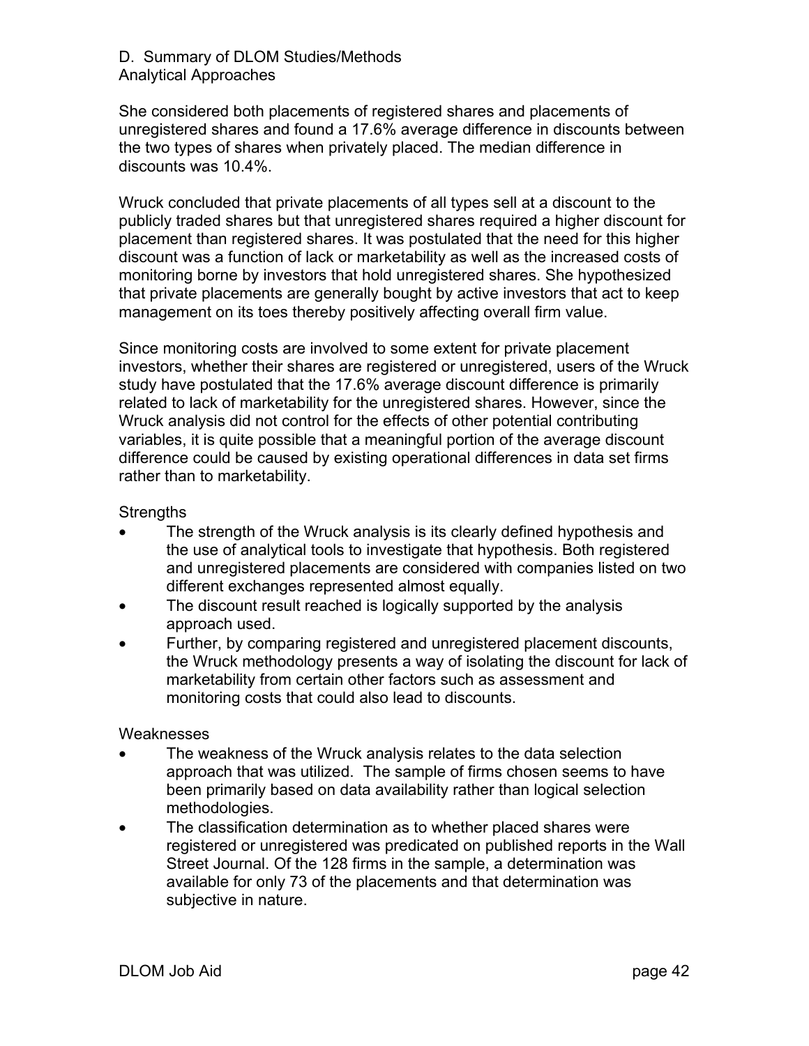D. Summary of DLOM Studies/Methods
Analytical Approaches

She considered both placements of registered shares and placements of unregistered shares and found a 17.6% average difference in discounts between the two types of shares when privately placed. The median difference in discounts was 10.4%.

Wruck concluded that private placements of all types sell at a discount to the publicly traded shares but that unregistered shares required a higher discount for placement than registered shares. It was postulated that the need for this higher discount was a function of lack or marketability as well as the increased costs of monitoring borne by investors that hold unregistered shares. She hypothesized that private placements are generally bought by active investors that act to keep management on its toes thereby positively affecting overall firm value.

Since monitoring costs are involved to some extent for private placement investors, whether their shares are registered or unregistered, users of the Wruck study have postulated that the 17.6% average discount difference is primarily related to lack of marketability for the unregistered shares. However, since the Wruck analysis did not control for the effects of other potential contributing variables, it is quite possible that a meaningful portion of the average discount difference could be caused by existing operational differences in data set firms rather than to marketability.

Strengths

- The strength of the Wruck analysis is its clearly defined hypothesis and the use of analytical tools to investigate that hypothesis. Both registered and unregistered placements are considered with companies listed on two different exchanges represented almost equally.
- The discount result reached is logically supported by the analysis approach used.
- Further, by comparing registered and unregistered placement discounts, the Wruck methodology presents a way of isolating the discount for lack of marketability from certain other factors such as assessment and monitoring costs that could also lead to discounts.

Weaknesses

- The weakness of the Wruck analysis relates to the data selection approach that was utilized. The sample of firms chosen seems to have been primarily based on data availability rather than logical selection methodologies.
- The classification determination as to whether placed shares were registered or unregistered was predicated on published reports in the Wall Street Journal. Of the 128 firms in the sample, a determination was available for only 73 of the placements and that determination was subjective in nature.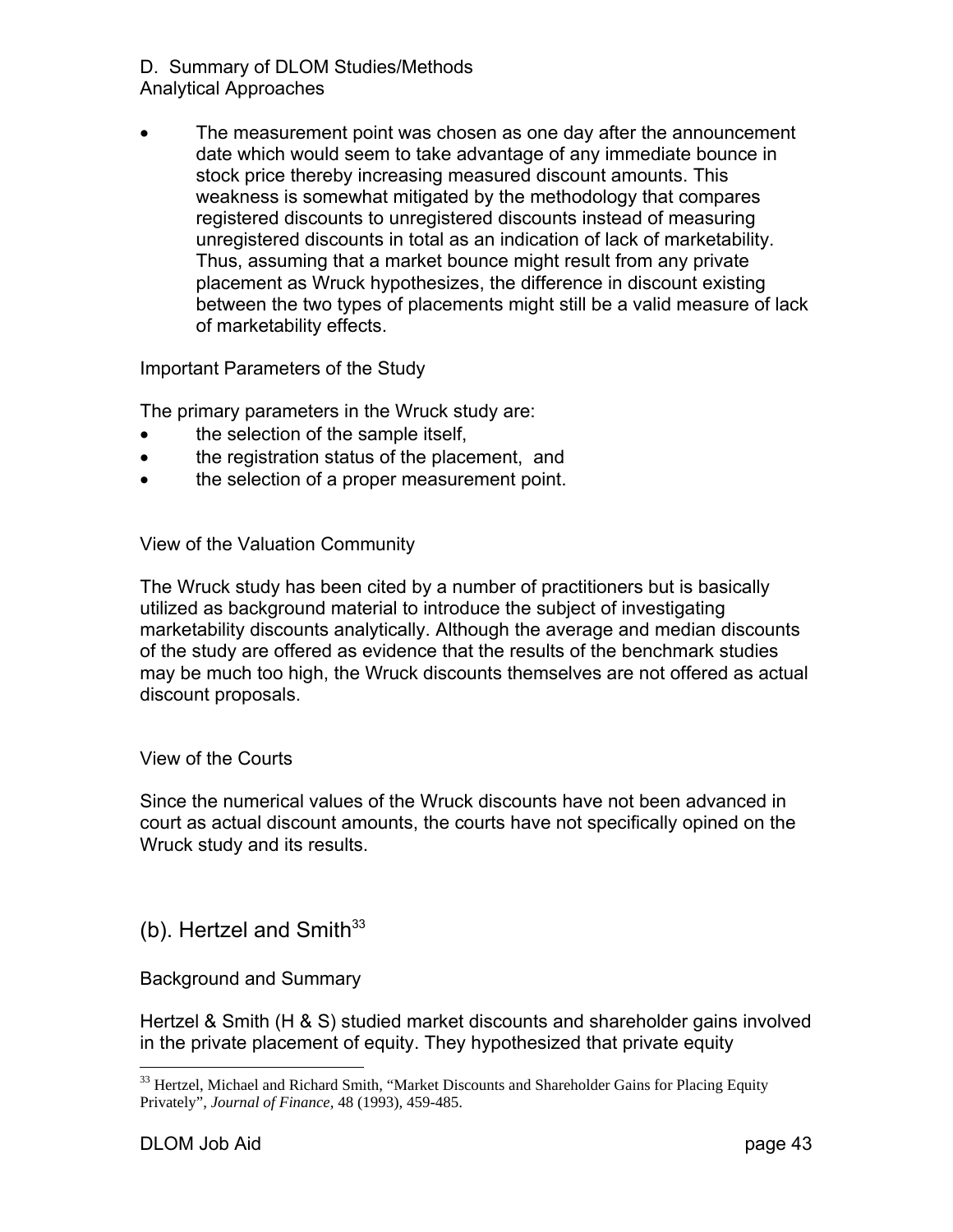- The measurement point was chosen as one day after the announcement date which would seem to take advantage of any immediate bounce in stock price thereby increasing measured discount amounts. This weakness is somewhat mitigated by the methodology that compares registered discounts to unregistered discounts instead of measuring unregistered discounts in total as an indication of lack of marketability. Thus, assuming that a market bounce might result from any private placement as Wruck hypothesizes, the difference in discount existing between the two types of placements might still be a valid measure of lack of marketability effects.

Important Parameters of the Study

The primary parameters in the Wruck study are:

- the selection of the sample itself,
- the registration status of the placement, and
- the selection of a proper measurement point.

View of the Valuation Community

The Wruck study has been cited by a number of practitioners but is basically utilized as background material to introduce the subject of investigating marketability discounts analytically. Although the average and median discounts of the study are offered as evidence that the results of the benchmark studies may be much too high, the Wruck discounts themselves are not offered as actual discount proposals.

View of the Courts

Since the numerical values of the Wruck discounts have not been advanced in court as actual discount amounts, the courts have not specifically opined on the Wruck study and its results.

## (b). Hertzel and Smith[33]

Background and Summary

Hertzel & Smith (H & S) studied market discounts and shareholder gains involved in the private placement of equity. They hypothesized that private equity

---

[33] Hertzel, Michael and Richard Smith, "Market Discounts and Shareholder Gains for Placing Equity Privately", *Journal of Finance,* 48 (1993), 459-485.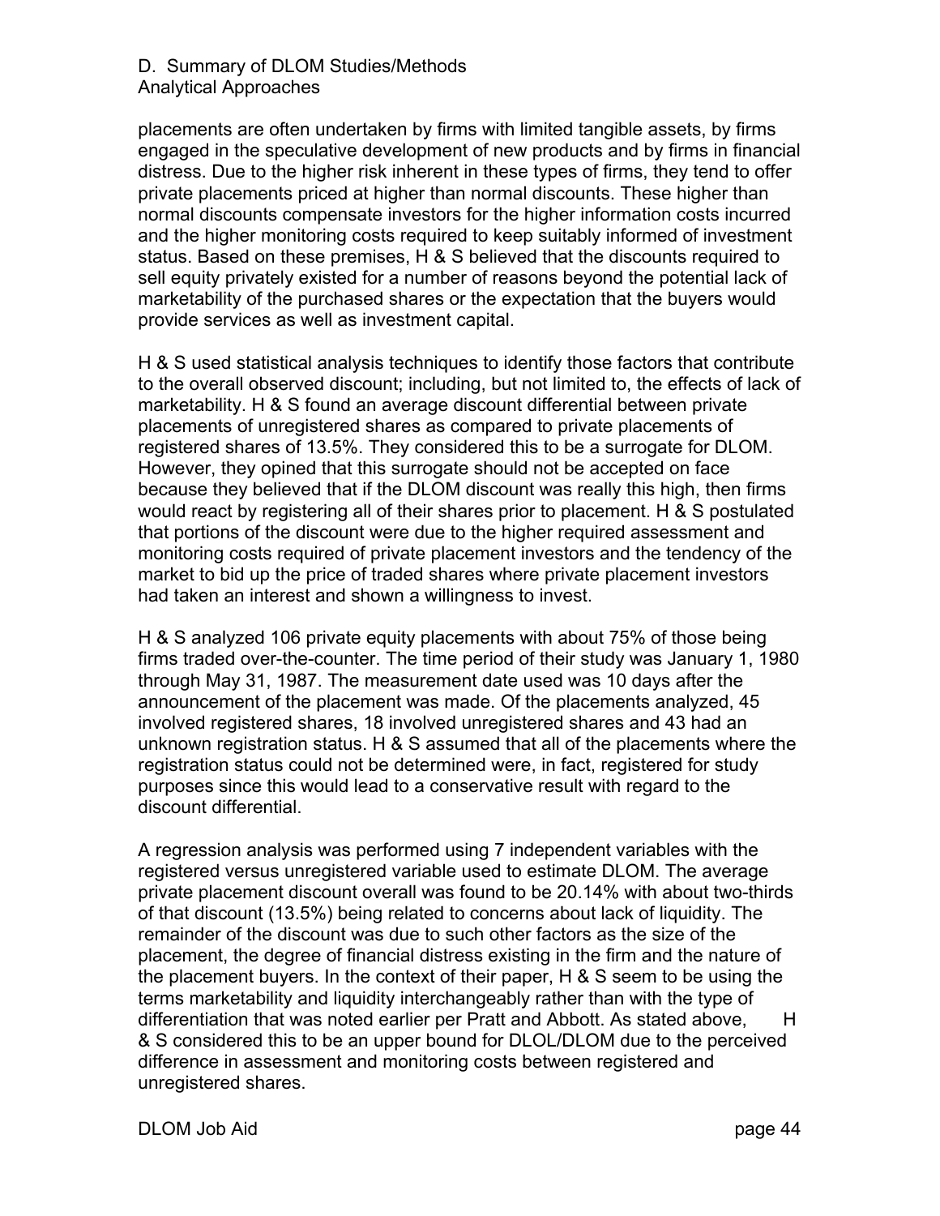D. Summary of DLOM Studies/Methods
Analytical Approaches

placements are often undertaken by firms with limited tangible assets, by firms engaged in the speculative development of new products and by firms in financial distress. Due to the higher risk inherent in these types of firms, they tend to offer private placements priced at higher than normal discounts. These higher than normal discounts compensate investors for the higher information costs incurred and the higher monitoring costs required to keep suitably informed of investment status. Based on these premises, H & S believed that the discounts required to sell equity privately existed for a number of reasons beyond the potential lack of marketability of the purchased shares or the expectation that the buyers would provide services as well as investment capital.

H & S used statistical analysis techniques to identify those factors that contribute to the overall observed discount; including, but not limited to, the effects of lack of marketability. H & S found an average discount differential between private placements of unregistered shares as compared to private placements of registered shares of 13.5%. They considered this to be a surrogate for DLOM. However, they opined that this surrogate should not be accepted on face because they believed that if the DLOM discount was really this high, then firms would react by registering all of their shares prior to placement. H & S postulated that portions of the discount were due to the higher required assessment and monitoring costs required of private placement investors and the tendency of the market to bid up the price of traded shares where private placement investors had taken an interest and shown a willingness to invest.

H & S analyzed 106 private equity placements with about 75% of those being firms traded over-the-counter. The time period of their study was January 1, 1980 through May 31, 1987. The measurement date used was 10 days after the announcement of the placement was made. Of the placements analyzed, 45 involved registered shares, 18 involved unregistered shares and 43 had an unknown registration status. H & S assumed that all of the placements where the registration status could not be determined were, in fact, registered for study purposes since this would lead to a conservative result with regard to the discount differential.

A regression analysis was performed using 7 independent variables with the registered versus unregistered variable used to estimate DLOM. The average private placement discount overall was found to be 20.14% with about two-thirds of that discount (13.5%) being related to concerns about lack of liquidity. The remainder of the discount was due to such other factors as the size of the placement, the degree of financial distress existing in the firm and the nature of the placement buyers. In the context of their paper, H & S seem to be using the terms marketability and liquidity interchangeably rather than with the type of differentiation that was noted earlier per Pratt and Abbott. As stated above, H & S considered this to be an upper bound for DLOL/DLOM due to the perceived difference in assessment and monitoring costs between registered and unregistered shares.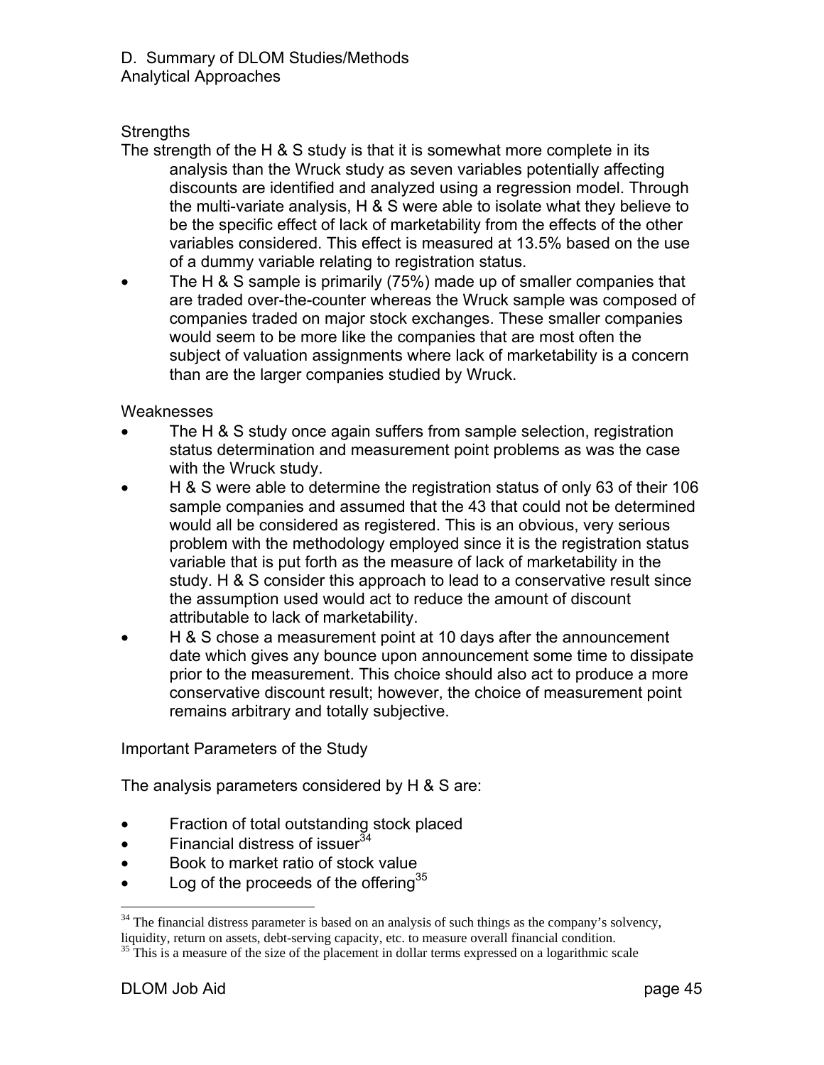D. Summary of DLOM Studies/Methods
Analytical Approaches

Strengths

The strength of the H & S study is that it is somewhat more complete in its analysis than the Wruck study as seven variables potentially affecting discounts are identified and analyzed using a regression model. Through the multi-variate analysis, H & S were able to isolate what they believe to be the specific effect of lack of marketability from the effects of the other variables considered. This effect is measured at 13.5% based on the use of a dummy variable relating to registration status.

- The H & S sample is primarily (75%) made up of smaller companies that are traded over-the-counter whereas the Wruck sample was composed of companies traded on major stock exchanges. These smaller companies would seem to be more like the companies that are most often the subject of valuation assignments where lack of marketability is a concern than are the larger companies studied by Wruck.

Weaknesses

- The H & S study once again suffers from sample selection, registration status determination and measurement point problems as was the case with the Wruck study.
- H & S were able to determine the registration status of only 63 of their 106 sample companies and assumed that the 43 that could not be determined would all be considered as registered. This is an obvious, very serious problem with the methodology employed since it is the registration status variable that is put forth as the measure of lack of marketability in the study. H & S consider this approach to lead to a conservative result since the assumption used would act to reduce the amount of discount attributable to lack of marketability.
- H & S chose a measurement point at 10 days after the announcement date which gives any bounce upon announcement some time to dissipate prior to the measurement. This choice should also act to produce a more conservative discount result; however, the choice of measurement point remains arbitrary and totally subjective.

Important Parameters of the Study

The analysis parameters considered by H & S are:

- Fraction of total outstanding stock placed
- Financial distress of issuer[34]
- Book to market ratio of stock value
- Log of the proceeds of the offering[35]

---

[34] The financial distress parameter is based on an analysis of such things as the company's solvency, liquidity, return on assets, debt-serving capacity, etc. to measure overall financial condition.

[35] This is a measure of the size of the placement in dollar terms expressed on a logarithmic scale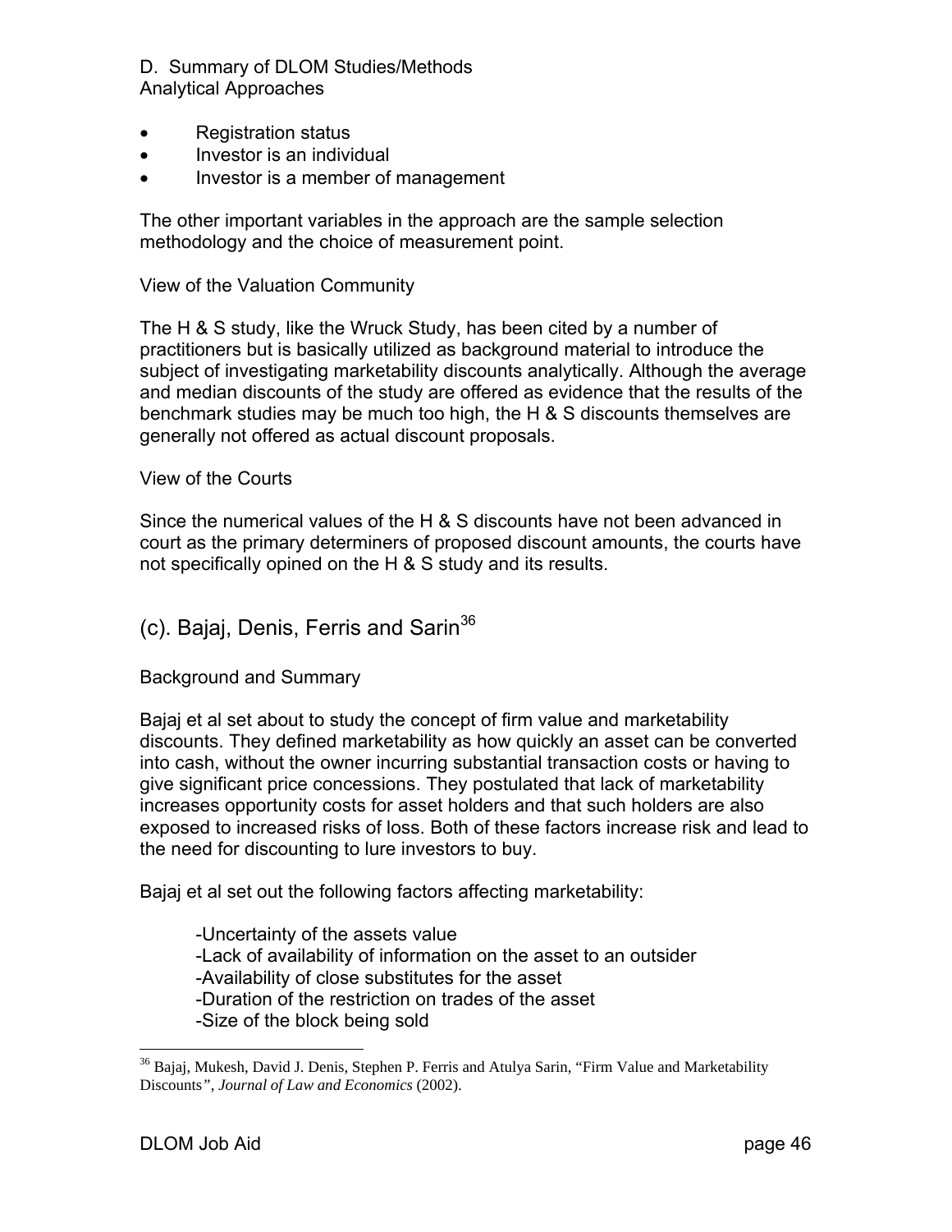D. Summary of DLOM Studies/Methods
Analytical Approaches

- Registration status
- Investor is an individual
- Investor is a member of management

The other important variables in the approach are the sample selection methodology and the choice of measurement point.

View of the Valuation Community

The H & S study, like the Wruck Study, has been cited by a number of practitioners but is basically utilized as background material to introduce the subject of investigating marketability discounts analytically. Although the average and median discounts of the study are offered as evidence that the results of the benchmark studies may be much too high, the H & S discounts themselves are generally not offered as actual discount proposals.

View of the Courts

Since the numerical values of the H & S discounts have not been advanced in court as the primary determiners of proposed discount amounts, the courts have not specifically opined on the H & S study and its results.

## (c). Bajaj, Denis, Ferris and Sarin[36]

Background and Summary

Bajaj et al set about to study the concept of firm value and marketability discounts. They defined marketability as how quickly an asset can be converted into cash, without the owner incurring substantial transaction costs or having to give significant price concessions. They postulated that lack of marketability increases opportunity costs for asset holders and that such holders are also exposed to increased risks of loss. Both of these factors increase risk and lead to the need for discounting to lure investors to buy.

Bajaj et al set out the following factors affecting marketability:

-Uncertainty of the assets value
-Lack of availability of information on the asset to an outsider
-Availability of close substitutes for the asset
-Duration of the restriction on trades of the asset
-Size of the block being sold

---

[36] Bajaj, Mukesh, David J. Denis, Stephen P. Ferris and Atulya Sarin, "Firm Value and Marketability Discounts", *Journal of Law and Economics* (2002).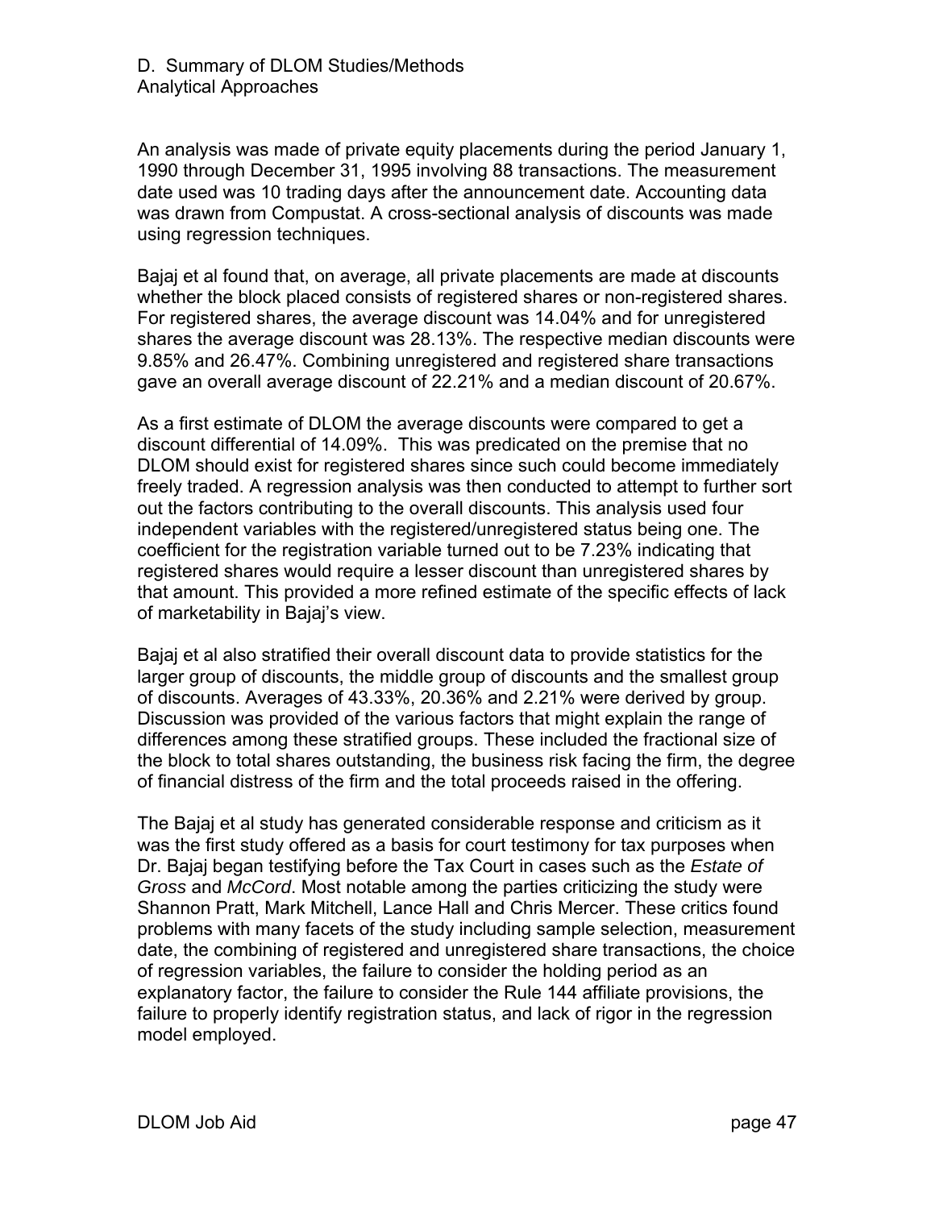D. Summary of DLOM Studies/Methods
Analytical Approaches

An analysis was made of private equity placements during the period January 1, 1990 through December 31, 1995 involving 88 transactions. The measurement date used was 10 trading days after the announcement date. Accounting data was drawn from Compustat. A cross-sectional analysis of discounts was made using regression techniques.

Bajaj et al found that, on average, all private placements are made at discounts whether the block placed consists of registered shares or non-registered shares. For registered shares, the average discount was 14.04% and for unregistered shares the average discount was 28.13%. The respective median discounts were 9.85% and 26.47%. Combining unregistered and registered share transactions gave an overall average discount of 22.21% and a median discount of 20.67%.

As a first estimate of DLOM the average discounts were compared to get a discount differential of 14.09%. This was predicated on the premise that no DLOM should exist for registered shares since such could become immediately freely traded. A regression analysis was then conducted to attempt to further sort out the factors contributing to the overall discounts. This analysis used four independent variables with the registered/unregistered status being one. The coefficient for the registration variable turned out to be 7.23% indicating that registered shares would require a lesser discount than unregistered shares by that amount. This provided a more refined estimate of the specific effects of lack of marketability in Bajaj's view.

Bajaj et al also stratified their overall discount data to provide statistics for the larger group of discounts, the middle group of discounts and the smallest group of discounts. Averages of 43.33%, 20.36% and 2.21% were derived by group. Discussion was provided of the various factors that might explain the range of differences among these stratified groups. These included the fractional size of the block to total shares outstanding, the business risk facing the firm, the degree of financial distress of the firm and the total proceeds raised in the offering.

The Bajaj et al study has generated considerable response and criticism as it was the first study offered as a basis for court testimony for tax purposes when Dr. Bajaj began testifying before the Tax Court in cases such as the *Estate of Gross* and *McCord*. Most notable among the parties criticizing the study were Shannon Pratt, Mark Mitchell, Lance Hall and Chris Mercer. These critics found problems with many facets of the study including sample selection, measurement date, the combining of registered and unregistered share transactions, the choice of regression variables, the failure to consider the holding period as an explanatory factor, the failure to consider the Rule 144 affiliate provisions, the failure to properly identify registration status, and lack of rigor in the regression model employed.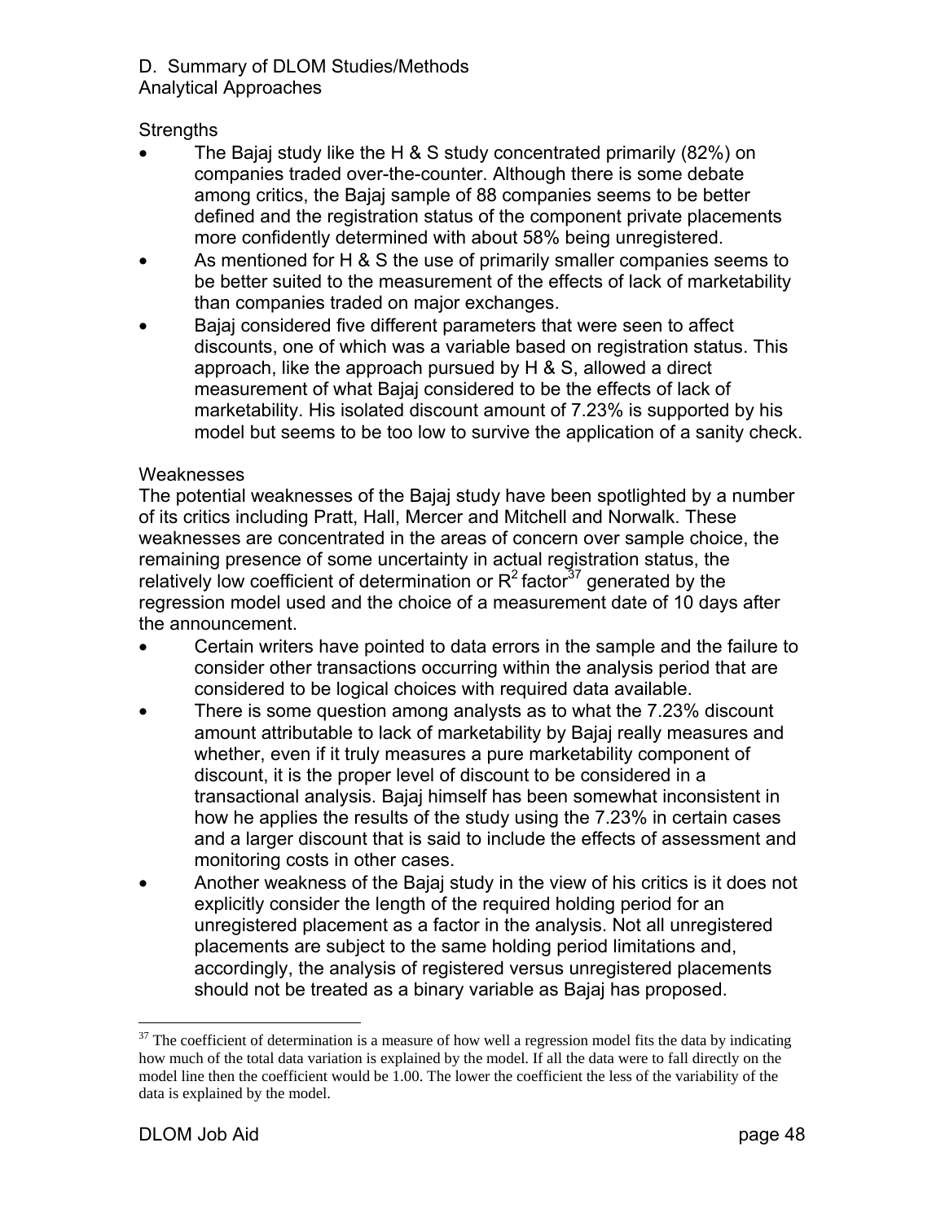D. Summary of DLOM Studies/Methods
Analytical Approaches

Strengths

- The Bajaj study like the H & S study concentrated primarily (82%) on companies traded over-the-counter. Although there is some debate among critics, the Bajaj sample of 88 companies seems to be better defined and the registration status of the component private placements more confidently determined with about 58% being unregistered.
- As mentioned for H & S the use of primarily smaller companies seems to be better suited to the measurement of the effects of lack of marketability than companies traded on major exchanges.
- Bajaj considered five different parameters that were seen to affect discounts, one of which was a variable based on registration status. This approach, like the approach pursued by H & S, allowed a direct measurement of what Bajaj considered to be the effects of lack of marketability. His isolated discount amount of 7.23% is supported by his model but seems to be too low to survive the application of a sanity check.

Weaknesses

The potential weaknesses of the Bajaj study have been spotlighted by a number of its critics including Pratt, Hall, Mercer and Mitchell and Norwalk. These weaknesses are concentrated in the areas of concern over sample choice, the remaining presence of some uncertainty in actual registration status, the relatively low coefficient of determination or $R^2$ factor[37] generated by the regression model used and the choice of a measurement date of 10 days after the announcement.

- Certain writers have pointed to data errors in the sample and the failure to consider other transactions occurring within the analysis period that are considered to be logical choices with required data available.
- There is some question among analysts as to what the 7.23% discount amount attributable to lack of marketability by Bajaj really measures and whether, even if it truly measures a pure marketability component of discount, it is the proper level of discount to be considered in a transactional analysis. Bajaj himself has been somewhat inconsistent in how he applies the results of the study using the 7.23% in certain cases and a larger discount that is said to include the effects of assessment and monitoring costs in other cases.
- Another weakness of the Bajaj study in the view of his critics is it does not explicitly consider the length of the required holding period for an unregistered placement as a factor in the analysis. Not all unregistered placements are subject to the same holding period limitations and, accordingly, the analysis of registered versus unregistered placements should not be treated as a binary variable as Bajaj has proposed.

[37] The coefficient of determination is a measure of how well a regression model fits the data by indicating how much of the total data variation is explained by the model. If all the data were to fall directly on the model line then the coefficient would be 1.00. The lower the coefficient the less of the variability of the data is explained by the model.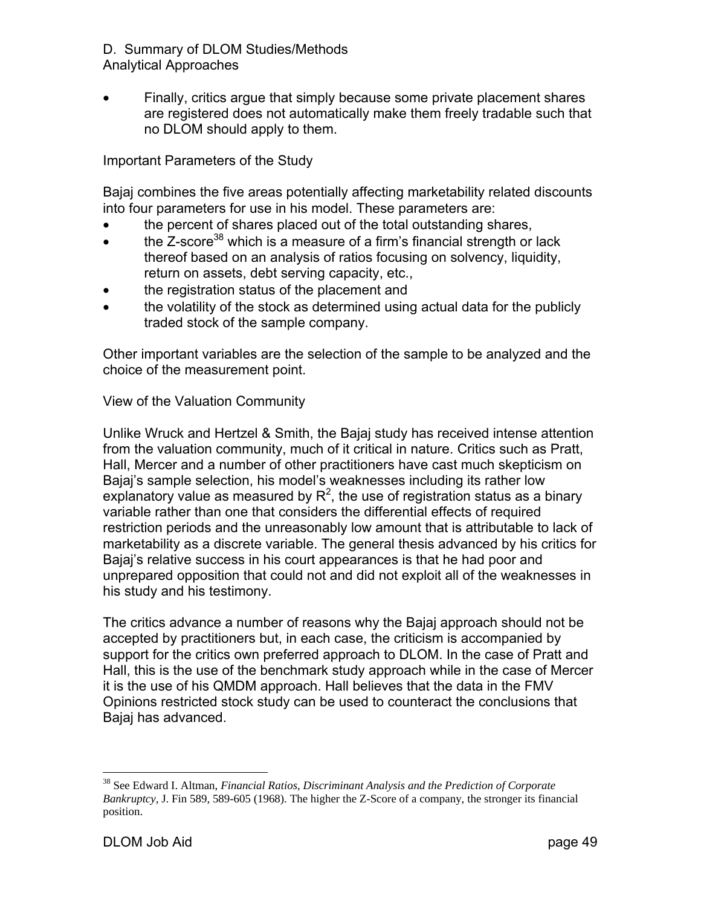D. Summary of DLOM Studies/Methods
Analytical Approaches

- Finally, critics argue that simply because some private placement shares are registered does not automatically make them freely tradable such that no DLOM should apply to them.

Important Parameters of the Study

Bajaj combines the five areas potentially affecting marketability related discounts into four parameters for use in his model. These parameters are:

- the percent of shares placed out of the total outstanding shares,
- the Z-score[38] which is a measure of a firm's financial strength or lack thereof based on an analysis of ratios focusing on solvency, liquidity, return on assets, debt serving capacity, etc.,
- the registration status of the placement and
- the volatility of the stock as determined using actual data for the publicly traded stock of the sample company.

Other important variables are the selection of the sample to be analyzed and the choice of the measurement point.

View of the Valuation Community

Unlike Wruck and Hertzel & Smith, the Bajaj study has received intense attention from the valuation community, much of it critical in nature. Critics such as Pratt, Hall, Mercer and a number of other practitioners have cast much skepticism on Bajaj's sample selection, his model's weaknesses including its rather low explanatory value as measured by $R^2$, the use of registration status as a binary variable rather than one that considers the differential effects of required restriction periods and the unreasonably low amount that is attributable to lack of marketability as a discrete variable. The general thesis advanced by his critics for Bajaj's relative success in his court appearances is that he had poor and unprepared opposition that could not and did not exploit all of the weaknesses in his study and his testimony.

The critics advance a number of reasons why the Bajaj approach should not be accepted by practitioners but, in each case, the criticism is accompanied by support for the critics own preferred approach to DLOM. In the case of Pratt and Hall, this is the use of the benchmark study approach while in the case of Mercer it is the use of his QMDM approach. Hall believes that the data in the FMV Opinions restricted stock study can be used to counteract the conclusions that Bajaj has advanced.

---

[38] See Edward I. Altman, *Financial Ratios, Discriminant Analysis and the Prediction of Corporate Bankruptcy*, J. Fin 589, 589-605 (1968). The higher the Z-Score of a company, the stronger its financial position.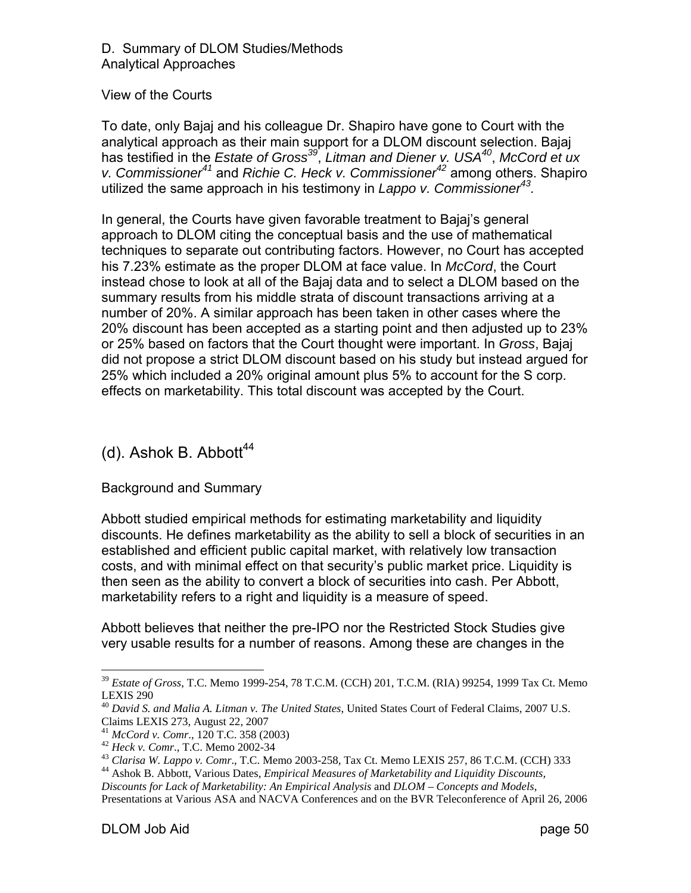D. Summary of DLOM Studies/Methods
Analytical Approaches

View of the Courts

To date, only Bajaj and his colleague Dr. Shapiro have gone to Court with the analytical approach as their main support for a DLOM discount selection. Bajaj has testified in the *Estate of Gross*[39], *Litman and Diener v. USA*[40], *McCord et ux v. Commissioner*[41] and *Richie C. Heck v. Commissioner*[42] among others. Shapiro utilized the same approach in his testimony in *Lappo v. Commissioner*[43].

In general, the Courts have given favorable treatment to Bajaj's general approach to DLOM citing the conceptual basis and the use of mathematical techniques to separate out contributing factors. However, no Court has accepted his 7.23% estimate as the proper DLOM at face value. In *McCord*, the Court instead chose to look at all of the Bajaj data and to select a DLOM based on the summary results from his middle strata of discount transactions arriving at a number of 20%. A similar approach has been taken in other cases where the 20% discount has been accepted as a starting point and then adjusted up to 23% or 25% based on factors that the Court thought were important. In *Gross*, Bajaj did not propose a strict DLOM discount based on his study but instead argued for 25% which included a 20% original amount plus 5% to account for the S corp. effects on marketability. This total discount was accepted by the Court.

## (d). Ashok B. Abbott[44]

Background and Summary

Abbott studied empirical methods for estimating marketability and liquidity discounts. He defines marketability as the ability to sell a block of securities in an established and efficient public capital market, with relatively low transaction costs, and with minimal effect on that security's public market price. Liquidity is then seen as the ability to convert a block of securities into cash. Per Abbott, marketability refers to a right and liquidity is a measure of speed.

Abbott believes that neither the pre-IPO nor the Restricted Stock Studies give very usable results for a number of reasons. Among these are changes in the

---

[39] *Estate of Gross*, T.C. Memo 1999-254, 78 T.C.M. (CCH) 201, T.C.M. (RIA) 99254, 1999 Tax Ct. Memo LEXIS 290

[40] *David S. and Malia A. Litman v. The United States*, United States Court of Federal Claims, 2007 U.S. Claims LEXIS 273, August 22, 2007

[41] *McCord v. Comr*., 120 T.C. 358 (2003)

[42] *Heck v. Comr*., T.C. Memo 2002-34

[43] *Clarisa W. Lappo v. Comr*., T.C. Memo 2003-258, Tax Ct. Memo LEXIS 257, 86 T.C.M. (CCH) 333

[44] Ashok B. Abbott, Various Dates, *Empirical Measures of Marketability and Liquidity Discounts, Discounts for Lack of Marketability: An Empirical Analysis* and *DLOM – Concepts and Models*, Presentations at Various ASA and NACVA Conferences and on the BVR Teleconference of April 26, 2006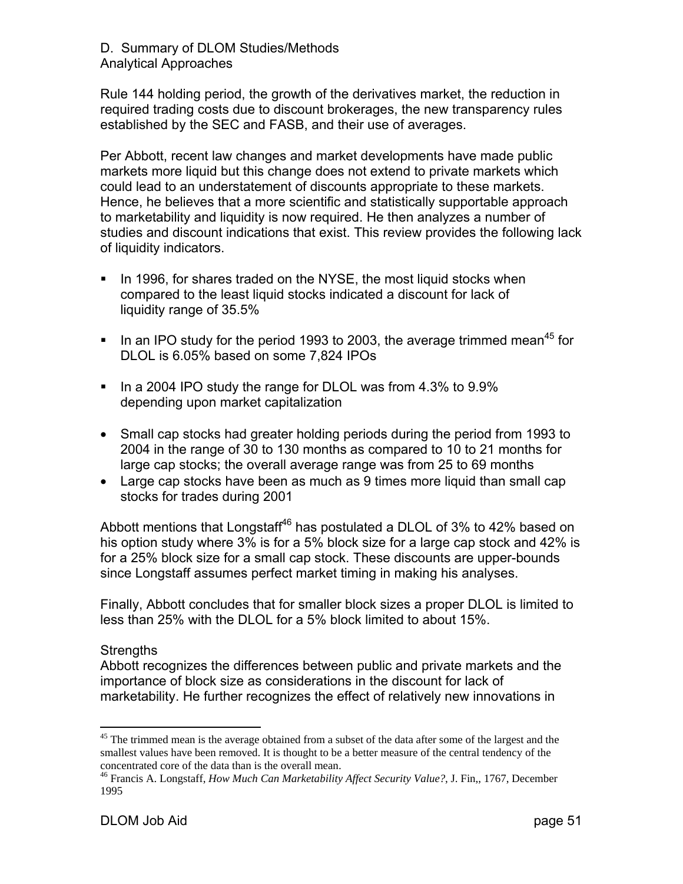D. Summary of DLOM Studies/Methods
Analytical Approaches

Rule 144 holding period, the growth of the derivatives market, the reduction in required trading costs due to discount brokerages, the new transparency rules established by the SEC and FASB, and their use of averages.

Per Abbott, recent law changes and market developments have made public markets more liquid but this change does not extend to private markets which could lead to an understatement of discounts appropriate to these markets. Hence, he believes that a more scientific and statistically supportable approach to marketability and liquidity is now required. He then analyzes a number of studies and discount indications that exist. This review provides the following lack of liquidity indicators.

- In 1996, for shares traded on the NYSE, the most liquid stocks when compared to the least liquid stocks indicated a discount for lack of liquidity range of 35.5%
- In an IPO study for the period 1993 to 2003, the average trimmed mean[45] for DLOL is 6.05% based on some 7,824 IPOs
- In a 2004 IPO study the range for DLOL was from 4.3% to 9.9% depending upon market capitalization

- Small cap stocks had greater holding periods during the period from 1993 to 2004 in the range of 30 to 130 months as compared to 10 to 21 months for large cap stocks; the overall average range was from 25 to 69 months
- Large cap stocks have been as much as 9 times more liquid than small cap stocks for trades during 2001

Abbott mentions that Longstaff[46] has postulated a DLOL of 3% to 42% based on his option study where 3% is for a 5% block size for a large cap stock and 42% is for a 25% block size for a small cap stock. These discounts are upper-bounds since Longstaff assumes perfect market timing in making his analyses.

Finally, Abbott concludes that for smaller block sizes a proper DLOL is limited to less than 25% with the DLOL for a 5% block limited to about 15%.

Strengths

Abbott recognizes the differences between public and private markets and the importance of block size as considerations in the discount for lack of marketability. He further recognizes the effect of relatively new innovations in

---

[45] The trimmed mean is the average obtained from a subset of the data after some of the largest and the smallest values have been removed. It is thought to be a better measure of the central tendency of the concentrated core of the data than is the overall mean.

[46] Francis A. Longstaff, *How Much Can Marketability Affect Security Value?*, J. Fin,, 1767, December 1995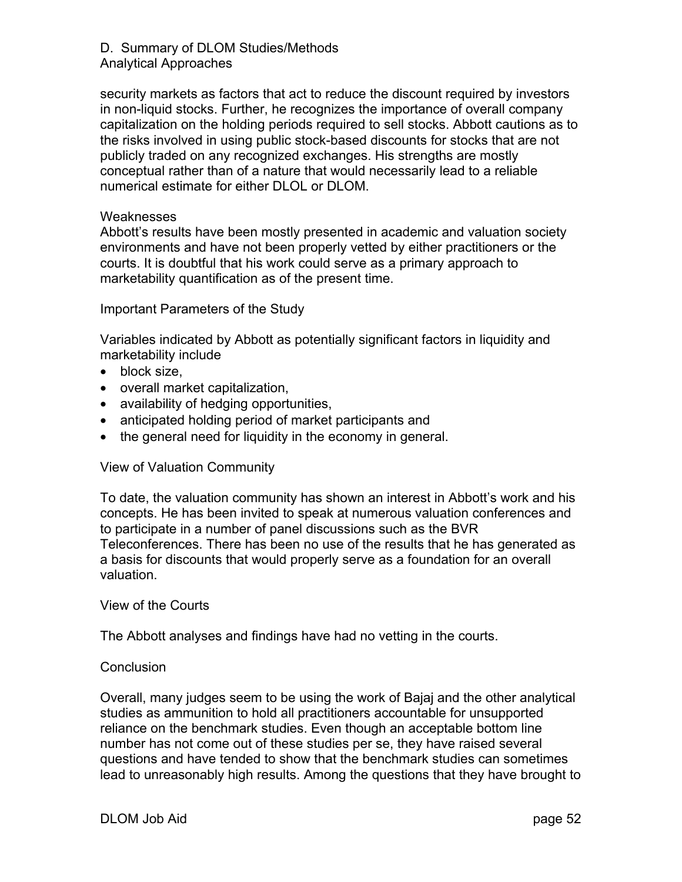security markets as factors that act to reduce the discount required by investors in non-liquid stocks. Further, he recognizes the importance of overall company capitalization on the holding periods required to sell stocks. Abbott cautions as to the risks involved in using public stock-based discounts for stocks that are not publicly traded on any recognized exchanges. His strengths are mostly conceptual rather than of a nature that would necessarily lead to a reliable numerical estimate for either DLOL or DLOM.

Weaknesses

Abbott's results have been mostly presented in academic and valuation society environments and have not been properly vetted by either practitioners or the courts. It is doubtful that his work could serve as a primary approach to marketability quantification as of the present time.

Important Parameters of the Study

Variables indicated by Abbott as potentially significant factors in liquidity and marketability include

- block size,
- overall market capitalization,
- availability of hedging opportunities,
- anticipated holding period of market participants and
- the general need for liquidity in the economy in general.

View of Valuation Community

To date, the valuation community has shown an interest in Abbott's work and his concepts. He has been invited to speak at numerous valuation conferences and to participate in a number of panel discussions such as the BVR Teleconferences. There has been no use of the results that he has generated as a basis for discounts that would properly serve as a foundation for an overall valuation.

View of the Courts

The Abbott analyses and findings have had no vetting in the courts.

Conclusion

Overall, many judges seem to be using the work of Bajaj and the other analytical studies as ammunition to hold all practitioners accountable for unsupported reliance on the benchmark studies. Even though an acceptable bottom line number has not come out of these studies per se, they have raised several questions and have tended to show that the benchmark studies can sometimes lead to unreasonably high results. Among the questions that they have brought to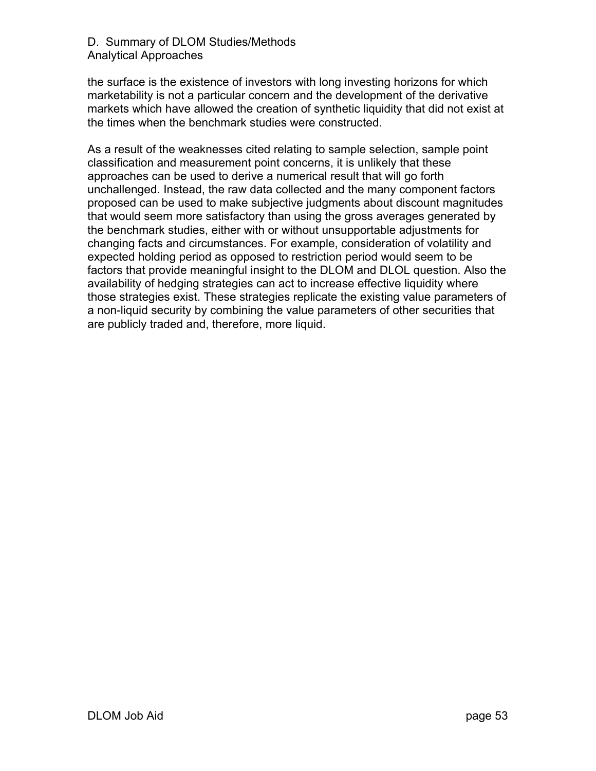the surface is the existence of investors with long investing horizons for which marketability is not a particular concern and the development of the derivative markets which have allowed the creation of synthetic liquidity that did not exist at the times when the benchmark studies were constructed.

As a result of the weaknesses cited relating to sample selection, sample point classification and measurement point concerns, it is unlikely that these approaches can be used to derive a numerical result that will go forth unchallenged. Instead, the raw data collected and the many component factors proposed can be used to make subjective judgments about discount magnitudes that would seem more satisfactory than using the gross averages generated by the benchmark studies, either with or without unsupportable adjustments for changing facts and circumstances. For example, consideration of volatility and expected holding period as opposed to restriction period would seem to be factors that provide meaningful insight to the DLOM and DLOL question. Also the availability of hedging strategies can act to increase effective liquidity where those strategies exist. These strategies replicate the existing value parameters of a non-liquid security by combining the value parameters of other securities that are publicly traded and, therefore, more liquid.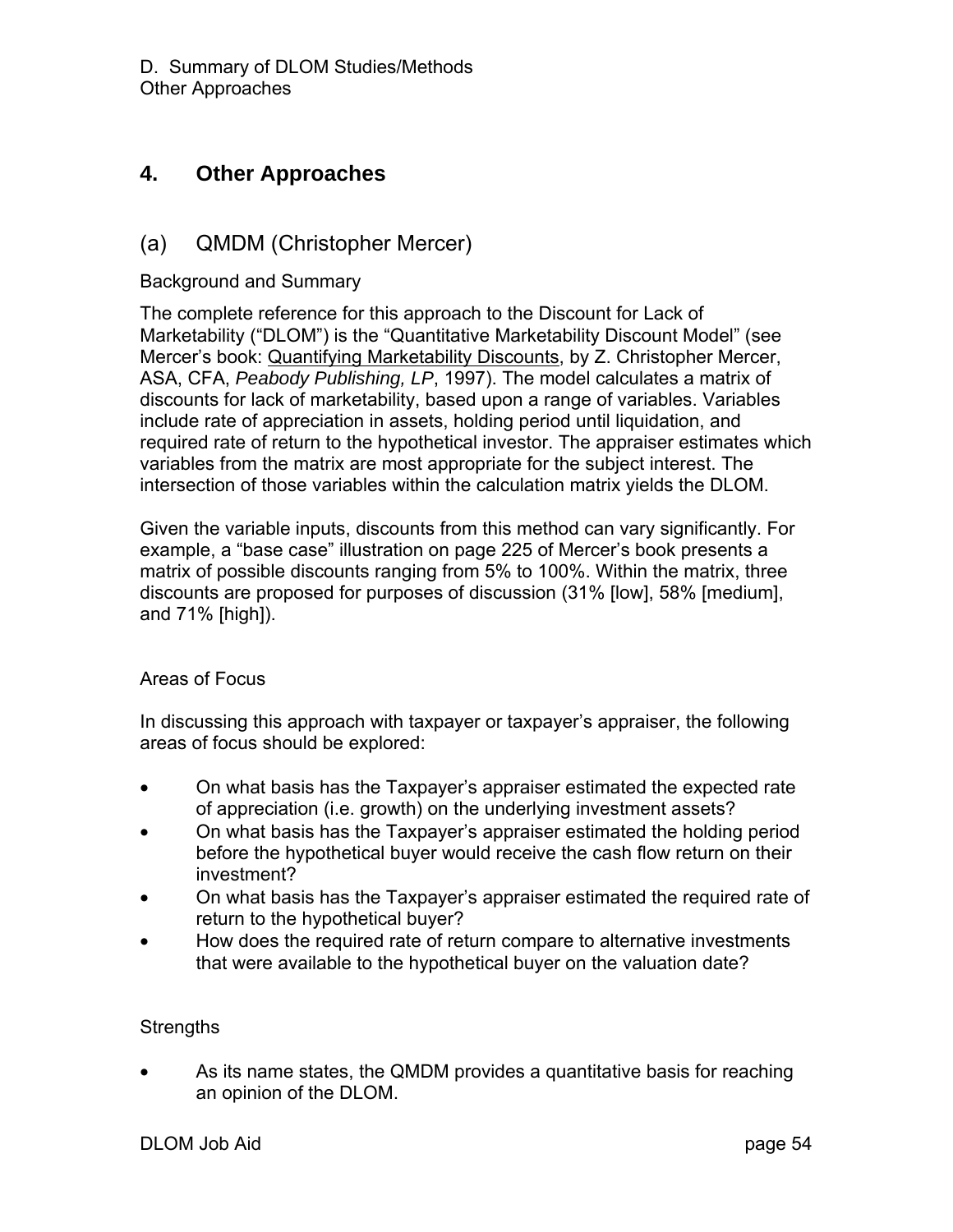## 4. Other Approaches

### (a) QMDM (Christopher Mercer)

Background and Summary

The complete reference for this approach to the Discount for Lack of Marketability ("DLOM") is the "Quantitative Marketability Discount Model" (see Mercer's book: Quantifying Marketability Discounts, by Z. Christopher Mercer, ASA, CFA, *Peabody Publishing, LP*, 1997). The model calculates a matrix of discounts for lack of marketability, based upon a range of variables. Variables include rate of appreciation in assets, holding period until liquidation, and required rate of return to the hypothetical investor. The appraiser estimates which variables from the matrix are most appropriate for the subject interest. The intersection of those variables within the calculation matrix yields the DLOM.

Given the variable inputs, discounts from this method can vary significantly. For example, a "base case" illustration on page 225 of Mercer's book presents a matrix of possible discounts ranging from 5% to 100%. Within the matrix, three discounts are proposed for purposes of discussion (31% [low], 58% [medium], and 71% [high]).

Areas of Focus

In discussing this approach with taxpayer or taxpayer's appraiser, the following areas of focus should be explored:

- On what basis has the Taxpayer's appraiser estimated the expected rate of appreciation (i.e. growth) on the underlying investment assets?
- On what basis has the Taxpayer's appraiser estimated the holding period before the hypothetical buyer would receive the cash flow return on their investment?
- On what basis has the Taxpayer's appraiser estimated the required rate of return to the hypothetical buyer?
- How does the required rate of return compare to alternative investments that were available to the hypothetical buyer on the valuation date?

Strengths

- As its name states, the QMDM provides a quantitative basis for reaching an opinion of the DLOM.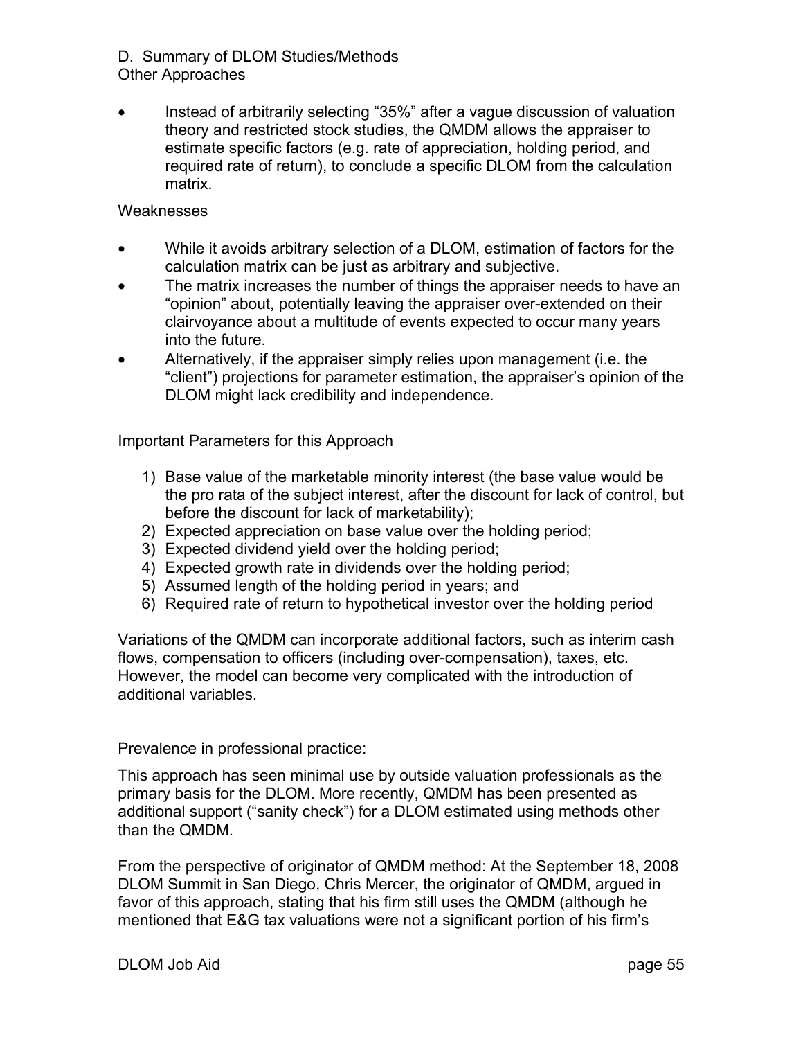D. Summary of DLOM Studies/Methods
Other Approaches

- Instead of arbitrarily selecting "35%" after a vague discussion of valuation theory and restricted stock studies, the QMDM allows the appraiser to estimate specific factors (e.g. rate of appreciation, holding period, and required rate of return), to conclude a specific DLOM from the calculation matrix.

Weaknesses

- While it avoids arbitrary selection of a DLOM, estimation of factors for the calculation matrix can be just as arbitrary and subjective.
- The matrix increases the number of things the appraiser needs to have an "opinion" about, potentially leaving the appraiser over-extended on their clairvoyance about a multitude of events expected to occur many years into the future.
- Alternatively, if the appraiser simply relies upon management (i.e. the "client") projections for parameter estimation, the appraiser's opinion of the DLOM might lack credibility and independence.

Important Parameters for this Approach

1) Base value of the marketable minority interest (the base value would be the pro rata of the subject interest, after the discount for lack of control, but before the discount for lack of marketability);
2) Expected appreciation on base value over the holding period;
3) Expected dividend yield over the holding period;
4) Expected growth rate in dividends over the holding period;
5) Assumed length of the holding period in years; and
6) Required rate of return to hypothetical investor over the holding period

Variations of the QMDM can incorporate additional factors, such as interim cash flows, compensation to officers (including over-compensation), taxes, etc. However, the model can become very complicated with the introduction of additional variables.

Prevalence in professional practice:

This approach has seen minimal use by outside valuation professionals as the primary basis for the DLOM. More recently, QMDM has been presented as additional support ("sanity check") for a DLOM estimated using methods other than the QMDM.

From the perspective of originator of QMDM method: At the September 18, 2008 DLOM Summit in San Diego, Chris Mercer, the originator of QMDM, argued in favor of this approach, stating that his firm still uses the QMDM (although he mentioned that E&G tax valuations were not a significant portion of his firm's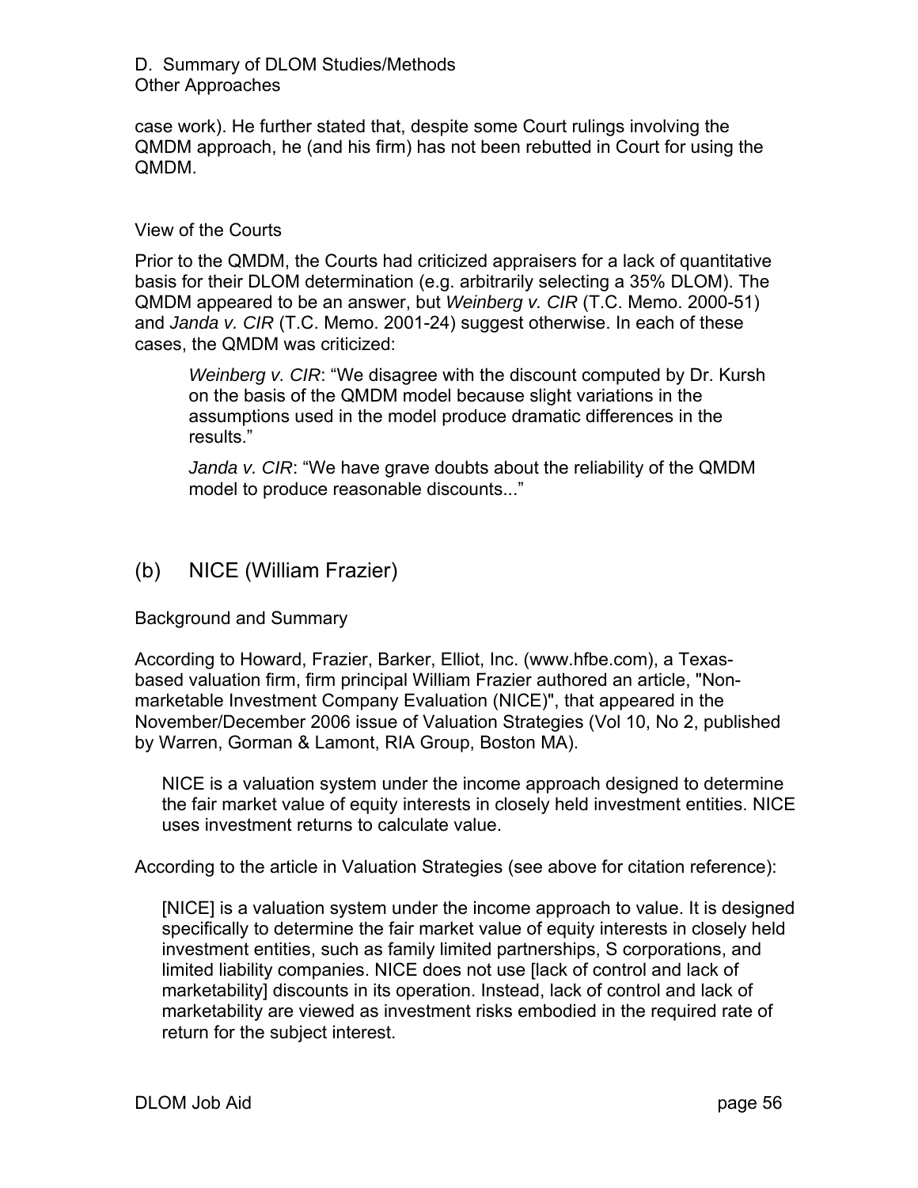case work). He further stated that, despite some Court rulings involving the QMDM approach, he (and his firm) has not been rebutted in Court for using the QMDM.

View of the Courts

Prior to the QMDM, the Courts had criticized appraisers for a lack of quantitative basis for their DLOM determination (e.g. arbitrarily selecting a 35% DLOM). The QMDM appeared to be an answer, but *Weinberg v. CIR* (T.C. Memo. 2000-51) and *Janda v. CIR* (T.C. Memo. 2001-24) suggest otherwise. In each of these cases, the QMDM was criticized:

> *Weinberg v. CIR*: "We disagree with the discount computed by Dr. Kursh on the basis of the QMDM model because slight variations in the assumptions used in the model produce dramatic differences in the results."
>
> *Janda v. CIR*: "We have grave doubts about the reliability of the QMDM model to produce reasonable discounts..."

## (b) NICE (William Frazier)

Background and Summary

According to Howard, Frazier, Barker, Elliot, Inc. (www.hfbe.com), a Texas-based valuation firm, firm principal William Frazier authored an article, "Non-marketable Investment Company Evaluation (NICE)", that appeared in the November/December 2006 issue of Valuation Strategies (Vol 10, No 2, published by Warren, Gorman & Lamont, RIA Group, Boston MA).

> NICE is a valuation system under the income approach designed to determine the fair market value of equity interests in closely held investment entities. NICE uses investment returns to calculate value.

According to the article in Valuation Strategies (see above for citation reference):

> [NICE] is a valuation system under the income approach to value. It is designed specifically to determine the fair market value of equity interests in closely held investment entities, such as family limited partnerships, S corporations, and limited liability companies. NICE does not use [lack of control and lack of marketability] discounts in its operation. Instead, lack of control and lack of marketability are viewed as investment risks embodied in the required rate of return for the subject interest.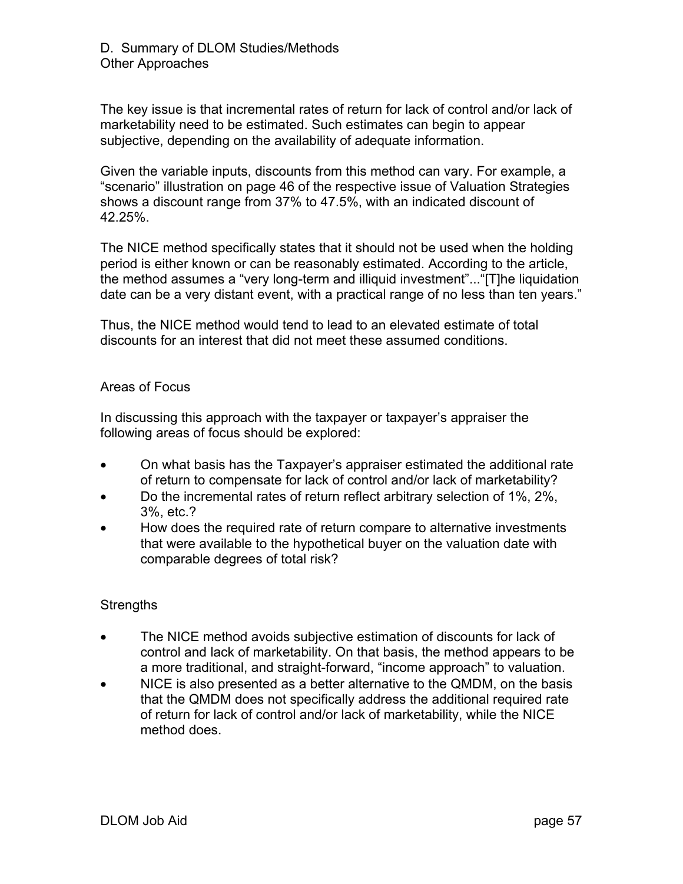D. Summary of DLOM Studies/Methods
Other Approaches

The key issue is that incremental rates of return for lack of control and/or lack of marketability need to be estimated. Such estimates can begin to appear subjective, depending on the availability of adequate information.

Given the variable inputs, discounts from this method can vary. For example, a "scenario" illustration on page 46 of the respective issue of Valuation Strategies shows a discount range from 37% to 47.5%, with an indicated discount of 42.25%.

The NICE method specifically states that it should not be used when the holding period is either known or can be reasonably estimated. According to the article, the method assumes a "very long-term and illiquid investment"..."[T]he liquidation date can be a very distant event, with a practical range of no less than ten years."

Thus, the NICE method would tend to lead to an elevated estimate of total discounts for an interest that did not meet these assumed conditions.

Areas of Focus

In discussing this approach with the taxpayer or taxpayer's appraiser the following areas of focus should be explored:

- On what basis has the Taxpayer's appraiser estimated the additional rate of return to compensate for lack of control and/or lack of marketability?
- Do the incremental rates of return reflect arbitrary selection of 1%, 2%, 3%, etc.?
- How does the required rate of return compare to alternative investments that were available to the hypothetical buyer on the valuation date with comparable degrees of total risk?

Strengths

- The NICE method avoids subjective estimation of discounts for lack of control and lack of marketability. On that basis, the method appears to be a more traditional, and straight-forward, "income approach" to valuation.
- NICE is also presented as a better alternative to the QMDM, on the basis that the QMDM does not specifically address the additional required rate of return for lack of control and/or lack of marketability, while the NICE method does.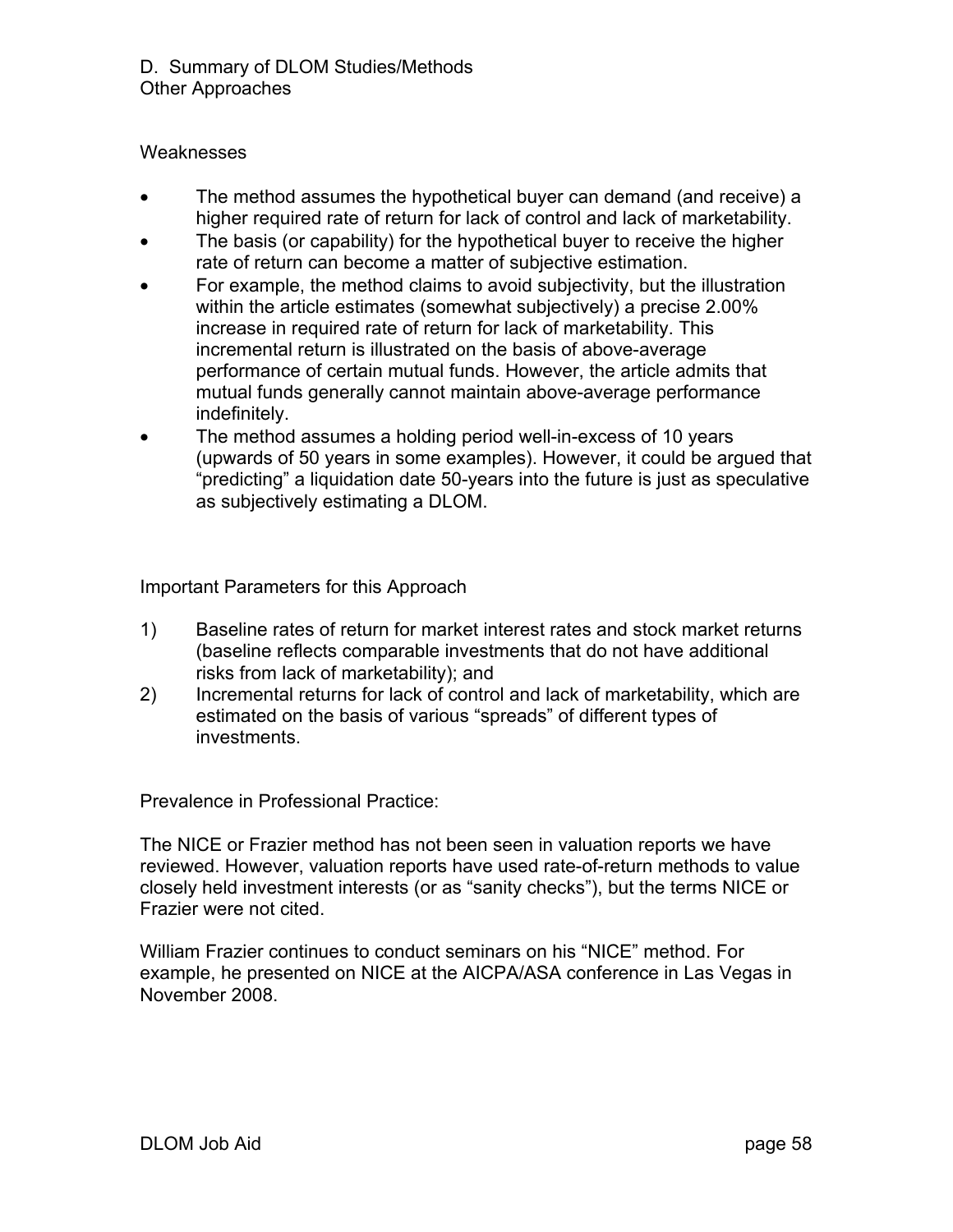D. Summary of DLOM Studies/Methods
Other Approaches

Weaknesses

- The method assumes the hypothetical buyer can demand (and receive) a higher required rate of return for lack of control and lack of marketability.
- The basis (or capability) for the hypothetical buyer to receive the higher rate of return can become a matter of subjective estimation.
- For example, the method claims to avoid subjectivity, but the illustration within the article estimates (somewhat subjectively) a precise 2.00% increase in required rate of return for lack of marketability. This incremental return is illustrated on the basis of above-average performance of certain mutual funds. However, the article admits that mutual funds generally cannot maintain above-average performance indefinitely.
- The method assumes a holding period well-in-excess of 10 years (upwards of 50 years in some examples). However, it could be argued that "predicting" a liquidation date 50-years into the future is just as speculative as subjectively estimating a DLOM.

Important Parameters for this Approach

1) Baseline rates of return for market interest rates and stock market returns (baseline reflects comparable investments that do not have additional risks from lack of marketability); and
2) Incremental returns for lack of control and lack of marketability, which are estimated on the basis of various "spreads" of different types of investments.

Prevalence in Professional Practice:

The NICE or Frazier method has not been seen in valuation reports we have reviewed. However, valuation reports have used rate-of-return methods to value closely held investment interests (or as "sanity checks"), but the terms NICE or Frazier were not cited.

William Frazier continues to conduct seminars on his "NICE" method. For example, he presented on NICE at the AICPA/ASA conference in Las Vegas in November 2008.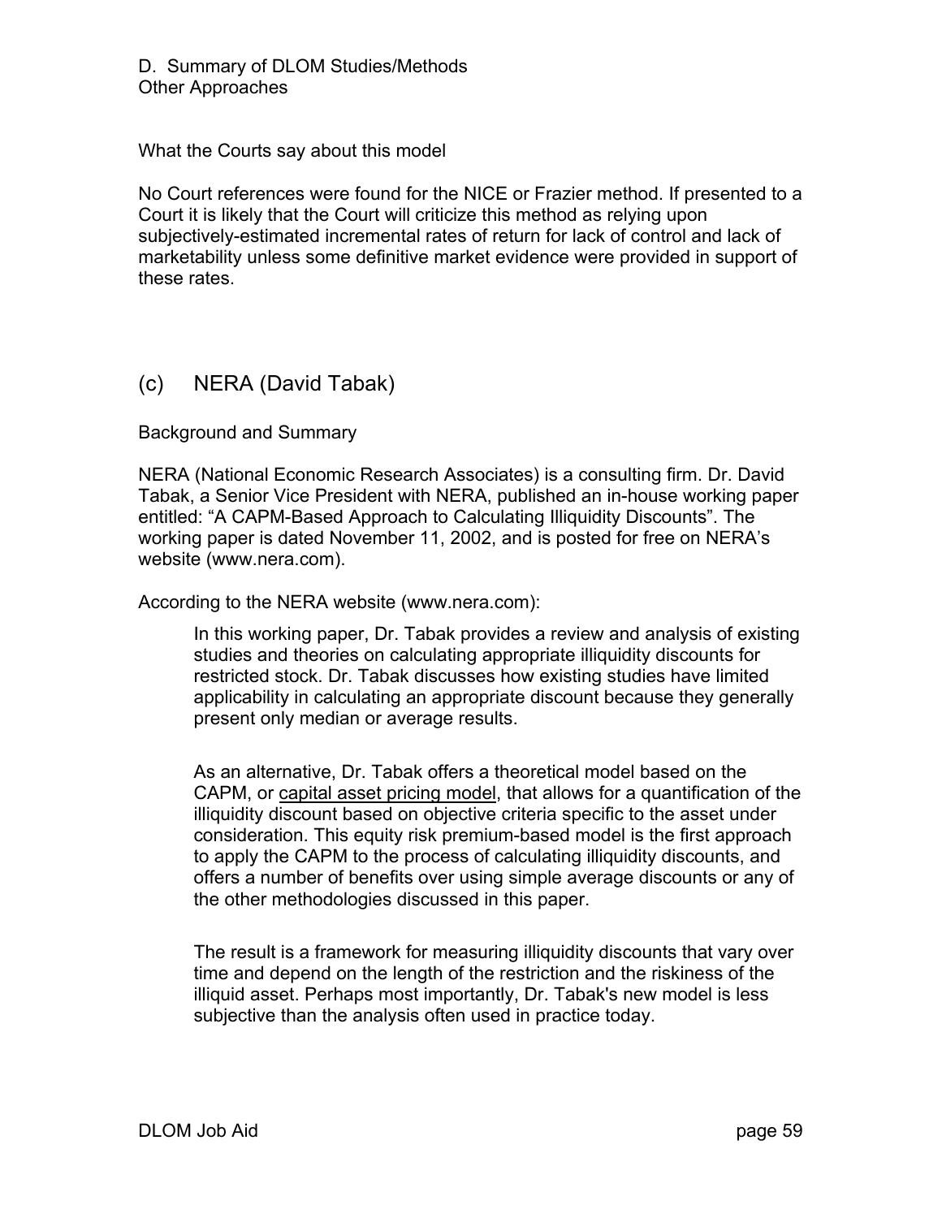D. Summary of DLOM Studies/Methods
Other Approaches

What the Courts say about this model

No Court references were found for the NICE or Frazier method. If presented to a Court it is likely that the Court will criticize this method as relying upon subjectively-estimated incremental rates of return for lack of control and lack of marketability unless some definitive market evidence were provided in support of these rates.

## (c) NERA (David Tabak)

Background and Summary

NERA (National Economic Research Associates) is a consulting firm. Dr. David Tabak, a Senior Vice President with NERA, published an in-house working paper entitled: "A CAPM-Based Approach to Calculating Illiquidity Discounts". The working paper is dated November 11, 2002, and is posted for free on NERA's website (www.nera.com).

According to the NERA website (www.nera.com):

> In this working paper, Dr. Tabak provides a review and analysis of existing studies and theories on calculating appropriate illiquidity discounts for restricted stock. Dr. Tabak discusses how existing studies have limited applicability in calculating an appropriate discount because they generally present only median or average results.
>
> As an alternative, Dr. Tabak offers a theoretical model based on the CAPM, or capital asset pricing model, that allows for a quantification of the illiquidity discount based on objective criteria specific to the asset under consideration. This equity risk premium-based model is the first approach to apply the CAPM to the process of calculating illiquidity discounts, and offers a number of benefits over using simple average discounts or any of the other methodologies discussed in this paper.
>
> The result is a framework for measuring illiquidity discounts that vary over time and depend on the length of the restriction and the riskiness of the illiquid asset. Perhaps most importantly, Dr. Tabak's new model is less subjective than the analysis often used in practice today.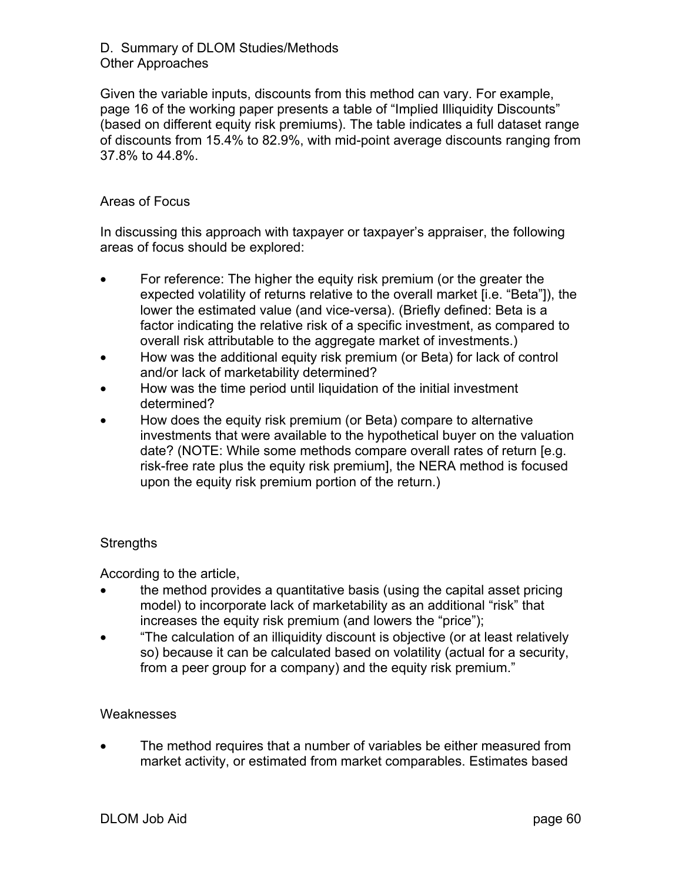D. Summary of DLOM Studies/Methods
Other Approaches

Given the variable inputs, discounts from this method can vary. For example, page 16 of the working paper presents a table of "Implied Illiquidity Discounts" (based on different equity risk premiums). The table indicates a full dataset range of discounts from 15.4% to 82.9%, with mid-point average discounts ranging from 37.8% to 44.8%.

### Areas of Focus

In discussing this approach with taxpayer or taxpayer's appraiser, the following areas of focus should be explored:

- For reference: The higher the equity risk premium (or the greater the expected volatility of returns relative to the overall market [i.e. "Beta"]), the lower the estimated value (and vice-versa). (Briefly defined: Beta is a factor indicating the relative risk of a specific investment, as compared to overall risk attributable to the aggregate market of investments.)
- How was the additional equity risk premium (or Beta) for lack of control and/or lack of marketability determined?
- How was the time period until liquidation of the initial investment determined?
- How does the equity risk premium (or Beta) compare to alternative investments that were available to the hypothetical buyer on the valuation date? (NOTE: While some methods compare overall rates of return [e.g. risk-free rate plus the equity risk premium], the NERA method is focused upon the equity risk premium portion of the return.)

### Strengths

According to the article,

- the method provides a quantitative basis (using the capital asset pricing model) to incorporate lack of marketability as an additional "risk" that increases the equity risk premium (and lowers the "price");
- "The calculation of an illiquidity discount is objective (or at least relatively so) because it can be calculated based on volatility (actual for a security, from a peer group for a company) and the equity risk premium."

### Weaknesses

- The method requires that a number of variables be either measured from market activity, or estimated from market comparables. Estimates based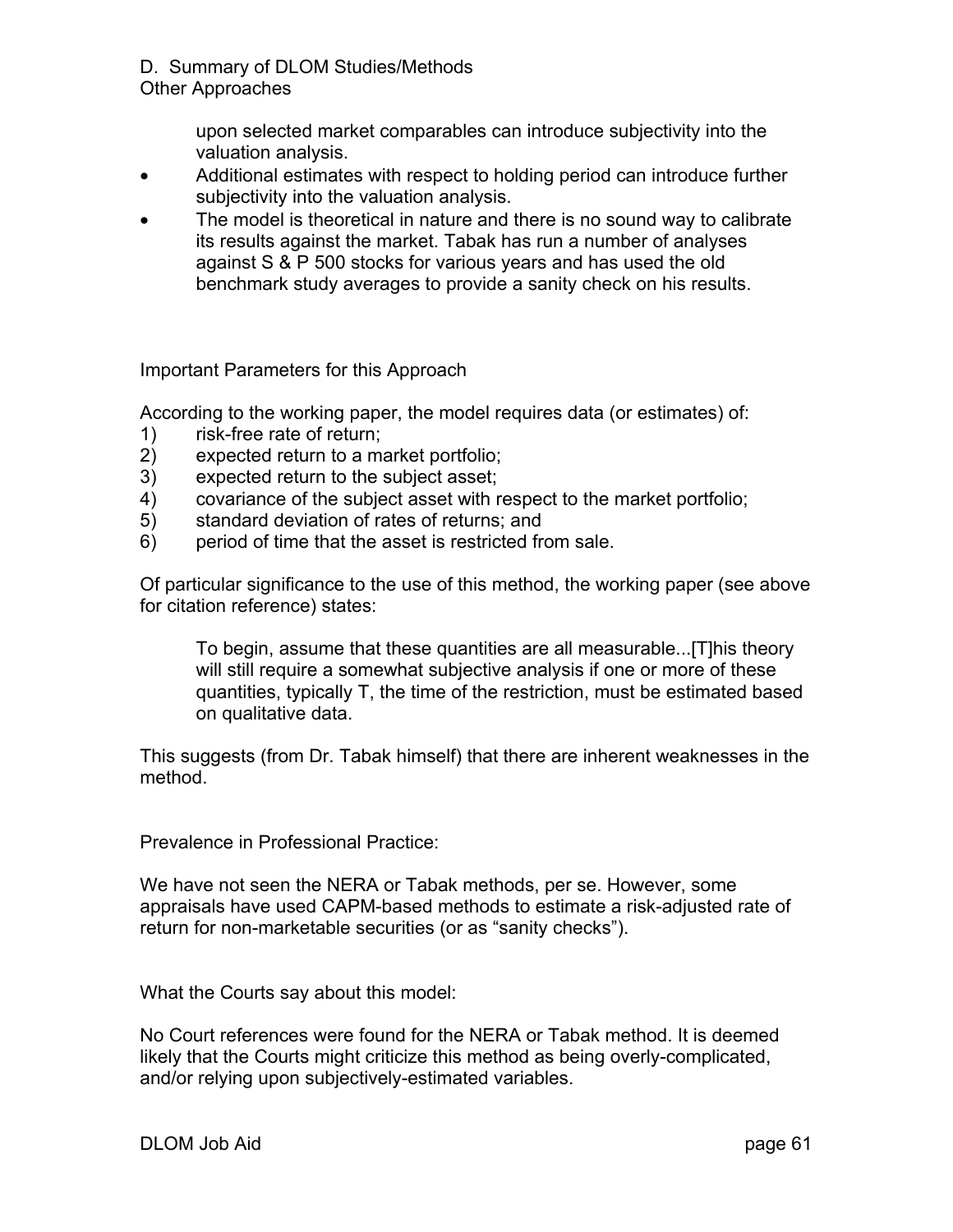upon selected market comparables can introduce subjectivity into the valuation analysis.

- Additional estimates with respect to holding period can introduce further subjectivity into the valuation analysis.
- The model is theoretical in nature and there is no sound way to calibrate its results against the market. Tabak has run a number of analyses against S & P 500 stocks for various years and has used the old benchmark study averages to provide a sanity check on his results.

Important Parameters for this Approach

According to the working paper, the model requires data (or estimates) of:

1) risk-free rate of return;
2) expected return to a market portfolio;
3) expected return to the subject asset;
4) covariance of the subject asset with respect to the market portfolio;
5) standard deviation of rates of returns; and
6) period of time that the asset is restricted from sale.

Of particular significance to the use of this method, the working paper (see above for citation reference) states:

> To begin, assume that these quantities are all measurable...[T]his theory will still require a somewhat subjective analysis if one or more of these quantities, typically T, the time of the restriction, must be estimated based on qualitative data.

This suggests (from Dr. Tabak himself) that there are inherent weaknesses in the method.

Prevalence in Professional Practice:

We have not seen the NERA or Tabak methods, per se. However, some appraisals have used CAPM-based methods to estimate a risk-adjusted rate of return for non-marketable securities (or as "sanity checks").

What the Courts say about this model:

No Court references were found for the NERA or Tabak method. It is deemed likely that the Courts might criticize this method as being overly-complicated, and/or relying upon subjectively-estimated variables.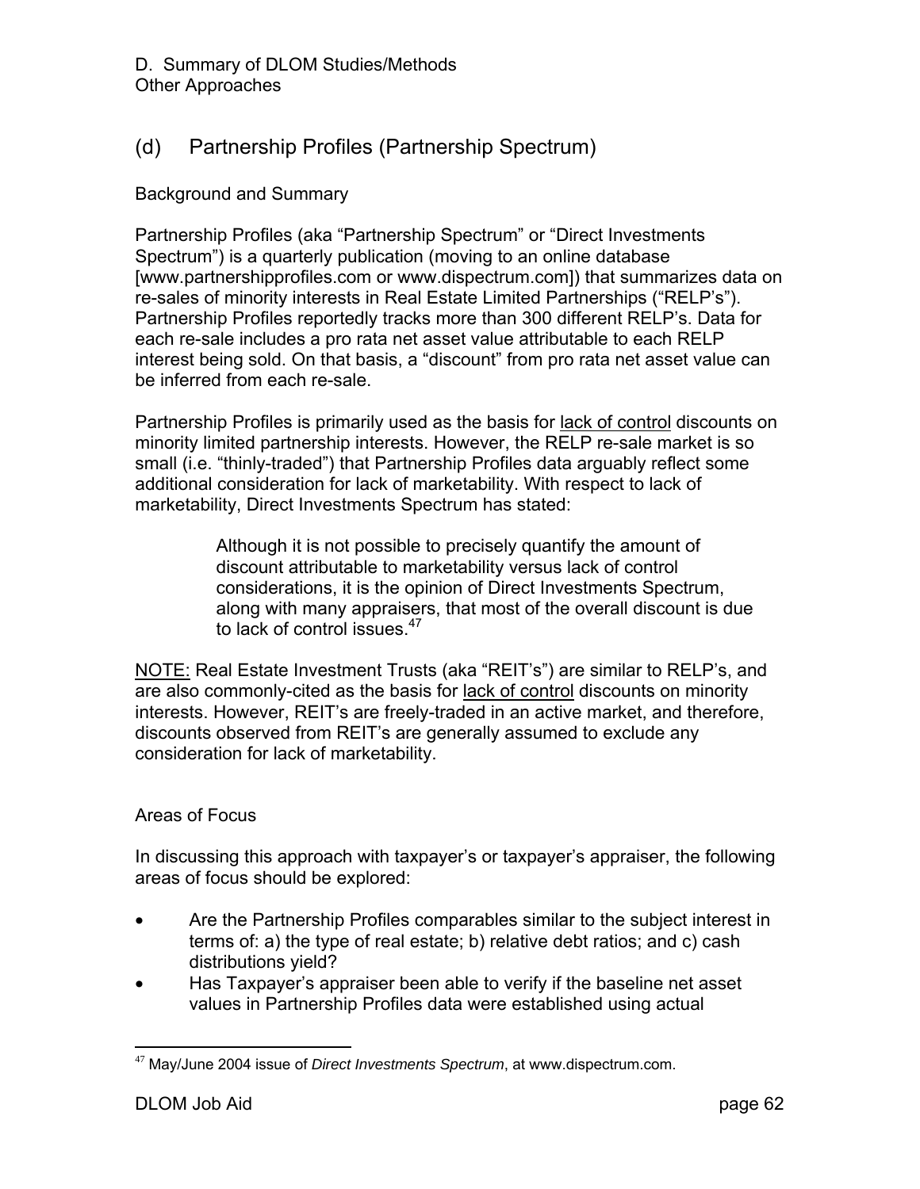D. Summary of DLOM Studies/Methods
Other Approaches

## (d) Partnership Profiles (Partnership Spectrum)

Background and Summary

Partnership Profiles (aka "Partnership Spectrum" or "Direct Investments Spectrum") is a quarterly publication (moving to an online database [www.partnershipprofiles.com or www.dispectrum.com]) that summarizes data on re-sales of minority interests in Real Estate Limited Partnerships ("RELP's"). Partnership Profiles reportedly tracks more than 300 different RELP's. Data for each re-sale includes a pro rata net asset value attributable to each RELP interest being sold. On that basis, a "discount" from pro rata net asset value can be inferred from each re-sale.

Partnership Profiles is primarily used as the basis for <u>lack of control</u> discounts on minority limited partnership interests. However, the RELP re-sale market is so small (i.e. "thinly-traded") that Partnership Profiles data arguably reflect some additional consideration for lack of marketability. With respect to lack of marketability, Direct Investments Spectrum has stated:

> Although it is not possible to precisely quantify the amount of discount attributable to marketability versus lack of control considerations, it is the opinion of Direct Investments Spectrum, along with many appraisers, that most of the overall discount is due to lack of control issues.[47]

<u>NOTE:</u> Real Estate Investment Trusts (aka "REIT's") are similar to RELP's, and are also commonly-cited as the basis for <u>lack of control</u> discounts on minority interests. However, REIT's are freely-traded in an active market, and therefore, discounts observed from REIT's are generally assumed to exclude any consideration for lack of marketability.

Areas of Focus

In discussing this approach with taxpayer's or taxpayer's appraiser, the following areas of focus should be explored:

- Are the Partnership Profiles comparables similar to the subject interest in terms of: a) the type of real estate; b) relative debt ratios; and c) cash distributions yield?
- Has Taxpayer's appraiser been able to verify if the baseline net asset values in Partnership Profiles data were established using actual

---

[47] May/June 2004 issue of *Direct Investments Spectrum*, at www.dispectrum.com.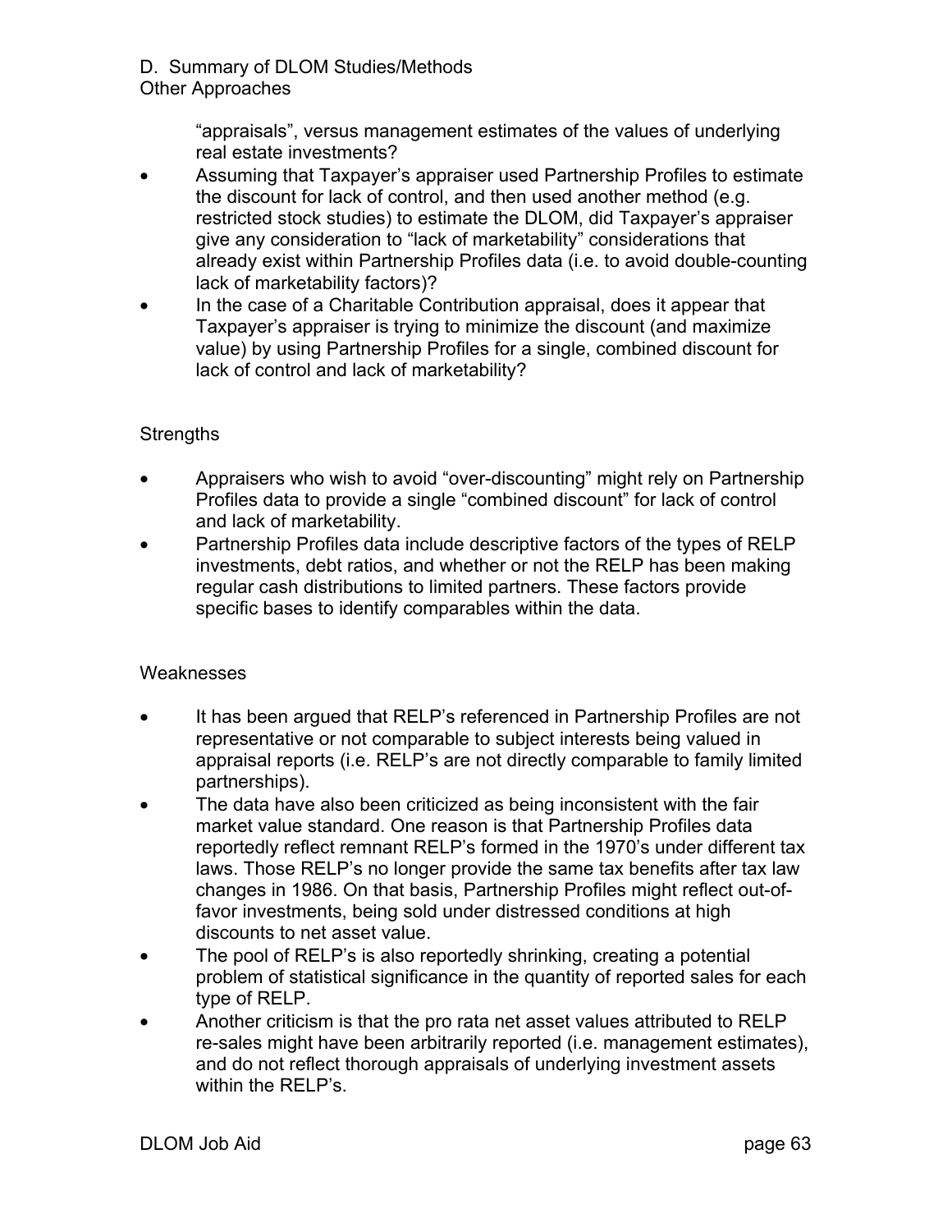D. Summary of DLOM Studies/Methods
Other Approaches

"appraisals", versus management estimates of the values of underlying real estate investments?

- Assuming that Taxpayer's appraiser used Partnership Profiles to estimate the discount for lack of control, and then used another method (e.g. restricted stock studies) to estimate the DLOM, did Taxpayer's appraiser give any consideration to "lack of marketability" considerations that already exist within Partnership Profiles data (i.e. to avoid double-counting lack of marketability factors)?
- In the case of a Charitable Contribution appraisal, does it appear that Taxpayer's appraiser is trying to minimize the discount (and maximize value) by using Partnership Profiles for a single, combined discount for lack of control and lack of marketability?

Strengths

- Appraisers who wish to avoid "over-discounting" might rely on Partnership Profiles data to provide a single "combined discount" for lack of control and lack of marketability.
- Partnership Profiles data include descriptive factors of the types of RELP investments, debt ratios, and whether or not the RELP has been making regular cash distributions to limited partners. These factors provide specific bases to identify comparables within the data.

Weaknesses

- It has been argued that RELP's referenced in Partnership Profiles are not representative or not comparable to subject interests being valued in appraisal reports (i.e. RELP's are not directly comparable to family limited partnerships).
- The data have also been criticized as being inconsistent with the fair market value standard. One reason is that Partnership Profiles data reportedly reflect remnant RELP's formed in the 1970's under different tax laws. Those RELP's no longer provide the same tax benefits after tax law changes in 1986. On that basis, Partnership Profiles might reflect out-of-favor investments, being sold under distressed conditions at high discounts to net asset value.
- The pool of RELP's is also reportedly shrinking, creating a potential problem of statistical significance in the quantity of reported sales for each type of RELP.
- Another criticism is that the pro rata net asset values attributed to RELP re-sales might have been arbitrarily reported (i.e. management estimates), and do not reflect thorough appraisals of underlying investment assets within the RELP's.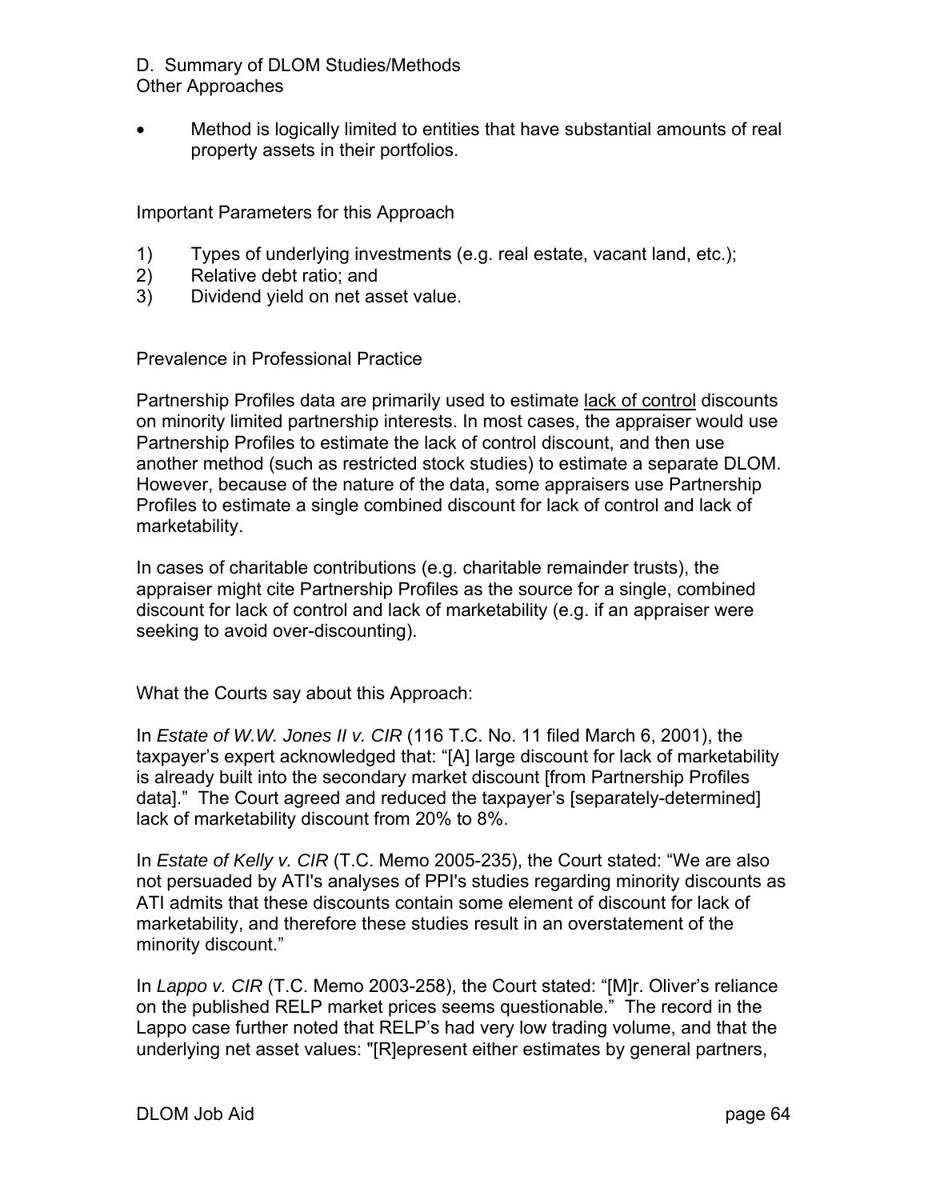D. Summary of DLOM Studies/Methods
Other Approaches

- Method is logically limited to entities that have substantial amounts of real property assets in their portfolios.

Important Parameters for this Approach

1) Types of underlying investments (e.g. real estate, vacant land, etc.);
2) Relative debt ratio; and
3) Dividend yield on net asset value.

Prevalence in Professional Practice

Partnership Profiles data are primarily used to estimate <u>lack of control</u> discounts on minority limited partnership interests. In most cases, the appraiser would use Partnership Profiles to estimate the lack of control discount, and then use another method (such as restricted stock studies) to estimate a separate DLOM. However, because of the nature of the data, some appraisers use Partnership Profiles to estimate a single combined discount for lack of control and lack of marketability.

In cases of charitable contributions (e.g. charitable remainder trusts), the appraiser might cite Partnership Profiles as the source for a single, combined discount for lack of control and lack of marketability (e.g. if an appraiser were seeking to avoid over-discounting).

What the Courts say about this Approach:

In *Estate of W.W. Jones II v. CIR* (116 T.C. No. 11 filed March 6, 2001), the taxpayer's expert acknowledged that: "[A] large discount for lack of marketability is already built into the secondary market discount [from Partnership Profiles data]." The Court agreed and reduced the taxpayer's [separately-determined] lack of marketability discount from 20% to 8%.

In *Estate of Kelly v. CIR* (T.C. Memo 2005-235), the Court stated: "We are also not persuaded by ATI's analyses of PPI's studies regarding minority discounts as ATI admits that these discounts contain some element of discount for lack of marketability, and therefore these studies result in an overstatement of the minority discount."

In *Lappo v. CIR* (T.C. Memo 2003-258), the Court stated: "[M]r. Oliver's reliance on the published RELP market prices seems questionable." The record in the Lappo case further noted that RELP's had very low trading volume, and that the underlying net asset values: "[R]epresent either estimates by general partners,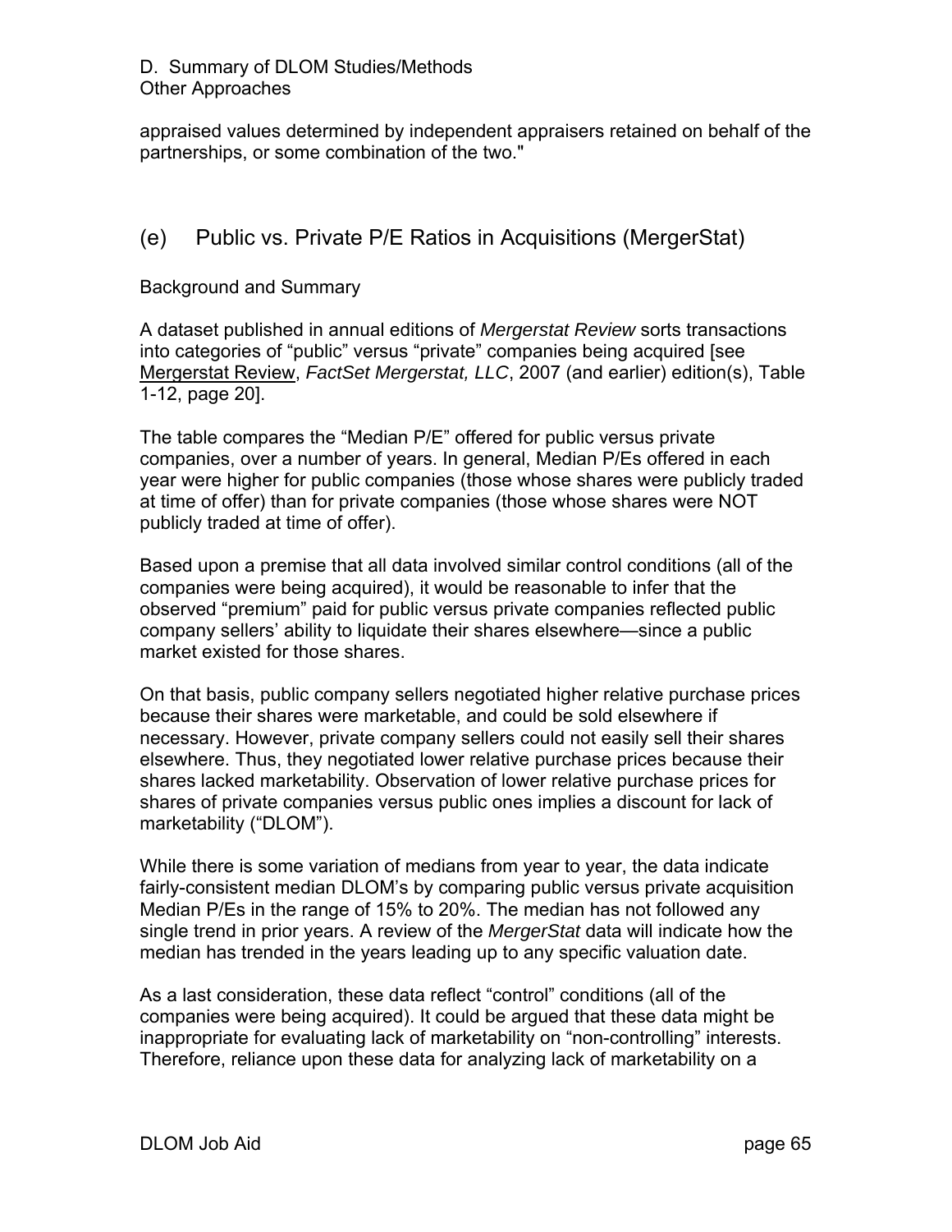appraised values determined by independent appraisers retained on behalf of the partnerships, or some combination of the two."

## (e) Public vs. Private P/E Ratios in Acquisitions (MergerStat)

Background and Summary

A dataset published in annual editions of *Mergerstat Review* sorts transactions into categories of "public" versus "private" companies being acquired [see Mergerstat Review, *FactSet Mergerstat, LLC*, 2007 (and earlier) edition(s), Table 1-12, page 20].

The table compares the "Median P/E" offered for public versus private companies, over a number of years. In general, Median P/Es offered in each year were higher for public companies (those whose shares were publicly traded at time of offer) than for private companies (those whose shares were NOT publicly traded at time of offer).

Based upon a premise that all data involved similar control conditions (all of the companies were being acquired), it would be reasonable to infer that the observed "premium" paid for public versus private companies reflected public company sellers' ability to liquidate their shares elsewhere—since a public market existed for those shares.

On that basis, public company sellers negotiated higher relative purchase prices because their shares were marketable, and could be sold elsewhere if necessary. However, private company sellers could not easily sell their shares elsewhere. Thus, they negotiated lower relative purchase prices because their shares lacked marketability. Observation of lower relative purchase prices for shares of private companies versus public ones implies a discount for lack of marketability ("DLOM").

While there is some variation of medians from year to year, the data indicate fairly-consistent median DLOM's by comparing public versus private acquisition Median P/Es in the range of 15% to 20%. The median has not followed any single trend in prior years. A review of the *MergerStat* data will indicate how the median has trended in the years leading up to any specific valuation date.

As a last consideration, these data reflect "control" conditions (all of the companies were being acquired). It could be argued that these data might be inappropriate for evaluating lack of marketability on "non-controlling" interests. Therefore, reliance upon these data for analyzing lack of marketability on a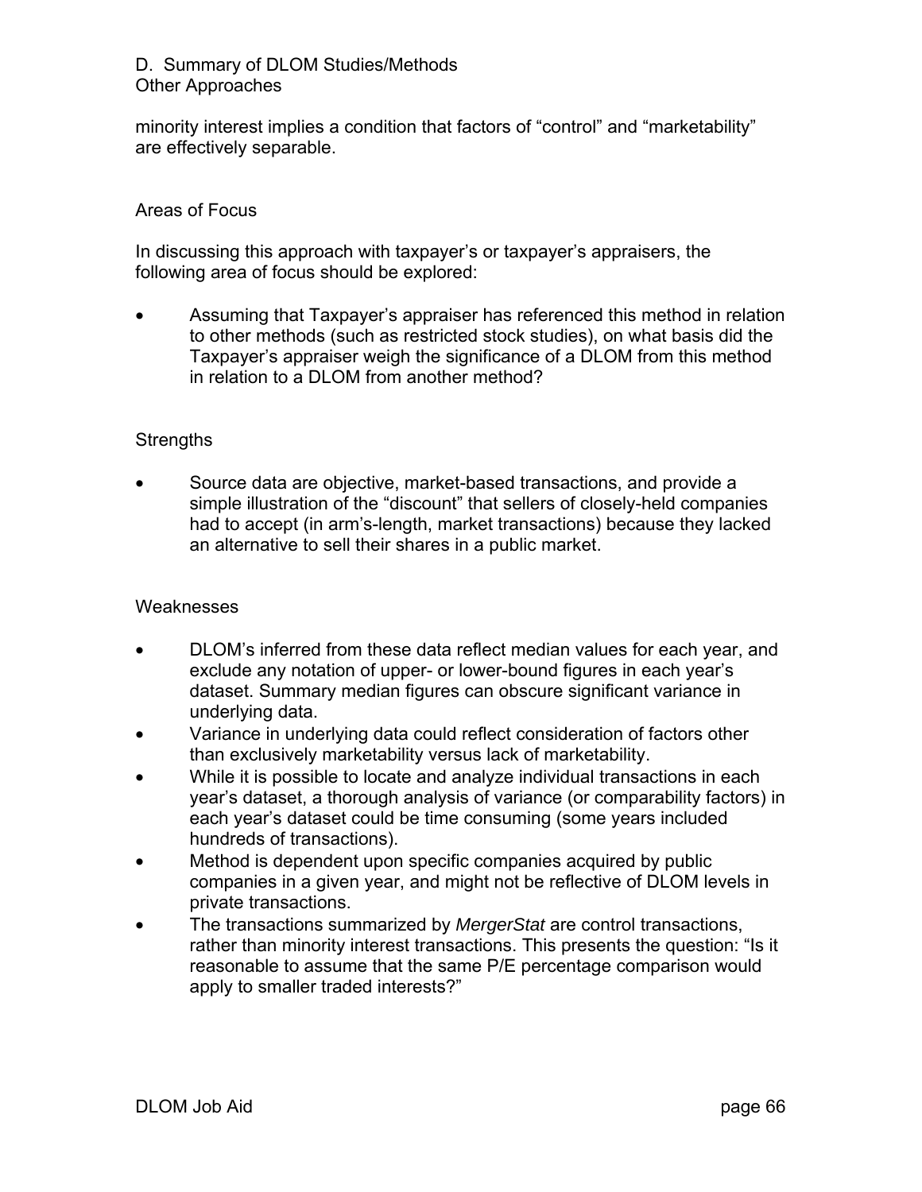minority interest implies a condition that factors of “control” and “marketability” are effectively separable.

### Areas of Focus

In discussing this approach with taxpayer’s or taxpayer’s appraisers, the following area of focus should be explored:

- Assuming that Taxpayer’s appraiser has referenced this method in relation to other methods (such as restricted stock studies), on what basis did the Taxpayer’s appraiser weigh the significance of a DLOM from this method in relation to a DLOM from another method?

### Strengths

- Source data are objective, market-based transactions, and provide a simple illustration of the “discount” that sellers of closely-held companies had to accept (in arm’s-length, market transactions) because they lacked an alternative to sell their shares in a public market.

### Weaknesses

- DLOM’s inferred from these data reflect median values for each year, and exclude any notation of upper- or lower-bound figures in each year’s dataset. Summary median figures can obscure significant variance in underlying data.
- Variance in underlying data could reflect consideration of factors other than exclusively marketability versus lack of marketability.
- While it is possible to locate and analyze individual transactions in each year’s dataset, a thorough analysis of variance (or comparability factors) in each year’s dataset could be time consuming (some years included hundreds of transactions).
- Method is dependent upon specific companies acquired by public companies in a given year, and might not be reflective of DLOM levels in private transactions.
- The transactions summarized by *MergerStat* are control transactions, rather than minority interest transactions. This presents the question: “Is it reasonable to assume that the same P/E percentage comparison would apply to smaller traded interests?”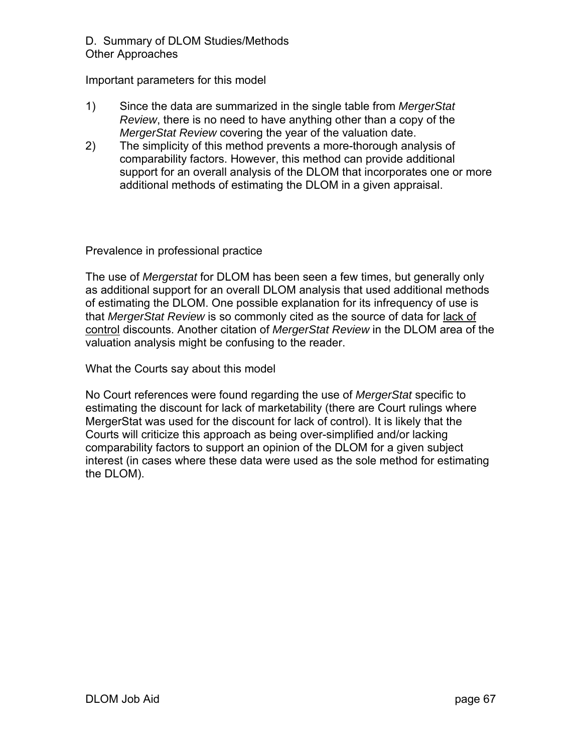D. Summary of DLOM Studies/Methods
Other Approaches

Important parameters for this model

1) Since the data are summarized in the single table from *MergerStat Review*, there is no need to have anything other than a copy of the *MergerStat Review* covering the year of the valuation date.
2) The simplicity of this method prevents a more-thorough analysis of comparability factors. However, this method can provide additional support for an overall analysis of the DLOM that incorporates one or more additional methods of estimating the DLOM in a given appraisal.

Prevalence in professional practice

The use of *Mergerstat* for DLOM has been seen a few times, but generally only as additional support for an overall DLOM analysis that used additional methods of estimating the DLOM. One possible explanation for its infrequency of use is that *MergerStat Review* is so commonly cited as the source of data for <u>lack of control</u> discounts. Another citation of *MergerStat Review* in the DLOM area of the valuation analysis might be confusing to the reader.

What the Courts say about this model

No Court references were found regarding the use of *MergerStat* specific to estimating the discount for lack of marketability (there are Court rulings where MergerStat was used for the discount for lack of control). It is likely that the Courts will criticize this approach as being over-simplified and/or lacking comparability factors to support an opinion of the DLOM for a given subject interest (in cases where these data were used as the sole method for estimating the DLOM).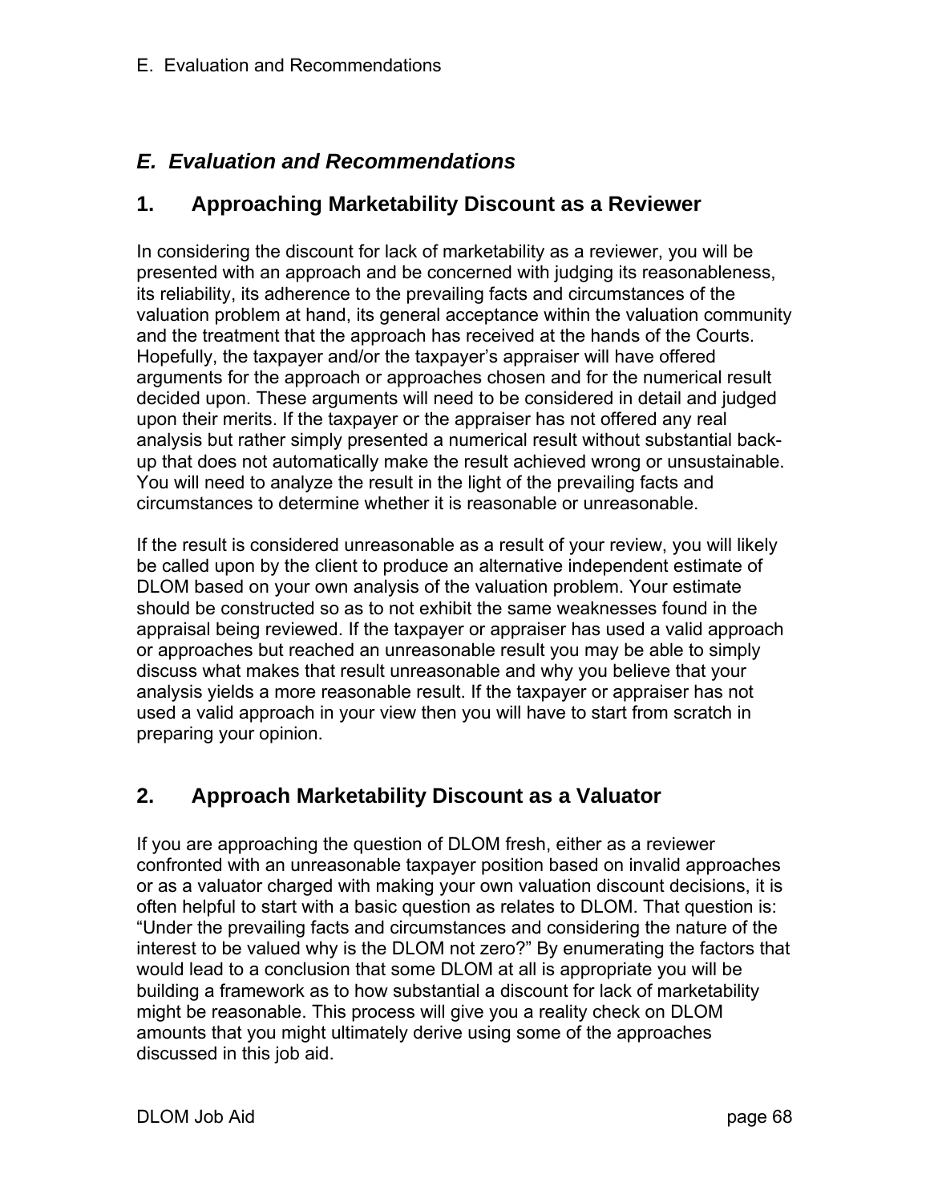## *E. Evaluation and Recommendations*

### 1. Approaching Marketability Discount as a Reviewer

In considering the discount for lack of marketability as a reviewer, you will be presented with an approach and be concerned with judging its reasonableness, its reliability, its adherence to the prevailing facts and circumstances of the valuation problem at hand, its general acceptance within the valuation community and the treatment that the approach has received at the hands of the Courts. Hopefully, the taxpayer and/or the taxpayer's appraiser will have offered arguments for the approach or approaches chosen and for the numerical result decided upon. These arguments will need to be considered in detail and judged upon their merits. If the taxpayer or the appraiser has not offered any real analysis but rather simply presented a numerical result without substantial back-up that does not automatically make the result achieved wrong or unsustainable. You will need to analyze the result in the light of the prevailing facts and circumstances to determine whether it is reasonable or unreasonable.

If the result is considered unreasonable as a result of your review, you will likely be called upon by the client to produce an alternative independent estimate of DLOM based on your own analysis of the valuation problem. Your estimate should be constructed so as to not exhibit the same weaknesses found in the appraisal being reviewed. If the taxpayer or appraiser has used a valid approach or approaches but reached an unreasonable result you may be able to simply discuss what makes that result unreasonable and why you believe that your analysis yields a more reasonable result. If the taxpayer or appraiser has not used a valid approach in your view then you will have to start from scratch in preparing your opinion.

### 2. Approach Marketability Discount as a Valuator

If you are approaching the question of DLOM fresh, either as a reviewer confronted with an unreasonable taxpayer position based on invalid approaches or as a valuator charged with making your own valuation discount decisions, it is often helpful to start with a basic question as relates to DLOM. That question is: "Under the prevailing facts and circumstances and considering the nature of the interest to be valued why is the DLOM not zero?" By enumerating the factors that would lead to a conclusion that some DLOM at all is appropriate you will be building a framework as to how substantial a discount for lack of marketability might be reasonable. This process will give you a reality check on DLOM amounts that you might ultimately derive using some of the approaches discussed in this job aid.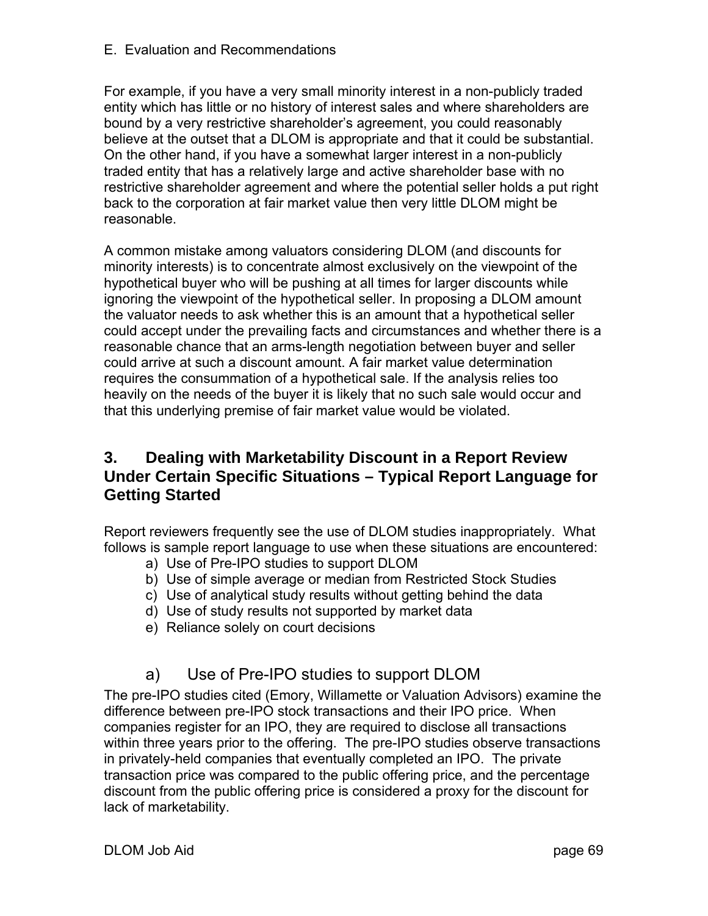E. Evaluation and Recommendations

For example, if you have a very small minority interest in a non-publicly traded entity which has little or no history of interest sales and where shareholders are bound by a very restrictive shareholder's agreement, you could reasonably believe at the outset that a DLOM is appropriate and that it could be substantial. On the other hand, if you have a somewhat larger interest in a non-publicly traded entity that has a relatively large and active shareholder base with no restrictive shareholder agreement and where the potential seller holds a put right back to the corporation at fair market value then very little DLOM might be reasonable.

A common mistake among valuators considering DLOM (and discounts for minority interests) is to concentrate almost exclusively on the viewpoint of the hypothetical buyer who will be pushing at all times for larger discounts while ignoring the viewpoint of the hypothetical seller. In proposing a DLOM amount the valuator needs to ask whether this is an amount that a hypothetical seller could accept under the prevailing facts and circumstances and whether there is a reasonable chance that an arms-length negotiation between buyer and seller could arrive at such a discount amount. A fair market value determination requires the consummation of a hypothetical sale. If the analysis relies too heavily on the needs of the buyer it is likely that no such sale would occur and that this underlying premise of fair market value would be violated.

## 3. Dealing with Marketability Discount in a Report Review Under Certain Specific Situations – Typical Report Language for Getting Started

Report reviewers frequently see the use of DLOM studies inappropriately. What follows is sample report language to use when these situations are encountered:

a) Use of Pre-IPO studies to support DLOM
b) Use of simple average or median from Restricted Stock Studies
c) Use of analytical study results without getting behind the data
d) Use of study results not supported by market data
e) Reliance solely on court decisions

### a) Use of Pre-IPO studies to support DLOM

The pre-IPO studies cited (Emory, Willamette or Valuation Advisors) examine the difference between pre-IPO stock transactions and their IPO price. When companies register for an IPO, they are required to disclose all transactions within three years prior to the offering. The pre-IPO studies observe transactions in privately-held companies that eventually completed an IPO. The private transaction price was compared to the public offering price, and the percentage discount from the public offering price is considered a proxy for the discount for lack of marketability.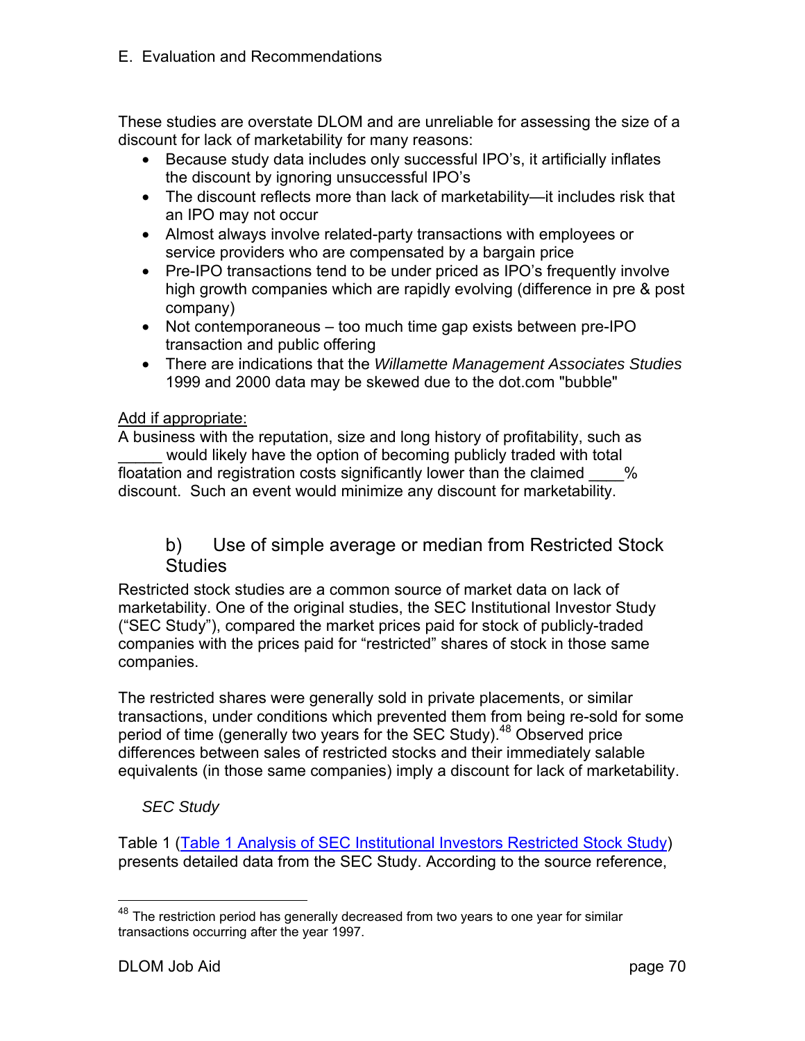E. Evaluation and Recommendations

These studies are overstate DLOM and are unreliable for assessing the size of a discount for lack of marketability for many reasons:

- Because study data includes only successful IPO's, it artificially inflates the discount by ignoring unsuccessful IPO's
- The discount reflects more than lack of marketability—it includes risk that an IPO may not occur
- Almost always involve related-party transactions with employees or service providers who are compensated by a bargain price
- Pre-IPO transactions tend to be under priced as IPO's frequently involve high growth companies which are rapidly evolving (difference in pre & post company)
- Not contemporaneous – too much time gap exists between pre-IPO transaction and public offering
- There are indications that the *Willamette Management Associates Studies* 1999 and 2000 data may be skewed due to the dot.com "bubble"

Add if appropriate:
A business with the reputation, size and long history of profitability, such as _____ would likely have the option of becoming publicly traded with total floatation and registration costs significantly lower than the claimed ____% discount. Such an event would minimize any discount for marketability.

### b) Use of simple average or median from Restricted Stock Studies

Restricted stock studies are a common source of market data on lack of marketability. One of the original studies, the SEC Institutional Investor Study ("SEC Study"), compared the market prices paid for stock of publicly-traded companies with the prices paid for "restricted" shares of stock in those same companies.

The restricted shares were generally sold in private placements, or similar transactions, under conditions which prevented them from being re-sold for some period of time (generally two years for the SEC Study).[48] Observed price differences between sales of restricted stocks and their immediately salable equivalents (in those same companies) imply a discount for lack of marketability.

*SEC Study*

Table 1 (Table 1 Analysis of SEC Institutional Investors Restricted Stock Study) presents detailed data from the SEC Study. According to the source reference,

[48] The restriction period has generally decreased from two years to one year for similar transactions occurring after the year 1997.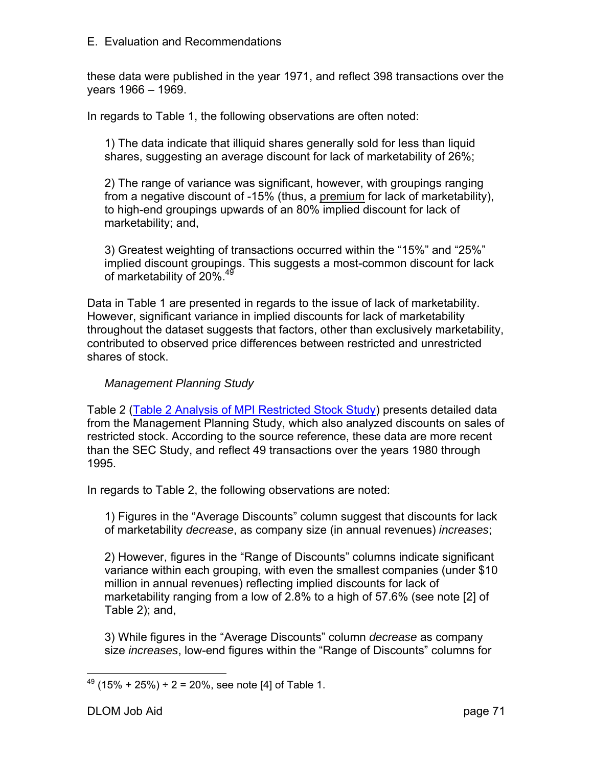these data were published in the year 1971, and reflect 398 transactions over the years 1966 – 1969.

In regards to Table 1, the following observations are often noted:

1) The data indicate that illiquid shares generally sold for less than liquid shares, suggesting an average discount for lack of marketability of 26%;

2) The range of variance was significant, however, with groupings ranging from a negative discount of -15% (thus, a premium for lack of marketability), to high-end groupings upwards of an 80% implied discount for lack of marketability; and,

3) Greatest weighting of transactions occurred within the "15%" and "25%" implied discount groupings. This suggests a most-common discount for lack of marketability of 20%.[49]

Data in Table 1 are presented in regards to the issue of lack of marketability. However, significant variance in implied discounts for lack of marketability throughout the dataset suggests that factors, other than exclusively marketability, contributed to observed price differences between restricted and unrestricted shares of stock.

*Management Planning Study*

Table 2 (Table 2 Analysis of MPI Restricted Stock Study) presents detailed data from the Management Planning Study, which also analyzed discounts on sales of restricted stock. According to the source reference, these data are more recent than the SEC Study, and reflect 49 transactions over the years 1980 through 1995.

In regards to Table 2, the following observations are noted:

1) Figures in the "Average Discounts" column suggest that discounts for lack of marketability *decrease*, as company size (in annual revenues) *increases*;

2) However, figures in the "Range of Discounts" columns indicate significant variance within each grouping, with even the smallest companies (under $10 million in annual revenues) reflecting implied discounts for lack of marketability ranging from a low of 2.8% to a high of 57.6% (see note [2] of Table 2); and,

3) While figures in the "Average Discounts" column *decrease* as company size *increases*, low-end figures within the "Range of Discounts" columns for

---

[49] (15% + 25%) ÷ 2 = 20%, see note [4] of Table 1.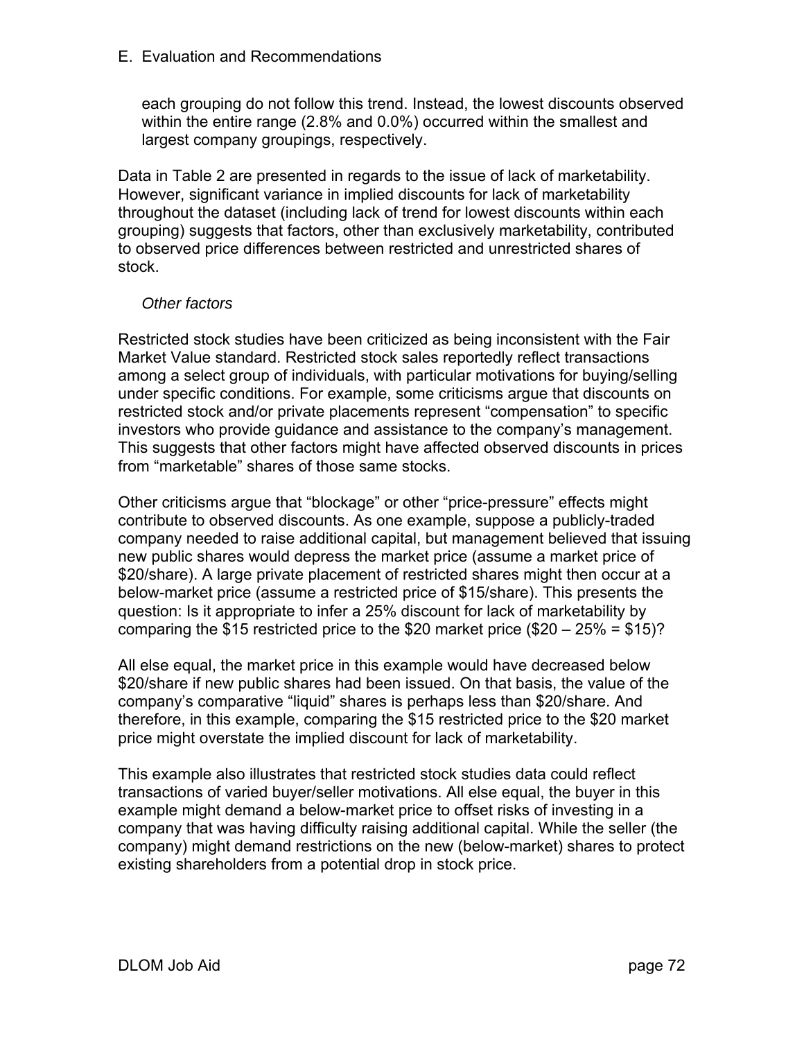each grouping do not follow this trend. Instead, the lowest discounts observed within the entire range (2.8% and 0.0%) occurred within the smallest and largest company groupings, respectively.

Data in Table 2 are presented in regards to the issue of lack of marketability. However, significant variance in implied discounts for lack of marketability throughout the dataset (including lack of trend for lowest discounts within each grouping) suggests that factors, other than exclusively marketability, contributed to observed price differences between restricted and unrestricted shares of stock.

*Other factors*

Restricted stock studies have been criticized as being inconsistent with the Fair Market Value standard. Restricted stock sales reportedly reflect transactions among a select group of individuals, with particular motivations for buying/selling under specific conditions. For example, some criticisms argue that discounts on restricted stock and/or private placements represent "compensation" to specific investors who provide guidance and assistance to the company's management. This suggests that other factors might have affected observed discounts in prices from "marketable" shares of those same stocks.

Other criticisms argue that "blockage" or other "price-pressure" effects might contribute to observed discounts. As one example, suppose a publicly-traded company needed to raise additional capital, but management believed that issuing new public shares would depress the market price (assume a market price of $20/share). A large private placement of restricted shares might then occur at a below-market price (assume a restricted price of $15/share). This presents the question: Is it appropriate to infer a 25% discount for lack of marketability by comparing the $15 restricted price to the $20 market price ($20 – 25% = $15)?

All else equal, the market price in this example would have decreased below $20/share if new public shares had been issued. On that basis, the value of the company's comparative "liquid" shares is perhaps less than $20/share. And therefore, in this example, comparing the $15 restricted price to the $20 market price might overstate the implied discount for lack of marketability.

This example also illustrates that restricted stock studies data could reflect transactions of varied buyer/seller motivations. All else equal, the buyer in this example might demand a below-market price to offset risks of investing in a company that was having difficulty raising additional capital. While the seller (the company) might demand restrictions on the new (below-market) shares to protect existing shareholders from a potential drop in stock price.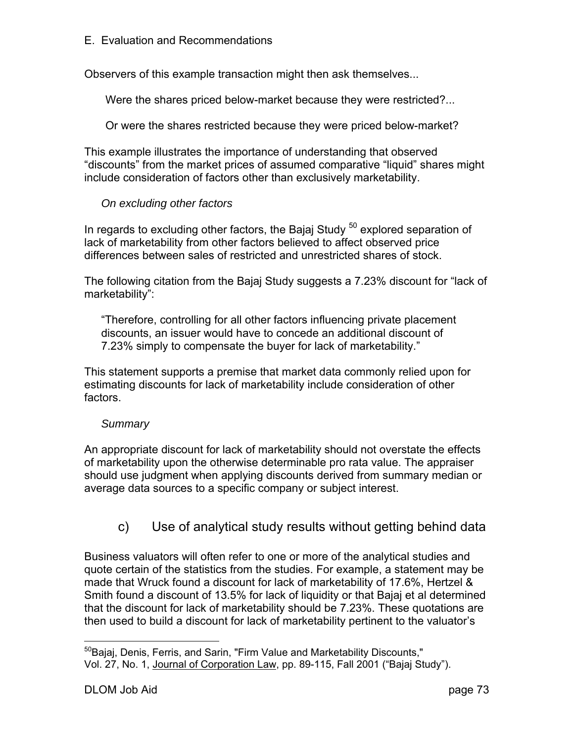E. Evaluation and Recommendations

Observers of this example transaction might then ask themselves...

> Were the shares priced below-market because they were restricted?...
>
> Or were the shares restricted because they were priced below-market?

This example illustrates the importance of understanding that observed "discounts" from the market prices of assumed comparative "liquid" shares might include consideration of factors other than exclusively marketability.

*On excluding other factors*

In regards to excluding other factors, the Bajaj Study [50] explored separation of lack of marketability from other factors believed to affect observed price differences between sales of restricted and unrestricted shares of stock.

The following citation from the Bajaj Study suggests a 7.23% discount for "lack of marketability":

> "Therefore, controlling for all other factors influencing private placement discounts, an issuer would have to concede an additional discount of 7.23% simply to compensate the buyer for lack of marketability."

This statement supports a premise that market data commonly relied upon for estimating discounts for lack of marketability include consideration of other factors.

*Summary*

An appropriate discount for lack of marketability should not overstate the effects of marketability upon the otherwise determinable pro rata value. The appraiser should use judgment when applying discounts derived from summary median or average data sources to a specific company or subject interest.

### c) Use of analytical study results without getting behind data

Business valuators will often refer to one or more of the analytical studies and quote certain of the statistics from the studies. For example, a statement may be made that Wruck found a discount for lack of marketability of 17.6%, Hertzel & Smith found a discount of 13.5% for lack of liquidity or that Bajaj et al determined that the discount for lack of marketability should be 7.23%. These quotations are then used to build a discount for lack of marketability pertinent to the valuator's

---

[50] Bajaj, Denis, Ferris, and Sarin, "Firm Value and Marketability Discounts," Vol. 27, No. 1, Journal of Corporation Law, pp. 89-115, Fall 2001 ("Bajaj Study").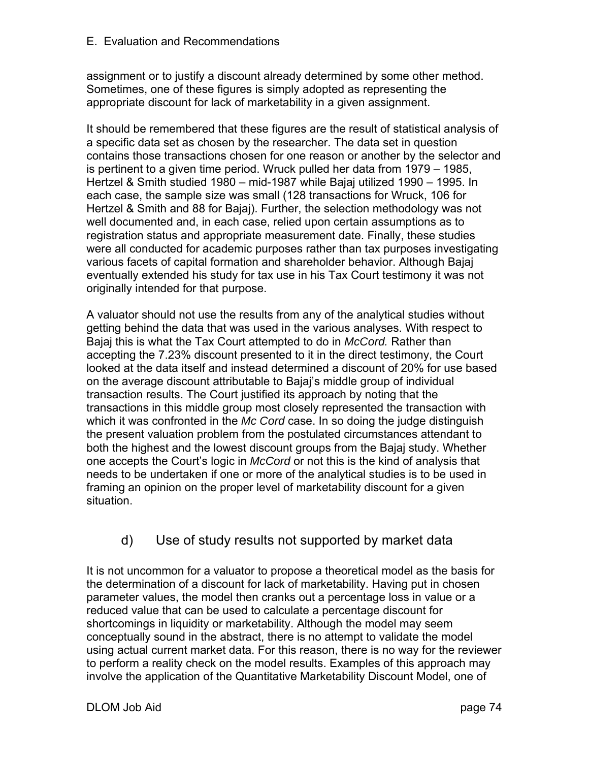assignment or to justify a discount already determined by some other method. Sometimes, one of these figures is simply adopted as representing the appropriate discount for lack of marketability in a given assignment.

It should be remembered that these figures are the result of statistical analysis of a specific data set as chosen by the researcher. The data set in question contains those transactions chosen for one reason or another by the selector and is pertinent to a given time period. Wruck pulled her data from 1979 – 1985, Hertzel & Smith studied 1980 – mid-1987 while Bajaj utilized 1990 – 1995. In each case, the sample size was small (128 transactions for Wruck, 106 for Hertzel & Smith and 88 for Bajaj). Further, the selection methodology was not well documented and, in each case, relied upon certain assumptions as to registration status and appropriate measurement date. Finally, these studies were all conducted for academic purposes rather than tax purposes investigating various facets of capital formation and shareholder behavior. Although Bajaj eventually extended his study for tax use in his Tax Court testimony it was not originally intended for that purpose.

A valuator should not use the results from any of the analytical studies without getting behind the data that was used in the various analyses. With respect to Bajaj this is what the Tax Court attempted to do in *McCord.* Rather than accepting the 7.23% discount presented to it in the direct testimony, the Court looked at the data itself and instead determined a discount of 20% for use based on the average discount attributable to Bajaj's middle group of individual transaction results. The Court justified its approach by noting that the transactions in this middle group most closely represented the transaction with which it was confronted in the *Mc Cord* case. In so doing the judge distinguish the present valuation problem from the postulated circumstances attendant to both the highest and the lowest discount groups from the Bajaj study. Whether one accepts the Court's logic in *McCord* or not this is the kind of analysis that needs to be undertaken if one or more of the analytical studies is to be used in framing an opinion on the proper level of marketability discount for a given situation.

### d) Use of study results not supported by market data

It is not uncommon for a valuator to propose a theoretical model as the basis for the determination of a discount for lack of marketability. Having put in chosen parameter values, the model then cranks out a percentage loss in value or a reduced value that can be used to calculate a percentage discount for shortcomings in liquidity or marketability. Although the model may seem conceptually sound in the abstract, there is no attempt to validate the model using actual current market data. For this reason, there is no way for the reviewer to perform a reality check on the model results. Examples of this approach may involve the application of the Quantitative Marketability Discount Model, one of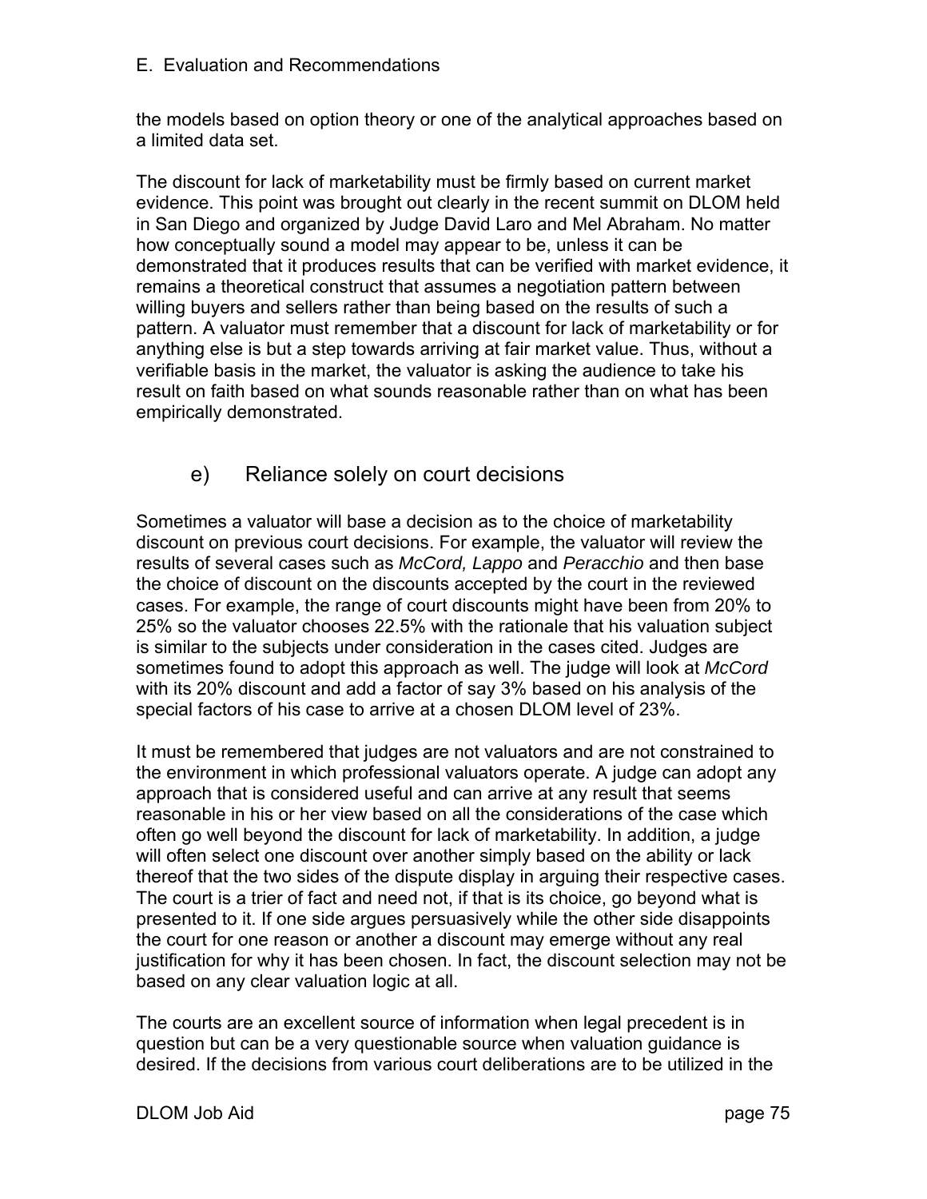the models based on option theory or one of the analytical approaches based on a limited data set.

The discount for lack of marketability must be firmly based on current market evidence. This point was brought out clearly in the recent summit on DLOM held in San Diego and organized by Judge David Laro and Mel Abraham. No matter how conceptually sound a model may appear to be, unless it can be demonstrated that it produces results that can be verified with market evidence, it remains a theoretical construct that assumes a negotiation pattern between willing buyers and sellers rather than being based on the results of such a pattern. A valuator must remember that a discount for lack of marketability or for anything else is but a step towards arriving at fair market value. Thus, without a verifiable basis in the market, the valuator is asking the audience to take his result on faith based on what sounds reasonable rather than on what has been empirically demonstrated.

### e) Reliance solely on court decisions

Sometimes a valuator will base a decision as to the choice of marketability discount on previous court decisions. For example, the valuator will review the results of several cases such as *McCord, Lappo* and *Peracchio* and then base the choice of discount on the discounts accepted by the court in the reviewed cases. For example, the range of court discounts might have been from 20% to 25% so the valuator chooses 22.5% with the rationale that his valuation subject is similar to the subjects under consideration in the cases cited. Judges are sometimes found to adopt this approach as well. The judge will look at *McCord* with its 20% discount and add a factor of say 3% based on his analysis of the special factors of his case to arrive at a chosen DLOM level of 23%.

It must be remembered that judges are not valuators and are not constrained to the environment in which professional valuators operate. A judge can adopt any approach that is considered useful and can arrive at any result that seems reasonable in his or her view based on all the considerations of the case which often go well beyond the discount for lack of marketability. In addition, a judge will often select one discount over another simply based on the ability or lack thereof that the two sides of the dispute display in arguing their respective cases. The court is a trier of fact and need not, if that is its choice, go beyond what is presented to it. If one side argues persuasively while the other side disappoints the court for one reason or another a discount may emerge without any real justification for why it has been chosen. In fact, the discount selection may not be based on any clear valuation logic at all.

The courts are an excellent source of information when legal precedent is in question but can be a very questionable source when valuation guidance is desired. If the decisions from various court deliberations are to be utilized in the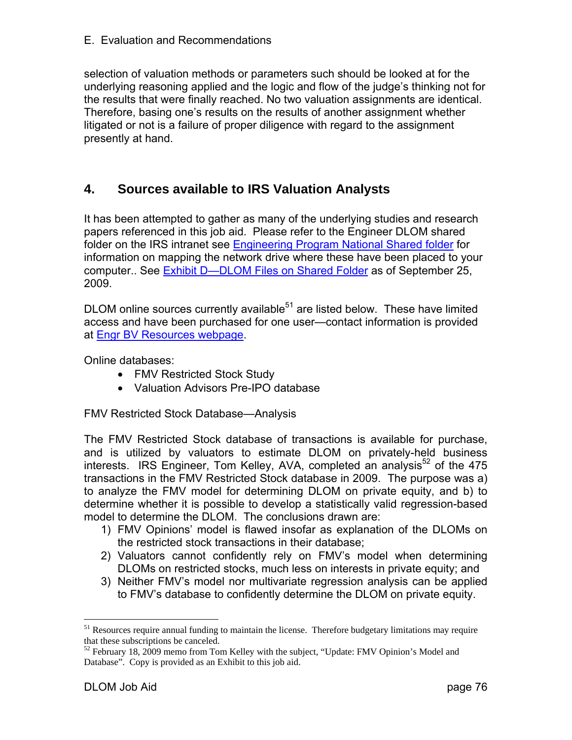selection of valuation methods or parameters such should be looked at for the underlying reasoning applied and the logic and flow of the judge's thinking not for the results that were finally reached. No two valuation assignments are identical. Therefore, basing one's results on the results of another assignment whether litigated or not is a failure of proper diligence with regard to the assignment presently at hand.

## 4. Sources available to IRS Valuation Analysts

It has been attempted to gather as many of the underlying studies and research papers referenced in this job aid. Please refer to the Engineer DLOM shared folder on the IRS intranet see Engineering Program National Shared folder for information on mapping the network drive where these have been placed to your computer.. See Exhibit D—DLOM Files on Shared Folder as of September 25, 2009.

DLOM online sources currently available[51] are listed below. These have limited access and have been purchased for one user—contact information is provided at Engr BV Resources webpage.

Online databases:

- FMV Restricted Stock Study
- Valuation Advisors Pre-IPO database

FMV Restricted Stock Database—Analysis

The FMV Restricted Stock database of transactions is available for purchase, and is utilized by valuators to estimate DLOM on privately-held business interests. IRS Engineer, Tom Kelley, AVA, completed an analysis[52] of the 475 transactions in the FMV Restricted Stock database in 2009. The purpose was a) to analyze the FMV model for determining DLOM on private equity, and b) to determine whether it is possible to develop a statistically valid regression-based model to determine the DLOM. The conclusions drawn are:

1) FMV Opinions' model is flawed insofar as explanation of the DLOMs on the restricted stock transactions in their database;
2) Valuators cannot confidently rely on FMV's model when determining DLOMs on restricted stocks, much less on interests in private equity; and
3) Neither FMV's model nor multivariate regression analysis can be applied to FMV's database to confidently determine the DLOM on private equity.

---

[51] Resources require annual funding to maintain the license. Therefore budgetary limitations may require that these subscriptions be canceled.

[52] February 18, 2009 memo from Tom Kelley with the subject, "Update: FMV Opinion's Model and Database". Copy is provided as an Exhibit to this job aid.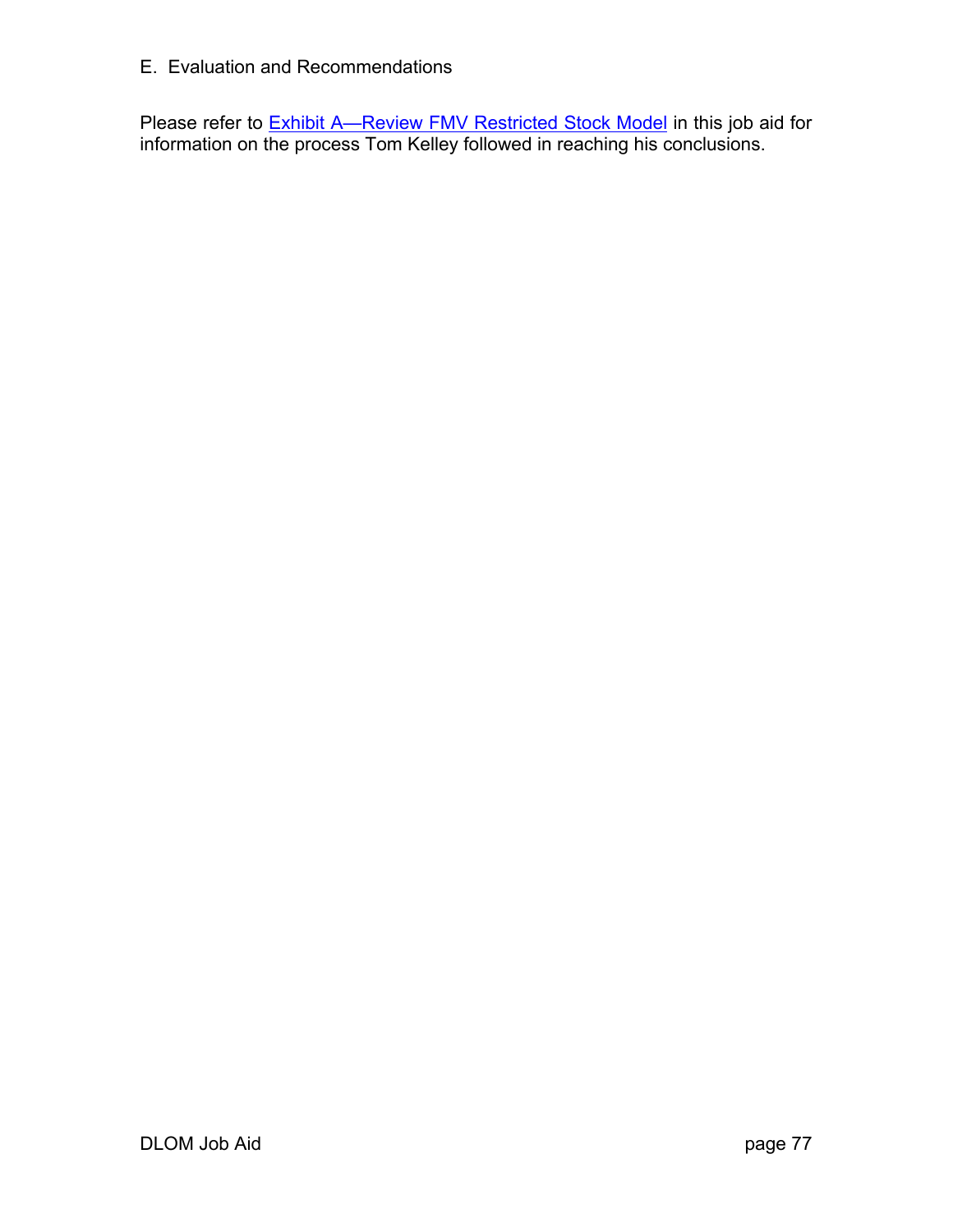E. Evaluation and Recommendations

Please refer to Exhibit A—Review FMV Restricted Stock Model in this job aid for information on the process Tom Kelley followed in reaching his conclusions.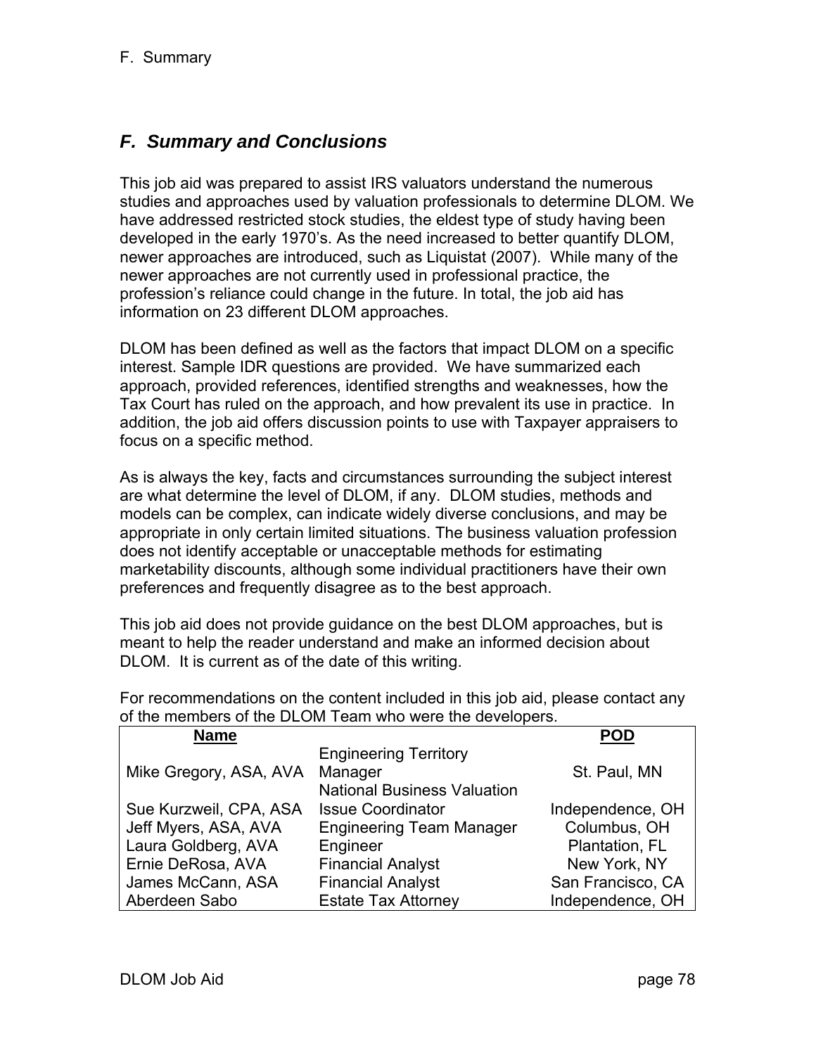## *F. Summary and Conclusions*

This job aid was prepared to assist IRS valuators understand the numerous studies and approaches used by valuation professionals to determine DLOM. We have addressed restricted stock studies, the eldest type of study having been developed in the early 1970's. As the need increased to better quantify DLOM, newer approaches are introduced, such as Liquistat (2007). While many of the newer approaches are not currently used in professional practice, the profession's reliance could change in the future. In total, the job aid has information on 23 different DLOM approaches.

DLOM has been defined as well as the factors that impact DLOM on a specific interest. Sample IDR questions are provided. We have summarized each approach, provided references, identified strengths and weaknesses, how the Tax Court has ruled on the approach, and how prevalent its use in practice. In addition, the job aid offers discussion points to use with Taxpayer appraisers to focus on a specific method.

As is always the key, facts and circumstances surrounding the subject interest are what determine the level of DLOM, if any. DLOM studies, methods and models can be complex, can indicate widely diverse conclusions, and may be appropriate in only certain limited situations. The business valuation profession does not identify acceptable or unacceptable methods for estimating marketability discounts, although some individual practitioners have their own preferences and frequently disagree as to the best approach.

This job aid does not provide guidance on the best DLOM approaches, but is meant to help the reader understand and make an informed decision about DLOM. It is current as of the date of this writing.

For recommendations on the content included in this job aid, please contact any of the members of the DLOM Team who were the developers.

| Name | | POD |
|---|---|---|
| Mike Gregory, ASA, AVA | Engineering Territory Manager | St. Paul, MN |
| Sue Kurzweil, CPA, ASA | National Business Valuation Issue Coordinator | Independence, OH |
| Jeff Myers, ASA, AVA | Engineering Team Manager | Columbus, OH |
| Laura Goldberg, AVA | Engineer | Plantation, FL |
| Ernie DeRosa, AVA | Financial Analyst | New York, NY |
| James McCann, ASA | Financial Analyst | San Francisco, CA |
| Aberdeen Sabo | Estate Tax Attorney | Independence, OH |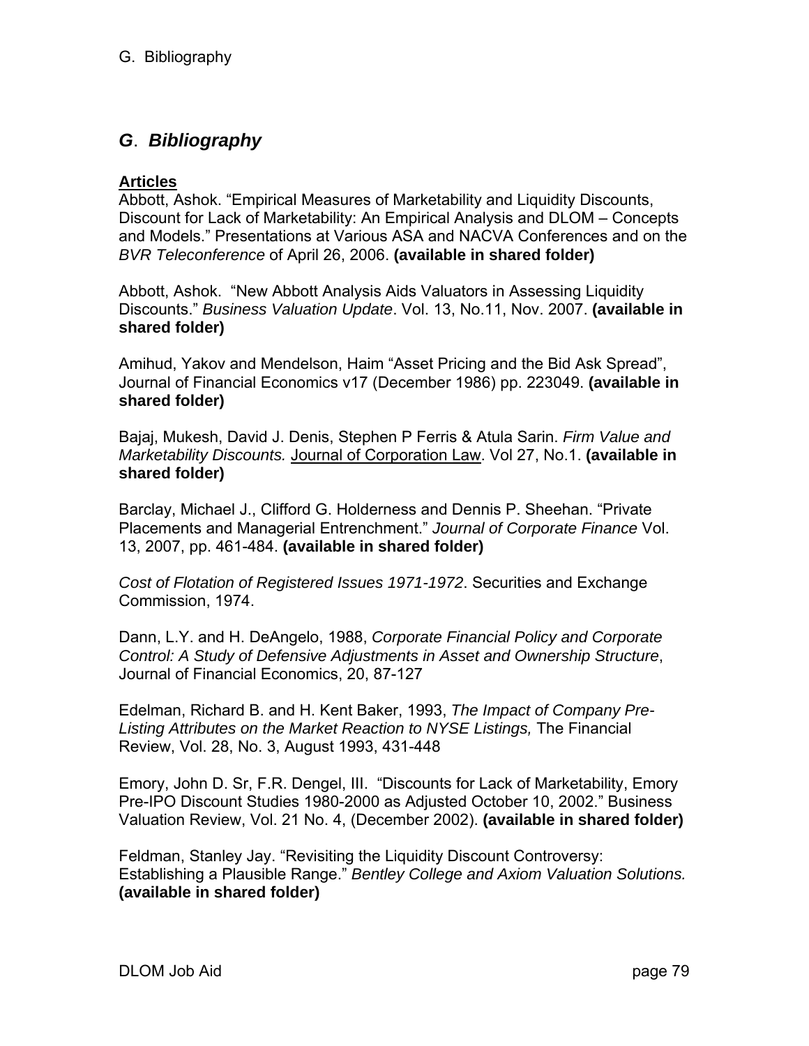## *G*. *Bibliography*

**Articles**

Abbott, Ashok. “Empirical Measures of Marketability and Liquidity Discounts, Discount for Lack of Marketability: An Empirical Analysis and DLOM – Concepts and Models.” Presentations at Various ASA and NACVA Conferences and on the *BVR Teleconference* of April 26, 2006. **(available in shared folder)**

Abbott, Ashok. “New Abbott Analysis Aids Valuators in Assessing Liquidity Discounts.” *Business Valuation Update*. Vol. 13, No.11, Nov. 2007. **(available in shared folder)**

Amihud, Yakov and Mendelson, Haim “Asset Pricing and the Bid Ask Spread”, Journal of Financial Economics v17 (December 1986) pp. 223049. **(available in shared folder)**

Bajaj, Mukesh, David J. Denis, Stephen P Ferris & Atula Sarin. *Firm Value and Marketability Discounts.* Journal of Corporation Law. Vol 27, No.1. **(available in shared folder)**

Barclay, Michael J., Clifford G. Holderness and Dennis P. Sheehan. “Private Placements and Managerial Entrenchment.” *Journal of Corporate Finance* Vol. 13, 2007, pp. 461-484. **(available in shared folder)**

*Cost of Flotation of Registered Issues 1971-1972*. Securities and Exchange Commission, 1974.

Dann, L.Y. and H. DeAngelo, 1988, *Corporate Financial Policy and Corporate Control: A Study of Defensive Adjustments in Asset and Ownership Structure*, Journal of Financial Economics, 20, 87-127

Edelman, Richard B. and H. Kent Baker, 1993, *The Impact of Company Pre-Listing Attributes on the Market Reaction to NYSE Listings,* The Financial Review, Vol. 28, No. 3, August 1993, 431-448

Emory, John D. Sr, F.R. Dengel, III. “Discounts for Lack of Marketability, Emory Pre-IPO Discount Studies 1980-2000 as Adjusted October 10, 2002.” Business Valuation Review, Vol. 21 No. 4, (December 2002). **(available in shared folder)**

Feldman, Stanley Jay. “Revisiting the Liquidity Discount Controversy: Establishing a Plausible Range.” *Bentley College and Axiom Valuation Solutions.* **(available in shared folder)**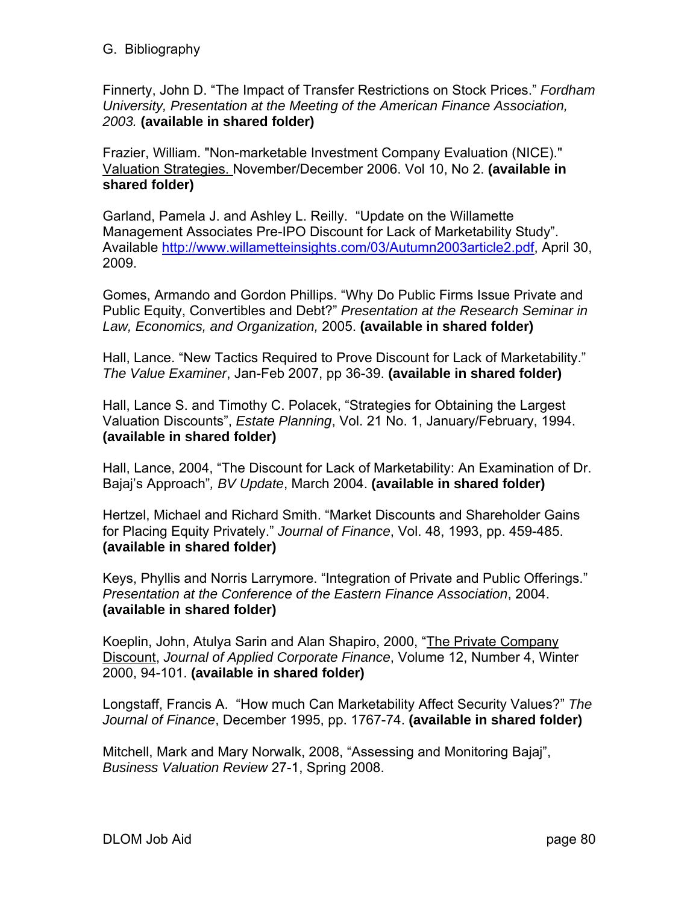## G. Bibliography

Finnerty, John D. “The Impact of Transfer Restrictions on Stock Prices.” *Fordham University, Presentation at the Meeting of the American Finance Association, 2003.* **(available in shared folder)**

Frazier, William. "Non-marketable Investment Company Evaluation (NICE)." Valuation Strategies. November/December 2006. Vol 10, No 2. **(available in shared folder)**

Garland, Pamela J. and Ashley L. Reilly. “Update on the Willamette Management Associates Pre-IPO Discount for Lack of Marketability Study”. Available http://www.willametteinsights.com/03/Autumn2003article2.pdf, April 30, 2009.

Gomes, Armando and Gordon Phillips. “Why Do Public Firms Issue Private and Public Equity, Convertibles and Debt?” *Presentation at the Research Seminar in Law, Economics, and Organization,* 2005. **(available in shared folder)**

Hall, Lance. “New Tactics Required to Prove Discount for Lack of Marketability.” *The Value Examiner*, Jan-Feb 2007, pp 36-39. **(available in shared folder)**

Hall, Lance S. and Timothy C. Polacek, “Strategies for Obtaining the Largest Valuation Discounts”, *Estate Planning*, Vol. 21 No. 1, January/February, 1994. **(available in shared folder)**

Hall, Lance, 2004, “The Discount for Lack of Marketability: An Examination of Dr. Bajaj’s Approach”*, BV Update*, March 2004. **(available in shared folder)**

Hertzel, Michael and Richard Smith. “Market Discounts and Shareholder Gains for Placing Equity Privately.” *Journal of Finance*, Vol. 48, 1993, pp. 459-485. **(available in shared folder)**

Keys, Phyllis and Norris Larrymore. “Integration of Private and Public Offerings.” *Presentation at the Conference of the Eastern Finance Association*, 2004. **(available in shared folder)**

Koeplin, John, Atulya Sarin and Alan Shapiro, 2000, “The Private Company Discount, *Journal of Applied Corporate Finance*, Volume 12, Number 4, Winter 2000, 94-101. **(available in shared folder)**

Longstaff, Francis A. “How much Can Marketability Affect Security Values?” *The Journal of Finance*, December 1995, pp. 1767-74. **(available in shared folder)**

Mitchell, Mark and Mary Norwalk, 2008, “Assessing and Monitoring Bajaj”, *Business Valuation Review* 27-1, Spring 2008.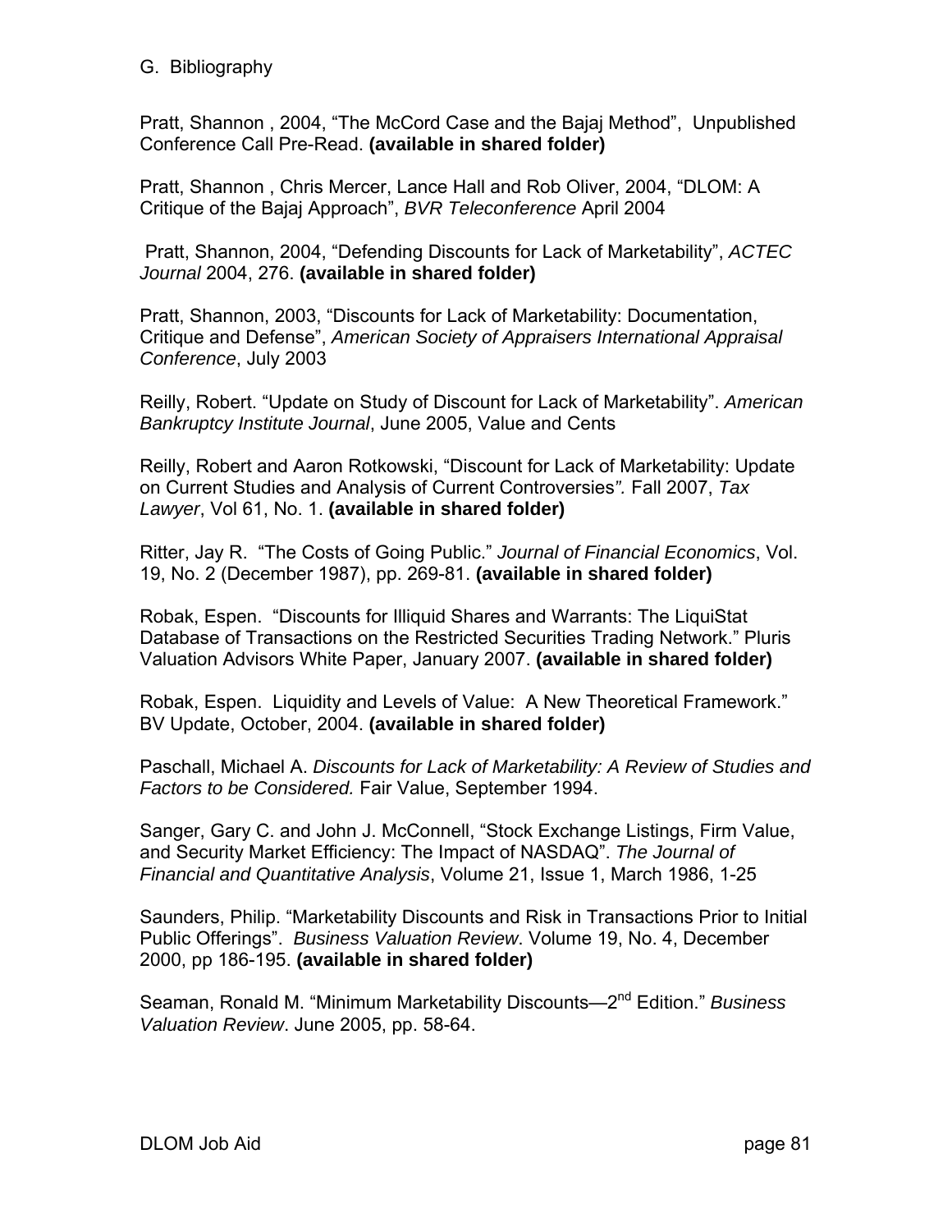G. Bibliography

Pratt, Shannon , 2004, “The McCord Case and the Bajaj Method”, Unpublished Conference Call Pre-Read. **(available in shared folder)**

Pratt, Shannon , Chris Mercer, Lance Hall and Rob Oliver, 2004, “DLOM: A Critique of the Bajaj Approach”, *BVR Teleconference* April 2004

Pratt, Shannon, 2004, “Defending Discounts for Lack of Marketability”, *ACTEC Journal* 2004, 276. **(available in shared folder)**

Pratt, Shannon, 2003, “Discounts for Lack of Marketability: Documentation, Critique and Defense”, *American Society of Appraisers International Appraisal Conference*, July 2003

Reilly, Robert. “Update on Study of Discount for Lack of Marketability”. *American Bankruptcy Institute Journal*, June 2005, Value and Cents

Reilly, Robert and Aaron Rotkowski, “Discount for Lack of Marketability: Update on Current Studies and Analysis of Current Controversies*”.* Fall 2007, *Tax Lawyer*, Vol 61, No. 1. **(available in shared folder)**

Ritter, Jay R. “The Costs of Going Public.” *Journal of Financial Economics*, Vol. 19, No. 2 (December 1987), pp. 269-81. **(available in shared folder)**

Robak, Espen. “Discounts for Illiquid Shares and Warrants: The LiquiStat Database of Transactions on the Restricted Securities Trading Network.” Pluris Valuation Advisors White Paper, January 2007. **(available in shared folder)**

Robak, Espen. Liquidity and Levels of Value: A New Theoretical Framework.” BV Update, October, 2004. **(available in shared folder)**

Paschall, Michael A. *Discounts for Lack of Marketability: A Review of Studies and Factors to be Considered.* Fair Value, September 1994.

Sanger, Gary C. and John J. McConnell, “Stock Exchange Listings, Firm Value, and Security Market Efficiency: The Impact of NASDAQ”. *The Journal of Financial and Quantitative Analysis*, Volume 21, Issue 1, March 1986, 1-25

Saunders, Philip. “Marketability Discounts and Risk in Transactions Prior to Initial Public Offerings”. *Business Valuation Review*. Volume 19, No. 4, December 2000, pp 186-195. **(available in shared folder)**

Seaman, Ronald M. “Minimum Marketability Discounts—2nd Edition.” *Business Valuation Review*. June 2005, pp. 58-64.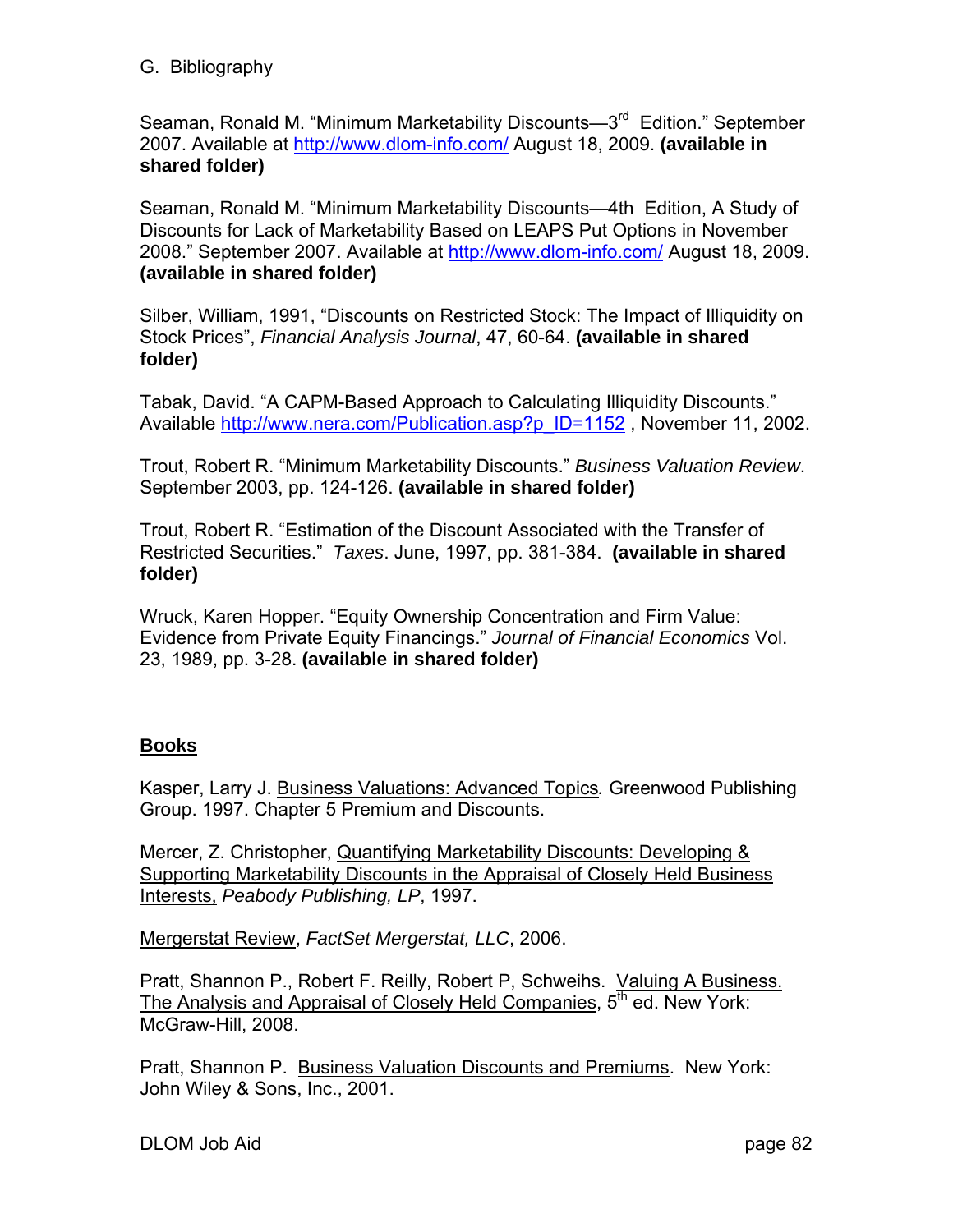G. Bibliography

Seaman, Ronald M. "Minimum Marketability Discounts—3rd Edition." September 2007. Available at http://www.dlom-info.com/ August 18, 2009. **(available in shared folder)**

Seaman, Ronald M. "Minimum Marketability Discounts—4th Edition, A Study of Discounts for Lack of Marketability Based on LEAPS Put Options in November 2008." September 2007. Available at http://www.dlom-info.com/ August 18, 2009. **(available in shared folder)**

Silber, William, 1991, "Discounts on Restricted Stock: The Impact of Illiquidity on Stock Prices", *Financial Analysis Journal*, 47, 60-64. **(available in shared folder)**

Tabak, David. "A CAPM-Based Approach to Calculating Illiquidity Discounts." Available http://www.nera.com/Publication.asp?p_ID=1152 , November 11, 2002.

Trout, Robert R. "Minimum Marketability Discounts." *Business Valuation Review*. September 2003, pp. 124-126. **(available in shared folder)**

Trout, Robert R. "Estimation of the Discount Associated with the Transfer of Restricted Securities." *Taxes*. June, 1997, pp. 381-384. **(available in shared folder)**

Wruck, Karen Hopper. "Equity Ownership Concentration and Firm Value: Evidence from Private Equity Financings." *Journal of Financial Economics* Vol. 23, 1989, pp. 3-28. **(available in shared folder)**

## Books

Kasper, Larry J. Business Valuations: Advanced Topics*.* Greenwood Publishing Group. 1997. Chapter 5 Premium and Discounts.

Mercer, Z. Christopher, Quantifying Marketability Discounts: Developing & Supporting Marketability Discounts in the Appraisal of Closely Held Business Interests, *Peabody Publishing, LP*, 1997.

Mergerstat Review, *FactSet Mergerstat, LLC*, 2006.

Pratt, Shannon P., Robert F. Reilly, Robert P, Schweihs. Valuing A Business. The Analysis and Appraisal of Closely Held Companies, 5th ed. New York: McGraw-Hill, 2008.

Pratt, Shannon P. Business Valuation Discounts and Premiums. New York: John Wiley & Sons, Inc., 2001.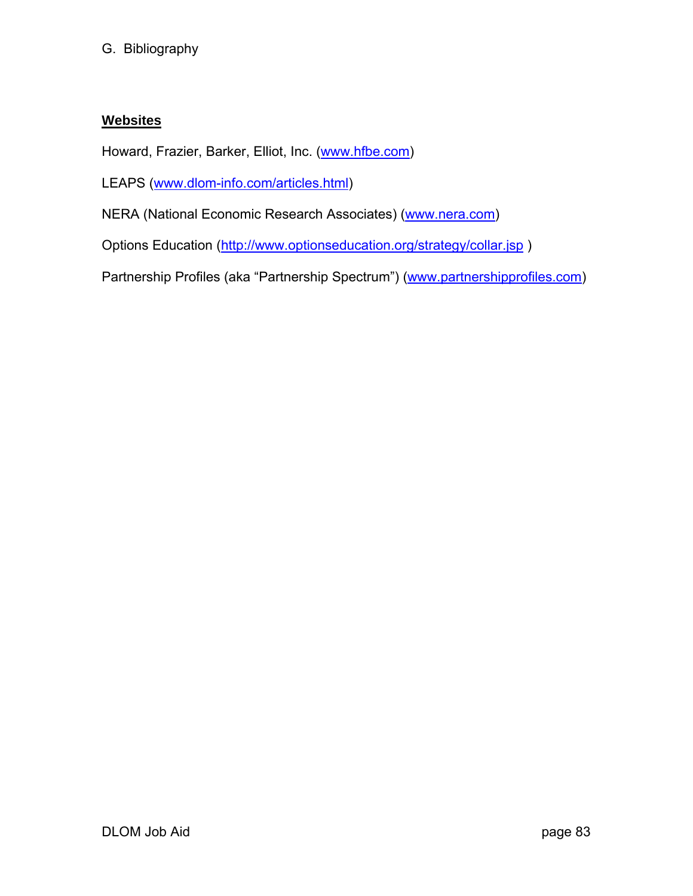G. Bibliography

**Websites**

Howard, Frazier, Barker, Elliot, Inc. (www.hfbe.com)

LEAPS (www.dlom-info.com/articles.html)

NERA (National Economic Research Associates) (www.nera.com)

Options Education (http://www.optionseducation.org/strategy/collar.jsp )

Partnership Profiles (aka "Partnership Spectrum") (www.partnershipprofiles.com)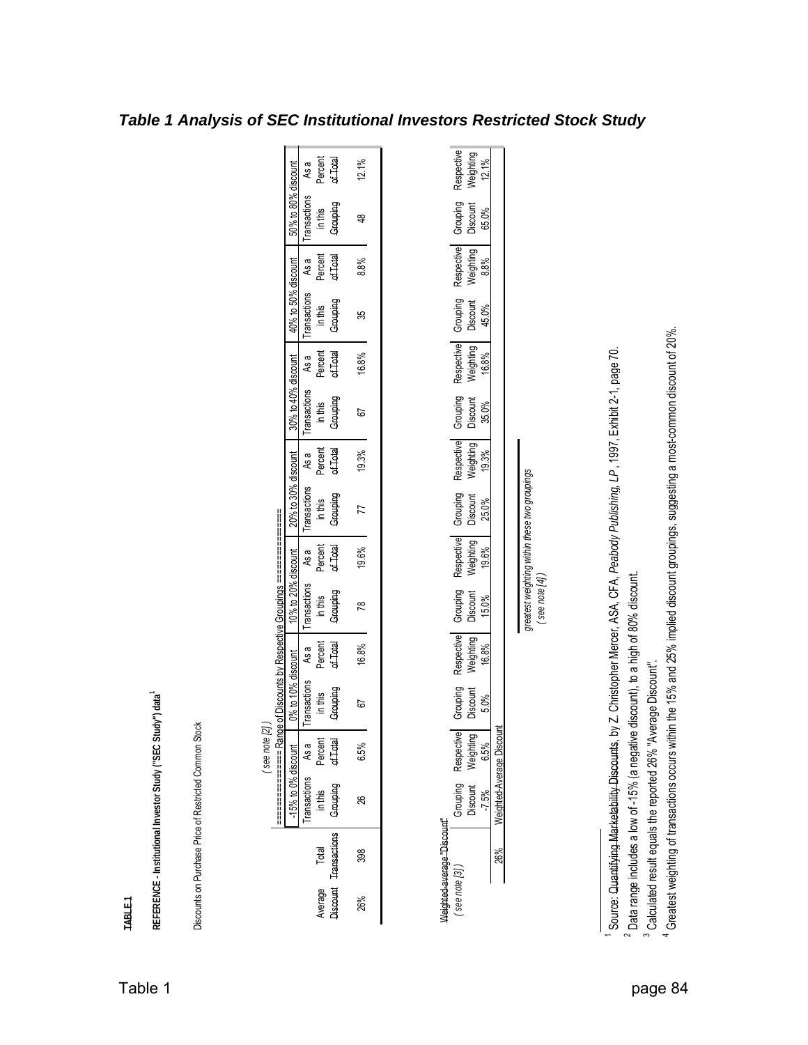# Table 1 Analysis of SEC Institutional Investors Restricted Stock Study

**TABLE 1**

**REFERENCE - Institutional Investor Study ("SEC Study") data**[1]

Discounts on Purchase Price of Restricted Common Stock

( see note [2] )

| Average Discount | Total Transactions | -15% to 0% discount: Transactions in this Grouping | -15% to 0% discount: As a Percent of Total | 0% to 10% discount: Transactions in this Grouping | 0% to 10% discount: As a Percent of Total | 10% to 20% discount: Transactions in this Grouping | 10% to 20% discount: As a Percent of Total | 20% to 30% discount: Transactions in this Grouping | 20% to 30% discount: As a Percent of Total | 30% to 40% discount: Transactions in this Grouping | 30% to 40% discount: As a Percent of Total | 40% to 50% discount: Transactions in this Grouping | 40% to 50% discount: As a Percent of Total | 50% to 80% discount: Transactions in this Grouping | 50% to 80% discount: As a Percent of Total |
|---|---|---|---|---|---|---|---|---|---|---|---|---|---|---|---|
| 26% | 398 | 26 | 6.5% | 67 | 16.8% | 78 | 19.6% | 77 | 19.3% | 67 | 16.8% | 35 | 8.8% | 48 | 12.1% |

Weighted-average "Discount"
( see note [3] )

| | Grouping Discount | Respective Weighting | Grouping Discount | Respective Weighting | Grouping Discount | Respective Weighting | Grouping Discount | Respective Weighting | Grouping Discount | Respective Weighting | Grouping Discount | Respective Weighting | Grouping Discount | Respective Weighting |
|---|---|---|---|---|---|---|---|---|---|---|---|---|---|---|
| | -7.5% | 6.5% | 5.0% | 16.8% | 15.0% | 19.6% | 25.0% | 19.3% | 35.0% | 16.8% | 45.0% | 8.8% | 65.0% | 12.1% |
| 26% | Weighted-Average Discount | | | | | | | | | | | | | |

*greatest weighting within these two groupings*
*( see note [4] )*

[1] Source: Quantifying Marketability Discounts, by Z. Christopher Mercer, ASA, CFA, *Peabody Publishing, LP*, 1997, Exhibit 2-1, page 70.

[2] Data range includes a low of -15% (a negative discount), to a high of 80% discount.

[3] Calculated result equals the reported 26% "Average Discount".

[4] Greatest weighting of transactions occurs within the 15% and 25% implied discount groupings, suggesting a most-common discount of 20%.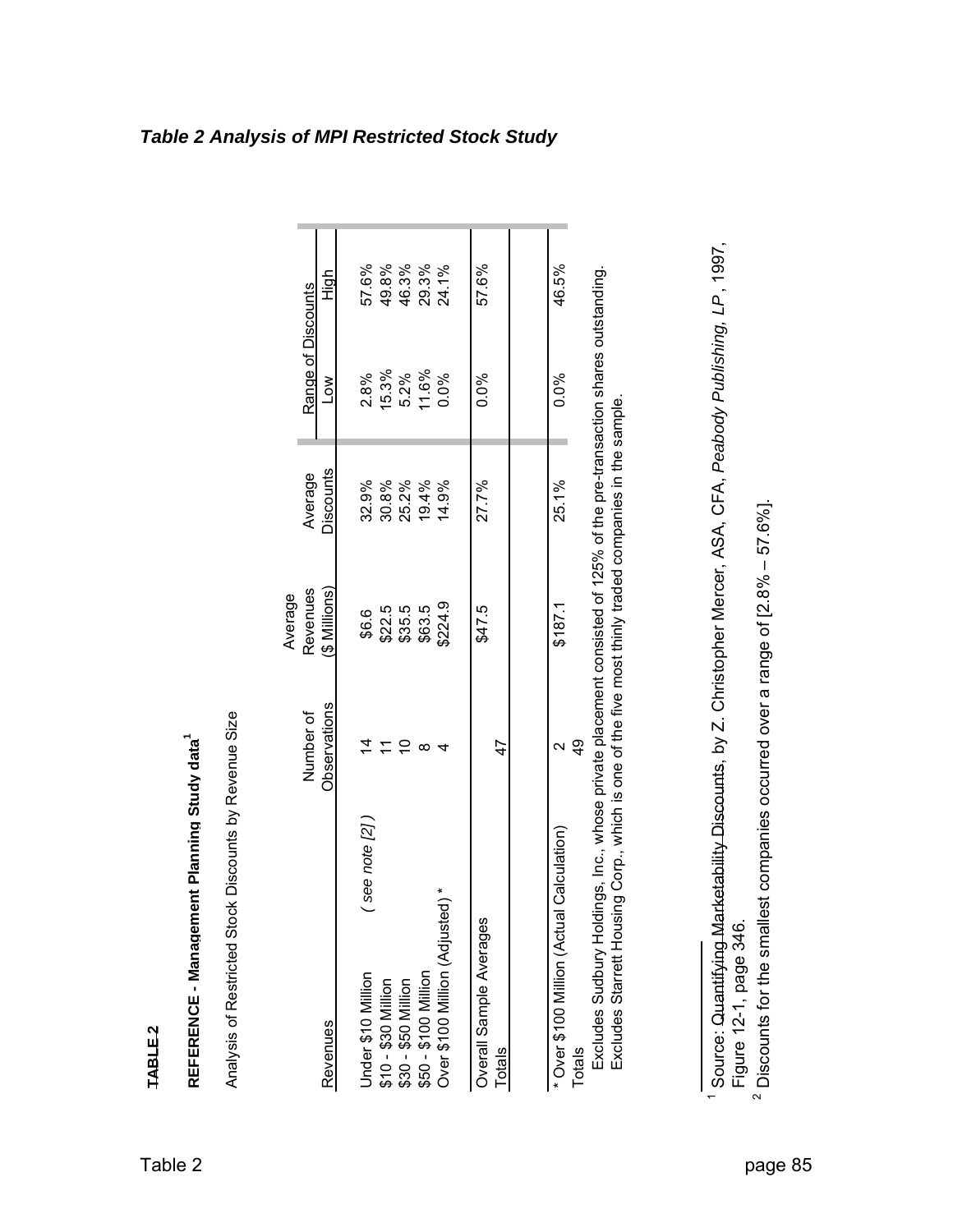## *Table 2 Analysis of MPI Restricted Stock Study*

**TABLE 2**

**REFERENCE - Management Planning Study data**[1]

Analysis of Restricted Stock Discounts by Revenue Size

| Revenues | | Number of Observations | Average Revenues ($ Millions) | Average Discounts | Range of Discounts Low | Range of Discounts High |
|---|---|---|---|---|---|---|
| Under $10 Million | *( see note [2] )* | 14 | $6.6 | 32.9% | 2.8% | 57.6% |
| $10 - $30 Million | | 11 | $22.5 | 30.8% | 15.3% | 49.8% |
| $30 - $50 Million | | 10 | $35.5 | 25.2% | 5.2% | 46.3% |
| $50 - $100 Million | | 8 | $63.5 | 19.4% | 11.6% | 29.3% |
| Over $100 Million (Adjusted) * | | 4 | $224.9 | 14.9% | 0.0% | 24.1% |
| Overall Sample Averages | | | $47.5 | 27.7% | 0.0% | 57.6% |
| Totals | | 47 | | | | |
| * Over $100 Million (Actual Calculation) | | 2 | $187.1 | 25.1% | 0.0% | 46.5% |
| Totals | | 49 | | | | |

Excludes Sudbury Holdings, Inc., whose private placement consisted of 125% of the pre-transaction shares outstanding.
Excludes Starrett Housing Corp., which is one of the five most thinly traded companies in the sample.

[1] Source: Quantifying Marketability Discounts, by Z. Christopher Mercer, ASA, CFA, *Peabody Publishing, LP*, 1997, Figure 12-1, page 346.

[2] Discounts for the smallest companies occurred over a range of [2.8% – 57.6%].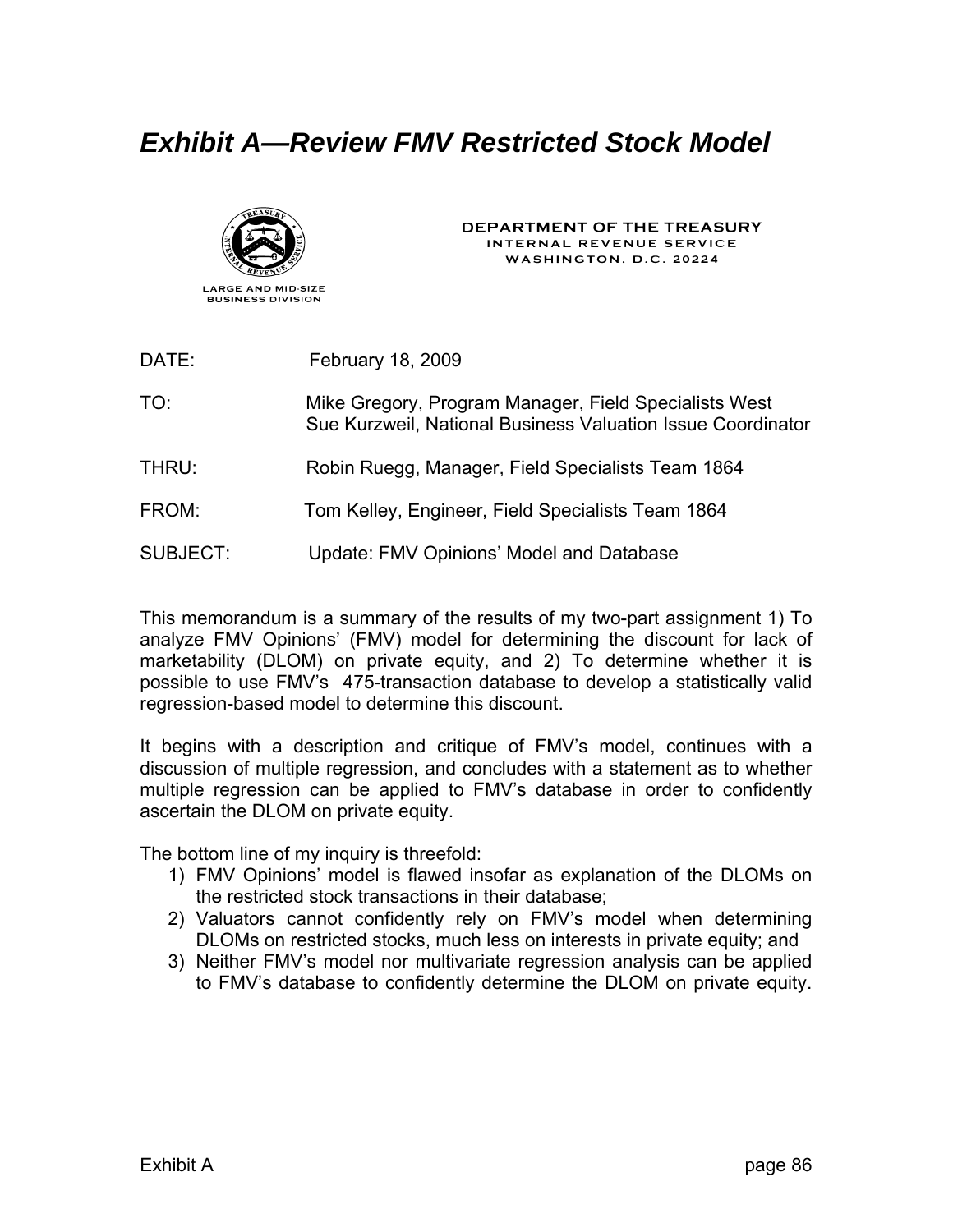# *Exhibit A—Review FMV Restricted Stock Model*

LARGE AND MID-SIZE BUSINESS DIVISION

DEPARTMENT OF THE TREASURY
INTERNAL REVENUE SERVICE
WASHINGTON, D.C. 20224

DATE: February 18, 2009

TO: Mike Gregory, Program Manager, Field Specialists West
Sue Kurzweil, National Business Valuation Issue Coordinator

THRU: Robin Ruegg, Manager, Field Specialists Team 1864

FROM: Tom Kelley, Engineer, Field Specialists Team 1864

SUBJECT: Update: FMV Opinions' Model and Database

This memorandum is a summary of the results of my two-part assignment 1) To analyze FMV Opinions' (FMV) model for determining the discount for lack of marketability (DLOM) on private equity, and 2) To determine whether it is possible to use FMV's 475-transaction database to develop a statistically valid regression-based model to determine this discount.

It begins with a description and critique of FMV's model, continues with a discussion of multiple regression, and concludes with a statement as to whether multiple regression can be applied to FMV's database in order to confidently ascertain the DLOM on private equity.

The bottom line of my inquiry is threefold:

1) FMV Opinions' model is flawed insofar as explanation of the DLOMs on the restricted stock transactions in their database;
2) Valuators cannot confidently rely on FMV's model when determining DLOMs on restricted stocks, much less on interests in private equity; and
3) Neither FMV's model nor multivariate regression analysis can be applied to FMV's database to confidently determine the DLOM on private equity.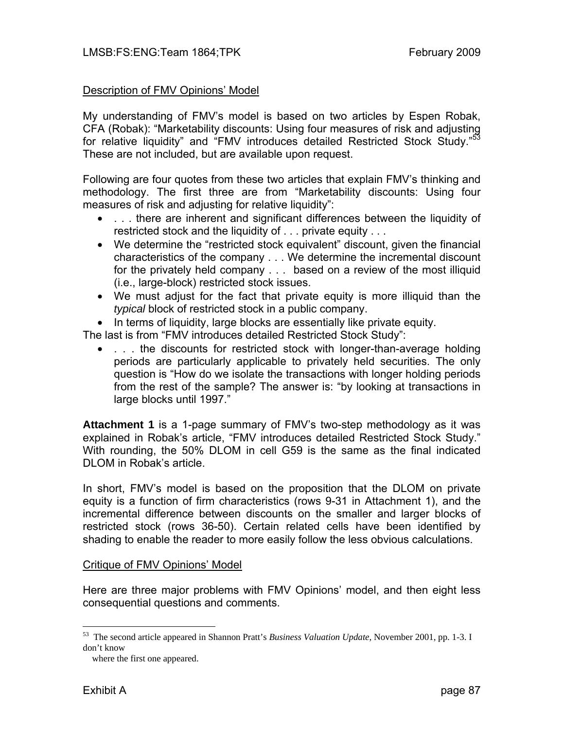Description of FMV Opinions' Model

My understanding of FMV's model is based on two articles by Espen Robak, CFA (Robak): "Marketability discounts: Using four measures of risk and adjusting for relative liquidity" and "FMV introduces detailed Restricted Stock Study."[53] These are not included, but are available upon request.

Following are four quotes from these two articles that explain FMV's thinking and methodology. The first three are from "Marketability discounts: Using four measures of risk and adjusting for relative liquidity":

- . . . there are inherent and significant differences between the liquidity of restricted stock and the liquidity of . . . private equity . . .
- We determine the "restricted stock equivalent" discount, given the financial characteristics of the company . . . We determine the incremental discount for the privately held company . . . based on a review of the most illiquid (i.e., large-block) restricted stock issues.
- We must adjust for the fact that private equity is more illiquid than the *typical* block of restricted stock in a public company.
- In terms of liquidity, large blocks are essentially like private equity.

The last is from "FMV introduces detailed Restricted Stock Study":

- . . . the discounts for restricted stock with longer-than-average holding periods are particularly applicable to privately held securities. The only question is "How do we isolate the transactions with longer holding periods from the rest of the sample? The answer is: "by looking at transactions in large blocks until 1997."

**Attachment 1** is a 1-page summary of FMV's two-step methodology as it was explained in Robak's article, "FMV introduces detailed Restricted Stock Study." With rounding, the 50% DLOM in cell G59 is the same as the final indicated DLOM in Robak's article.

In short, FMV's model is based on the proposition that the DLOM on private equity is a function of firm characteristics (rows 9-31 in Attachment 1), and the incremental difference between discounts on the smaller and larger blocks of restricted stock (rows 36-50). Certain related cells have been identified by shading to enable the reader to more easily follow the less obvious calculations.

Critique of FMV Opinions' Model

Here are three major problems with FMV Opinions' model, and then eight less consequential questions and comments.

---

[53] The second article appeared in Shannon Pratt's *Business Valuation Update*, November 2001, pp. 1-3. I don't know where the first one appeared.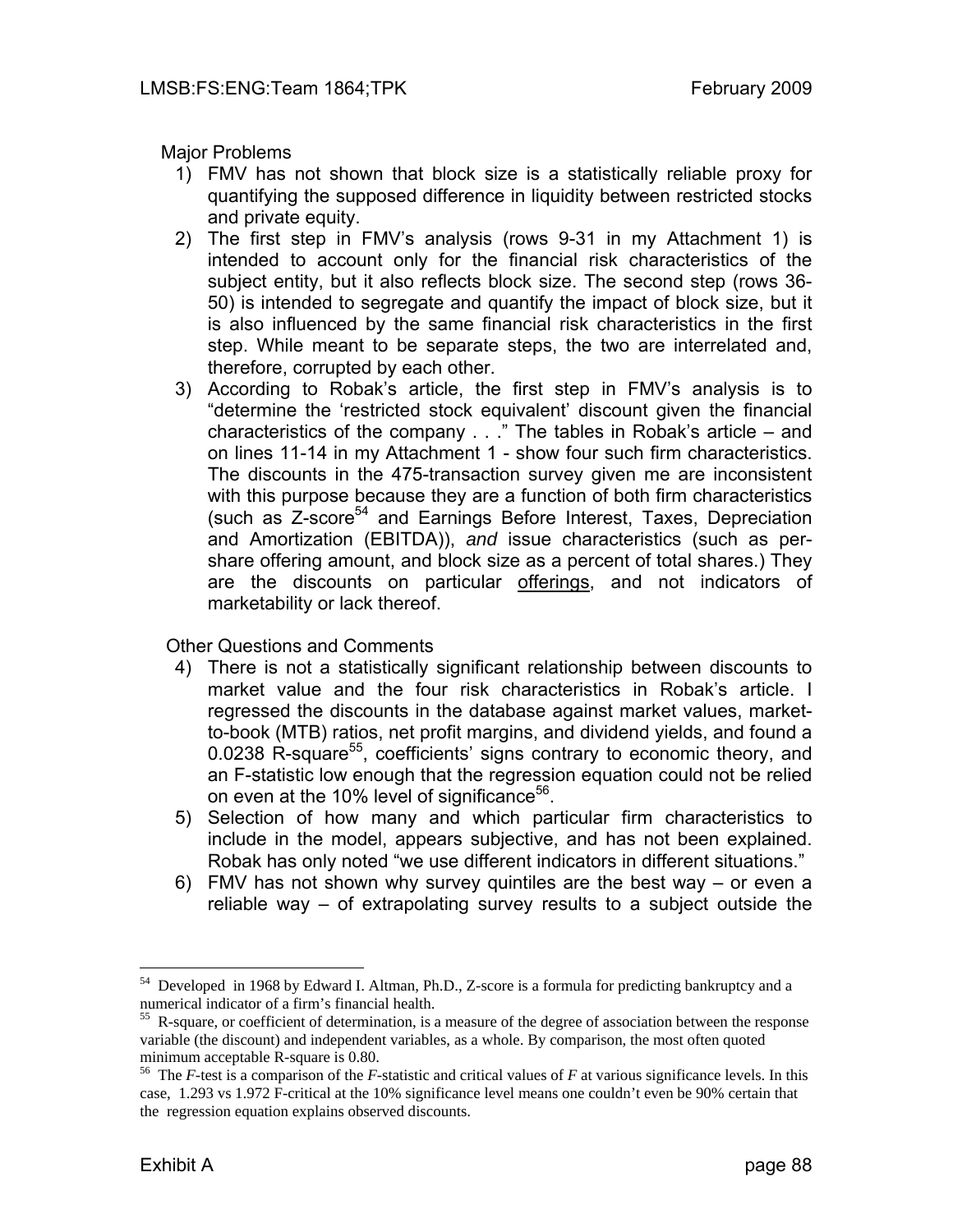Major Problems

1) FMV has not shown that block size is a statistically reliable proxy for quantifying the supposed difference in liquidity between restricted stocks and private equity.
2) The first step in FMV's analysis (rows 9-31 in my Attachment 1) is intended to account only for the financial risk characteristics of the subject entity, but it also reflects block size. The second step (rows 36-50) is intended to segregate and quantify the impact of block size, but it is also influenced by the same financial risk characteristics in the first step. While meant to be separate steps, the two are interrelated and, therefore, corrupted by each other.
3) According to Robak's article, the first step in FMV's analysis is to "determine the 'restricted stock equivalent' discount given the financial characteristics of the company . . ." The tables in Robak's article – and on lines 11-14 in my Attachment 1 - show four such firm characteristics. The discounts in the 475-transaction survey given me are inconsistent with this purpose because they are a function of both firm characteristics (such as Z-score[54] and Earnings Before Interest, Taxes, Depreciation and Amortization (EBITDA)), *and* issue characteristics (such as per-share offering amount, and block size as a percent of total shares.) They are the discounts on particular <u>offerings</u>, and not indicators of marketability or lack thereof.

Other Questions and Comments

4) There is not a statistically significant relationship between discounts to market value and the four risk characteristics in Robak's article. I regressed the discounts in the database against market values, market-to-book (MTB) ratios, net profit margins, and dividend yields, and found a 0.0238 R-square[55], coefficients' signs contrary to economic theory, and an F-statistic low enough that the regression equation could not be relied on even at the 10% level of significance[56].
5) Selection of how many and which particular firm characteristics to include in the model, appears subjective, and has not been explained. Robak has only noted "we use different indicators in different situations."
6) FMV has not shown why survey quintiles are the best way – or even a reliable way – of extrapolating survey results to a subject outside the

---

[54] Developed in 1968 by Edward I. Altman, Ph.D., Z-score is a formula for predicting bankruptcy and a numerical indicator of a firm's financial health.

[55] R-square, or coefficient of determination, is a measure of the degree of association between the response variable (the discount) and independent variables, as a whole. By comparison, the most often quoted minimum acceptable R-square is 0.80.

[56] The *F*-test is a comparison of the *F*-statistic and critical values of *F* at various significance levels. In this case, 1.293 vs 1.972 F-critical at the 10% significance level means one couldn't even be 90% certain that the regression equation explains observed discounts.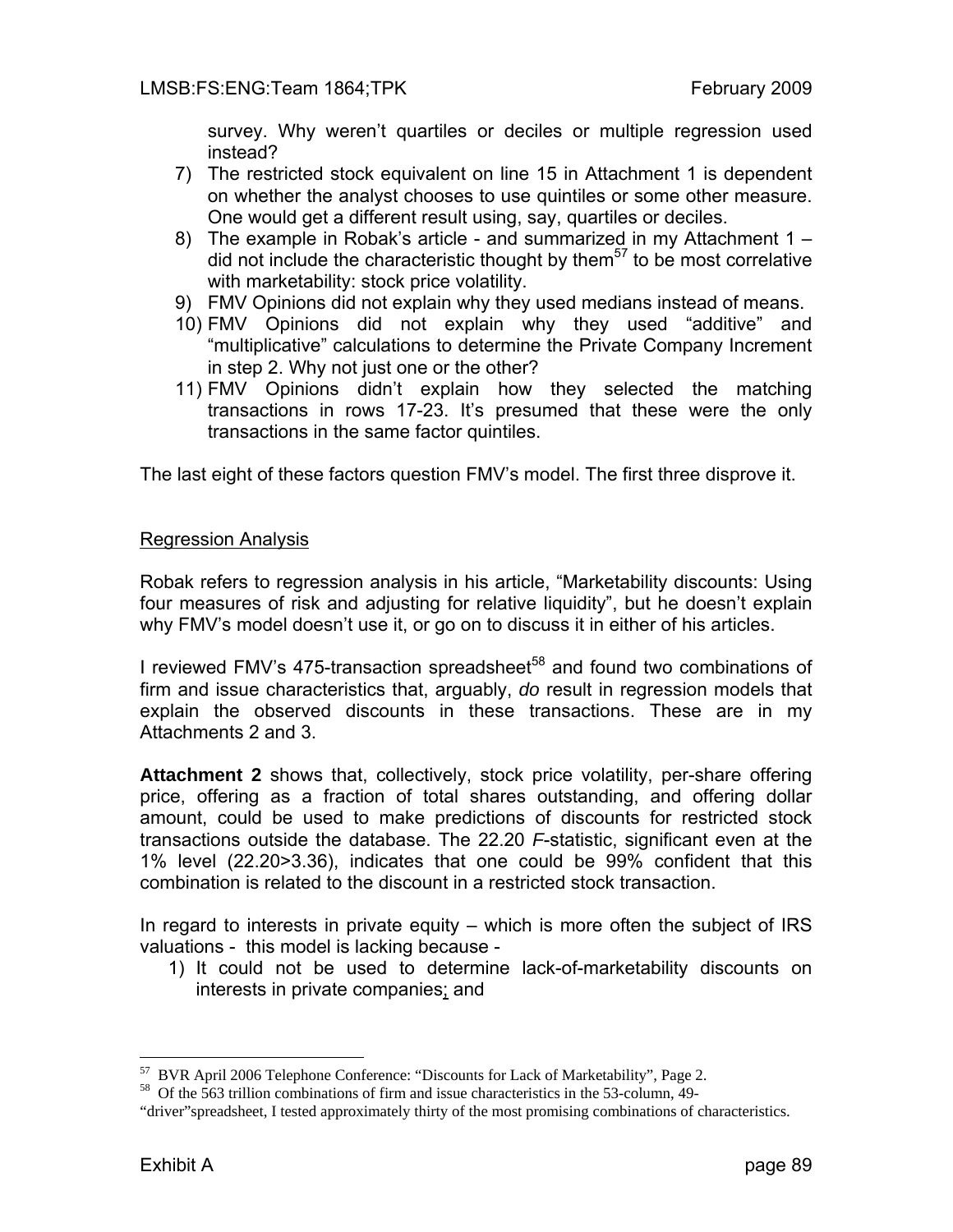survey. Why weren't quartiles or deciles or multiple regression used instead?

7) The restricted stock equivalent on line 15 in Attachment 1 is dependent on whether the analyst chooses to use quintiles or some other measure. One would get a different result using, say, quartiles or deciles.
8) The example in Robak's article - and summarized in my Attachment 1 – did not include the characteristic thought by them[57] to be most correlative with marketability: stock price volatility.
9) FMV Opinions did not explain why they used medians instead of means.
10) FMV Opinions did not explain why they used "additive" and "multiplicative" calculations to determine the Private Company Increment in step 2. Why not just one or the other?
11) FMV Opinions didn't explain how they selected the matching transactions in rows 17-23. It's presumed that these were the only transactions in the same factor quintiles.

The last eight of these factors question FMV's model. The first three disprove it.

<u>Regression Analysis</u>

Robak refers to regression analysis in his article, "Marketability discounts: Using four measures of risk and adjusting for relative liquidity", but he doesn't explain why FMV's model doesn't use it, or go on to discuss it in either of his articles.

I reviewed FMV's 475-transaction spreadsheet[58] and found two combinations of firm and issue characteristics that, arguably, *do* result in regression models that explain the observed discounts in these transactions. These are in my Attachments 2 and 3.

**Attachment 2** shows that, collectively, stock price volatility, per-share offering price, offering as a fraction of total shares outstanding, and offering dollar amount, could be used to make predictions of discounts for restricted stock transactions outside the database. The 22.20 *F*-statistic, significant even at the 1% level (22.20>3.36), indicates that one could be 99% confident that this combination is related to the discount in a restricted stock transaction.

In regard to interests in private equity – which is more often the subject of IRS valuations - this model is lacking because -

1) It could not be used to determine lack-of-marketability discounts on interests in private companies; and

---

[57] BVR April 2006 Telephone Conference: "Discounts for Lack of Marketability", Page 2.

[58] Of the 563 trillion combinations of firm and issue characteristics in the 53-column, 49-"driver"spreadsheet, I tested approximately thirty of the most promising combinations of characteristics.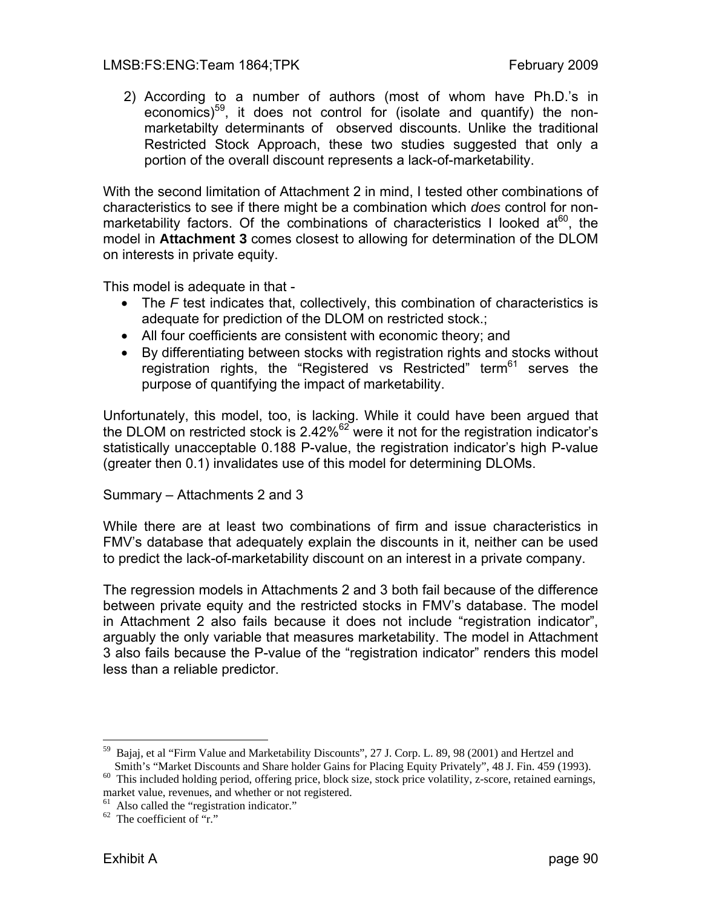2) According to a number of authors (most of whom have Ph.D.'s in economics)[59], it does not control for (isolate and quantify) the non-marketabilty determinants of observed discounts. Unlike the traditional Restricted Stock Approach, these two studies suggested that only a portion of the overall discount represents a lack-of-marketability.

With the second limitation of Attachment 2 in mind, I tested other combinations of characteristics to see if there might be a combination which *does* control for non-marketability factors. Of the combinations of characteristics I looked at[60], the model in **Attachment 3** comes closest to allowing for determination of the DLOM on interests in private equity.

This model is adequate in that -

- The *F* test indicates that, collectively, this combination of characteristics is adequate for prediction of the DLOM on restricted stock.;
- All four coefficients are consistent with economic theory; and
- By differentiating between stocks with registration rights and stocks without registration rights, the "Registered vs Restricted" term[61] serves the purpose of quantifying the impact of marketability.

Unfortunately, this model, too, is lacking. While it could have been argued that the DLOM on restricted stock is 2.42%[62] were it not for the registration indicator's statistically unacceptable 0.188 P-value, the registration indicator's high P-value (greater then 0.1) invalidates use of this model for determining DLOMs.

Summary – Attachments 2 and 3

While there are at least two combinations of firm and issue characteristics in FMV's database that adequately explain the discounts in it, neither can be used to predict the lack-of-marketability discount on an interest in a private company.

The regression models in Attachments 2 and 3 both fail because of the difference between private equity and the restricted stocks in FMV's database. The model in Attachment 2 also fails because it does not include "registration indicator", arguably the only variable that measures marketability. The model in Attachment 3 also fails because the P-value of the "registration indicator" renders this model less than a reliable predictor.

---

[59] Bajaj, et al "Firm Value and Marketability Discounts", 27 J. Corp. L. 89, 98 (2001) and Hertzel and Smith's "Market Discounts and Share holder Gains for Placing Equity Privately", 48 J. Fin. 459 (1993).

[60] This included holding period, offering price, block size, stock price volatility, z-score, retained earnings, market value, revenues, and whether or not registered.

[61] Also called the "registration indicator."

[62] The coefficient of "r."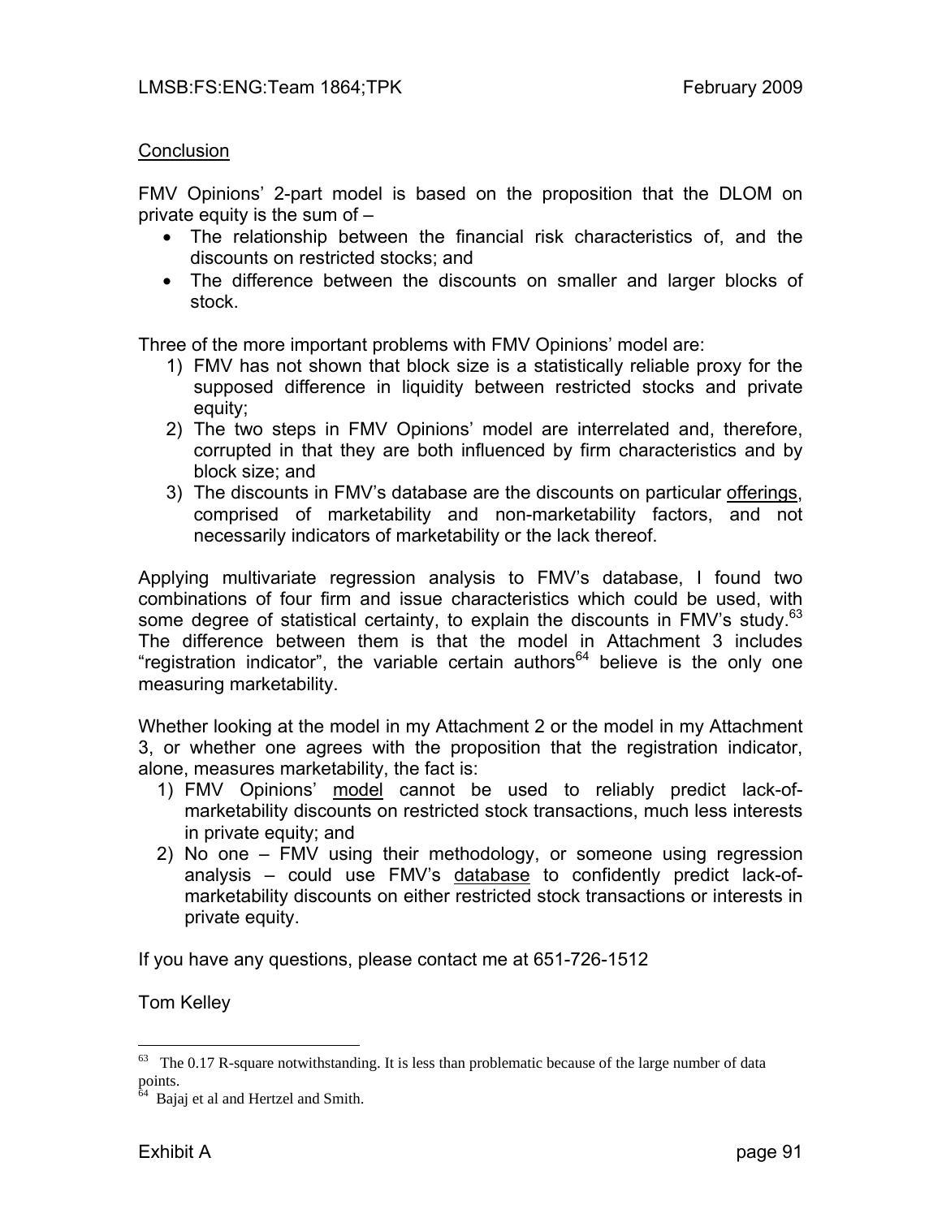Conclusion

FMV Opinions' 2-part model is based on the proposition that the DLOM on private equity is the sum of –

- The relationship between the financial risk characteristics of, and the discounts on restricted stocks; and
- The difference between the discounts on smaller and larger blocks of stock.

Three of the more important problems with FMV Opinions' model are:

1) FMV has not shown that block size is a statistically reliable proxy for the supposed difference in liquidity between restricted stocks and private equity;
2) The two steps in FMV Opinions' model are interrelated and, therefore, corrupted in that they are both influenced by firm characteristics and by block size; and
3) The discounts in FMV's database are the discounts on particular offerings, comprised of marketability and non-marketability factors, and not necessarily indicators of marketability or the lack thereof.

Applying multivariate regression analysis to FMV's database, I found two combinations of four firm and issue characteristics which could be used, with some degree of statistical certainty, to explain the discounts in FMV's study.[63] The difference between them is that the model in Attachment 3 includes "registration indicator", the variable certain authors[64] believe is the only one measuring marketability.

Whether looking at the model in my Attachment 2 or the model in my Attachment 3, or whether one agrees with the proposition that the registration indicator, alone, measures marketability, the fact is:

1) FMV Opinions' model cannot be used to reliably predict lack-of-marketability discounts on restricted stock transactions, much less interests in private equity; and
2) No one – FMV using their methodology, or someone using regression analysis – could use FMV's database to confidently predict lack-of-marketability discounts on either restricted stock transactions or interests in private equity.

If you have any questions, please contact me at 651-726-1512

Tom Kelley

[63] The 0.17 R-square notwithstanding. It is less than problematic because of the large number of data points.

[64] Bajaj et al and Hertzel and Smith.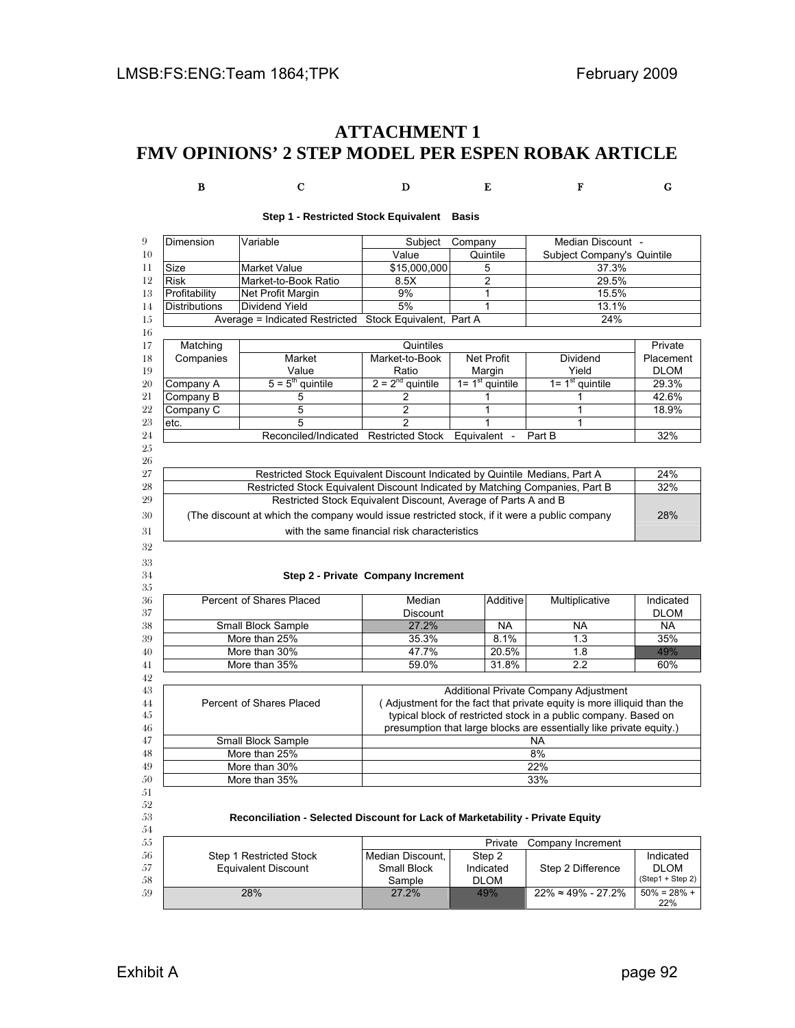# ATTACHMENT 1
# FMV OPINIONS' 2 STEP MODEL PER ESPEN ROBAK ARTICLE

**Step 1 - Restricted Stock Equivalent Basis**

| Dimension | Variable | Subject Company Value | Subject Company Quintile | Median Discount - Subject Company's Quintile |
|---|---|---|---|---|
| Size | Market Value | $15,000,000 | 5 | 37.3% |
| Risk | Market-to-Book Ratio | 8.5X | 2 | 29.5% |
| Profitability | Net Profit Margin | 9% | 1 | 15.5% |
| Distributions | Dividend Yield | 5% | 1 | 13.1% |
| Average = Indicated Restricted Stock Equivalent, Part A | | | | 24% |

| Matching Companies | Quintiles: Market Value | Quintiles: Market-to-Book Ratio | Quintiles: Net Profit Margin | Quintiles: Dividend Yield | Private Placement DLOM |
|---|---|---|---|---|---|
| Company A | 5 = 5th quintile | 2 = 2nd quintile | 1= 1st quintile | 1= 1st quintile | 29.3% |
| Company B | 5 | 2 | 1 | 1 | 42.6% |
| Company C | 5 | 2 | 1 | 1 | 18.9% |
| etc. | 5 | 2 | 1 | 1 | |
| Reconciled/Indicated Restricted Stock Equivalent - Part B | | | | | 32% |

| | |
|---|---|
| Restricted Stock Equivalent Discount Indicated by Quintile Medians, Part A | 24% |
| Restricted Stock Equivalent Discount Indicated by Matching Companies, Part B | 32% |
| Restricted Stock Equivalent Discount, Average of Parts A and B (The discount at which the company would issue restricted stock, if it were a public company with the same financial risk characteristics | 28% |

**Step 2 - Private Company Increment**

| Percent of Shares Placed | Median Discount | Additive | Multiplicative | Indicated DLOM |
|---|---|---|---|---|
| Small Block Sample | 27.2% | NA | NA | NA |
| More than 25% | 35.3% | 8.1% | 1.3 | 35% |
| More than 30% | 47.7% | 20.5% | 1.8 | 49% |
| More than 35% | 59.0% | 31.8% | 2.2 | 60% |

| Percent of Shares Placed | Additional Private Company Adjustment ( Adjustment for the fact that private equity is more illiquid than the typical block of restricted stock in a public company. Based on presumption that large blocks are essentially like private equity.) |
|---|---|
| Small Block Sample | NA |
| More than 25% | 8% |
| More than 30% | 22% |
| More than 35% | 33% |

**Reconciliation - Selected Discount for Lack of Marketability - Private Equity**

| Step 1 Restricted Stock Equivalent Discount | Private Company Increment: Median Discount, Small Block Sample | Private Company Increment: Step 2 Indicated DLOM | Private Company Increment: Step 2 Difference | Indicated DLOM (Step1 + Step 2) |
|---|---|---|---|---|
| 28% | 27.2% | 49% | 22% ≈ 49% - 27.2% | 50% = 28% + 22% |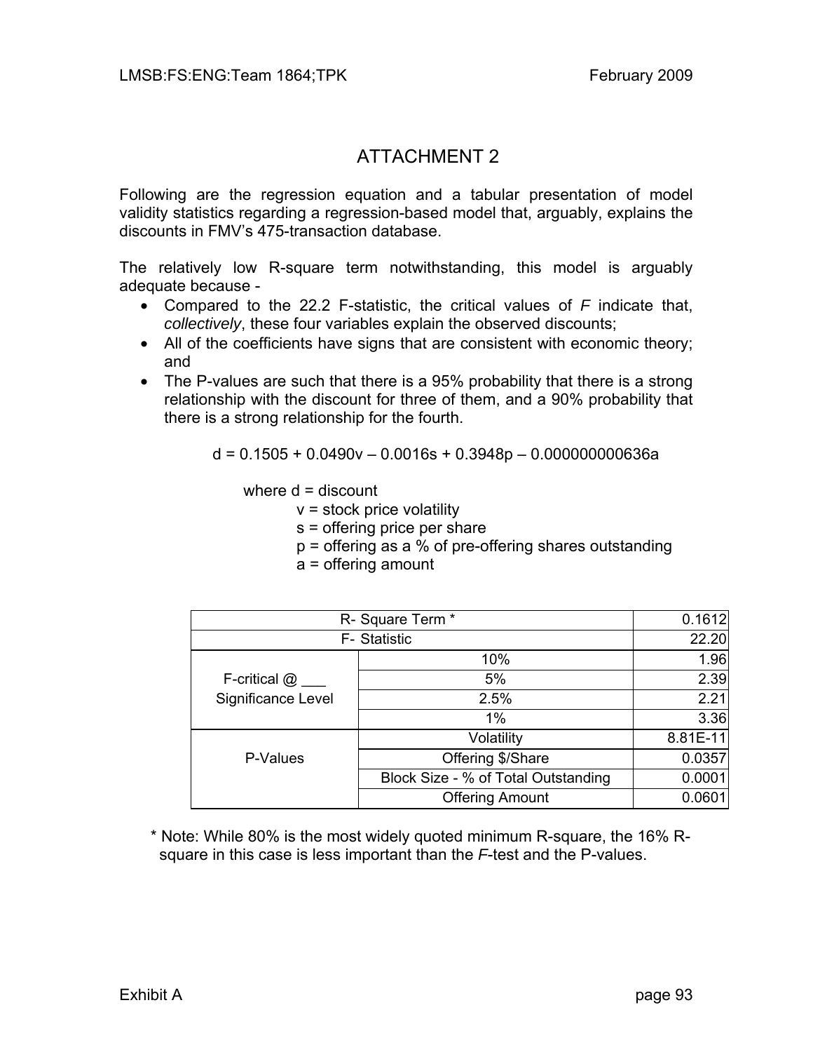# ATTACHMENT 2

Following are the regression equation and a tabular presentation of model validity statistics regarding a regression-based model that, arguably, explains the discounts in FMV's 475-transaction database.

The relatively low R-square term notwithstanding, this model is arguably adequate because -

- Compared to the 22.2 F-statistic, the critical values of *F* indicate that, *collectively*, these four variables explain the observed discounts;
- All of the coefficients have signs that are consistent with economic theory; and
- The P-values are such that there is a 95% probability that there is a strong relationship with the discount for three of them, and a 90% probability that there is a strong relationship for the fourth.

$$d = 0.1505 + 0.0490v - 0.0016s + 0.3948p - 0.000000000636a$$

where d = discount
- v = stock price volatility
- s = offering price per share
- p = offering as a % of pre-offering shares outstanding
- a = offering amount

| R- Square Term * | | 0.1612 |
|---|---|---|
| F- Statistic | | 22.20 |
| F-critical @ ___ Significance Level | 10% | 1.96 |
| | 5% | 2.39 |
| | 2.5% | 2.21 |
| | 1% | 3.36 |
| P-Values | Volatility | 8.81E-11 |
| | Offering $/Share | 0.0357 |
| | Block Size - % of Total Outstanding | 0.0001 |
| | Offering Amount | 0.0601 |

* Note: While 80% is the most widely quoted minimum R-square, the 16% R-square in this case is less important than the *F*-test and the P-values.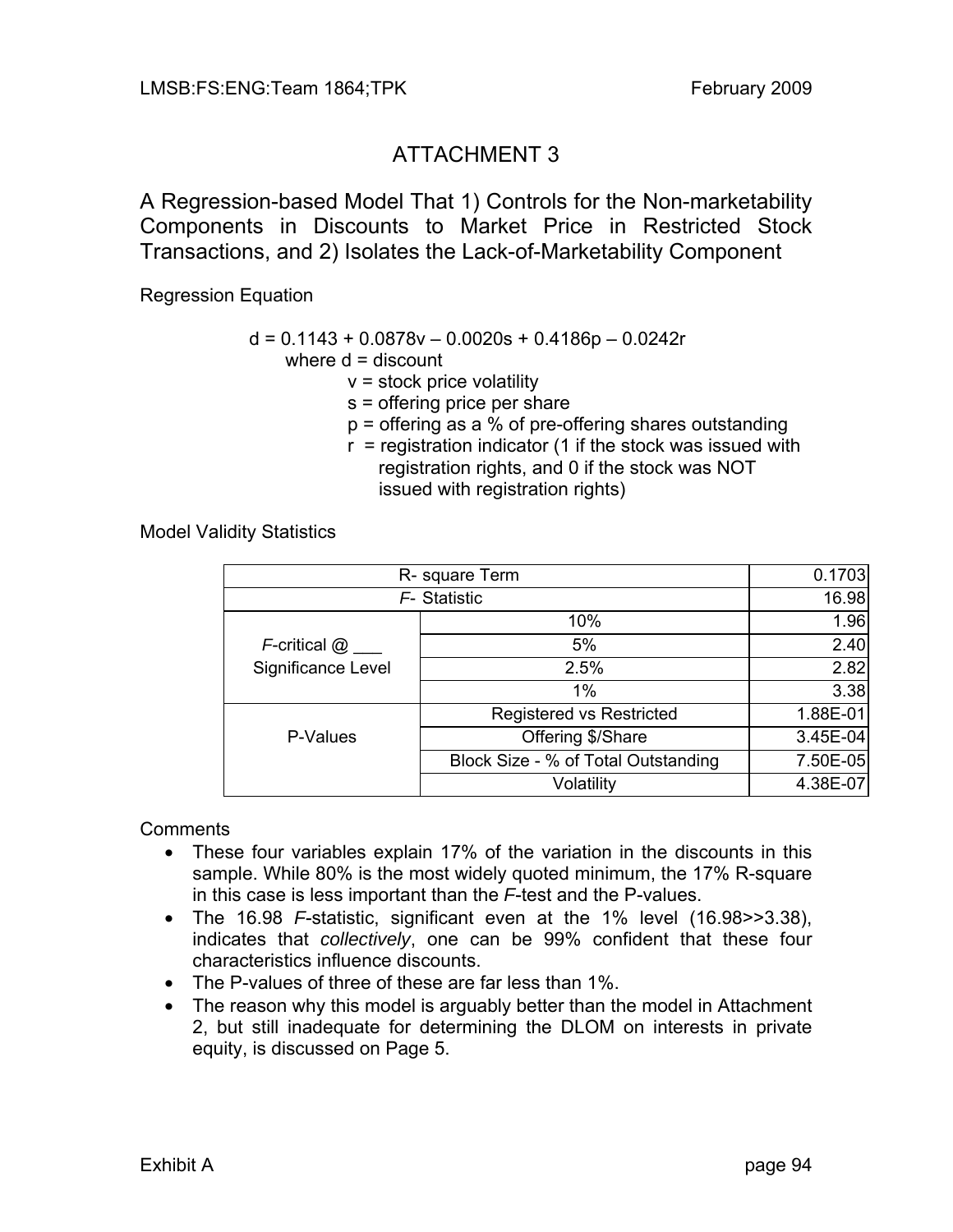# ATTACHMENT 3

## A Regression-based Model That 1) Controls for the Non-marketability Components in Discounts to Market Price in Restricted Stock Transactions, and 2) Isolates the Lack-of-Marketability Component

Regression Equation

$$d = 0.1143 + 0.0878v - 0.0020s + 0.4186p - 0.0242r$$

where d = discount
- v = stock price volatility
- s = offering price per share
- p = offering as a % of pre-offering shares outstanding
- r = registration indicator (1 if the stock was issued with registration rights, and 0 if the stock was NOT issued with registration rights)

Model Validity Statistics

| R- square Term | | 0.1703 |
|---|---|---|
| *F*- Statistic | | 16.98 |
| *F*-critical @ ___ Significance Level | 10% | 1.96 |
| | 5% | 2.40 |
| | 2.5% | 2.82 |
| | 1% | 3.38 |
| P-Values | Registered vs Restricted | 1.88E-01 |
| | Offering $/Share | 3.45E-04 |
| | Block Size - % of Total Outstanding | 7.50E-05 |
| | Volatility | 4.38E-07 |

Comments

- These four variables explain 17% of the variation in the discounts in this sample. While 80% is the most widely quoted minimum, the 17% R-square in this case is less important than the *F*-test and the P-values.
- The 16.98 *F*-statistic, significant even at the 1% level (16.98>>3.38), indicates that *collectively*, one can be 99% confident that these four characteristics influence discounts.
- The P-values of three of these are far less than 1%.
- The reason why this model is arguably better than the model in Attachment 2, but still inadequate for determining the DLOM on interests in private equity, is discussed on Page 5.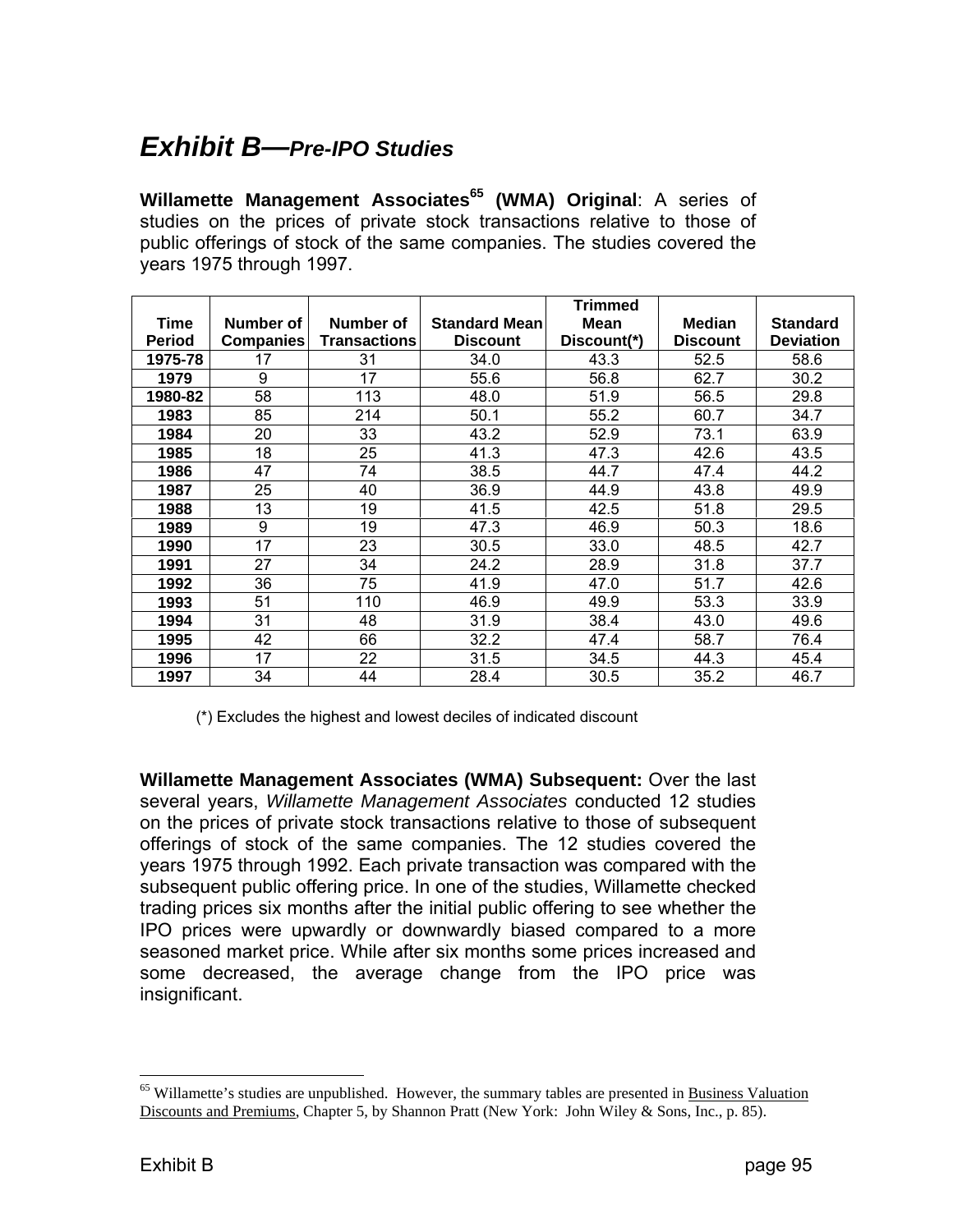# *Exhibit B—Pre-IPO Studies*

**Willamette Management Associates[65] (WMA) Original**: A series of studies on the prices of private stock transactions relative to those of public offerings of stock of the same companies. The studies covered the years 1975 through 1997.

| Time Period | Number of Companies | Number of Transactions | Standard Mean Discount | Trimmed Mean Discount(*) | Median Discount | Standard Deviation |
|---|---|---|---|---|---|---|
| **1975-78** | 17 | 31 | 34.0 | 43.3 | 52.5 | 58.6 |
| **1979** | 9 | 17 | 55.6 | 56.8 | 62.7 | 30.2 |
| **1980-82** | 58 | 113 | 48.0 | 51.9 | 56.5 | 29.8 |
| **1983** | 85 | 214 | 50.1 | 55.2 | 60.7 | 34.7 |
| **1984** | 20 | 33 | 43.2 | 52.9 | 73.1 | 63.9 |
| **1985** | 18 | 25 | 41.3 | 47.3 | 42.6 | 43.5 |
| **1986** | 47 | 74 | 38.5 | 44.7 | 47.4 | 44.2 |
| **1987** | 25 | 40 | 36.9 | 44.9 | 43.8 | 49.9 |
| **1988** | 13 | 19 | 41.5 | 42.5 | 51.8 | 29.5 |
| **1989** | 9 | 19 | 47.3 | 46.9 | 50.3 | 18.6 |
| **1990** | 17 | 23 | 30.5 | 33.0 | 48.5 | 42.7 |
| **1991** | 27 | 34 | 24.2 | 28.9 | 31.8 | 37.7 |
| **1992** | 36 | 75 | 41.9 | 47.0 | 51.7 | 42.6 |
| **1993** | 51 | 110 | 46.9 | 49.9 | 53.3 | 33.9 |
| **1994** | 31 | 48 | 31.9 | 38.4 | 43.0 | 49.6 |
| **1995** | 42 | 66 | 32.2 | 47.4 | 58.7 | 76.4 |
| **1996** | 17 | 22 | 31.5 | 34.5 | 44.3 | 45.4 |
| **1997** | 34 | 44 | 28.4 | 30.5 | 35.2 | 46.7 |

(*) Excludes the highest and lowest deciles of indicated discount

**Willamette Management Associates (WMA) Subsequent:** Over the last several years, *Willamette Management Associates* conducted 12 studies on the prices of private stock transactions relative to those of subsequent offerings of stock of the same companies. The 12 studies covered the years 1975 through 1992. Each private transaction was compared with the subsequent public offering price. In one of the studies, Willamette checked trading prices six months after the initial public offering to see whether the IPO prices were upwardly or downwardly biased compared to a more seasoned market price. While after six months some prices increased and some decreased, the average change from the IPO price was insignificant.

[65] Willamette's studies are unpublished. However, the summary tables are presented in Business Valuation Discounts and Premiums, Chapter 5, by Shannon Pratt (New York: John Wiley & Sons, Inc., p. 85).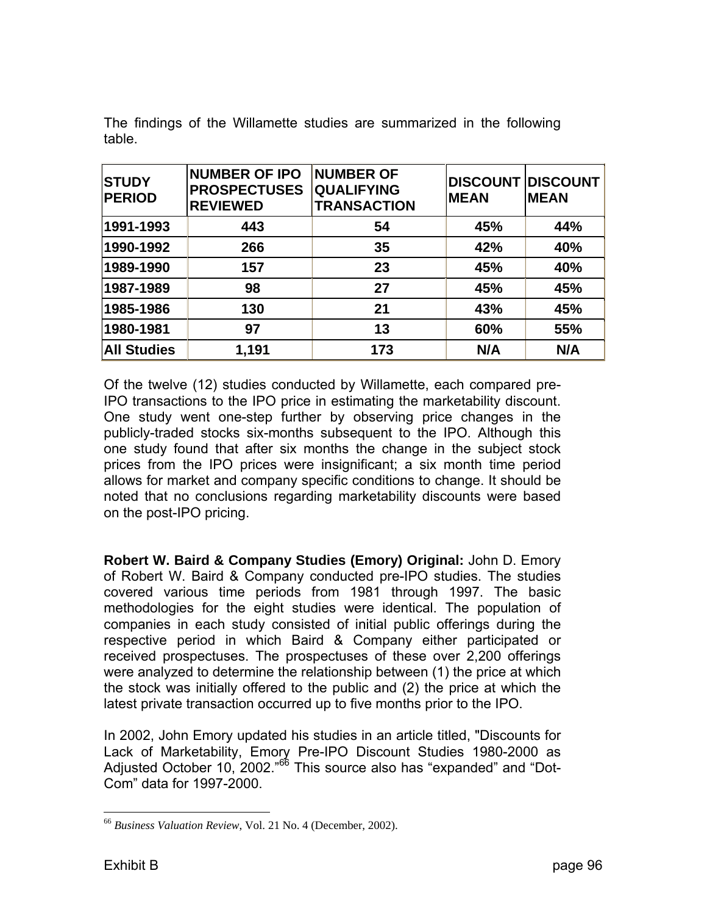The findings of the Willamette studies are summarized in the following table.

| STUDY PERIOD | NUMBER OF IPO PROSPECTUSES REVIEWED | NUMBER OF QUALIFYING TRANSACTION | DISCOUNT MEAN | DISCOUNT MEAN |
|---|---|---|---|---|
| 1991-1993 | 443 | 54 | 45% | 44% |
| 1990-1992 | 266 | 35 | 42% | 40% |
| 1989-1990 | 157 | 23 | 45% | 40% |
| 1987-1989 | 98 | 27 | 45% | 45% |
| 1985-1986 | 130 | 21 | 43% | 45% |
| 1980-1981 | 97 | 13 | 60% | 55% |
| All Studies | 1,191 | 173 | N/A | N/A |

Of the twelve (12) studies conducted by Willamette, each compared pre-IPO transactions to the IPO price in estimating the marketability discount. One study went one-step further by observing price changes in the publicly-traded stocks six-months subsequent to the IPO. Although this one study found that after six months the change in the subject stock prices from the IPO prices were insignificant; a six month time period allows for market and company specific conditions to change. It should be noted that no conclusions regarding marketability discounts were based on the post-IPO pricing.

**Robert W. Baird & Company Studies (Emory) Original:** John D. Emory of Robert W. Baird & Company conducted pre-IPO studies. The studies covered various time periods from 1981 through 1997. The basic methodologies for the eight studies were identical. The population of companies in each study consisted of initial public offerings during the respective period in which Baird & Company either participated or received prospectuses. The prospectuses of these over 2,200 offerings were analyzed to determine the relationship between (1) the price at which the stock was initially offered to the public and (2) the price at which the latest private transaction occurred up to five months prior to the IPO.

In 2002, John Emory updated his studies in an article titled, "Discounts for Lack of Marketability, Emory Pre-IPO Discount Studies 1980-2000 as Adjusted October 10, 2002."[66] This source also has "expanded" and "Dot-Com" data for 1997-2000.

[66] *Business Valuation Review*, Vol. 21 No. 4 (December, 2002).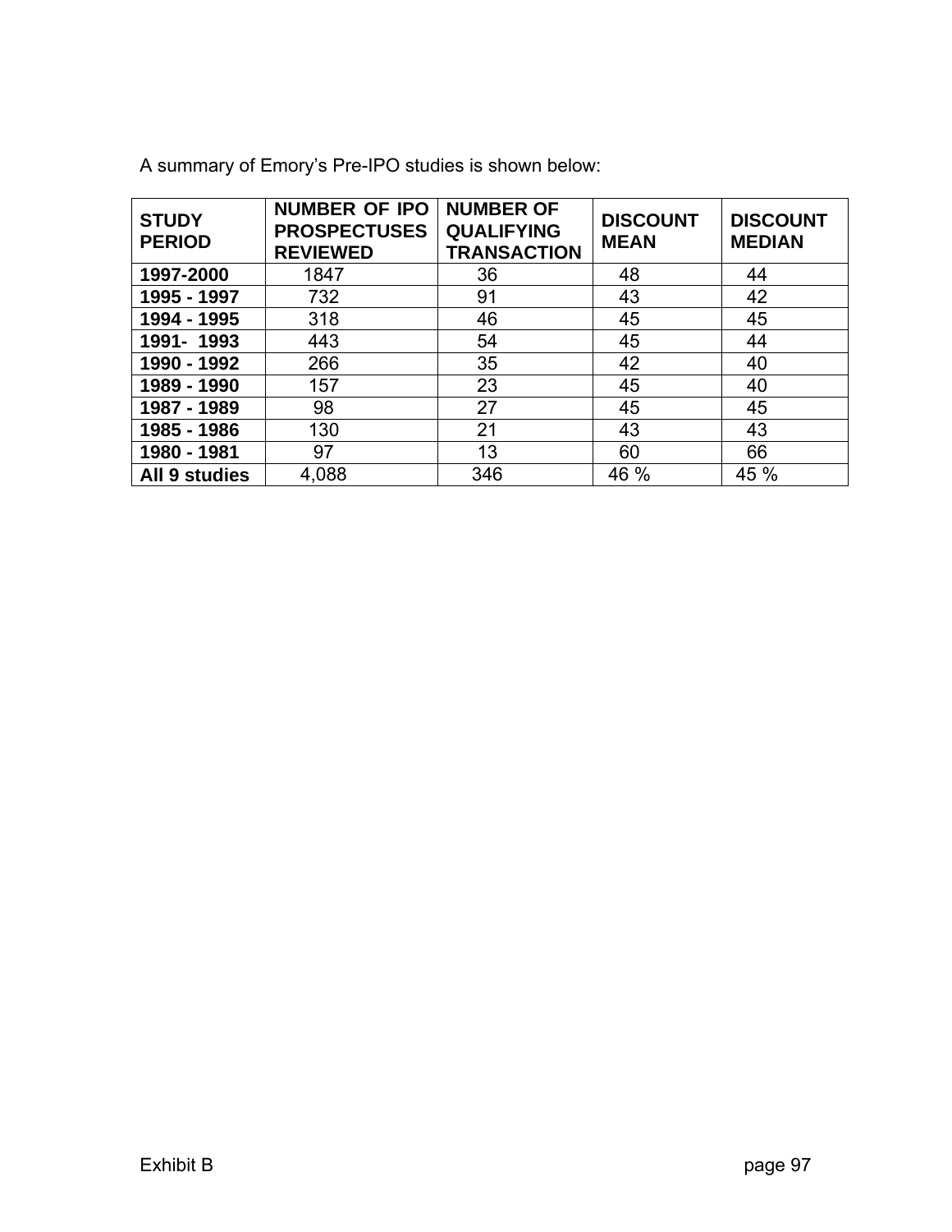A summary of Emory's Pre-IPO studies is shown below:

| STUDY PERIOD | NUMBER OF IPO PROSPECTUSES REVIEWED | NUMBER OF QUALIFYING TRANSACTION | DISCOUNT MEAN | DISCOUNT MEDIAN |
|---|---|---|---|---|
| **1997-2000** | 1847 | 36 | 48 | 44 |
| **1995 - 1997** | 732 | 91 | 43 | 42 |
| **1994 - 1995** | 318 | 46 | 45 | 45 |
| **1991- 1993** | 443 | 54 | 45 | 44 |
| **1990 - 1992** | 266 | 35 | 42 | 40 |
| **1989 - 1990** | 157 | 23 | 45 | 40 |
| **1987 - 1989** | 98 | 27 | 45 | 45 |
| **1985 - 1986** | 130 | 21 | 43 | 43 |
| **1980 - 1981** | 97 | 13 | 60 | 66 |
| **All 9 studies** | 4,088 | 346 | 46 % | 45 % |

Exhibit B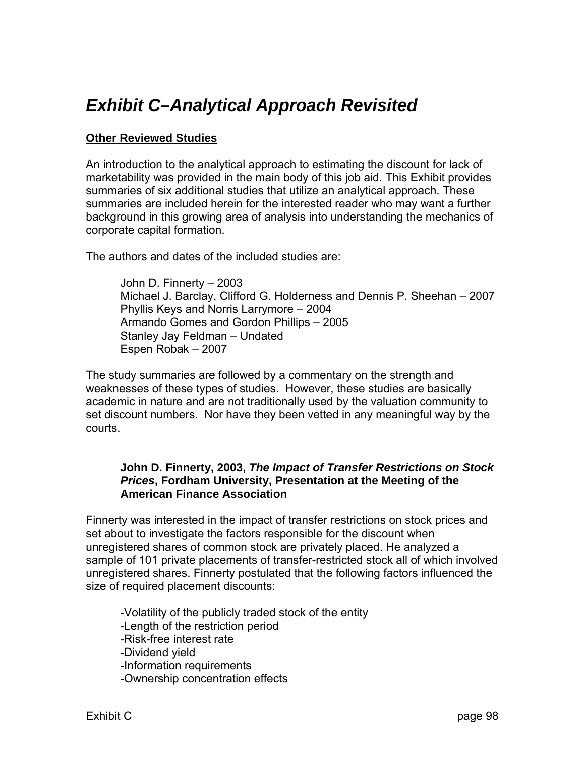# *Exhibit C–Analytical Approach Revisited*

## Other Reviewed Studies

An introduction to the analytical approach to estimating the discount for lack of marketability was provided in the main body of this job aid. This Exhibit provides summaries of six additional studies that utilize an analytical approach. These summaries are included herein for the interested reader who may want a further background in this growing area of analysis into understanding the mechanics of corporate capital formation.

The authors and dates of the included studies are:

John D. Finnerty – 2003
Michael J. Barclay, Clifford G. Holderness and Dennis P. Sheehan – 2007
Phyllis Keys and Norris Larrymore – 2004
Armando Gomes and Gordon Phillips – 2005
Stanley Jay Feldman – Undated
Espen Robak – 2007

The study summaries are followed by a commentary on the strength and weaknesses of these types of studies. However, these studies are basically academic in nature and are not traditionally used by the valuation community to set discount numbers. Nor have they been vetted in any meaningful way by the courts.

### John D. Finnerty, 2003, *The Impact of Transfer Restrictions on Stock Prices*, Fordham University, Presentation at the Meeting of the American Finance Association

Finnerty was interested in the impact of transfer restrictions on stock prices and set about to investigate the factors responsible for the discount when unregistered shares of common stock are privately placed. He analyzed a sample of 101 private placements of transfer-restricted stock all of which involved unregistered shares. Finnerty postulated that the following factors influenced the size of required placement discounts:

-Volatility of the publicly traded stock of the entity
-Length of the restriction period
-Risk-free interest rate
-Dividend yield
-Information requirements
-Ownership concentration effects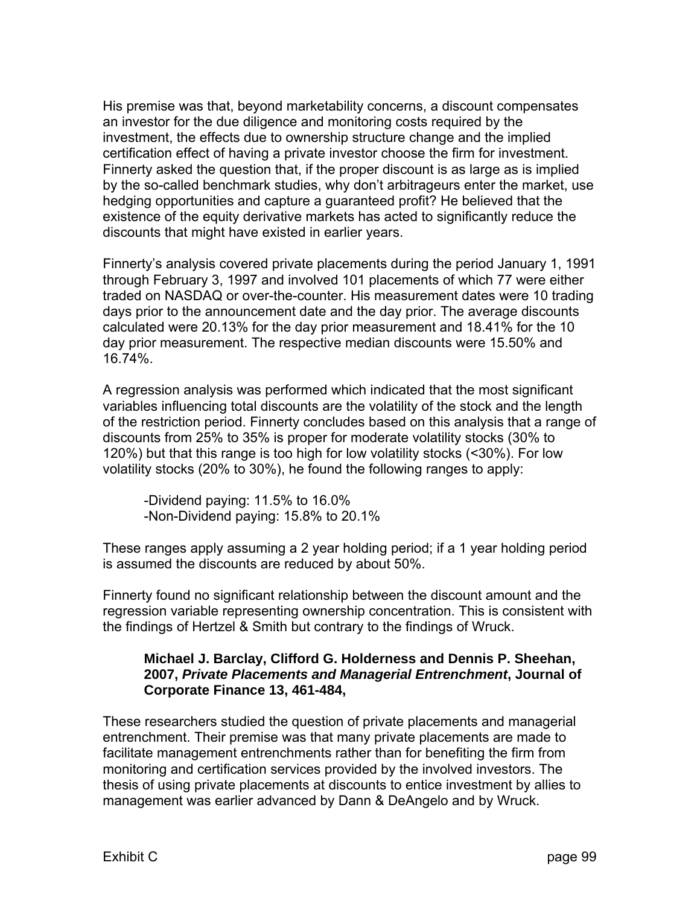His premise was that, beyond marketability concerns, a discount compensates an investor for the due diligence and monitoring costs required by the investment, the effects due to ownership structure change and the implied certification effect of having a private investor choose the firm for investment. Finnerty asked the question that, if the proper discount is as large as is implied by the so-called benchmark studies, why don't arbitrageurs enter the market, use hedging opportunities and capture a guaranteed profit? He believed that the existence of the equity derivative markets has acted to significantly reduce the discounts that might have existed in earlier years.

Finnerty's analysis covered private placements during the period January 1, 1991 through February 3, 1997 and involved 101 placements of which 77 were either traded on NASDAQ or over-the-counter. His measurement dates were 10 trading days prior to the announcement date and the day prior. The average discounts calculated were 20.13% for the day prior measurement and 18.41% for the 10 day prior measurement. The respective median discounts were 15.50% and 16.74%.

A regression analysis was performed which indicated that the most significant variables influencing total discounts are the volatility of the stock and the length of the restriction period. Finnerty concludes based on this analysis that a range of discounts from 25% to 35% is proper for moderate volatility stocks (30% to 120%) but that this range is too high for low volatility stocks (<30%). For low volatility stocks (20% to 30%), he found the following ranges to apply:

- Dividend paying: 11.5% to 16.0%
- Non-Dividend paying: 15.8% to 20.1%

These ranges apply assuming a 2 year holding period; if a 1 year holding period is assumed the discounts are reduced by about 50%.

Finnerty found no significant relationship between the discount amount and the regression variable representing ownership concentration. This is consistent with the findings of Hertzel & Smith but contrary to the findings of Wruck.

**Michael J. Barclay, Clifford G. Holderness and Dennis P. Sheehan, 2007, *Private Placements and Managerial Entrenchment*, Journal of Corporate Finance 13, 461-484,**

These researchers studied the question of private placements and managerial entrenchment. Their premise was that many private placements are made to facilitate management entrenchments rather than for benefiting the firm from monitoring and certification services provided by the involved investors. The thesis of using private placements at discounts to entice investment by allies to management was earlier advanced by Dann & DeAngelo and by Wruck.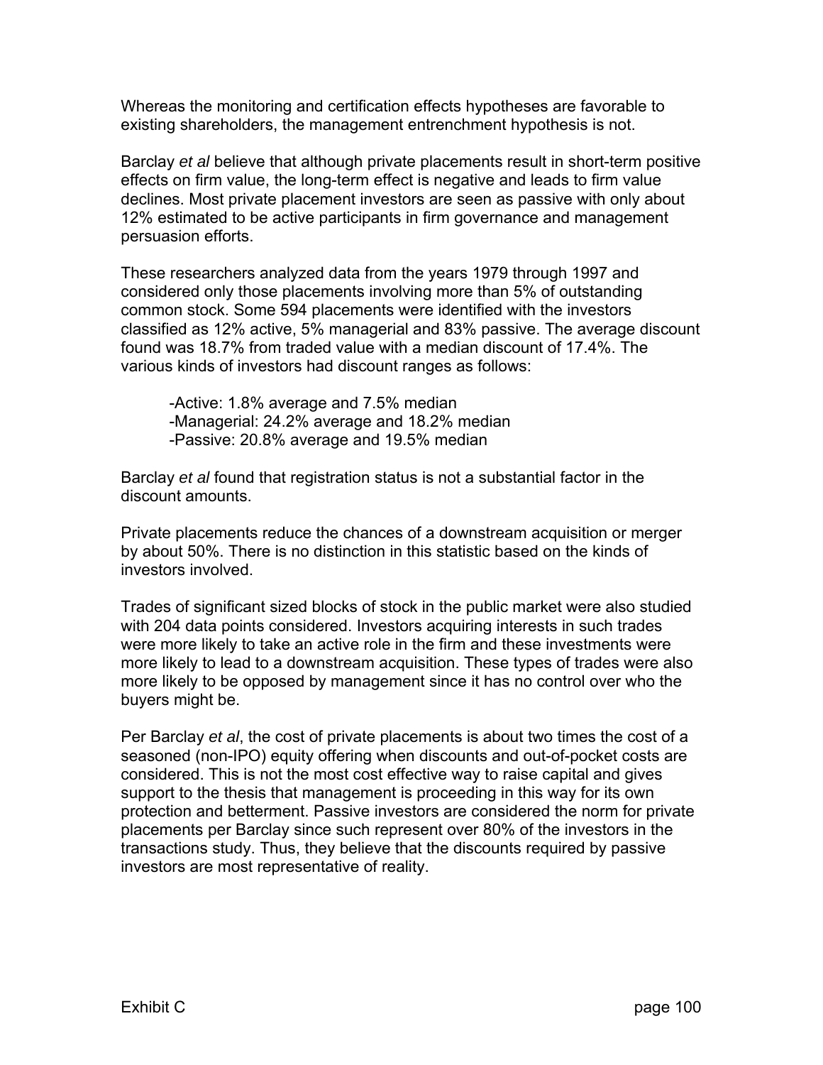Whereas the monitoring and certification effects hypotheses are favorable to existing shareholders, the management entrenchment hypothesis is not.

Barclay *et al* believe that although private placements result in short-term positive effects on firm value, the long-term effect is negative and leads to firm value declines. Most private placement investors are seen as passive with only about 12% estimated to be active participants in firm governance and management persuasion efforts.

These researchers analyzed data from the years 1979 through 1997 and considered only those placements involving more than 5% of outstanding common stock. Some 594 placements were identified with the investors classified as 12% active, 5% managerial and 83% passive. The average discount found was 18.7% from traded value with a median discount of 17.4%. The various kinds of investors had discount ranges as follows:

- Active: 1.8% average and 7.5% median
- Managerial: 24.2% average and 18.2% median
- Passive: 20.8% average and 19.5% median

Barclay *et al* found that registration status is not a substantial factor in the discount amounts.

Private placements reduce the chances of a downstream acquisition or merger by about 50%. There is no distinction in this statistic based on the kinds of investors involved.

Trades of significant sized blocks of stock in the public market were also studied with 204 data points considered. Investors acquiring interests in such trades were more likely to take an active role in the firm and these investments were more likely to lead to a downstream acquisition. These types of trades were also more likely to be opposed by management since it has no control over who the buyers might be.

Per Barclay *et al*, the cost of private placements is about two times the cost of a seasoned (non-IPO) equity offering when discounts and out-of-pocket costs are considered. This is not the most cost effective way to raise capital and gives support to the thesis that management is proceeding in this way for its own protection and betterment. Passive investors are considered the norm for private placements per Barclay since such represent over 80% of the investors in the transactions study. Thus, they believe that the discounts required by passive investors are most representative of reality.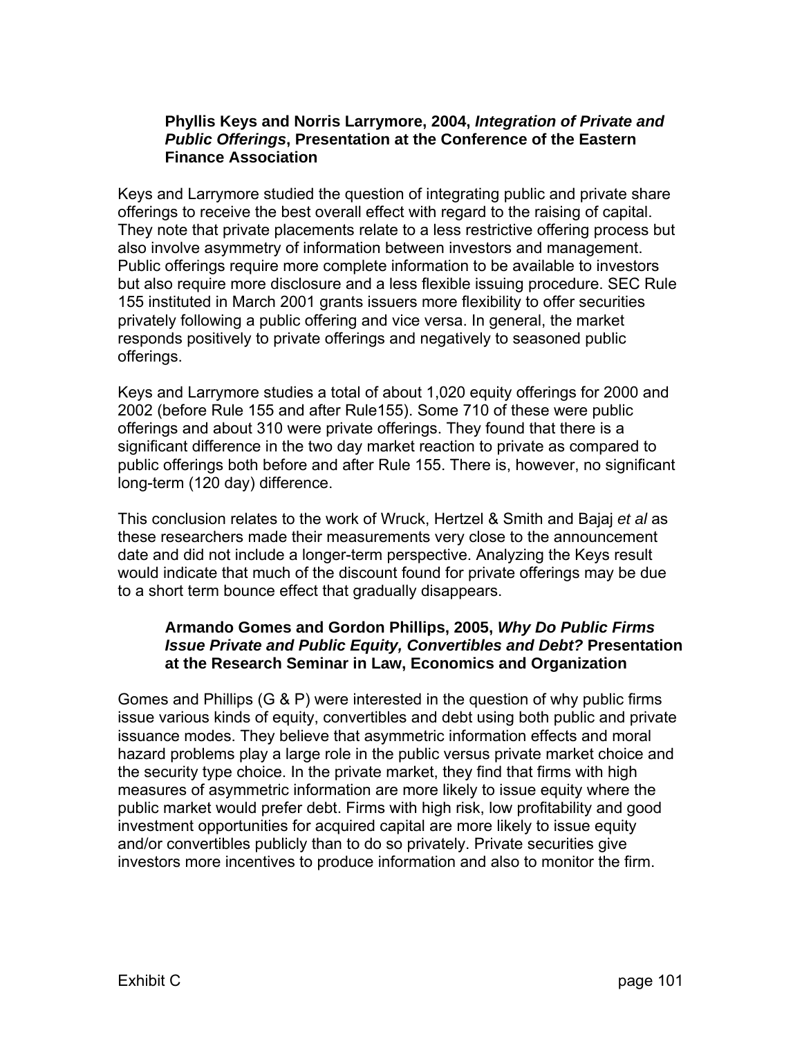**Phyllis Keys and Norris Larrymore, 2004, *Integration of Private and Public Offerings*, Presentation at the Conference of the Eastern Finance Association**

Keys and Larrymore studied the question of integrating public and private share offerings to receive the best overall effect with regard to the raising of capital. They note that private placements relate to a less restrictive offering process but also involve asymmetry of information between investors and management. Public offerings require more complete information to be available to investors but also require more disclosure and a less flexible issuing procedure. SEC Rule 155 instituted in March 2001 grants issuers more flexibility to offer securities privately following a public offering and vice versa. In general, the market responds positively to private offerings and negatively to seasoned public offerings.

Keys and Larrymore studies a total of about 1,020 equity offerings for 2000 and 2002 (before Rule 155 and after Rule155). Some 710 of these were public offerings and about 310 were private offerings. They found that there is a significant difference in the two day market reaction to private as compared to public offerings both before and after Rule 155. There is, however, no significant long-term (120 day) difference.

This conclusion relates to the work of Wruck, Hertzel & Smith and Bajaj *et al* as these researchers made their measurements very close to the announcement date and did not include a longer-term perspective. Analyzing the Keys result would indicate that much of the discount found for private offerings may be due to a short term bounce effect that gradually disappears.

**Armando Gomes and Gordon Phillips, 2005, *Why Do Public Firms Issue Private and Public Equity, Convertibles and Debt?* Presentation at the Research Seminar in Law, Economics and Organization**

Gomes and Phillips (G & P) were interested in the question of why public firms issue various kinds of equity, convertibles and debt using both public and private issuance modes. They believe that asymmetric information effects and moral hazard problems play a large role in the public versus private market choice and the security type choice. In the private market, they find that firms with high measures of asymmetric information are more likely to issue equity where the public market would prefer debt. Firms with high risk, low profitability and good investment opportunities for acquired capital are more likely to issue equity and/or convertibles publicly than to do so privately. Private securities give investors more incentives to produce information and also to monitor the firm.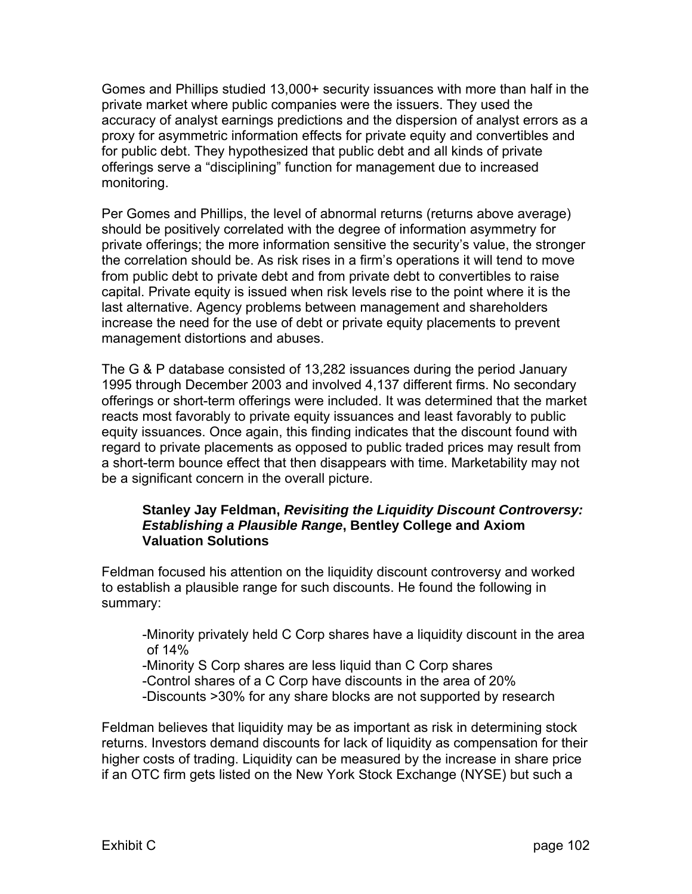Gomes and Phillips studied 13,000+ security issuances with more than half in the private market where public companies were the issuers. They used the accuracy of analyst earnings predictions and the dispersion of analyst errors as a proxy for asymmetric information effects for private equity and convertibles and for public debt. They hypothesized that public debt and all kinds of private offerings serve a "disciplining" function for management due to increased monitoring.

Per Gomes and Phillips, the level of abnormal returns (returns above average) should be positively correlated with the degree of information asymmetry for private offerings; the more information sensitive the security's value, the stronger the correlation should be. As risk rises in a firm's operations it will tend to move from public debt to private debt and from private debt to convertibles to raise capital. Private equity is issued when risk levels rise to the point where it is the last alternative. Agency problems between management and shareholders increase the need for the use of debt or private equity placements to prevent management distortions and abuses.

The G & P database consisted of 13,282 issuances during the period January 1995 through December 2003 and involved 4,137 different firms. No secondary offerings or short-term offerings were included. It was determined that the market reacts most favorably to private equity issuances and least favorably to public equity issuances. Once again, this finding indicates that the discount found with regard to private placements as opposed to public traded prices may result from a short-term bounce effect that then disappears with time. Marketability may not be a significant concern in the overall picture.

**Stanley Jay Feldman, *Revisiting the Liquidity Discount Controversy: Establishing a Plausible Range*, Bentley College and Axiom Valuation Solutions**

Feldman focused his attention on the liquidity discount controversy and worked to establish a plausible range for such discounts. He found the following in summary:

- Minority privately held C Corp shares have a liquidity discount in the area of 14%
- Minority S Corp shares are less liquid than C Corp shares
- Control shares of a C Corp have discounts in the area of 20%
- Discounts >30% for any share blocks are not supported by research

Feldman believes that liquidity may be as important as risk in determining stock returns. Investors demand discounts for lack of liquidity as compensation for their higher costs of trading. Liquidity can be measured by the increase in share price if an OTC firm gets listed on the New York Stock Exchange (NYSE) but such a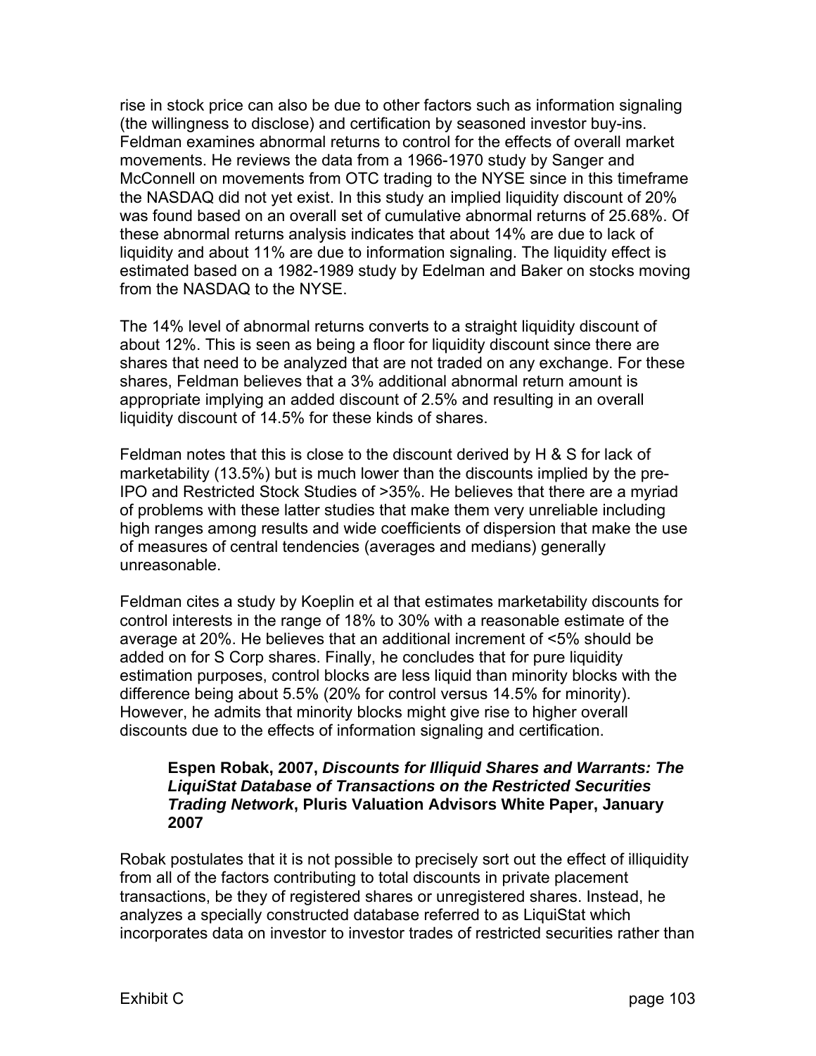rise in stock price can also be due to other factors such as information signaling (the willingness to disclose) and certification by seasoned investor buy-ins. Feldman examines abnormal returns to control for the effects of overall market movements. He reviews the data from a 1966-1970 study by Sanger and McConnell on movements from OTC trading to the NYSE since in this timeframe the NASDAQ did not yet exist. In this study an implied liquidity discount of 20% was found based on an overall set of cumulative abnormal returns of 25.68%. Of these abnormal returns analysis indicates that about 14% are due to lack of liquidity and about 11% are due to information signaling. The liquidity effect is estimated based on a 1982-1989 study by Edelman and Baker on stocks moving from the NASDAQ to the NYSE.

The 14% level of abnormal returns converts to a straight liquidity discount of about 12%. This is seen as being a floor for liquidity discount since there are shares that need to be analyzed that are not traded on any exchange. For these shares, Feldman believes that a 3% additional abnormal return amount is appropriate implying an added discount of 2.5% and resulting in an overall liquidity discount of 14.5% for these kinds of shares.

Feldman notes that this is close to the discount derived by H & S for lack of marketability (13.5%) but is much lower than the discounts implied by the pre-IPO and Restricted Stock Studies of >35%. He believes that there are a myriad of problems with these latter studies that make them very unreliable including high ranges among results and wide coefficients of dispersion that make the use of measures of central tendencies (averages and medians) generally unreasonable.

Feldman cites a study by Koeplin et al that estimates marketability discounts for control interests in the range of 18% to 30% with a reasonable estimate of the average at 20%. He believes that an additional increment of <5% should be added on for S Corp shares. Finally, he concludes that for pure liquidity estimation purposes, control blocks are less liquid than minority blocks with the difference being about 5.5% (20% for control versus 14.5% for minority). However, he admits that minority blocks might give rise to higher overall discounts due to the effects of information signaling and certification.

**Espen Robak, 2007, *Discounts for Illiquid Shares and Warrants: The LiquiStat Database of Transactions on the Restricted Securities Trading Network*, Pluris Valuation Advisors White Paper, January 2007**

Robak postulates that it is not possible to precisely sort out the effect of illiquidity from all of the factors contributing to total discounts in private placement transactions, be they of registered shares or unregistered shares. Instead, he analyzes a specially constructed database referred to as LiquiStat which incorporates data on investor to investor trades of restricted securities rather than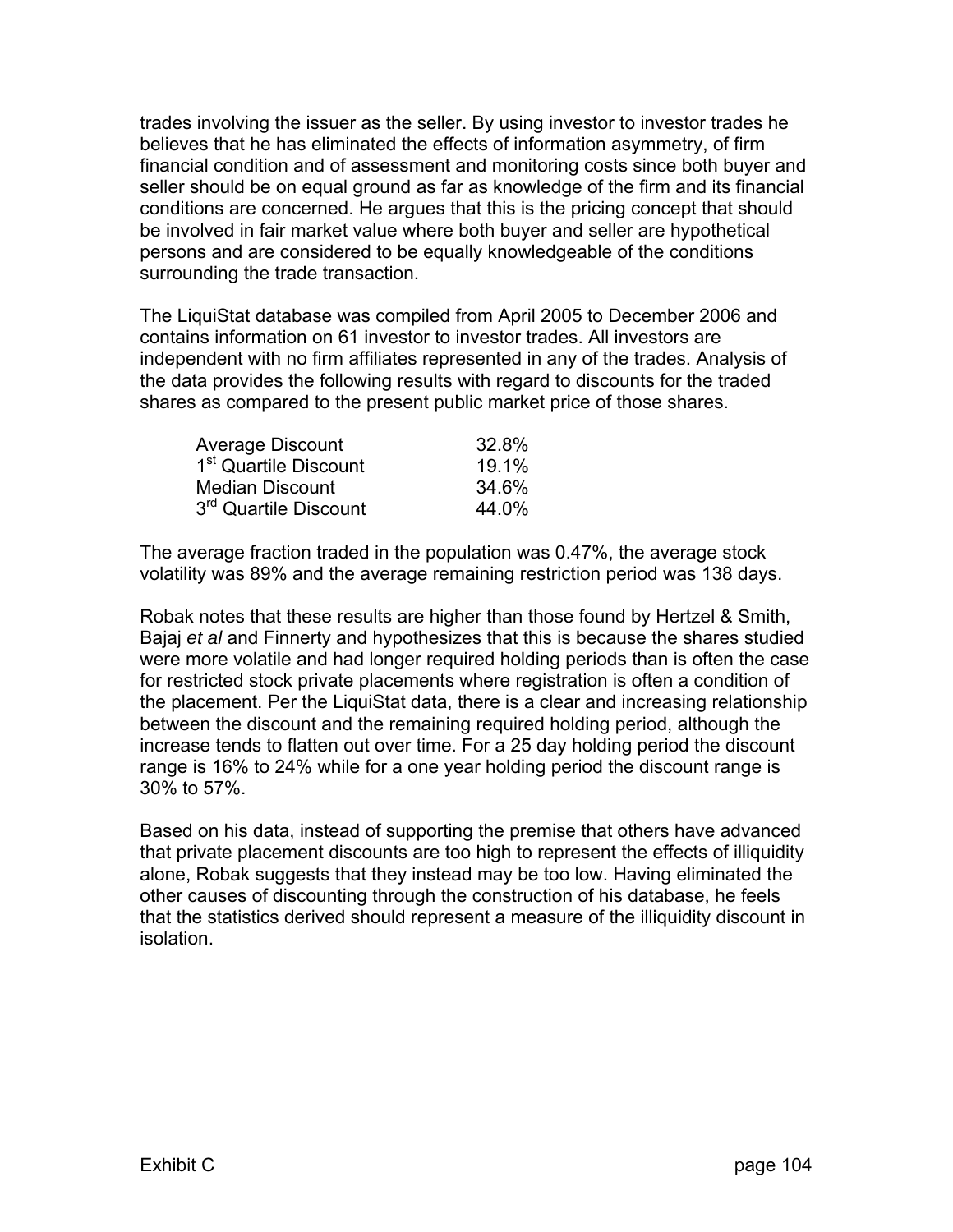trades involving the issuer as the seller. By using investor to investor trades he believes that he has eliminated the effects of information asymmetry, of firm financial condition and of assessment and monitoring costs since both buyer and seller should be on equal ground as far as knowledge of the firm and its financial conditions are concerned. He argues that this is the pricing concept that should be involved in fair market value where both buyer and seller are hypothetical persons and are considered to be equally knowledgeable of the conditions surrounding the trade transaction.

The LiquiStat database was compiled from April 2005 to December 2006 and contains information on 61 investor to investor trades. All investors are independent with no firm affiliates represented in any of the trades. Analysis of the data provides the following results with regard to discounts for the traded shares as compared to the present public market price of those shares.

| | |
|---|---|
| Average Discount | 32.8% |
| 1st Quartile Discount | 19.1% |
| Median Discount | 34.6% |
| 3rd Quartile Discount | 44.0% |

The average fraction traded in the population was 0.47%, the average stock volatility was 89% and the average remaining restriction period was 138 days.

Robak notes that these results are higher than those found by Hertzel & Smith, Bajaj *et al* and Finnerty and hypothesizes that this is because the shares studied were more volatile and had longer required holding periods than is often the case for restricted stock private placements where registration is often a condition of the placement. Per the LiquiStat data, there is a clear and increasing relationship between the discount and the remaining required holding period, although the increase tends to flatten out over time. For a 25 day holding period the discount range is 16% to 24% while for a one year holding period the discount range is 30% to 57%.

Based on his data, instead of supporting the premise that others have advanced that private placement discounts are too high to represent the effects of illiquidity alone, Robak suggests that they instead may be too low. Having eliminated the other causes of discounting through the construction of his database, he feels that the statistics derived should represent a measure of the illiquidity discount in isolation.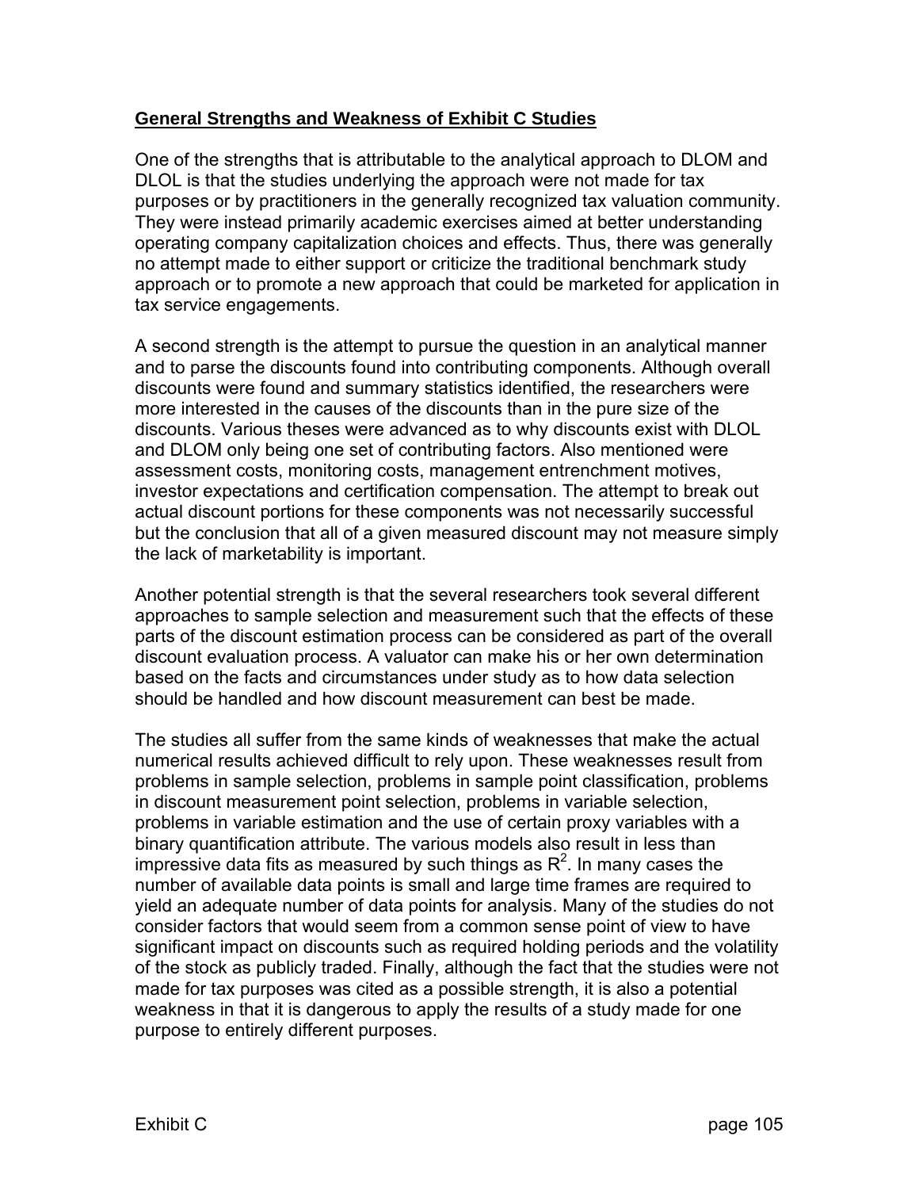## General Strengths and Weakness of Exhibit C Studies

One of the strengths that is attributable to the analytical approach to DLOM and DLOL is that the studies underlying the approach were not made for tax purposes or by practitioners in the generally recognized tax valuation community. They were instead primarily academic exercises aimed at better understanding operating company capitalization choices and effects. Thus, there was generally no attempt made to either support or criticize the traditional benchmark study approach or to promote a new approach that could be marketed for application in tax service engagements.

A second strength is the attempt to pursue the question in an analytical manner and to parse the discounts found into contributing components. Although overall discounts were found and summary statistics identified, the researchers were more interested in the causes of the discounts than in the pure size of the discounts. Various theses were advanced as to why discounts exist with DLOL and DLOM only being one set of contributing factors. Also mentioned were assessment costs, monitoring costs, management entrenchment motives, investor expectations and certification compensation. The attempt to break out actual discount portions for these components was not necessarily successful but the conclusion that all of a given measured discount may not measure simply the lack of marketability is important.

Another potential strength is that the several researchers took several different approaches to sample selection and measurement such that the effects of these parts of the discount estimation process can be considered as part of the overall discount evaluation process. A valuator can make his or her own determination based on the facts and circumstances under study as to how data selection should be handled and how discount measurement can best be made.

The studies all suffer from the same kinds of weaknesses that make the actual numerical results achieved difficult to rely upon. These weaknesses result from problems in sample selection, problems in sample point classification, problems in discount measurement point selection, problems in variable selection, problems in variable estimation and the use of certain proxy variables with a binary quantification attribute. The various models also result in less than impressive data fits as measured by such things as $R^2$. In many cases the number of available data points is small and large time frames are required to yield an adequate number of data points for analysis. Many of the studies do not consider factors that would seem from a common sense point of view to have significant impact on discounts such as required holding periods and the volatility of the stock as publicly traded. Finally, although the fact that the studies were not made for tax purposes was cited as a possible strength, it is also a potential weakness in that it is dangerous to apply the results of a study made for one purpose to entirely different purposes.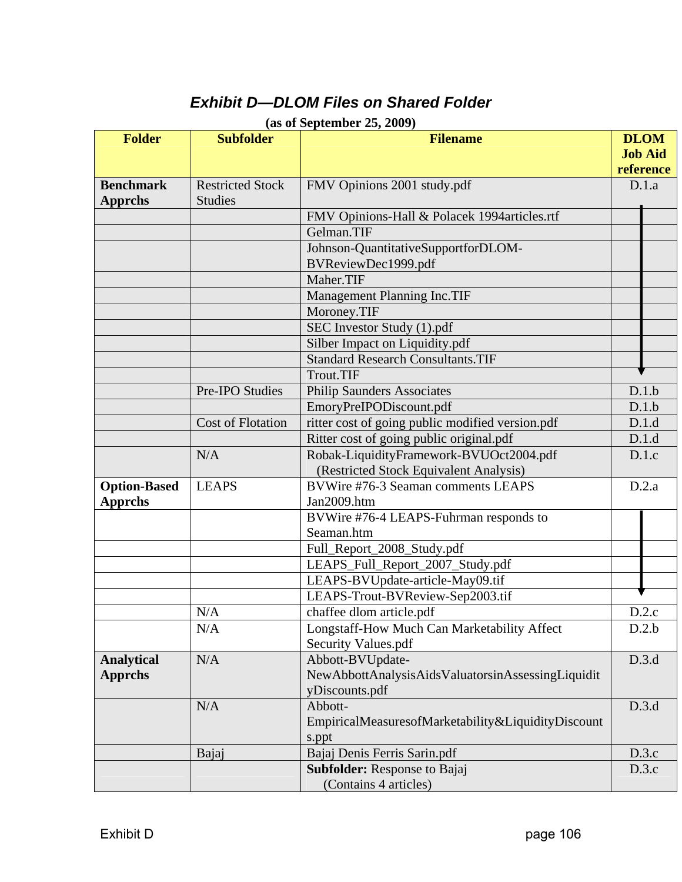# *Exhibit D—DLOM Files on Shared Folder*

**(as of September 25, 2009)**

| Folder | Subfolder | Filename | DLOM Job Aid reference |
|---|---|---|---|
| **Benchmark Apprchs** | Restricted Stock Studies | FMV Opinions 2001 study.pdf | D.1.a |
| | | FMV Opinions-Hall & Polacek 1994articles.rtf | ↓ |
| | | Gelman.TIF | ↓ |
| | | Johnson-QuantitativeSupportforDLOM-BVReviewDec1999.pdf | ↓ |
| | | Maher.TIF | ↓ |
| | | Management Planning Inc.TIF | ↓ |
| | | Moroney.TIF | ↓ |
| | | SEC Investor Study (1).pdf | ↓ |
| | | Silber Impact on Liquidity.pdf | ↓ |
| | | Standard Research Consultants.TIF | ↓ |
| | | Trout.TIF | ↓ |
| | Pre-IPO Studies | Philip Saunders Associates | D.1.b |
| | | EmoryPreIPODiscount.pdf | D.1.b |
| | Cost of Flotation | ritter cost of going public modified version.pdf | D.1.d |
| | | Ritter cost of going public original.pdf | D.1.d |
| | N/A | Robak-LiquidityFramework-BVUOct2004.pdf (Restricted Stock Equivalent Analysis) | D.1.c |
| **Option-Based Apprchs** | LEAPS | BVWire #76-3 Seaman comments LEAPS Jan2009.htm | D.2.a |
| | | BVWire #76-4 LEAPS-Fuhrman responds to Seaman.htm | ↓ |
| | | Full_Report_2008_Study.pdf | ↓ |
| | | LEAPS_Full_Report_2007_Study.pdf | ↓ |
| | | LEAPS-BVUpdate-article-May09.tif | ↓ |
| | | LEAPS-Trout-BVReview-Sep2003.tif | ↓ |
| | N/A | chaffee dlom article.pdf | D.2.c |
| | N/A | Longstaff-How Much Can Marketability Affect Security Values.pdf | D.2.b |
| **Analytical Apprchs** | N/A | Abbott-BVUpdate-NewAbbottAnalysisAidsValuatorsinAssessingLiquidityDiscounts.pdf | D.3.d |
| | N/A | Abbott-EmpiricalMeasuresofMarketability&LiquidityDiscounts.ppt | D.3.d |
| | Bajaj | Bajaj Denis Ferris Sarin.pdf | D.3.c |
| | | **Subfolder:** Response to Bajaj (Contains 4 articles) | D.3.c |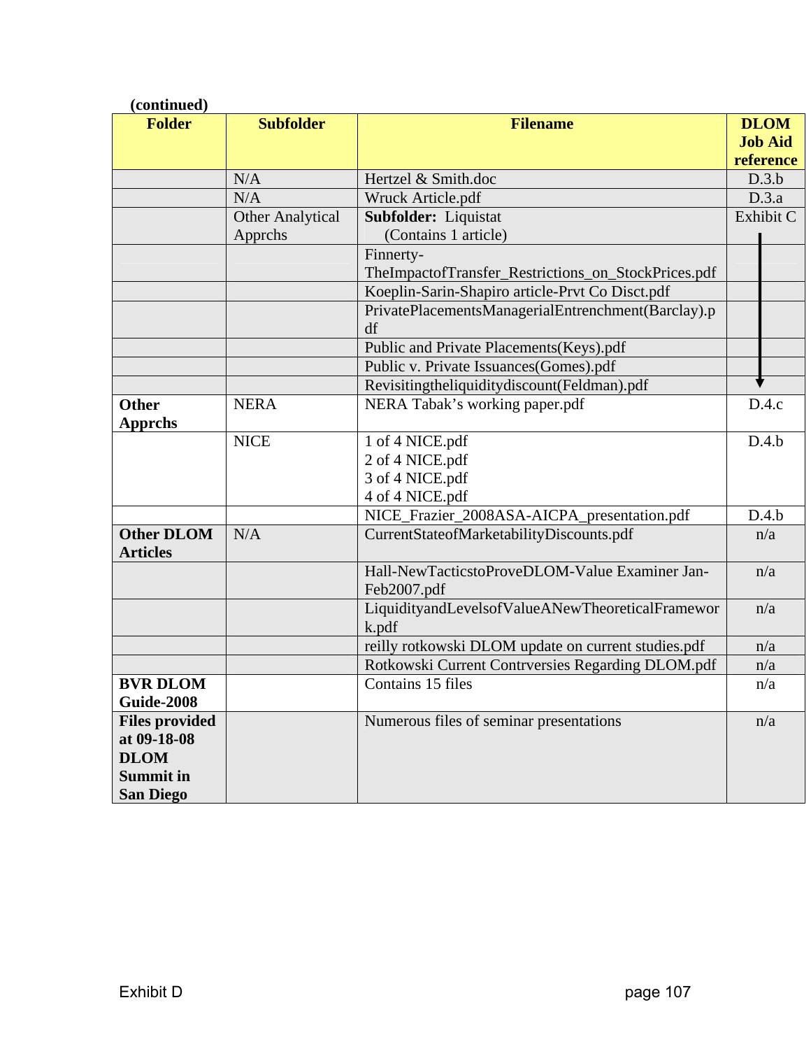**(continued)**

| Folder | Subfolder | Filename | DLOM Job Aid reference |
|---|---|---|---|
| | N/A | Hertzel & Smith.doc | D.3.b |
| | N/A | Wruck Article.pdf | D.3.a |
| | Other Analytical Apprchs | **Subfolder:** Liquistat (Contains 1 article) | Exhibit C |
| | | Finnerty-TheImpactofTransfer_Restrictions_on_StockPrices.pdf | ↓ |
| | | Koeplin-Sarin-Shapiro article-Prvt Co Disct.pdf | ↓ |
| | | PrivatePlacementsManagerialEntrenchment(Barclay).pdf | ↓ |
| | | Public and Private Placements(Keys).pdf | ↓ |
| | | Public v. Private Issuances(Gomes).pdf | ↓ |
| | | Revisitingtheliquiditydiscount(Feldman).pdf | ↓ |
| **Other Apprchs** | NERA | NERA Tabak's working paper.pdf | D.4.c |
| | NICE | 1 of 4 NICE.pdf<br>2 of 4 NICE.pdf<br>3 of 4 NICE.pdf<br>4 of 4 NICE.pdf | D.4.b |
| | | NICE_Frazier_2008ASA-AICPA_presentation.pdf | D.4.b |
| **Other DLOM Articles** | N/A | CurrentStateofMarketabilityDiscounts.pdf | n/a |
| | | Hall-NewTacticstoProveDLOM-Value Examiner Jan-Feb2007.pdf | n/a |
| | | LiquidityandLevelsofValueANewTheoreticalFramework.pdf | n/a |
| | | reilly rotkowski DLOM update on current studies.pdf | n/a |
| | | Rotkowski Current Contrversies Regarding DLOM.pdf | n/a |
| **BVR DLOM Guide-2008** | | Contains 15 files | n/a |
| **Files provided at 09-18-08 DLOM Summit in San Diego** | | Numerous files of seminar presentations | n/a |

Exhibit D